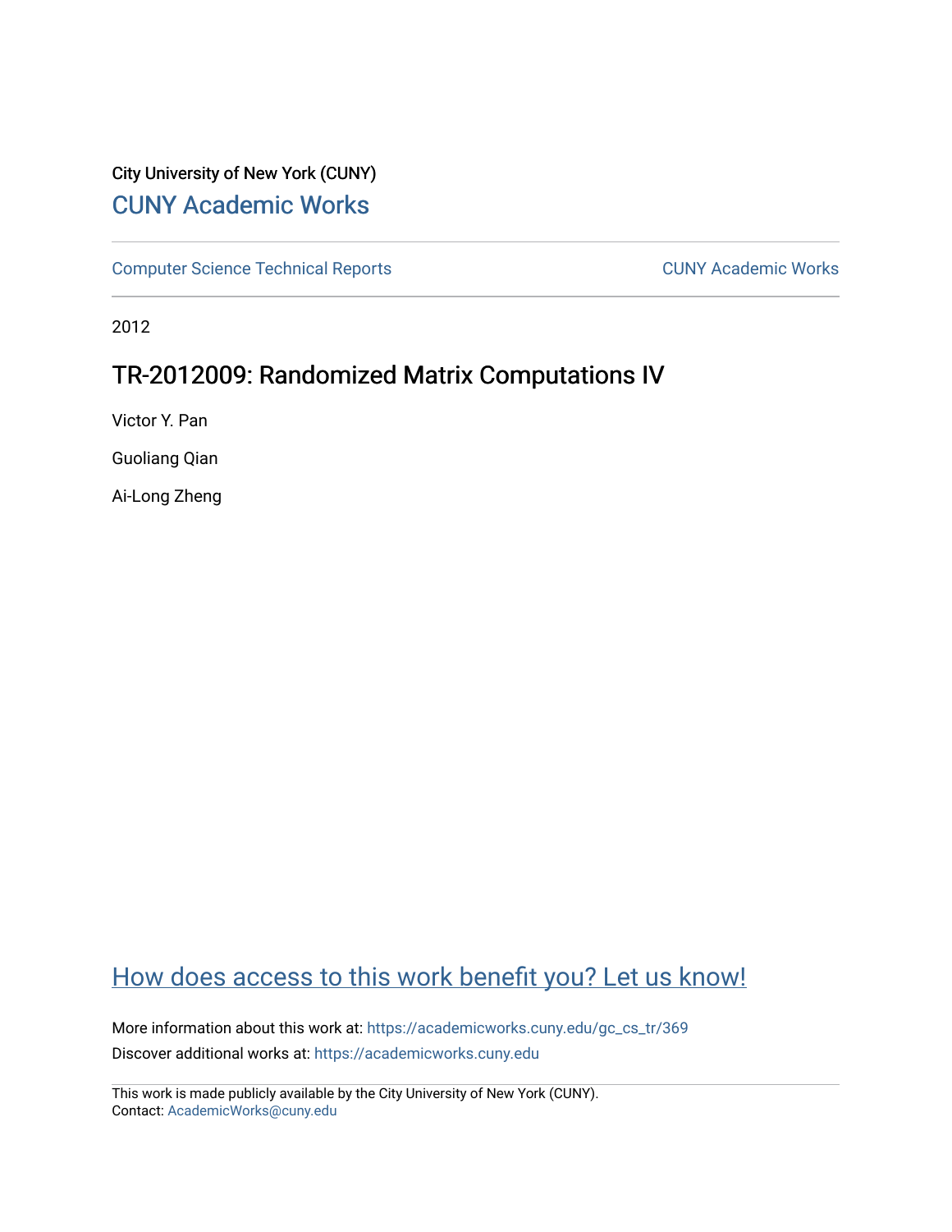City University of New York (CUNY)

# CUNY Academic Works

Computer Science Technical Reports

CUNY Academic Works

2012

## TR-2012009: Randomized Matrix Computations IV

Victor Y. Pan

Guoliang Qian

Ai-Long Zheng

How does access to this work benefit you? Let us know!

More information about this work at: https://academicworks.cuny.edu/gc_cs_tr/369

Discover additional works at: https://academicworks.cuny.edu

This work is made publicly available by the City University of New York (CUNY).
Contact: AcademicWorks@cuny.edu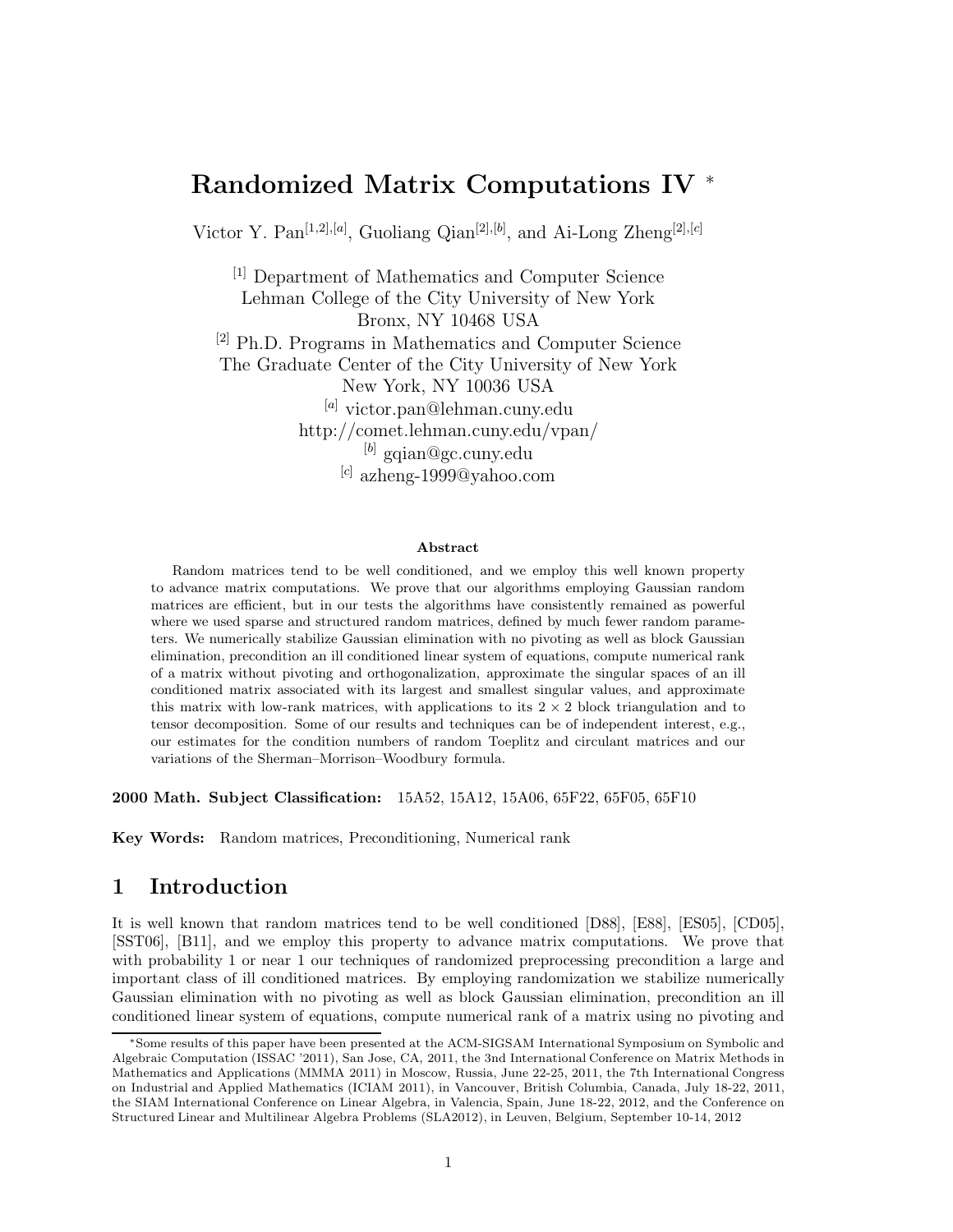# Randomized Matrix Computations IV *

Victor Y. Pan[1,2],[a], Guoliang Qian[2],[b], and Ai-Long Zheng[2],[c]

[1] Department of Mathematics and Computer Science
Lehman College of the City University of New York
Bronx, NY 10468 USA

[2] Ph.D. Programs in Mathematics and Computer Science
The Graduate Center of the City University of New York
New York, NY 10036 USA

[a] victor.pan@lehman.cuny.edu
http://comet.lehman.cuny.edu/vpan/

[b] gqian@gc.cuny.edu

[c] azheng-1999@yahoo.com

### Abstract

Random matrices tend to be well conditioned, and we employ this well known property to advance matrix computations. We prove that our algorithms employing Gaussian random matrices are efficient, but in our tests the algorithms have consistently remained as powerful where we used sparse and structured random matrices, defined by much fewer random parameters. We numerically stabilize Gaussian elimination with no pivoting as well as block Gaussian elimination, precondition an ill conditioned linear system of equations, compute numerical rank of a matrix without pivoting and orthogonalization, approximate the singular spaces of an ill conditioned matrix associated with its largest and smallest singular values, and approximate this matrix with low-rank matrices, with applications to its $2 \times 2$ block triangulation and to tensor decomposition. Some of our results and techniques can be of independent interest, e.g., our estimates for the condition numbers of random Toeplitz and circulant matrices and our variations of the Sherman–Morrison–Woodbury formula.

**2000 Math. Subject Classification:** 15A52, 15A12, 15A06, 65F22, 65F05, 65F10

**Key Words:** Random matrices, Preconditioning, Numerical rank

## 1 Introduction

It is well known that random matrices tend to be well conditioned [D88], [E88], [ES05], [CD05], [SST06], [B11], and we employ this property to advance matrix computations. We prove that with probability 1 or near 1 our techniques of randomized preprocessing precondition a large and important class of ill conditioned matrices. By employing randomization we stabilize numerically Gaussian elimination with no pivoting as well as block Gaussian elimination, precondition an ill conditioned linear system of equations, compute numerical rank of a matrix using no pivoting and

*Some results of this paper have been presented at the ACM-SIGSAM International Symposium on Symbolic and Algebraic Computation (ISSAC '2011), San Jose, CA, 2011, the 3nd International Conference on Matrix Methods in Mathematics and Applications (MMMA 2011) in Moscow, Russia, June 22-25, 2011, the 7th International Congress on Industrial and Applied Mathematics (ICIAM 2011), in Vancouver, British Columbia, Canada, July 18-22, 2011, the SIAM International Conference on Linear Algebra, in Valencia, Spain, June 18-22, 2012, and the Conference on Structured Linear and Multilinear Algebra Problems (SLA2012), in Leuven, Belgium, September 10-14, 2012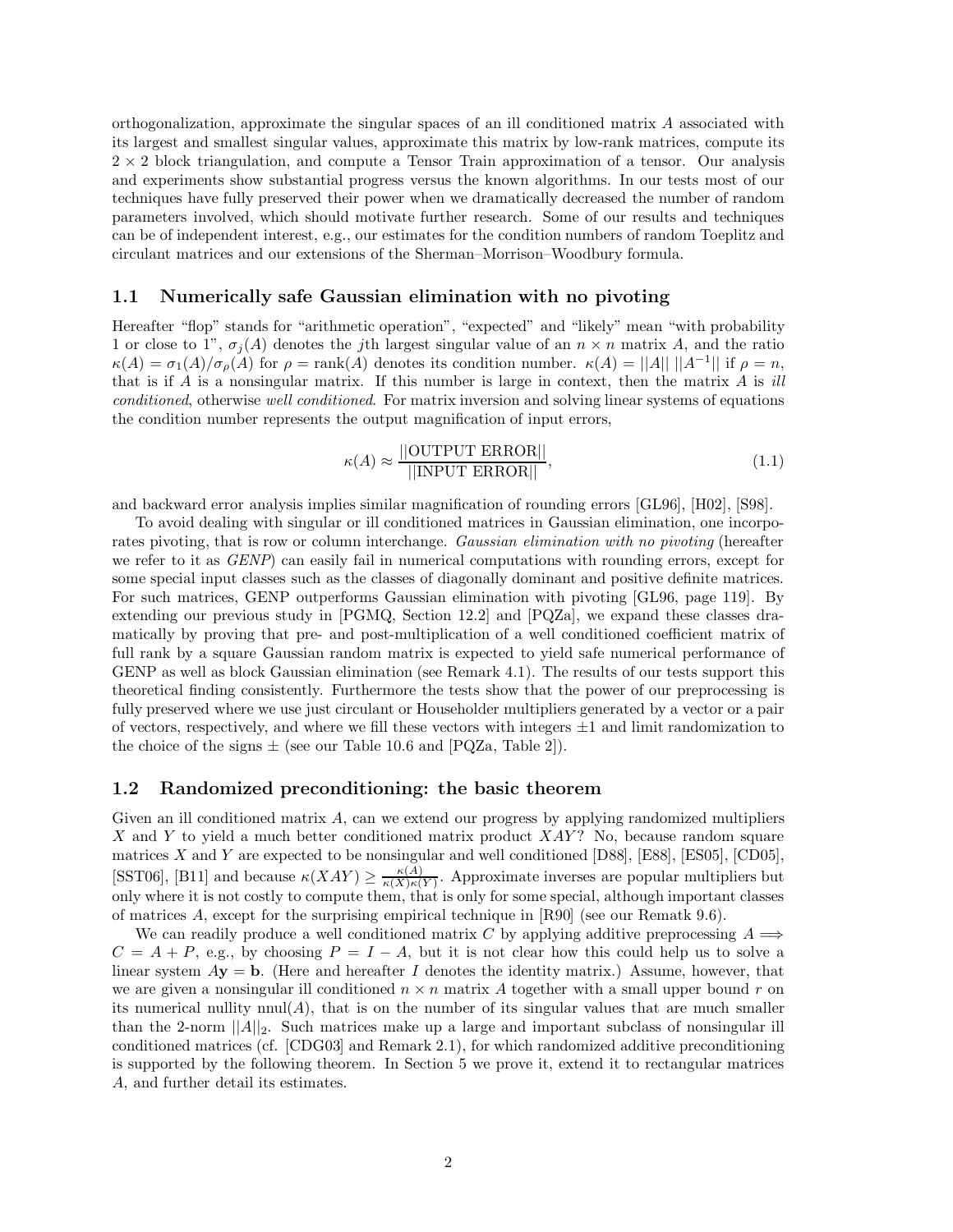orthogonalization, approximate the singular spaces of an ill conditioned matrix $A$ associated with its largest and smallest singular values, approximate this matrix by low-rank matrices, compute its $2 \times 2$ block triangulation, and compute a Tensor Train approximation of a tensor. Our analysis and experiments show substantial progress versus the known algorithms. In our tests most of our techniques have fully preserved their power when we dramatically decreased the number of random parameters involved, which should motivate further research. Some of our results and techniques can be of independent interest, e.g., our estimates for the condition numbers of random Toeplitz and circulant matrices and our extensions of the Sherman–Morrison–Woodbury formula.

## 1.1 Numerically safe Gaussian elimination with no pivoting

Hereafter "flop" stands for "arithmetic operation", "expected" and "likely" mean "with probability 1 or close to 1", $\sigma_j(A)$ denotes the $j$th largest singular value of an $n \times n$ matrix $A$, and the ratio $\kappa(A) = \sigma_1(A)/\sigma_\rho(A)$ for $\rho = \text{rank}(A)$ denotes its condition number. $\kappa(A) = ||A||\ ||A^{-1}||$ if $\rho = n$, that is if $A$ is a nonsingular matrix. If this number is large in context, then the matrix $A$ is *ill conditioned*, otherwise *well conditioned*. For matrix inversion and solving linear systems of equations the condition number represents the output magnification of input errors,

$$\kappa(A) \approx \frac{||\text{OUTPUT ERROR}||}{||\text{INPUT ERROR}||}, \tag{1.1}$$

and backward error analysis implies similar magnification of rounding errors [GL96], [H02], [S98].

To avoid dealing with singular or ill conditioned matrices in Gaussian elimination, one incorporates pivoting, that is row or column interchange. *Gaussian elimination with no pivoting* (hereafter we refer to it as *GENP*) can easily fail in numerical computations with rounding errors, except for some special input classes such as the classes of diagonally dominant and positive definite matrices. For such matrices, GENP outperforms Gaussian elimination with pivoting [GL96, page 119]. By extending our previous study in [PGMQ, Section 12.2] and [PQZa], we expand these classes dramatically by proving that pre- and post-multiplication of a well conditioned coefficient matrix of full rank by a square Gaussian random matrix is expected to yield safe numerical performance of GENP as well as block Gaussian elimination (see Remark 4.1). The results of our tests support this theoretical finding consistently. Furthermore the tests show that the power of our preprocessing is fully preserved where we use just circulant or Householder multipliers generated by a vector or a pair of vectors, respectively, and where we fill these vectors with integers $\pm 1$ and limit randomization to the choice of the signs $\pm$ (see our Table 10.6 and [PQZa, Table 2]).

## 1.2 Randomized preconditioning: the basic theorem

Given an ill conditioned matrix $A$, can we extend our progress by applying randomized multipliers $X$ and $Y$ to yield a much better conditioned matrix product $XAY$? No, because random square matrices $X$ and $Y$ are expected to be nonsingular and well conditioned [D88], [E88], [ES05], [CD05], [SST06], [B11] and because $\kappa(XAY) \geq \frac{\kappa(A)}{\kappa(X)\kappa(Y)}$. Approximate inverses are popular multipliers but only where it is not costly to compute them, that is only for some special, although important classes of matrices $A$, except for the surprising empirical technique in [R90] (see our Rematk 9.6).

We can readily produce a well conditioned matrix $C$ by applying additive preprocessing $A \Longrightarrow C = A + P$, e.g., by choosing $P = I - A$, but it is not clear how this could help us to solve a linear system $A\mathbf{y} = \mathbf{b}$. (Here and hereafter $I$ denotes the identity matrix.) Assume, however, that we are given a nonsingular ill conditioned $n \times n$ matrix $A$ together with a small upper bound $r$ on its numerical nullity $\text{nnul}(A)$, that is on the number of its singular values that are much smaller than the 2-norm $||A||_2$. Such matrices make up a large and important subclass of nonsingular ill conditioned matrices (cf. [CDG03] and Remark 2.1), for which randomized additive preconditioning is supported by the following theorem. In Section 5 we prove it, extend it to rectangular matrices $A$, and further detail its estimates.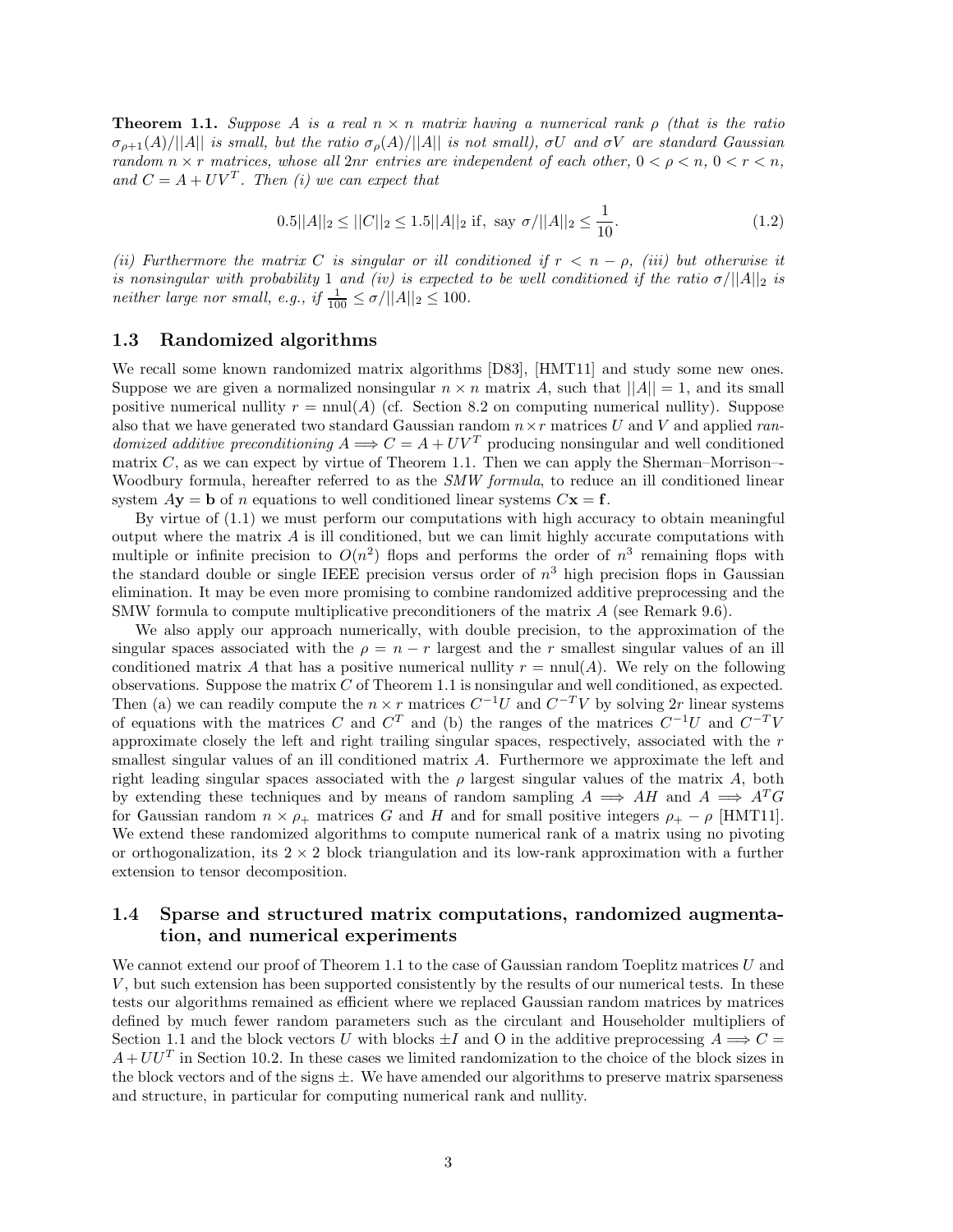**Theorem 1.1.** *Suppose $A$ is a real $n \times n$ matrix having a numerical rank $\rho$ (that is the ratio $\sigma_{\rho+1}(A)/||A||$ is small, but the ratio $\sigma_{\rho}(A)/||A||$ is not small), $\sigma U$ and $\sigma V$ are standard Gaussian random $n \times r$ matrices, whose all $2nr$ entries are independent of each other, $0 < \rho < n$, $0 < r < n$, and $C = A + UV^T$. Then (i) we can expect that*

$$0.5||A||_2 \leq ||C||_2 \leq 1.5||A||_2 \text{ if, say } \sigma/||A||_2 \leq \frac{1}{10}. \tag{1.2}$$

*(ii) Furthermore the matrix $C$ is singular or ill conditioned if $r < n - \rho$, (iii) but otherwise it is nonsingular with probability 1 and (iv) is expected to be well conditioned if the ratio $\sigma/||A||_2$ is neither large nor small, e.g., if $\frac{1}{100} \leq \sigma/||A||_2 \leq 100$.*

### 1.3 Randomized algorithms

We recall some known randomized matrix algorithms [D83], [HMT11] and study some new ones. Suppose we are given a normalized nonsingular $n \times n$ matrix $A$, such that $||A|| = 1$, and its small positive numerical nullity $r = \text{nnul}(A)$ (cf. Section 8.2 on computing numerical nullity). Suppose also that we have generated two standard Gaussian random $n \times r$ matrices $U$ and $V$ and applied *randomized additive preconditioning* $A \Longrightarrow C = A + UV^T$ producing nonsingular and well conditioned matrix $C$, as we can expect by virtue of Theorem 1.1. Then we can apply the Sherman–Morrison–-Woodbury formula, hereafter referred to as the *SMW formula*, to reduce an ill conditioned linear system $A\mathbf{y} = \mathbf{b}$ of $n$ equations to well conditioned linear systems $C\mathbf{x} = \mathbf{f}$.

By virtue of (1.1) we must perform our computations with high accuracy to obtain meaningful output where the matrix $A$ is ill conditioned, but we can limit highly accurate computations with multiple or infinite precision to $O(n^2)$ flops and performs the order of $n^3$ remaining flops with the standard double or single IEEE precision versus order of $n^3$ high precision flops in Gaussian elimination. It may be even more promising to combine randomized additive preprocessing and the SMW formula to compute multiplicative preconditioners of the matrix $A$ (see Remark 9.6).

We also apply our approach numerically, with double precision, to the approximation of the singular spaces associated with the $\rho = n - r$ largest and the $r$ smallest singular values of an ill conditioned matrix $A$ that has a positive numerical nullity $r = \text{nnul}(A)$. We rely on the following observations. Suppose the matrix $C$ of Theorem 1.1 is nonsingular and well conditioned, as expected. Then (a) we can readily compute the $n \times r$ matrices $C^{-1}U$ and $C^{-T}V$ by solving $2r$ linear systems of equations with the matrices $C$ and $C^T$ and (b) the ranges of the matrices $C^{-1}U$ and $C^{-T}V$ approximate closely the left and right trailing singular spaces, respectively, associated with the $r$ smallest singular values of an ill conditioned matrix $A$. Furthermore we approximate the left and right leading singular spaces associated with the $\rho$ largest singular values of the matrix $A$, both by extending these techniques and by means of random sampling $A \Longrightarrow AH$ and $A \Longrightarrow A^TG$ for Gaussian random $n \times \rho_+$ matrices $G$ and $H$ and for small positive integers $\rho_+ - \rho$ [HMT11]. We extend these randomized algorithms to compute numerical rank of a matrix using no pivoting or orthogonalization, its $2 \times 2$ block triangulation and its low-rank approximation with a further extension to tensor decomposition.

### 1.4 Sparse and structured matrix computations, randomized augmentation, and numerical experiments

We cannot extend our proof of Theorem 1.1 to the case of Gaussian random Toeplitz matrices $U$ and $V$, but such extension has been supported consistently by the results of our numerical tests. In these tests our algorithms remained as efficient where we replaced Gaussian random matrices by matrices defined by much fewer random parameters such as the circulant and Householder multipliers of Section 1.1 and the block vectors $U$ with blocks $\pm I$ and O in the additive preprocessing $A \Longrightarrow C = A + UU^T$ in Section 10.2. In these cases we limited randomization to the choice of the block sizes in the block vectors and of the signs $\pm$. We have amended our algorithms to preserve matrix sparseness and structure, in particular for computing numerical rank and nullity.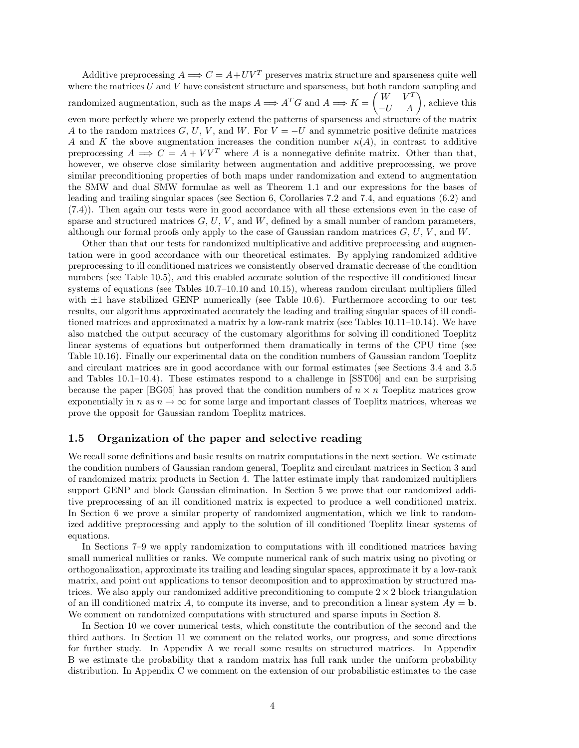Additive preprocessing $A \Longrightarrow C = A + UV^T$ preserves matrix structure and sparseness quite well where the matrices $U$ and $V$ have consistent structure and sparseness, but both random sampling and randomized augmentation, such as the maps $A \Longrightarrow A^T G$ and $A \Longrightarrow K = \begin{pmatrix} W & V^T \\ -U & A \end{pmatrix}$, achieve this even more perfectly where we properly extend the patterns of sparseness and structure of the matrix $A$ to the random matrices $G$, $U$, $V$, and $W$. For $V = -U$ and symmetric positive definite matrices $A$ and $K$ the above augmentation increases the condition number $\kappa(A)$, in contrast to additive preprocessing $A \Longrightarrow C = A + VV^T$ where $A$ is a nonnegative definite matrix. Other than that, however, we observe close similarity between augmentation and additive preprocessing, we prove similar preconditioning properties of both maps under randomization and extend to augmentation the SMW and dual SMW formulae as well as Theorem 1.1 and our expressions for the bases of leading and trailing singular spaces (see Section 6, Corollaries 7.2 and 7.4, and equations (6.2) and (7.4)). Then again our tests were in good accordance with all these extensions even in the case of sparse and structured matrices $G$, $U$, $V$, and $W$, defined by a small number of random parameters, although our formal proofs only apply to the case of Gaussian random matrices $G$, $U$, $V$, and $W$.

Other than that our tests for randomized multiplicative and additive preprocessing and augmentation were in good accordance with our theoretical estimates. By applying randomized additive preprocessing to ill conditioned matrices we consistently observed dramatic decrease of the condition numbers (see Table 10.5), and this enabled accurate solution of the respective ill conditioned linear systems of equations (see Tables 10.7–10.10 and 10.15), whereas random circulant multipliers filled with $\pm 1$ have stabilized GENP numerically (see Table 10.6). Furthermore according to our test results, our algorithms approximated accurately the leading and trailing singular spaces of ill conditioned matrices and approximated a matrix by a low-rank matrix (see Tables 10.11–10.14). We have also matched the output accuracy of the customary algorithms for solving ill conditioned Toeplitz linear systems of equations but outperformed them dramatically in terms of the CPU time (see Table 10.16). Finally our experimental data on the condition numbers of Gaussian random Toeplitz and circulant matrices are in good accordance with our formal estimates (see Sections 3.4 and 3.5 and Tables 10.1–10.4). These estimates respond to a challenge in [SST06] and can be surprising because the paper [BG05] has proved that the condition numbers of $n \times n$ Toeplitz matrices grow exponentially in $n$ as $n \to \infty$ for some large and important classes of Toeplitz matrices, whereas we prove the opposit for Gaussian random Toeplitz matrices.

### 1.5 Organization of the paper and selective reading

We recall some definitions and basic results on matrix computations in the next section. We estimate the condition numbers of Gaussian random general, Toeplitz and circulant matrices in Section 3 and of randomized matrix products in Section 4. The latter estimate imply that randomized multipliers support GENP and block Gaussian elimination. In Section 5 we prove that our randomized additive preprocessing of an ill conditioned matrix is expected to produce a well conditioned matrix. In Section 6 we prove a similar property of randomized augmentation, which we link to randomized additive preprocessing and apply to the solution of ill conditioned Toeplitz linear systems of equations.

In Sections 7–9 we apply randomization to computations with ill conditioned matrices having small numerical nullities or ranks. We compute numerical rank of such matrix using no pivoting or orthogonalization, approximate its trailing and leading singular spaces, approximate it by a low-rank matrix, and point out applications to tensor decomposition and to approximation by structured matrices. We also apply our randomized additive preconditioning to compute $2 \times 2$ block triangulation of an ill conditioned matrix $A$, to compute its inverse, and to precondition a linear system $A\mathbf{y} = \mathbf{b}$. We comment on randomized computations with structured and sparse inputs in Section 8.

In Section 10 we cover numerical tests, which constitute the contribution of the second and the third authors. In Section 11 we comment on the related works, our progress, and some directions for further study. In Appendix A we recall some results on structured matrices. In Appendix B we estimate the probability that a random matrix has full rank under the uniform probability distribution. In Appendix C we comment on the extension of our probabilistic estimates to the case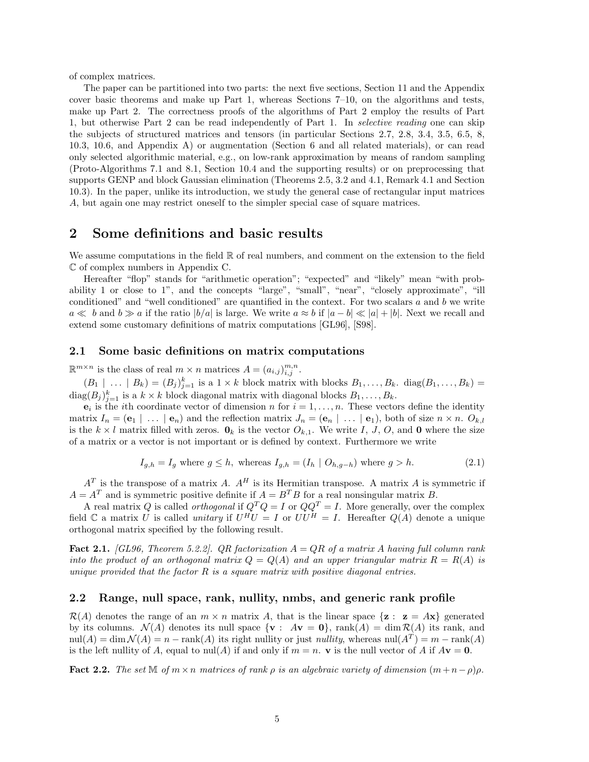of complex matrices.

The paper can be partitioned into two parts: the next five sections, Section 11 and the Appendix cover basic theorems and make up Part 1, whereas Sections 7–10, on the algorithms and tests, make up Part 2. The correctness proofs of the algorithms of Part 2 employ the results of Part 1, but otherwise Part 2 can be read independently of Part 1. In *selective reading* one can skip the subjects of structured matrices and tensors (in particular Sections 2.7, 2.8, 3.4, 3.5, 6.5, 8, 10.3, 10.6, and Appendix A) or augmentation (Section 6 and all related materials), or can read only selected algorithmic material, e.g., on low-rank approximation by means of random sampling (Proto-Algorithms 7.1 and 8.1, Section 10.4 and the supporting results) or on preprocessing that supports GENP and block Gaussian elimination (Theorems 2.5, 3.2 and 4.1, Remark 4.1 and Section 10.3). In the paper, unlike its introduction, we study the general case of rectangular input matrices $A$, but again one may restrict oneself to the simpler special case of square matrices.

## 2 Some definitions and basic results

We assume computations in the field $\mathbb{R}$ of real numbers, and comment on the extension to the field $\mathbb{C}$ of complex numbers in Appendix C.

Hereafter "flop" stands for "arithmetic operation"; "expected" and "likely" mean "with probability 1 or close to 1", and the concepts "large", "small", "near", "closely approximate", "ill conditioned" and "well conditioned" are quantified in the context. For two scalars $a$ and $b$ we write $a \ll b$ and $b \gg a$ if the ratio $|b/a|$ is large. We write $a \approx b$ if $|a-b| \ll |a| + |b|$. Next we recall and extend some customary definitions of matrix computations [GL96], [S98].

### 2.1 Some basic definitions on matrix computations

$\mathbb{R}^{m\times n}$ is the class of real $m \times n$ matrices $A = (a_{i,j})_{i,j}^{m,n}$.

$(B_1 \mid \ldots \mid B_k) = (B_j)_{j=1}^k$ is a $1 \times k$ block matrix with blocks $B_1, \ldots, B_k$. $\mathrm{diag}(B_1, \ldots, B_k) = \mathrm{diag}(B_j)_{j=1}^k$ is a $k \times k$ block diagonal matrix with diagonal blocks $B_1, \ldots, B_k$.

$\mathbf{e}_i$ is the $i$th coordinate vector of dimension $n$ for $i = 1, \ldots, n$. These vectors define the identity matrix $I_n = (\mathbf{e}_1 \mid \ldots \mid \mathbf{e}_n)$ and the reflection matrix $J_n = (\mathbf{e}_n \mid \ldots \mid \mathbf{e}_1)$, both of size $n \times n$. $O_{k,l}$ is the $k \times l$ matrix filled with zeros. $\mathbf{0}_k$ is the vector $O_{k,1}$. We write $I$, $J$, $O$, and $\mathbf{0}$ where the size of a matrix or a vector is not important or is defined by context. Furthermore we write

$$I_{g,h} = I_g \text{ where } g \le h, \text{ whereas } I_{g,h} = (I_h \mid O_{h,g-h}) \text{ where } g > h. \tag{2.1}$$

$A^T$ is the transpose of a matrix $A$. $A^H$ is its Hermitian transpose. A matrix $A$ is symmetric if $A = A^T$ and is symmetric positive definite if $A = B^TB$ for a real nonsingular matrix $B$.

A real matrix $Q$ is called *orthogonal* if $Q^TQ = I$ or $QQ^T = I$. More generally, over the complex field $\mathbb{C}$ a matrix $U$ is called *unitary* if $U^HU = I$ or $UU^H = I$. Hereafter $Q(A)$ denote a unique orthogonal matrix specified by the following result.

**Fact 2.1.** *[GL96, Theorem 5.2.2]. QR factorization $A = QR$ of a matrix $A$ having full column rank into the product of an orthogonal matrix $Q = Q(A)$ and an upper triangular matrix $R = R(A)$ is unique provided that the factor $R$ is a square matrix with positive diagonal entries.*

### 2.2 Range, null space, rank, nullity, nmbs, and generic rank profile

$\mathcal{R}(A)$ denotes the range of an $m \times n$ matrix $A$, that is the linear space $\{\mathbf{z} : \mathbf{z} = A\mathbf{x}\}$ generated by its columns. $\mathcal{N}(A)$ denotes its null space $\{\mathbf{v} : A\mathbf{v} = \mathbf{0}\}$, $\mathrm{rank}(A) = \dim \mathcal{R}(A)$ its rank, and $\mathrm{nul}(A) = \dim \mathcal{N}(A) = n - \mathrm{rank}(A)$ its right nullity or just *nullity*, whereas $\mathrm{nul}(A^T) = m - \mathrm{rank}(A)$ is the left nullity of $A$, equal to $\mathrm{nul}(A)$ if and only if $m = n$. $\mathbf{v}$ is the null vector of $A$ if $A\mathbf{v} = \mathbf{0}$.

**Fact 2.2.** *The set $\mathbb{M}$ of $m \times n$ matrices of rank $\rho$ is an algebraic variety of dimension $(m + n - \rho)\rho$.*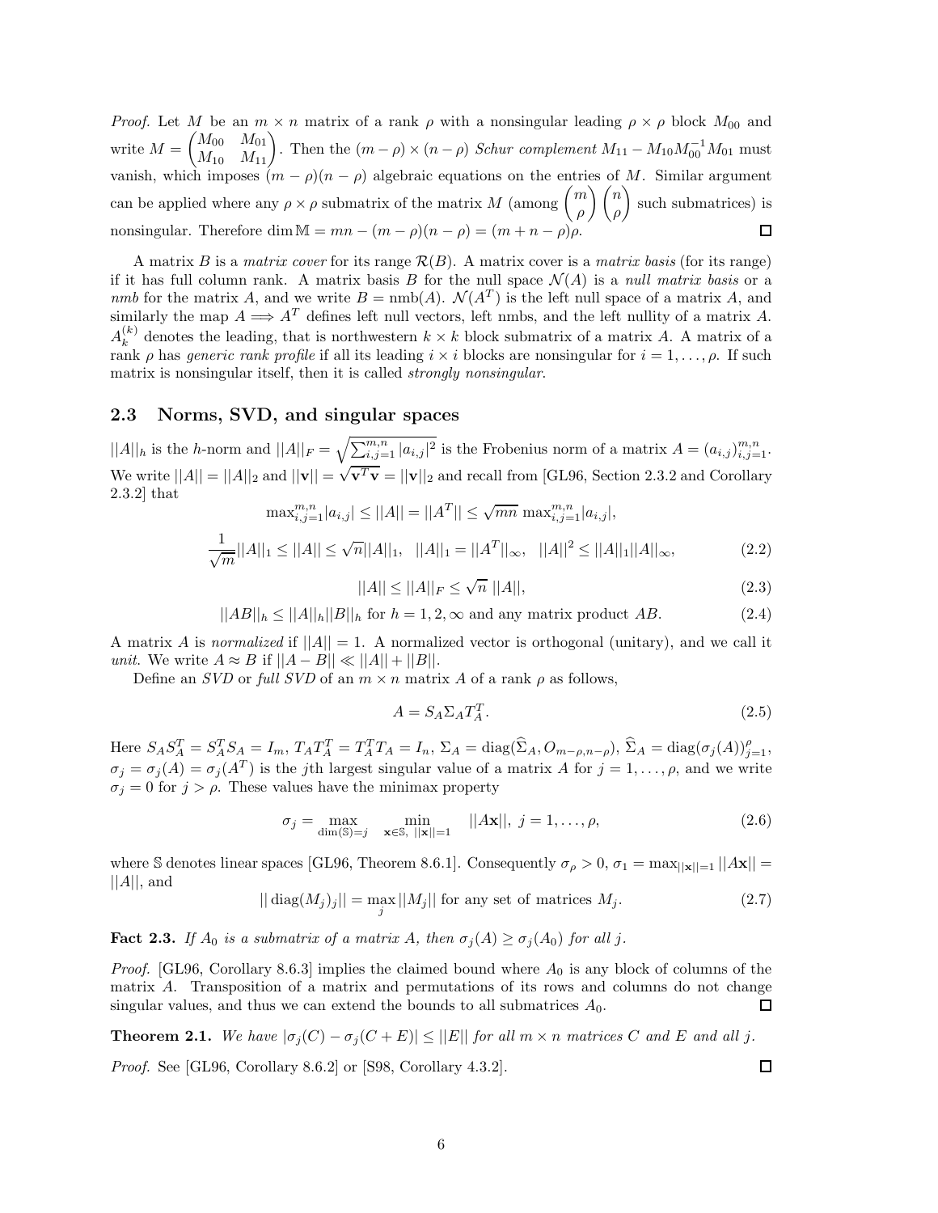*Proof.* Let $M$ be an $m \times n$ matrix of a rank $\rho$ with a nonsingular leading $\rho \times \rho$ block $M_{00}$ and write $M = \begin{pmatrix} M_{00} & M_{01} \\ M_{10} & M_{11} \end{pmatrix}$. Then the $(m-\rho) \times (n-\rho)$ *Schur complement* $M_{11} - M_{10}M_{00}^{-1}M_{01}$ must vanish, which imposes $(m-\rho)(n-\rho)$ algebraic equations on the entries of $M$. Similar argument can be applied where any $\rho \times \rho$ submatrix of the matrix $M$ (among $\binom{m}{\rho}\binom{n}{\rho}$ such submatrices) is nonsingular. Therefore $\dim \mathbb{M} = mn - (m-\rho)(n-\rho) = (m+n-\rho)\rho$. □

A matrix $B$ is a *matrix cover* for its range $\mathcal{R}(B)$. A matrix cover is a *matrix basis* (for its range) if it has full column rank. A matrix basis $B$ for the null space $\mathcal{N}(A)$ is a *null matrix basis* or a *nmb* for the matrix $A$, and we write $B = \text{nmb}(A)$. $\mathcal{N}(A^T)$ is the left null space of a matrix $A$, and similarly the map $A \Longrightarrow A^T$ defines left null vectors, left nmbs, and the left nullity of a matrix $A$. $A_k^{(k)}$ denotes the leading, that is northwestern $k \times k$ block submatrix of a matrix $A$. A matrix of a rank $\rho$ has *generic rank profile* if all its leading $i \times i$ blocks are nonsingular for $i = 1, \ldots, \rho$. If such matrix is nonsingular itself, then it is called *strongly nonsingular*.

## 2.3 Norms, SVD, and singular spaces

$||A||_h$ is the $h$-norm and $||A||_F = \sqrt{\sum_{i,j=1}^{m,n} |a_{i,j}|^2}$ is the Frobenius norm of a matrix $A = (a_{i,j})_{i,j=1}^{m,n}$. We write $||A|| = ||A||_2$ and $||\mathbf{v}|| = \sqrt{\mathbf{v}^T\mathbf{v}} = ||\mathbf{v}||_2$ and recall from [GL96, Section 2.3.2 and Corollary 2.3.2] that

$$\max_{i,j=1}^{m,n} |a_{i,j}| \leq ||A|| = ||A^T|| \leq \sqrt{mn} \max_{i,j=1}^{m,n} |a_{i,j}|,$$

$$\frac{1}{\sqrt{m}}||A||_1 \leq ||A|| \leq \sqrt{n}||A||_1, \quad ||A||_1 = ||A^T||_\infty, \quad ||A||^2 \leq ||A||_1 ||A||_\infty, \tag{2.2}$$

$$||A|| \leq ||A||_F \leq \sqrt{n}\, ||A||, \tag{2.3}$$

$$||AB||_h \leq ||A||_h ||B||_h \text{ for } h = 1, 2, \infty \text{ and any matrix product } AB. \tag{2.4}$$

A matrix $A$ is *normalized* if $||A|| = 1$. A normalized vector is orthogonal (unitary), and we call it *unit*. We write $A \approx B$ if $||A - B|| \ll ||A|| + ||B||$.

Define an *SVD* or *full SVD* of an $m \times n$ matrix $A$ of a rank $\rho$ as follows,

$$A = S_A \Sigma_A T_A^T. \tag{2.5}$$

Here $S_A S_A^T = S_A^T S_A = I_m$, $T_A T_A^T = T_A^T T_A = I_n$, $\Sigma_A = \text{diag}(\widehat{\Sigma}_A, O_{m-\rho,n-\rho})$, $\widehat{\Sigma}_A = \text{diag}(\sigma_j(A))_{j=1}^{\rho}$, $\sigma_j = \sigma_j(A) = \sigma_j(A^T)$ is the $j$th largest singular value of a matrix $A$ for $j = 1, \ldots, \rho$, and we write $\sigma_j = 0$ for $j > \rho$. These values have the minimax property

$$\sigma_j = \max_{\dim(\mathbb{S})=j} \quad \min_{\mathbf{x}\in\mathbb{S},\ ||\mathbf{x}||=1} \quad ||A\mathbf{x}||,\ j = 1, \ldots, \rho, \tag{2.6}$$

where $\mathbb{S}$ denotes linear spaces [GL96, Theorem 8.6.1]. Consequently $\sigma_\rho > 0$, $\sigma_1 = \max_{||\mathbf{x}||=1} ||A\mathbf{x}|| = ||A||$, and

$$||\,\text{diag}(M_j)_j|| = \max_j ||M_j|| \text{ for any set of matrices } M_j. \tag{2.7}$$

**Fact 2.3.** *If $A_0$ is a submatrix of a matrix $A$, then $\sigma_j(A) \geq \sigma_j(A_0)$ for all $j$.*

*Proof.* [GL96, Corollary 8.6.3] implies the claimed bound where $A_0$ is any block of columns of the matrix $A$. Transposition of a matrix and permutations of its rows and columns do not change singular values, and thus we can extend the bounds to all submatrices $A_0$. □

**Theorem 2.1.** *We have $|\sigma_j(C) - \sigma_j(C+E)| \leq ||E||$ for all $m \times n$ matrices $C$ and $E$ and all $j$.*

*Proof.* See [GL96, Corollary 8.6.2] or [S98, Corollary 4.3.2]. □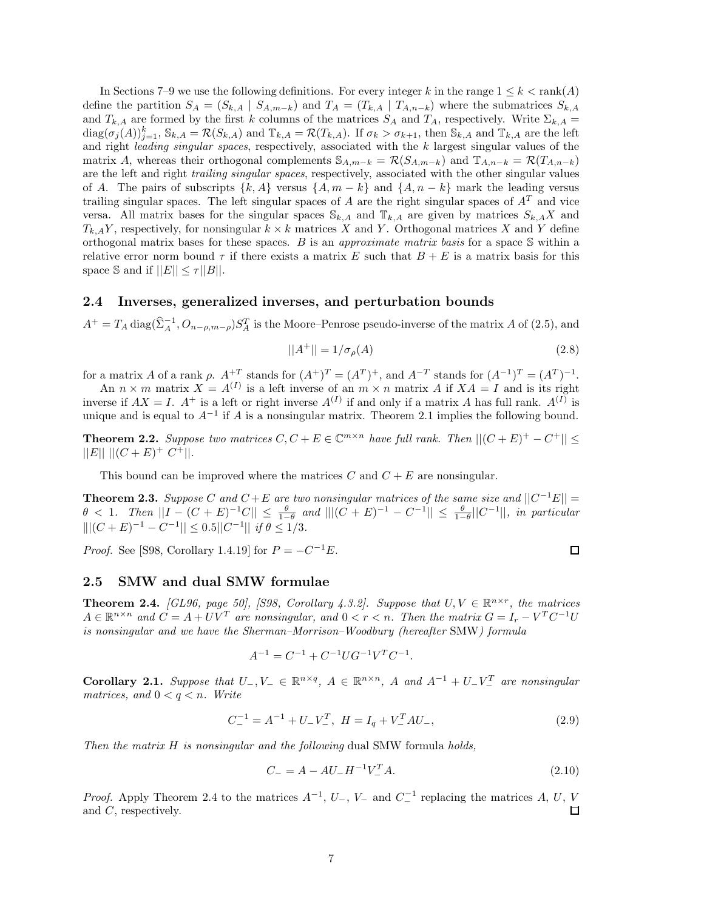In Sections 7–9 we use the following definitions. For every integer $k$ in the range $1 \leq k < \text{rank}(A)$ define the partition $S_A = (S_{k,A} \mid S_{A,m-k})$ and $T_A = (T_{k,A} \mid T_{A,n-k})$ where the submatrices $S_{k,A}$ and $T_{k,A}$ are formed by the first $k$ columns of the matrices $S_A$ and $T_A$, respectively. Write $\Sigma_{k,A} = \text{diag}(\sigma_j(A))_{j=1}^k$, $\mathbb{S}_{k,A} = \mathcal{R}(S_{k,A})$ and $\mathbb{T}_{k,A} = \mathcal{R}(T_{k,A})$. If $\sigma_k > \sigma_{k+1}$, then $\mathbb{S}_{k,A}$ and $\mathbb{T}_{k,A}$ are the left and right *leading singular spaces*, respectively, associated with the $k$ largest singular values of the matrix $A$, whereas their orthogonal complements $\mathbb{S}_{A,m-k} = \mathcal{R}(S_{A,m-k})$ and $\mathbb{T}_{A,n-k} = \mathcal{R}(T_{A,n-k})$ are the left and right *trailing singular spaces*, respectively, associated with the other singular values of $A$. The pairs of subscripts $\{k, A\}$ versus $\{A, m-k\}$ and $\{A, n-k\}$ mark the leading versus trailing singular spaces. The left singular spaces of $A$ are the right singular spaces of $A^T$ and vice versa. All matrix bases for the singular spaces $\mathbb{S}_{k,A}$ and $\mathbb{T}_{k,A}$ are given by matrices $S_{k,A}X$ and $T_{k,A}Y$, respectively, for nonsingular $k \times k$ matrices $X$ and $Y$. Orthogonal matrices $X$ and $Y$ define orthogonal matrix bases for these spaces. $B$ is an *approximate matrix basis* for a space $\mathbb{S}$ within a relative error norm bound $\tau$ if there exists a matrix $E$ such that $B + E$ is a matrix basis for this space $\mathbb{S}$ and if $||E|| \leq \tau ||B||$.

## 2.4 Inverses, generalized inverses, and perturbation bounds

$A^+ = T_A \, \text{diag}(\widehat{\Sigma}_A^{-1}, O_{n-\rho,m-\rho}) S_A^T$ is the Moore–Penrose pseudo-inverse of the matrix $A$ of (2.5), and

$$||A^+|| = 1/\sigma_\rho(A) \tag{2.8}$$

for a matrix $A$ of a rank $\rho$. $A^{+T}$ stands for $(A^+)^T = (A^T)^+$, and $A^{-T}$ stands for $(A^{-1})^T = (A^T)^{-1}$.

An $n \times m$ matrix $X = A^{(I)}$ is a left inverse of an $m \times n$ matrix $A$ if $XA = I$ and is its right inverse if $AX = I$. $A^+$ is a left or right inverse $A^{(I)}$ if and only if a matrix $A$ has full rank. $A^{(I)}$ is unique and is equal to $A^{-1}$ if $A$ is a nonsingular matrix. Theorem 2.1 implies the following bound.

**Theorem 2.2.** *Suppose two matrices $C, C+E \in \mathbb{C}^{m \times n}$ have full rank. Then $||(C+E)^+ - C^+|| \leq ||E|| \; ||(C+E)^+ \; C^+||$.*

This bound can be improved where the matrices $C$ and $C+E$ are nonsingular.

**Theorem 2.3.** *Suppose $C$ and $C+E$ are two nonsingular matrices of the same size and $||C^{-1}E|| = \theta < 1$. Then $||I - (C+E)^{-1}C|| \leq \frac{\theta}{1-\theta}$ and $|||(C+E)^{-1} - C^{-1}|| \leq \frac{\theta}{1-\theta}||C^{-1}||$, in particular $|||(C+E)^{-1} - C^{-1}|| \leq 0.5||C^{-1}||$ if $\theta \leq 1/3$.*

*Proof.* See [S98, Corollary 1.4.19] for $P = -C^{-1}E$. □

## 2.5 SMW and dual SMW formulae

**Theorem 2.4.** *[GL96, page 50], [S98, Corollary 4.3.2]. Suppose that $U, V \in \mathbb{R}^{n \times r}$, the matrices $A \in \mathbb{R}^{n \times n}$ and $C = A + UV^T$ are nonsingular, and $0 < r < n$. Then the matrix $G = I_r - V^T C^{-1} U$ is nonsingular and we have the Sherman–Morrison–Woodbury (hereafter* SMW*) formula*

$$A^{-1} = C^{-1} + C^{-1} U G^{-1} V^T C^{-1}.$$

**Corollary 2.1.** *Suppose that $U_-, V_- \in \mathbb{R}^{n \times q}$, $A \in \mathbb{R}^{n \times n}$, $A$ and $A^{-1} + U_- V_-^T$ are nonsingular matrices, and $0 < q < n$. Write*

$$C_-^{-1} = A^{-1} + U_- V_-^T, \;\; H = I_q + V_-^T A U_-, \tag{2.9}$$

*Then the matrix $H$ is nonsingular and the following* dual SMW formula *holds,*

$$C_- = A - A U_- H^{-1} V_-^T A. \tag{2.10}$$

*Proof.* Apply Theorem 2.4 to the matrices $A^{-1}$, $U_-$, $V_-$ and $C_-^{-1}$ replacing the matrices $A$, $U$, $V$ and $C$, respectively. □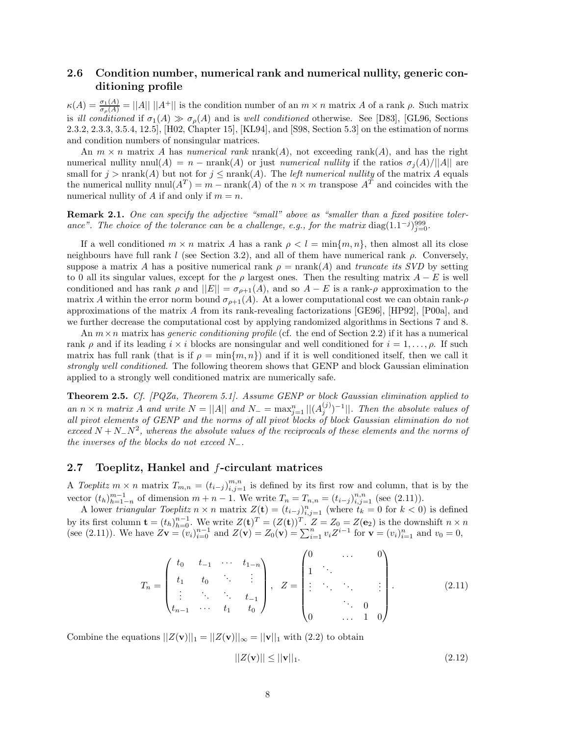## 2.6 Condition number, numerical rank and numerical nullity, generic conditioning profile

$\kappa(A) = \frac{\sigma_1(A)}{\sigma_\rho(A)} = ||A||\ ||A^+||$ is the condition number of an $m \times n$ matrix $A$ of a rank $\rho$. Such matrix is *ill conditioned* if $\sigma_1(A) \gg \sigma_\rho(A)$ and is *well conditioned* otherwise. See [D83], [GL96, Sections 2.3.2, 2.3.3, 3.5.4, 12.5], [H02, Chapter 15], [KL94], and [S98, Section 5.3] on the estimation of norms and condition numbers of nonsingular matrices.

An $m \times n$ matrix $A$ has *numerical rank* $\text{nrank}(A)$, not exceeding $\text{rank}(A)$, and has the right numerical nullity $\text{nnul}(A) = n - \text{nrank}(A)$ or just *numerical nullity* if the ratios $\sigma_j(A)/||A||$ are small for $j > \text{nrank}(A)$ but not for $j \le \text{nrank}(A)$. The *left numerical nullity* of the matrix $A$ equals the numerical nullity $\text{nnul}(A^T) = m - \text{nrank}(A)$ of the $n \times m$ transpose $A^T$ and coincides with the numerical nullity of $A$ if and only if $m = n$.

**Remark 2.1.** *One can specify the adjective "small" above as "smaller than a fixed positive tolerance". The choice of the tolerance can be a challenge, e.g., for the matrix* $\text{diag}(1.1^{-j})_{j=0}^{999}$.

If a well conditioned $m \times n$ matrix $A$ has a rank $\rho < l = \min\{m, n\}$, then almost all its close neighbours have full rank $l$ (see Section 3.2), and all of them have numerical rank $\rho$. Conversely, suppose a matrix $A$ has a positive numerical rank $\rho = \text{nrank}(A)$ and *truncate its SVD* by setting to 0 all its singular values, except for the $\rho$ largest ones. Then the resulting matrix $A - E$ is well conditioned and has rank $\rho$ and $||E|| = \sigma_{\rho+1}(A)$, and so $A - E$ is a rank-$\rho$ approximation to the matrix $A$ within the error norm bound $\sigma_{\rho+1}(A)$. At a lower computational cost we can obtain rank-$\rho$ approximations of the matrix $A$ from its rank-revealing factorizations [GE96], [HP92], [P00a], and we further decrease the computational cost by applying randomized algorithms in Sections 7 and 8.

An $m \times n$ matrix has *generic conditioning profile* (cf. the end of Section 2.2) if it has a numerical rank $\rho$ and if its leading $i \times i$ blocks are nonsingular and well conditioned for $i = 1, \dots, \rho$. If such matrix has full rank (that is if $\rho = \min\{m, n\}$) and if it is well conditioned itself, then we call it *strongly well conditioned*. The following theorem shows that GENP and block Gaussian elimination applied to a strongly well conditioned matrix are numerically safe.

**Theorem 2.5.** *Cf. [PQZa, Theorem 5.1]. Assume GENP or block Gaussian elimination applied to an $n \times n$ matrix $A$ and write $N = ||A||$ and $N_- = \max_{j=1}^{n} ||(A_j^{(j)})^{-1}||$. Then the absolute values of all pivot elements of GENP and the norms of all pivot blocks of block Gaussian elimination do not exceed $N + N_- N^2$, whereas the absolute values of the reciprocals of these elements and the norms of the inverses of the blocks do not exceed $N_-$.*

## 2.7 Toeplitz, Hankel and $f$-circulant matrices

A *Toeplitz* $m \times n$ matrix $T_{m,n} = (t_{i-j})_{i,j=1}^{m,n}$ is defined by its first row and column, that is by the vector $(t_h)_{h=1-n}^{m-1}$ of dimension $m + n - 1$. We write $T_n = T_{n,n} = (t_{i-j})_{i,j=1}^{n,n}$ (see (2.11)).

A lower *triangular Toeplitz* $n \times n$ matrix $Z(\mathbf{t}) = (t_{i-j})_{i,j=1}^{n}$ (where $t_k = 0$ for $k < 0$) is defined by its first column $\mathbf{t} = (t_h)_{h=0}^{n-1}$. We write $Z(\mathbf{t})^T = (Z(\mathbf{t}))^T$. $Z = Z_0 = Z(\mathbf{e}_2)$ is the downshift $n \times n$ (see (2.11)). We have $Z\mathbf{v} = (v_i)_{i=0}^{n-1}$ and $Z(\mathbf{v}) = Z_0(\mathbf{v}) = \sum_{i=1}^{n} v_i Z^{i-1}$ for $\mathbf{v} = (v_i)_{i=1}^{n}$ and $v_0 = 0$,

$$T_n = \begin{pmatrix} t_0 & t_{-1} & \cdots & t_{1-n} \\ t_1 & t_0 & \ddots & \vdots \\ \vdots & \ddots & \ddots & t_{-1} \\ t_{n-1} & \cdots & t_1 & t_0 \end{pmatrix}, \quad Z = \begin{pmatrix} 0 & & \cdots & & 0 \\ 1 & \ddots & & & \\ \vdots & \ddots & \ddots & & \vdots \\ & & \ddots & 0 & \\ 0 & & \cdots & 1 & 0 \end{pmatrix}. \tag{2.11}$$

Combine the equations $||Z(\mathbf{v})||_1 = ||Z(\mathbf{v})||_\infty = ||\mathbf{v}||_1$ with (2.2) to obtain

$$||Z(\mathbf{v})|| \le ||\mathbf{v}||_1. \tag{2.12}$$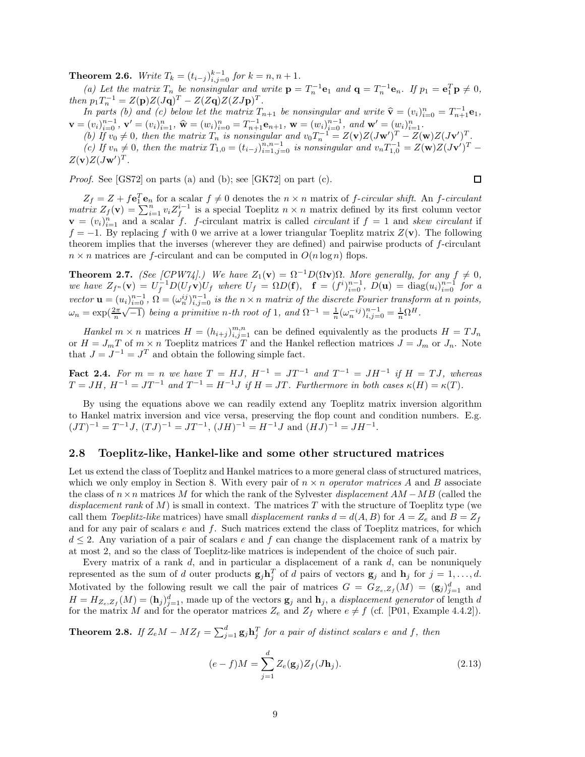**Theorem 2.6.** *Write $T_k = (t_{i-j})_{i,j=0}^{k-1}$ for $k = n, n+1$.*

*(a) Let the matrix $T_n$ be nonsingular and write $\mathbf{p} = T_n^{-1}\mathbf{e}_1$ and $\mathbf{q} = T_n^{-1}\mathbf{e}_n$. If $p_1 = \mathbf{e}_1^T\mathbf{p} \neq 0$, then $p_1 T_n^{-1} = Z(\mathbf{p})Z(J\mathbf{q})^T - Z(Z\mathbf{q})Z(ZJ\mathbf{p})^T$.*

*In parts (b) and (c) below let the matrix $T_{n+1}$ be nonsingular and write $\widehat{\mathbf{v}} = (v_i)_{i=0}^n = T_{n+1}^{-1}\mathbf{e}_1$, $\mathbf{v} = (v_i)_{i=0}^{n-1}$, $\mathbf{v}' = (v_i)_{i=1}^n$, $\widehat{\mathbf{w}} = (w_i)_{i=0}^n = T_{n+1}^{-1}\mathbf{e}_{n+1}$, $\mathbf{w} = (w_i)_{i=0}^{n-1}$, and $\mathbf{w}' = (w_i)_{i=1}^n$.*

*(b) If $v_0 \neq 0$, then the matrix $T_n$ is nonsingular and $v_0 T_n^{-1} = Z(\mathbf{v})Z(J\mathbf{w}')^T - Z(\mathbf{w})Z(J\mathbf{v}')^T$.*

*(c) If $v_n \neq 0$, then the matrix $T_{1,0} = (t_{i-j})_{i=1,j=0}^{n,n-1}$ is nonsingular and $v_n T_{1,0}^{-1} = Z(\mathbf{w})Z(J\mathbf{v}')^T - Z(\mathbf{v})Z(J\mathbf{w}')^T$.*

*Proof.* See [GS72] on parts (a) and (b); see [GK72] on part (c). □

$Z_f = Z + f\mathbf{e}_1^T\mathbf{e}_n$ for a scalar $f \neq 0$ denotes the $n \times n$ matrix of *f-circular shift*. An *f-circulant matrix* $Z_f(\mathbf{v}) = \sum_{i=1}^n v_i Z_f^{i-1}$ is a special Toeplitz $n \times n$ matrix defined by its first column vector $\mathbf{v} = (v_i)_{i=1}^n$ and a scalar $f$. $f$-circulant matrix is called *circulant* if $f = 1$ and *skew circulant* if $f = -1$. By replacing $f$ with 0 we arrive at a lower triangular Toeplitz matrix $Z(\mathbf{v})$. The following theorem implies that the inverses (wherever they are defined) and pairwise products of $f$-circulant $n \times n$ matrices are $f$-circulant and can be computed in $O(n \log n)$ flops.

**Theorem 2.7.** *(See [CPW74].) We have $Z_1(\mathbf{v}) = \Omega^{-1}D(\Omega\mathbf{v})\Omega$. More generally, for any $f \neq 0$, we have $Z_{f^n}(\mathbf{v}) = U_f^{-1}D(U_f\mathbf{v})U_f$ where $U_f = \Omega D(\mathbf{f})$, $\mathbf{f} = (f^i)_{i=0}^{n-1}$, $D(\mathbf{u}) = \operatorname{diag}(u_i)_{i=0}^{n-1}$ for a vector $\mathbf{u} = (u_i)_{i=0}^{n-1}$, $\Omega = (\omega_n^{ij})_{i,j=0}^{n-1}$ is the $n \times n$ matrix of the discrete Fourier transform at $n$ points, $\omega_n = \exp(\frac{2\pi}{n}\sqrt{-1})$ being a primitive $n$-th root of 1, and $\Omega^{-1} = \frac{1}{n}(\omega_n^{-ij})_{i,j=0}^{n-1} = \frac{1}{n}\Omega^H$.*

*Hankel* $m \times n$ matrices $H = (h_{i+j})_{i,j=1}^{m,n}$ can be defined equivalently as the products $H = TJ_n$ or $H = J_m T$ of $m \times n$ Toeplitz matrices $T$ and the Hankel reflection matrices $J = J_m$ or $J_n$. Note that $J = J^{-1} = J^T$ and obtain the following simple fact.

**Fact 2.4.** *For $m = n$ we have $T = HJ$, $H^{-1} = JT^{-1}$ and $T^{-1} = JH^{-1}$ if $H = TJ$, whereas $T = JH$, $H^{-1} = JT^{-1}$ and $T^{-1} = H^{-1}J$ if $H = JT$. Furthermore in both cases $\kappa(H) = \kappa(T)$.*

By using the equations above we can readily extend any Toeplitz matrix inversion algorithm to Hankel matrix inversion and vice versa, preserving the flop count and condition numbers. E.g. $(JT)^{-1} = T^{-1}J$, $(TJ)^{-1} = JT^{-1}$, $(JH)^{-1} = H^{-1}J$ and $(HJ)^{-1} = JH^{-1}$.

## 2.8 Toeplitz-like, Hankel-like and some other structured matrices

Let us extend the class of Toeplitz and Hankel matrices to a more general class of structured matrices, which we only employ in Section 8. With every pair of $n \times n$ *operator matrices* $A$ and $B$ associate the class of $n \times n$ matrices $M$ for which the rank of the Sylvester *displacement* $AM - MB$ (called the *displacement rank* of $M$) is small in context. The matrices $T$ with the structure of Toeplitz type (we call them *Toeplitz-like* matrices) have small *displacement ranks* $d = d(A, B)$ for $A = Z_e$ and $B = Z_f$ and for any pair of scalars $e$ and $f$. Such matrices extend the class of Toeplitz matrices, for which $d \leq 2$. Any variation of a pair of scalars $e$ and $f$ can change the displacement rank of a matrix by at most 2, and so the class of Toeplitz-like matrices is independent of the choice of such pair.

Every matrix of a rank $d$, and in particular a displacement of a rank $d$, can be nonuniquely represented as the sum of $d$ outer products $\mathbf{g}_j\mathbf{h}_j^T$ of $d$ pairs of vectors $\mathbf{g}_j$ and $\mathbf{h}_j$ for $j = 1, \ldots, d$. Motivated by the following result we call the pair of matrices $G = G_{Z_e,Z_f}(M) = (\mathbf{g}_j)_{j=1}^d$ and $H = H_{Z_e,Z_f}(M) = (\mathbf{h}_j)_{j=1}^d$, made up of the vectors $\mathbf{g}_j$ and $\mathbf{h}_j$, a *displacement generator* of length $d$ for the matrix $M$ and for the operator matrices $Z_e$ and $Z_f$ where $e \neq f$ (cf. [P01, Example 4.4.2]).

**Theorem 2.8.** *If $Z_e M - M Z_f = \sum_{j=1}^d \mathbf{g}_j\mathbf{h}_j^T$ for a pair of distinct scalars $e$ and $f$, then*

$$(e - f)M = \sum_{j=1}^d Z_e(\mathbf{g}_j)Z_f(J\mathbf{h}_j). \tag{2.13}$$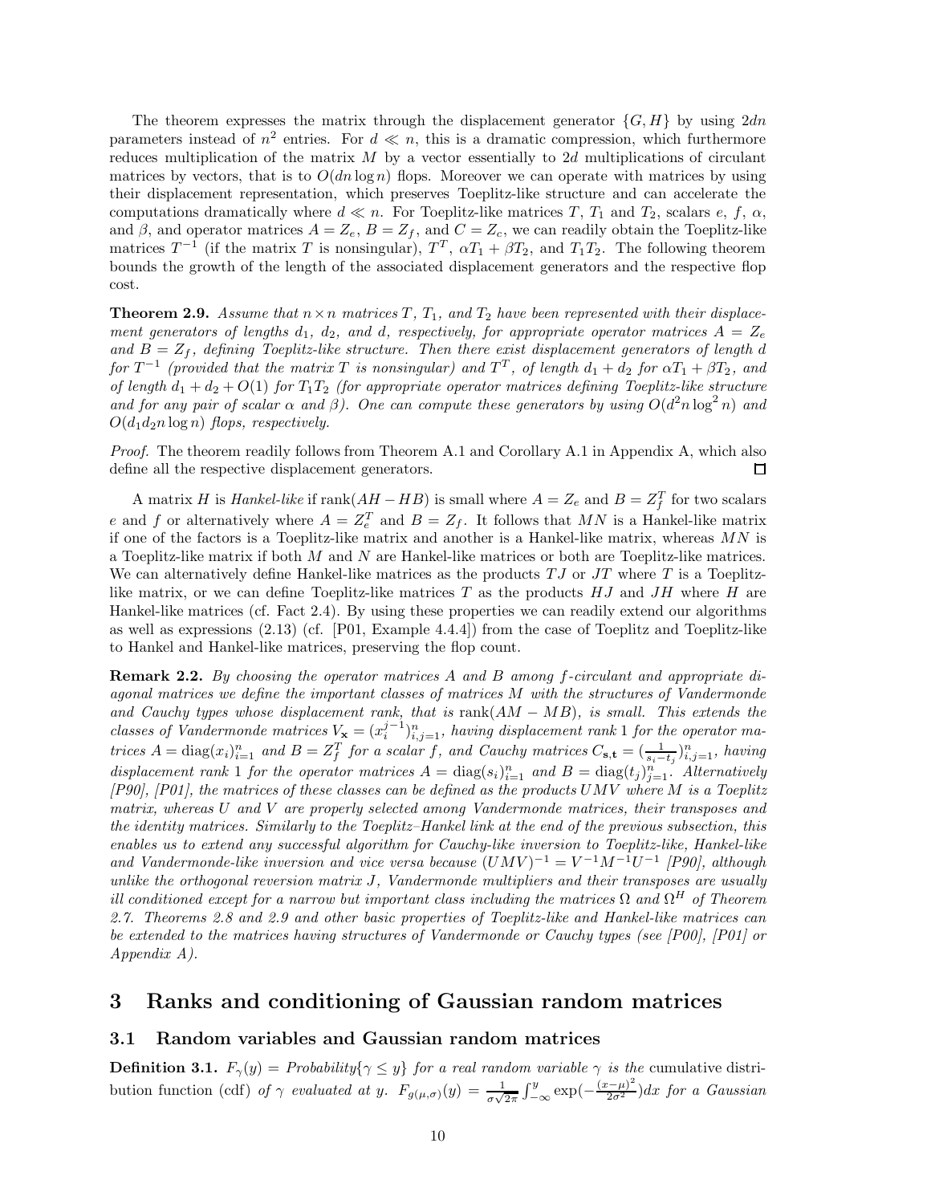The theorem expresses the matrix through the displacement generator $\{G, H\}$ by using $2dn$ parameters instead of $n^2$ entries. For $d \ll n$, this is a dramatic compression, which furthermore reduces multiplication of the matrix $M$ by a vector essentially to $2d$ multiplications of circulant matrices by vectors, that is to $O(dn \log n)$ flops. Moreover we can operate with matrices by using their displacement representation, which preserves Toeplitz-like structure and can accelerate the computations dramatically where $d \ll n$. For Toeplitz-like matrices $T$, $T_1$ and $T_2$, scalars $e$, $f$, $\alpha$, and $\beta$, and operator matrices $A = Z_e$, $B = Z_f$, and $C = Z_c$, we can readily obtain the Toeplitz-like matrices $T^{-1}$ (if the matrix $T$ is nonsingular), $T^T$, $\alpha T_1 + \beta T_2$, and $T_1 T_2$. The following theorem bounds the growth of the length of the associated displacement generators and the respective flop cost.

**Theorem 2.9.** *Assume that $n \times n$ matrices $T$, $T_1$, and $T_2$ have been represented with their displacement generators of lengths $d_1$, $d_2$, and $d$, respectively, for appropriate operator matrices $A = Z_e$ and $B = Z_f$, defining Toeplitz-like structure. Then there exist displacement generators of length $d$ for $T^{-1}$ (provided that the matrix $T$ is nonsingular) and $T^T$, of length $d_1 + d_2$ for $\alpha T_1 + \beta T_2$, and of length $d_1 + d_2 + O(1)$ for $T_1 T_2$ (for appropriate operator matrices defining Toeplitz-like structure and for any pair of scalar $\alpha$ and $\beta$). One can compute these generators by using $O(d^2 n \log^2 n)$ and $O(d_1 d_2 n \log n)$ flops, respectively.*

*Proof.* The theorem readily follows from Theorem A.1 and Corollary A.1 in Appendix A, which also define all the respective displacement generators. □

A matrix $H$ is *Hankel-like* if $\text{rank}(AH - HB)$ is small where $A = Z_e$ and $B = Z_f^T$ for two scalars $e$ and $f$ or alternatively where $A = Z_e^T$ and $B = Z_f$. It follows that $MN$ is a Hankel-like matrix if one of the factors is a Toeplitz-like matrix and another is a Hankel-like matrix, whereas $MN$ is a Toeplitz-like matrix if both $M$ and $N$ are Hankel-like matrices or both are Toeplitz-like matrices. We can alternatively define Hankel-like matrices as the products $TJ$ or $JT$ where $T$ is a Toeplitz-like matrix, or we can define Toeplitz-like matrices $T$ as the products $HJ$ and $JH$ where $H$ are Hankel-like matrices (cf. Fact 2.4). By using these properties we can readily extend our algorithms as well as expressions (2.13) (cf. [P01, Example 4.4.4]) from the case of Toeplitz and Toeplitz-like to Hankel and Hankel-like matrices, preserving the flop count.

**Remark 2.2.** *By choosing the operator matrices $A$ and $B$ among $f$-circulant and appropriate diagonal matrices we define the important classes of matrices $M$ with the structures of Vandermonde and Cauchy types whose displacement rank, that is $\text{rank}(AM - MB)$, is small. This extends the classes of Vandermonde matrices $V_{\mathbf{x}} = (x_i^{j-1})_{i,j=1}^n$, having displacement rank 1 for the operator matrices $A = \text{diag}(x_i)_{i=1}^n$ and $B = Z_f^T$ for a scalar $f$, and Cauchy matrices $C_{\mathbf{s},\mathbf{t}} = (\frac{1}{s_i - t_j})_{i,j=1}^n$, having displacement rank 1 for the operator matrices $A = \text{diag}(s_i)_{i=1}^n$ and $B = \text{diag}(t_j)_{j=1}^n$. Alternatively [P90], [P01], the matrices of these classes can be defined as the products $UMV$ where $M$ is a Toeplitz matrix, whereas $U$ and $V$ are properly selected among Vandermonde matrices, their transposes and the identity matrices. Similarly to the Toeplitz–Hankel link at the end of the previous subsection, this enables us to extend any successful algorithm for Cauchy-like inversion to Toeplitz-like, Hankel-like and Vandermonde-like inversion and vice versa because $(UMV)^{-1} = V^{-1}M^{-1}U^{-1}$ [P90], although unlike the orthogonal reversion matrix $J$, Vandermonde multipliers and their transposes are usually ill conditioned except for a narrow but important class including the matrices $\Omega$ and $\Omega^H$ of Theorem 2.7. Theorems 2.8 and 2.9 and other basic properties of Toeplitz-like and Hankel-like matrices can be extended to the matrices having structures of Vandermonde or Cauchy types (see [P00], [P01] or Appendix A).*

# 3 Ranks and conditioning of Gaussian random matrices

## 3.1 Random variables and Gaussian random matrices

**Definition 3.1.** *$F_\gamma(y) = \text{Probability}\{\gamma \le y\}$ for a real random variable $\gamma$ is the* cumulative distribution function (cdf) *of $\gamma$ evaluated at $y$. $F_{g(\mu,\sigma)}(y) = \frac{1}{\sigma\sqrt{2\pi}} \int_{-\infty}^{y} \exp(-\frac{(x-\mu)^2}{2\sigma^2}) dx$ for a Gaussian*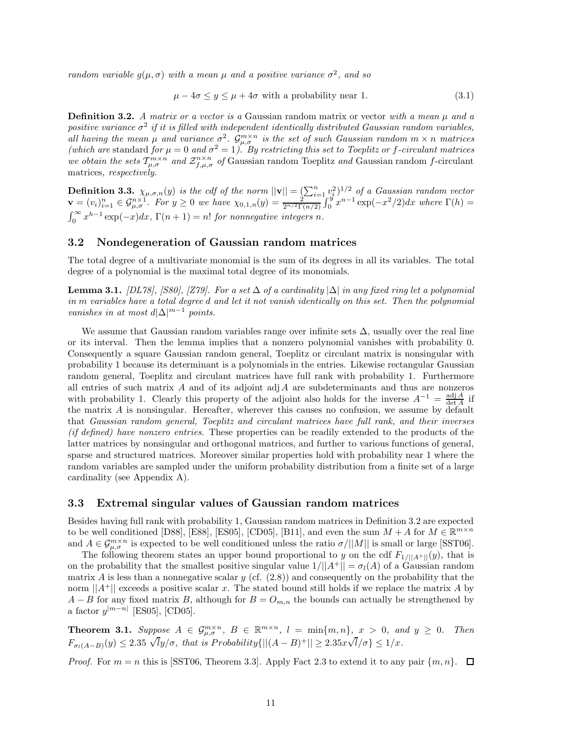*random variable $g(\mu, \sigma)$ with a mean $\mu$ and a positive variance $\sigma^2$, and so*

$$\mu - 4\sigma \leq y \leq \mu + 4\sigma \text{ with a probability near 1.} \tag{3.1}$$

**Definition 3.2.** *A matrix or a vector is a* Gaussian random matrix or vector *with a mean $\mu$ and a positive variance $\sigma^2$ if it is filled with independent identically distributed Gaussian random variables, all having the mean $\mu$ and variance $\sigma^2$. $\mathcal{G}^{m\times n}_{\mu,\sigma}$ is the set of such Gaussian random $m \times n$ matrices (which are* standard *for $\mu = 0$ and $\sigma^2 = 1$). By restricting this set to Toeplitz or $f$-circulant matrices we obtain the sets $\mathcal{T}^{m\times n}_{\mu,\sigma}$ and $\mathcal{Z}^{n\times n}_{f,\mu,\sigma}$ of* Gaussian random Toeplitz *and* Gaussian random $f$-circulant matrices*, respectively.*

**Definition 3.3.** *$\chi_{\mu,\sigma,n}(y)$ is the cdf of the norm $||\mathbf{v}|| = (\sum_{i=1}^n v_i^2)^{1/2}$ of a Gaussian random vector $\mathbf{v} = (v_i)_{i=1}^n \in \mathcal{G}^{n\times 1}_{\mu,\sigma}$. For $y \geq 0$ we have $\chi_{0,1,n}(y) = \frac{2}{2^{n/2}\Gamma(n/2)}\int_0^y x^{n-1}\exp(-x^2/2)dx$ where $\Gamma(h) = \int_0^\infty x^{h-1}\exp(-x)dx$, $\Gamma(n+1) = n!$ for nonnegative integers $n$.*

## 3.2 Nondegeneration of Gaussian random matrices

The total degree of a multivariate monomial is the sum of its degrees in all its variables. The total degree of a polynomial is the maximal total degree of its monomials.

**Lemma 3.1.** *[DL78], [S80], [Z79]. For a set $\Delta$ of a cardinality $|\Delta|$ in any fixed ring let a polynomial in $m$ variables have a total degree $d$ and let it not vanish identically on this set. Then the polynomial vanishes in at most $d|\Delta|^{m-1}$ points.*

We assume that Gaussian random variables range over infinite sets $\Delta$, usually over the real line or its interval. Then the lemma implies that a nonzero polynomial vanishes with probability 0. Consequently a square Gaussian random general, Toeplitz or circulant matrix is nonsingular with probability 1 because its determinant is a polynomials in the entries. Likewise rectangular Gaussian random general, Toeplitz and circulant matrices have full rank with probability 1. Furthermore all entries of such matrix $A$ and of its adjoint $\operatorname{adj} A$ are subdeterminants and thus are nonzeros with probability 1. Clearly this property of the adjoint also holds for the inverse $A^{-1} = \frac{\operatorname{adj} A}{\det A}$ if the matrix $A$ is nonsingular. Hereafter, wherever this causes no confusion, we assume by default that *Gaussian random general, Toeplitz and circulant matrices have full rank, and their inverses (if defined) have nonzero entries*. These properties can be readily extended to the products of the latter matrices by nonsingular and orthogonal matrices, and further to various functions of general, sparse and structured matrices. Moreover similar properties hold with probability near 1 where the random variables are sampled under the uniform probability distribution from a finite set of a large cardinality (see Appendix A).

## 3.3 Extremal singular values of Gaussian random matrices

Besides having full rank with probability 1, Gaussian random matrices in Definition 3.2 are expected to be well conditioned [D88], [E88], [ES05], [CD05], [B11], and even the sum $M + A$ for $M \in \mathbb{R}^{m\times n}$ and $A \in \mathcal{G}^{m\times n}_{\mu,\sigma}$ is expected to be well conditioned unless the ratio $\sigma/||M||$ is small or large [SST06].

The following theorem states an upper bound proportional to $y$ on the cdf $F_{1/||A^+||}(y)$, that is on the probability that the smallest positive singular value $1/||A^+|| = \sigma_l(A)$ of a Gaussian random matrix $A$ is less than a nonnegative scalar $y$ (cf. (2.8)) and consequently on the probability that the norm $||A^+||$ exceeds a positive scalar $x$. The stated bound still holds if we replace the matrix $A$ by $A - B$ for any fixed matrix $B$, although for $B = O_{m,n}$ the bounds can actually be strengthened by a factor $y^{|m-n|}$ [ES05], [CD05].

**Theorem 3.1.** *Suppose $A \in \mathcal{G}^{m\times n}_{\mu,\sigma}$, $B \in \mathbb{R}^{m\times n}$, $l = \min\{m, n\}$, $x > 0$, and $y \geq 0$. Then $F_{\sigma_l(A-B)}(y) \leq 2.35\sqrt{l}y/\sigma$, that is $Probability\{||(A - B)^+|| \geq 2.35x\sqrt{l}/\sigma\} \leq 1/x$.*

*Proof.* For $m = n$ this is [SST06, Theorem 3.3]. Apply Fact 2.3 to extend it to any pair $\{m, n\}$. $\square$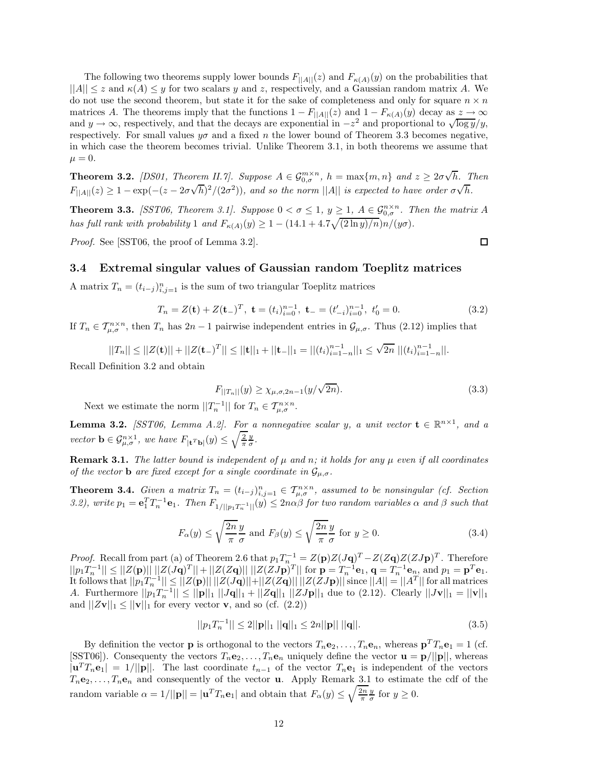The following two theorems supply lower bounds $F_{||A||}(z)$ and $F_{\kappa(A)}(y)$ on the probabilities that $||A|| \le z$ and $\kappa(A) \le y$ for two scalars $y$ and $z$, respectively, and a Gaussian random matrix $A$. We do not use the second theorem, but state it for the sake of completeness and only for square $n \times n$ matrices $A$. The theorems imply that the functions $1 - F_{||A||}(z)$ and $1 - F_{\kappa(A)}(y)$ decay as $z \to \infty$ and $y \to \infty$, respectively, and that the decays are exponential in $-z^2$ and proportional to $\sqrt{\log y}/y$, respectively. For small values $y\sigma$ and a fixed $n$ the lower bound of Theorem 3.3 becomes negative, in which case the theorem becomes trivial. Unlike Theorem 3.1, in both theorems we assume that $\mu = 0$.

**Theorem 3.2.** *[DS01, Theorem II.7]. Suppose $A \in \mathcal{G}_{0,\sigma}^{m\times n}$, $h = \max\{m,n\}$ and $z \ge 2\sigma\sqrt{h}$. Then $F_{||A||}(z) \ge 1 - \exp(-(z - 2\sigma\sqrt{h})^2/(2\sigma^2))$, and so the norm $||A||$ is expected to have order $\sigma\sqrt{h}$.*

**Theorem 3.3.** *[SST06, Theorem 3.1]. Suppose $0 < \sigma \le 1$, $y \ge 1$, $A \in \mathcal{G}_{0,\sigma}^{n\times n}$. Then the matrix $A$ has full rank with probability 1 and $F_{\kappa(A)}(y) \ge 1 - (14.1 + 4.7\sqrt{(2\ln y)/n})n/(y\sigma)$.*

*Proof.* See [SST06, the proof of Lemma 3.2]. ◻

### 3.4 Extremal singular values of Gaussian random Toeplitz matrices

A matrix $T_n = (t_{i-j})_{i,j=1}^n$ is the sum of two triangular Toeplitz matrices

$$T_n = Z(\mathbf{t}) + Z(\mathbf{t}_-)^T,\ \mathbf{t} = (t_i)_{i=0}^{n-1},\ \mathbf{t}_- = (t'_{-i})_{i=0}^{n-1},\ t'_0 = 0. \tag{3.2}$$

If $T_n \in \mathcal{T}_{\mu,\sigma}^{n\times n}$, then $T_n$ has $2n-1$ pairwise independent entries in $\mathcal{G}_{\mu,\sigma}$. Thus (2.12) implies that

$$||T_n|| \le ||Z(\mathbf{t})|| + ||Z(\mathbf{t}_-)^T|| \le ||\mathbf{t}||_1 + ||\mathbf{t}_-||_1 = ||(t_i)_{i=1-n}^{n-1}||_1 \le \sqrt{2n}\ ||(t_i)_{i=1-n}^{n-1}||.$$

Recall Definition 3.2 and obtain

$$F_{||T_n||}(y) \ge \chi_{\mu,\sigma,2n-1}(y/\sqrt{2n}). \tag{3.3}$$

Next we estimate the norm $||T_n^{-1}||$ for $T_n \in \mathcal{T}_{\mu,\sigma}^{n\times n}$.

**Lemma 3.2.** *[SST06, Lemma A.2]. For a nonnegative scalar $y$, a unit vector $\mathbf{t} \in \mathbb{R}^{n\times 1}$, and a vector $\mathbf{b} \in \mathcal{G}_{\mu,\sigma}^{n\times 1}$, we have $F_{|\mathbf{t}^T\mathbf{b}|}(y) \le \sqrt{\frac{2}{\pi}}\frac{y}{\sigma}$.*

**Remark 3.1.** *The latter bound is independent of $\mu$ and $n$; it holds for any $\mu$ even if all coordinates of the vector $\mathbf{b}$ are fixed except for a single coordinate in $\mathcal{G}_{\mu,\sigma}$.*

**Theorem 3.4.** *Given a matrix $T_n = (t_{i-j})_{i,j=1}^n \in \mathcal{T}_{\mu,\sigma}^{n\times n}$, assumed to be nonsingular (cf. Section 3.2), write $p_1 = \mathbf{e}_1^T T_n^{-1}\mathbf{e}_1$. Then $F_{1/||p_1T_n^{-1}||}(y) \le 2n\alpha\beta$ for two random variables $\alpha$ and $\beta$ such that*

$$F_\alpha(y) \le \sqrt{\frac{2n}{\pi}}\frac{y}{\sigma} \text{ and } F_\beta(y) \le \sqrt{\frac{2n}{\pi}}\frac{y}{\sigma} \text{ for } y \ge 0. \tag{3.4}$$

*Proof.* Recall from part (a) of Theorem 2.6 that $p_1T_n^{-1} = Z(\mathbf{p})Z(J\mathbf{q})^T - Z(Z\mathbf{q})Z(ZJ\mathbf{p})^T$. Therefore $||p_1T_n^{-1}|| \le ||Z(\mathbf{p})||\ ||Z(J\mathbf{q})^T|| + ||Z(Z\mathbf{q})||\ ||Z(ZJ\mathbf{p})^T||$ for $\mathbf{p} = T_n^{-1}\mathbf{e}_1$, $\mathbf{q} = T_n^{-1}\mathbf{e}_n$, and $p_1 = \mathbf{p}^T\mathbf{e}_1$. It follows that $||p_1T_n^{-1}|| \le ||Z(\mathbf{p})||\ ||Z(J\mathbf{q})|| + ||Z(Z\mathbf{q})||\ ||Z(ZJ\mathbf{p})||$ since $||A|| = ||A^T||$ for all matrices $A$. Furthermore $||p_1T_n^{-1}|| \le ||\mathbf{p}||_1\ ||J\mathbf{q}||_1 + ||Z\mathbf{q}||_1\ ||ZJ\mathbf{p}||_1$ due to (2.12). Clearly $||J\mathbf{v}||_1 = ||\mathbf{v}||_1$ and $||Z\mathbf{v}||_1 \le ||\mathbf{v}||_1$ for every vector $\mathbf{v}$, and so (cf. (2.2))

$$||p_1T_n^{-1}|| \le 2||\mathbf{p}||_1\ ||\mathbf{q}||_1 \le 2n||\mathbf{p}||\ ||\mathbf{q}||. \tag{3.5}$$

By definition the vector $\mathbf{p}$ is orthogonal to the vectors $T_n\mathbf{e}_2, \dots, T_n\mathbf{e}_n$, whereas $\mathbf{p}^T T_n\mathbf{e}_1 = 1$ (cf. [SST06]). Consequenty the vectors $T_n\mathbf{e}_2, \dots, T_n\mathbf{e}_n$ uniquely define the vector $\mathbf{u} = \mathbf{p}/||\mathbf{p}||$, whereas $|\mathbf{u}^T T_n\mathbf{e}_1| = 1/||\mathbf{p}||$. The last coordinate $t_{n-1}$ of the vector $T_n\mathbf{e}_1$ is independent of the vectors $T_n\mathbf{e}_2, \dots, T_n\mathbf{e}_n$ and consequently of the vector $\mathbf{u}$. Apply Remark 3.1 to estimate the cdf of the random variable $\alpha = 1/||\mathbf{p}|| = |\mathbf{u}^T T_n\mathbf{e}_1|$ and obtain that $F_\alpha(y) \le \sqrt{\frac{2n}{\pi}}\frac{y}{\sigma}$ for $y \ge 0$.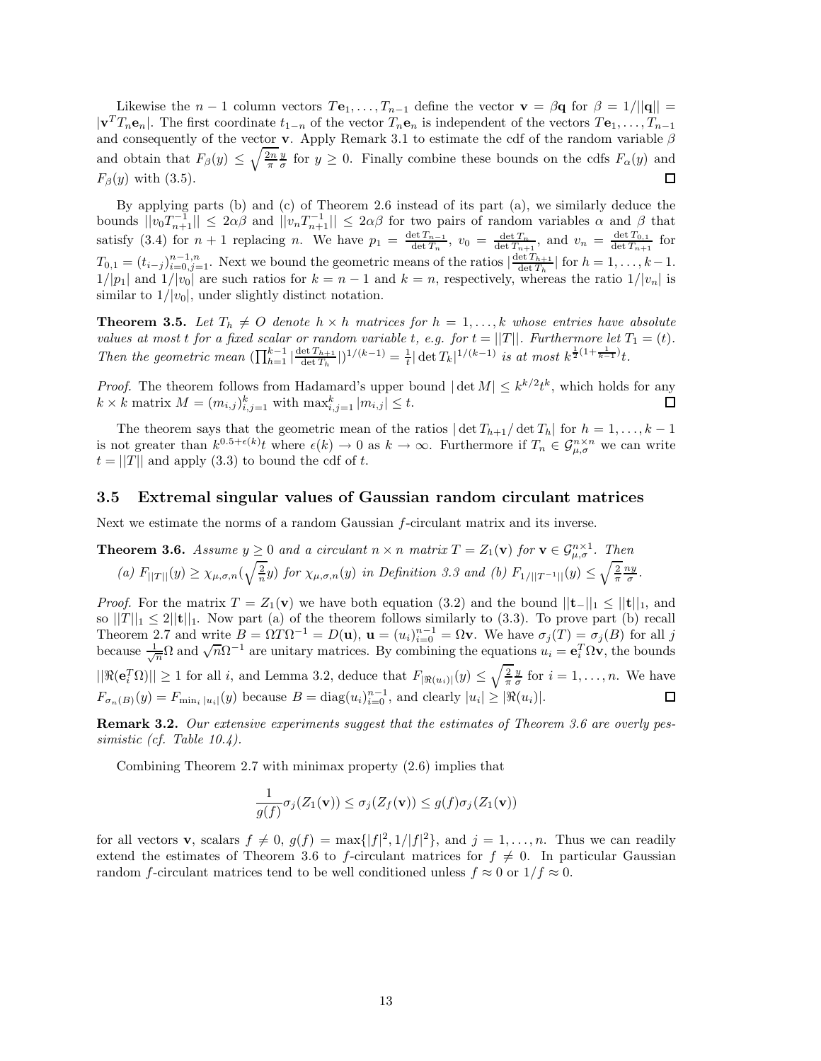Likewise the $n-1$ column vectors $T\mathbf{e}_1, \dots, T_{n-1}$ define the vector $\mathbf{v} = \beta\mathbf{q}$ for $\beta = 1/||\mathbf{q}|| = |\mathbf{v}^T T_n \mathbf{e}_n|$. The first coordinate $t_{1-n}$ of the vector $T_n\mathbf{e}_n$ is independent of the vectors $T\mathbf{e}_1, \dots, T_{n-1}$ and consequently of the vector $\mathbf{v}$. Apply Remark 3.1 to estimate the cdf of the random variable $\beta$ and obtain that $F_\beta(y) \le \sqrt{\frac{2n}{\pi}}\frac{y}{\sigma}$ for $y \ge 0$. Finally combine these bounds on the cdfs $F_\alpha(y)$ and $F_\beta(y)$ with (3.5). $\square$

By applying parts (b) and (c) of Theorem 2.6 instead of its part (a), we similarly deduce the bounds $||v_0 T_{n+1}^{-1}|| \le 2\alpha\beta$ and $||v_n T_{n+1}^{-1}|| \le 2\alpha\beta$ for two pairs of random variables $\alpha$ and $\beta$ that satisfy (3.4) for $n+1$ replacing $n$. We have $p_1 = \frac{\det T_{n-1}}{\det T_n}$, $v_0 = \frac{\det T_n}{\det T_{n+1}}$, and $v_n = \frac{\det T_{0,1}}{\det T_{n+1}}$ for $T_{0,1} = (t_{i-j})_{i=0,j=1}^{n-1,n}$. Next we bound the geometric means of the ratios $|\frac{\det T_{h+1}}{\det T_h}|$ for $h = 1, \dots, k-1$. $1/|p_1|$ and $1/|v_0|$ are such ratios for $k = n-1$ and $k = n$, respectively, whereas the ratio $1/|v_n|$ is similar to $1/|v_0|$, under slightly distinct notation.

**Theorem 3.5.** *Let $T_h \ne O$ denote $h \times h$ matrices for $h = 1, \dots, k$ whose entries have absolute values at most $t$ for a fixed scalar or random variable $t$, e.g. for $t = ||T||$. Furthermore let $T_1 = (t)$. Then the geometric mean $(\prod_{h=1}^{k-1} |\frac{\det T_{h+1}}{\det T_h}|)^{1/(k-1)} = \frac{1}{t}|\det T_k|^{1/(k-1)}$ is at most $k^{\frac{1}{2}(1+\frac{1}{k-1})}t$.*

*Proof.* The theorem follows from Hadamard's upper bound $|\det M| \le k^{k/2}t^k$, which holds for any $k \times k$ matrix $M = (m_{i,j})_{i,j=1}^k$ with $\max_{i,j=1}^k |m_{i,j}| \le t$. $\square$

The theorem says that the geometric mean of the ratios $|\det T_{h+1}/\det T_h|$ for $h = 1, \dots, k-1$ is not greater than $k^{0.5+\epsilon(k)}t$ where $\epsilon(k) \to 0$ as $k \to \infty$. Furthermore if $T_n \in \mathcal{G}_{\mu,\sigma}^{n\times n}$ we can write $t = ||T||$ and apply (3.3) to bound the cdf of $t$.

### 3.5 Extremal singular values of Gaussian random circulant matrices

Next we estimate the norms of a random Gaussian $f$-circulant matrix and its inverse.

**Theorem 3.6.** *Assume $y \ge 0$ and a circulant $n \times n$ matrix $T = Z_1(\mathbf{v})$ for $\mathbf{v} \in \mathcal{G}_{\mu,\sigma}^{n\times 1}$. Then*

*(a) $F_{||T||}(y) \ge \chi_{\mu,\sigma,n}(\sqrt{\frac{2}{n}}y)$ for $\chi_{\mu,\sigma,n}(y)$ in Definition 3.3 and (b) $F_{1/||T^{-1}||}(y) \le \sqrt{\frac{2}{\pi}}\frac{ny}{\sigma}$.*

*Proof.* For the matrix $T = Z_1(\mathbf{v})$ we have both equation (3.2) and the bound $||\mathbf{t}_-||_1 \le ||\mathbf{t}||_1$, and so $||T||_1 \le 2||\mathbf{t}||_1$. Now part (a) of the theorem follows similarly to (3.3). To prove part (b) recall Theorem 2.7 and write $B = \Omega T \Omega^{-1} = D(\mathbf{u})$, $\mathbf{u} = (u_i)_{i=0}^{n-1} = \Omega\mathbf{v}$. We have $\sigma_j(T) = \sigma_j(B)$ for all $j$ because $\frac{1}{\sqrt{n}}\Omega$ and $\sqrt{n}\Omega^{-1}$ are unitary matrices. By combining the equations $u_i = \mathbf{e}_i^T\Omega\mathbf{v}$, the bounds $||\Re(\mathbf{e}_i^T\Omega)|| \ge 1$ for all $i$, and Lemma 3.2, deduce that $F_{|\Re(u_i)|}(y) \le \sqrt{\frac{2}{\pi}}\frac{y}{\sigma}$ for $i = 1, \dots, n$. We have $F_{\sigma_n(B)}(y) = F_{\min_i |u_i|}(y)$ because $B = \text{diag}(u_i)_{i=0}^{n-1}$, and clearly $|u_i| \ge |\Re(u_i)|$. $\square$

**Remark 3.2.** *Our extensive experiments suggest that the estimates of Theorem 3.6 are overly pessimistic (cf. Table 10.4).*

Combining Theorem 2.7 with minimax property (2.6) implies that

$$\frac{1}{g(f)}\sigma_j(Z_1(\mathbf{v})) \le \sigma_j(Z_f(\mathbf{v})) \le g(f)\sigma_j(Z_1(\mathbf{v}))$$

for all vectors $\mathbf{v}$, scalars $f \ne 0$, $g(f) = \max\{|f|^2, 1/|f|^2\}$, and $j = 1, \dots, n$. Thus we can readily extend the estimates of Theorem 3.6 to $f$-circulant matrices for $f \ne 0$. In particular Gaussian random $f$-circulant matrices tend to be well conditioned unless $f \approx 0$ or $1/f \approx 0$.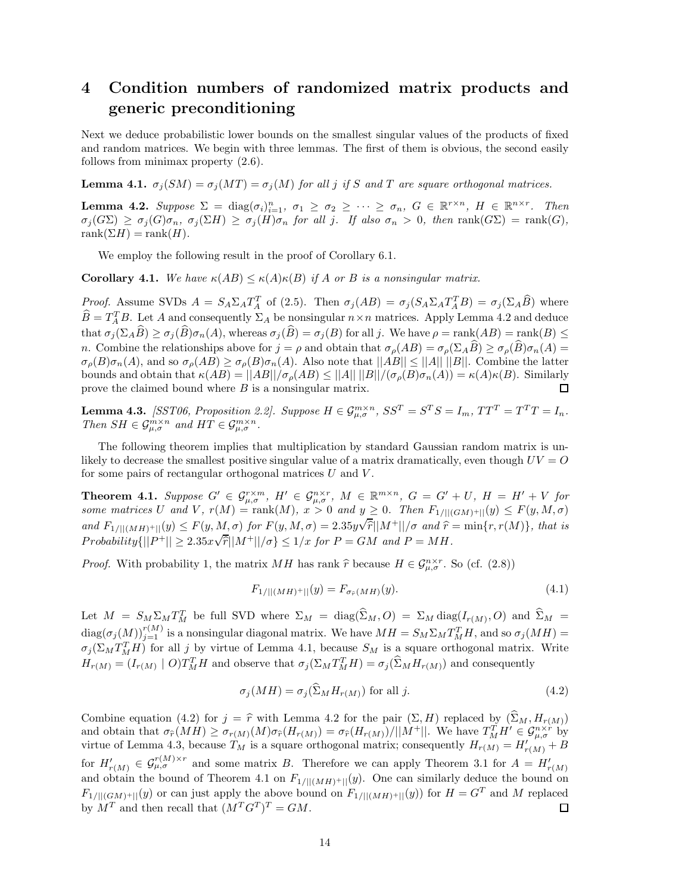# 4 Condition numbers of randomized matrix products and generic preconditioning

Next we deduce probabilistic lower bounds on the smallest singular values of the products of fixed and random matrices. We begin with three lemmas. The first of them is obvious, the second easily follows from minimax property (2.6).

**Lemma 4.1.** *$\sigma_j(SM) = \sigma_j(MT) = \sigma_j(M)$ for all $j$ if $S$ and $T$ are square orthogonal matrices.*

**Lemma 4.2.** *Suppose $\Sigma = \operatorname{diag}(\sigma_i)_{i=1}^n$, $\sigma_1 \geq \sigma_2 \geq \cdots \geq \sigma_n$, $G \in \mathbb{R}^{r\times n}$, $H \in \mathbb{R}^{n\times r}$. Then $\sigma_j(G\Sigma) \geq \sigma_j(G)\sigma_n$, $\sigma_j(\Sigma H) \geq \sigma_j(H)\sigma_n$ for all $j$. If also $\sigma_n > 0$, then $\operatorname{rank}(G\Sigma) = \operatorname{rank}(G)$, $\operatorname{rank}(\Sigma H) = \operatorname{rank}(H)$.*

We employ the following result in the proof of Corollary 6.1.

**Corollary 4.1.** *We have $\kappa(AB) \leq \kappa(A)\kappa(B)$ if $A$ or $B$ is a nonsingular matrix.*

*Proof.* Assume SVDs $A = S_A\Sigma_A T_A^T$ of (2.5). Then $\sigma_j(AB) = \sigma_j(S_A\Sigma_A T_A^T B) = \sigma_j(\Sigma_A \widehat{B})$ where $\widehat{B} = T_A^T B$. Let $A$ and consequently $\Sigma_A$ be nonsingular $n\times n$ matrices. Apply Lemma 4.2 and deduce that $\sigma_j(\Sigma_A\widehat{B}) \geq \sigma_j(\widehat{B})\sigma_n(A)$, whereas $\sigma_j(\widehat{B}) = \sigma_j(B)$ for all $j$. We have $\rho = \operatorname{rank}(AB) = \operatorname{rank}(B) \leq n$. Combine the relationships above for $j = \rho$ and obtain that $\sigma_\rho(AB) = \sigma_\rho(\Sigma_A\widehat{B}) \geq \sigma_\rho(\widehat{B})\sigma_n(A) = \sigma_\rho(B)\sigma_n(A)$, and so $\sigma_\rho(AB) \geq \sigma_\rho(B)\sigma_n(A)$. Also note that $||AB|| \leq ||A||\,||B||$. Combine the latter bounds and obtain that $\kappa(AB) = ||AB||/\sigma_\rho(AB) \leq ||A||\,||B||/(\sigma_\rho(B)\sigma_n(A)) = \kappa(A)\kappa(B)$. Similarly prove the claimed bound where $B$ is a nonsingular matrix. $\square$

**Lemma 4.3.** *[SST06, Proposition 2.2]. Suppose $H \in \mathcal{G}_{\mu,\sigma}^{m\times n}$, $SS^T = S^TS = I_m$, $TT^T = T^TT = I_n$. Then $SH \in \mathcal{G}_{\mu,\sigma}^{m\times n}$ and $HT \in \mathcal{G}_{\mu,\sigma}^{m\times n}$.*

The following theorem implies that multiplication by standard Gaussian random matrix is unlikely to decrease the smallest positive singular value of a matrix dramatically, even though $UV = O$ for some pairs of rectangular orthogonal matrices $U$ and $V$.

**Theorem 4.1.** *Suppose $G' \in \mathcal{G}_{\mu,\sigma}^{r\times m}$, $H' \in \mathcal{G}_{\mu,\sigma}^{n\times r}$, $M \in \mathbb{R}^{m\times n}$, $G = G' + U$, $H = H' + V$ for some matrices $U$ and $V$, $r(M) = \operatorname{rank}(M)$, $x > 0$ and $y \geq 0$. Then $F_{1/||(GM)^+||}(y) \leq F(y, M, \sigma)$ and $F_{1/||(MH)^+||}(y) \leq F(y, M, \sigma)$ for $F(y, M, \sigma) = 2.35y\sqrt{\widehat{r}}||M^+||/\sigma$ and $\widehat{r} = \min\{r, r(M)\}$, that is $Probability\{||P^+|| \geq 2.35x\sqrt{\widehat{r}}||M^+||/\sigma\} \leq 1/x$ for $P = GM$ and $P = MH$.*

*Proof.* With probability 1, the matrix $MH$ has rank $\widehat{r}$ because $H \in \mathcal{G}_{\mu,\sigma}^{n\times r}$. So (cf. (2.8))

$$F_{1/||(MH)^+||}(y) = F_{\sigma_{\widehat{r}}(MH)}(y). \tag{4.1}$$

Let $M = S_M\Sigma_M T_M^T$ be full SVD where $\Sigma_M = \operatorname{diag}(\widehat{\Sigma}_M, O) = \Sigma_M \operatorname{diag}(I_{r(M)}, O)$ and $\widehat{\Sigma}_M = \operatorname{diag}(\sigma_j(M))_{j=1}^{r(M)}$ is a nonsingular diagonal matrix. We have $MH = S_M\Sigma_M T_M^T H$, and so $\sigma_j(MH) = \sigma_j(\Sigma_M T_M^T H)$ for all $j$ by virtue of Lemma 4.1, because $S_M$ is a square orthogonal matrix. Write $H_{r(M)} = (I_{r(M)} \mid O)T_M^T H$ and observe that $\sigma_j(\Sigma_M T_M^T H) = \sigma_j(\widehat{\Sigma}_M H_{r(M)})$ and consequently

$$\sigma_j(MH) = \sigma_j(\widehat{\Sigma}_M H_{r(M)}) \text{ for all } j. \tag{4.2}$$

Combine equation (4.2) for $j = \widehat{r}$ with Lemma 4.2 for the pair $(\Sigma, H)$ replaced by $(\widehat{\Sigma}_M, H_{r(M)})$ and obtain that $\sigma_{\widehat{r}}(MH) \geq \sigma_{r(M)}(M)\sigma_{\widehat{r}}(H_{r(M)}) = \sigma_{\widehat{r}}(H_{r(M)})/||M^+||$. We have $T_M^T H' \in \mathcal{G}_{\mu,\sigma}^{n\times r}$ by virtue of Lemma 4.3, because $T_M$ is a square orthogonal matrix; consequently $H_{r(M)} = H'_{r(M)} + B$ for $H'_{r(M)} \in \mathcal{G}_{\mu,\sigma}^{r(M)\times r}$ and some matrix $B$. Therefore we can apply Theorem 3.1 for $A = H'_{r(M)}$ and obtain the bound of Theorem 4.1 on $F_{1/||(MH)^+||}(y)$. One can similarly deduce the bound on $F_{1/||(GM)^+||}(y)$ or can just apply the above bound on $F_{1/||(MH)^+||}(y)$) for $H = G^T$ and $M$ replaced by $M^T$ and then recall that $(M^TG^T)^T = GM$. $\square$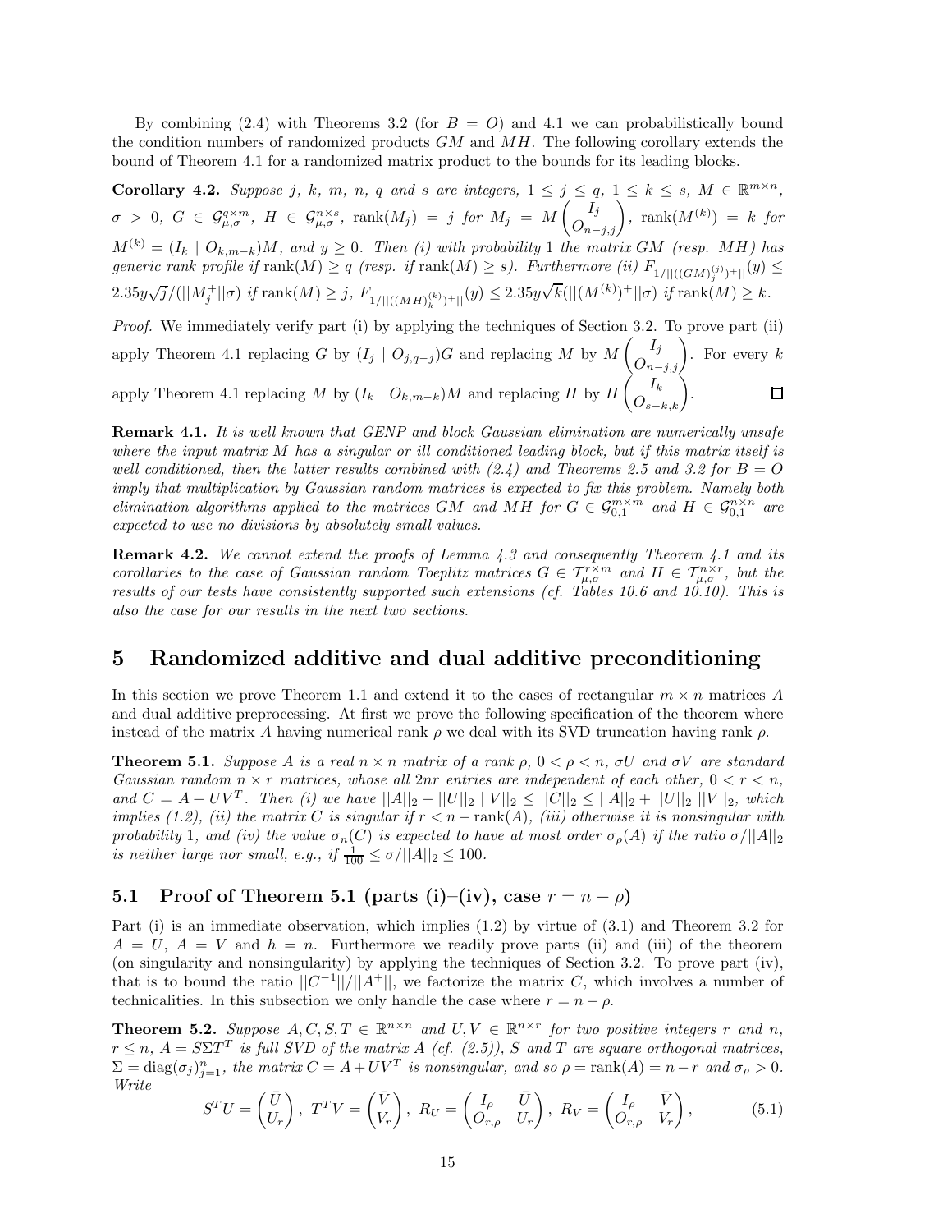By combining (2.4) with Theorems 3.2 (for $B = O$) and 4.1 we can probabilistically bound the condition numbers of randomized products $GM$ and $MH$. The following corollary extends the bound of Theorem 4.1 for a randomized matrix product to the bounds for its leading blocks.

**Corollary 4.2.** *Suppose $j$, $k$, $m$, $n$, $q$ and $s$ are integers, $1 \leq j \leq q$, $1 \leq k \leq s$, $M \in \mathbb{R}^{m\times n}$, $\sigma > 0$, $G \in \mathcal{G}_{\mu,\sigma}^{q\times m}$, $H \in \mathcal{G}_{\mu,\sigma}^{n\times s}$, $\operatorname{rank}(M_j) = j$ for $M_j = M\begin{pmatrix} I_j \\ O_{n-j,j}\end{pmatrix}$, $\operatorname{rank}(M^{(k)}) = k$ for $M^{(k)} = (I_k \mid O_{k,m-k})M$, and $y \geq 0$. Then (i) with probability 1 the matrix $GM$ (resp. $MH$) has generic rank profile if $\operatorname{rank}(M) \geq q$ (resp. if $\operatorname{rank}(M) \geq s$). Furthermore (ii) $F_{1/||((GM)_j^{(j)})^+||}(y) \leq 2.35y\sqrt{j}/(||M_j^+||\sigma)$ if $\operatorname{rank}(M) \geq j$, $F_{1/||((MH)_k^{(k)})^+||}(y) \leq 2.35y\sqrt{k}(||(M^{(k)})^+||\sigma)$ if $\operatorname{rank}(M) \geq k$.*

*Proof.* We immediately verify part (i) by applying the techniques of Section 3.2. To prove part (ii) apply Theorem 4.1 replacing $G$ by $(I_j \mid O_{j,q-j})G$ and replacing $M$ by $M\begin{pmatrix} I_j \\ O_{n-j,j}\end{pmatrix}$. For every $k$ apply Theorem 4.1 replacing $M$ by $(I_k \mid O_{k,m-k})M$ and replacing $H$ by $H\begin{pmatrix} I_k \\ O_{s-k,k}\end{pmatrix}$. □

**Remark 4.1.** *It is well known that GENP and block Gaussian elimination are numerically unsafe where the input matrix $M$ has a singular or ill conditioned leading block, but if this matrix itself is well conditioned, then the latter results combined with (2.4) and Theorems 2.5 and 3.2 for $B = O$ imply that multiplication by Gaussian random matrices is expected to fix this problem. Namely both elimination algorithms applied to the matrices $GM$ and $MH$ for $G \in \mathcal{G}_{0,1}^{m\times m}$ and $H \in \mathcal{G}_{0,1}^{n\times n}$ are expected to use no divisions by absolutely small values.*

**Remark 4.2.** *We cannot extend the proofs of Lemma 4.3 and consequently Theorem 4.1 and its corollaries to the case of Gaussian random Toeplitz matrices $G \in \mathcal{T}_{\mu,\sigma}^{r\times m}$ and $H \in \mathcal{T}_{\mu,\sigma}^{n\times r}$, but the results of our tests have consistently supported such extensions (cf. Tables 10.6 and 10.10). This is also the case for our results in the next two sections.*

# 5 Randomized additive and dual additive preconditioning

In this section we prove Theorem 1.1 and extend it to the cases of rectangular $m \times n$ matrices $A$ and dual additive preprocessing. At first we prove the following specification of the theorem where instead of the matrix $A$ having numerical rank $\rho$ we deal with its SVD truncation having rank $\rho$.

**Theorem 5.1.** *Suppose $A$ is a real $n \times n$ matrix of a rank $\rho$, $0 < \rho < n$, $\sigma U$ and $\sigma V$ are standard Gaussian random $n \times r$ matrices, whose all $2nr$ entries are independent of each other, $0 < r < n$, and $C = A + UV^T$. Then (i) we have $||A||_2 - ||U||_2\, ||V||_2 \leq ||C||_2 \leq ||A||_2 + ||U||_2\, ||V||_2$, which implies (1.2), (ii) the matrix $C$ is singular if $r < n - \operatorname{rank}(A)$, (iii) otherwise it is nonsingular with probability 1, and (iv) the value $\sigma_n(C)$ is expected to have at most order $\sigma_\rho(A)$ if the ratio $\sigma/||A||_2$ is neither large nor small, e.g., if $\frac{1}{100} \leq \sigma/||A||_2 \leq 100$.*

## 5.1 Proof of Theorem 5.1 (parts (i)–(iv), case $r = n - \rho$)

Part (i) is an immediate observation, which implies (1.2) by virtue of (3.1) and Theorem 3.2 for $A = U$, $A = V$ and $h = n$. Furthermore we readily prove parts (ii) and (iii) of the theorem (on singularity and nonsingularity) by applying the techniques of Section 3.2. To prove part (iv), that is to bound the ratio $||C^{-1}||/||A^+||$, we factorize the matrix $C$, which involves a number of technicalities. In this subsection we only handle the case where $r = n - \rho$.

**Theorem 5.2.** *Suppose $A, C, S, T \in \mathbb{R}^{n\times n}$ and $U, V \in \mathbb{R}^{n\times r}$ for two positive integers $r$ and $n$, $r \leq n$, $A = S\Sigma T^T$ is full SVD of the matrix $A$ (cf. (2.5)), $S$ and $T$ are square orthogonal matrices, $\Sigma = \operatorname{diag}(\sigma_j)_{j=1}^n$, the matrix $C = A + UV^T$ is nonsingular, and so $\rho = \operatorname{rank}(A) = n - r$ and $\sigma_\rho > 0$. Write*

$$S^TU = \begin{pmatrix} \bar{U} \\ U_r \end{pmatrix},\ T^TV = \begin{pmatrix} \bar{V} \\ V_r \end{pmatrix},\ R_U = \begin{pmatrix} I_\rho & \bar{U} \\ O_{r,\rho} & U_r \end{pmatrix},\ R_V = \begin{pmatrix} I_\rho & \bar{V} \\ O_{r,\rho} & V_r \end{pmatrix}, \tag{5.1}$$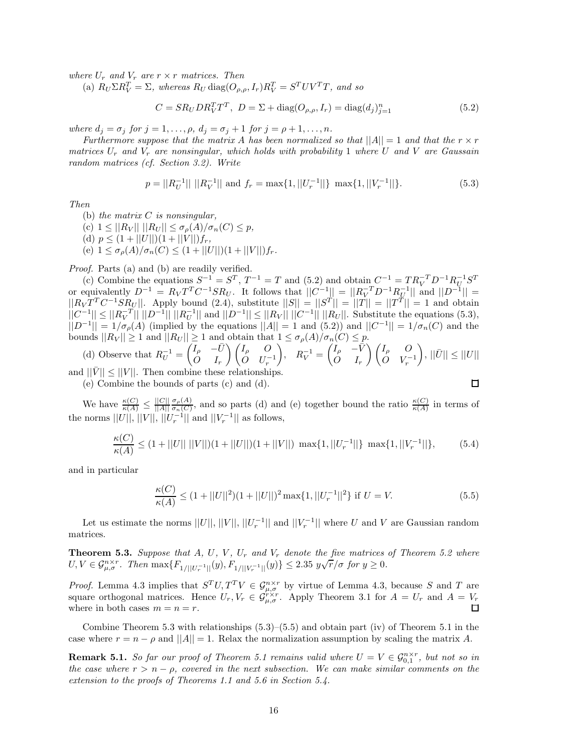*where $U_r$ and $V_r$ are $r \times r$ matrices. Then*

(a) $R_U \Sigma R_V^T = \Sigma$*, whereas* $R_U \operatorname{diag}(O_{\rho,\rho}, I_r) R_V^T = S^T U V^T T$*, and so*

$$C = S R_U D R_V^T T^T, \; D = \Sigma + \operatorname{diag}(O_{\rho,\rho}, I_r) = \operatorname{diag}(d_j)_{j=1}^n \tag{5.2}$$

*where* $d_j = \sigma_j$ *for* $j = 1, \dots, \rho$*,* $d_j = \sigma_j + 1$ *for* $j = \rho+1, \dots, n$*.*

*Furthermore suppose that the matrix $A$ has been normalized so that $||A|| = 1$ and that the $r \times r$ matrices $U_r$ and $V_r$ are nonsingular, which holds with probability 1 where $U$ and $V$ are Gaussain random matrices (cf. Section 3.2). Write*

$$p = ||R_U^{-1}|| \; ||R_V^{-1}|| \text{ and } f_r = \max\{1, ||U_r^{-1}||\} \; \max\{1, ||V_r^{-1}||\}. \tag{5.3}$$

*Then*

(b) *the matrix $C$ is nonsingular,*

(c) $1 \le ||R_V|| \; ||R_U|| \le \sigma_\rho(A)/\sigma_n(C) \le p$*,*

(d) $p \le (1 + ||U||)(1 + ||V||) f_r$*,*

(e) $1 \le \sigma_\rho(A)/\sigma_n(C) \le (1 + ||U||)(1 + ||V||) f_r$*.*

*Proof.* Parts (a) and (b) are readily verified.

(c) Combine the equations $S^{-1} = S^T$, $T^{-1} = T$ and (5.2) and obtain $C^{-1} = T R_V^{-T} D^{-1} R_U^{-1} S^T$ or equivalently $D^{-1} = R_V T^T C^{-1} S R_U$. It follows that $||C^{-1}|| = ||R_V^{-T} D^{-1} R_U^{-1}||$ and $||D^{-1}|| = ||R_V T^T C^{-1} S R_U||$. Apply bound (2.4), substitute $||S|| = ||S^T|| = ||T|| = ||T^T|| = 1$ and obtain $||C^{-1}|| \le ||R_V^{-T}|| \; ||D^{-1}|| \; ||R_U^{-1}||$ and $||D^{-1}|| \le ||R_V|| \; ||C^{-1}|| \; ||R_U||$. Substitute the equations (5.3), $||D^{-1}|| = 1/\sigma_\rho(A)$ (implied by the equations $||A|| = 1$ and (5.2)) and $||C^{-1}|| = 1/\sigma_n(C)$ and the bounds $||R_V|| \ge 1$ and $||R_U|| \ge 1$ and obtain that $1 \le \sigma_\rho(A)/\sigma_n(C) \le p$.

(d) Observe that $R_U^{-1} = \begin{pmatrix} I_\rho & -\bar{U} \\ O & I_r \end{pmatrix} \begin{pmatrix} I_\rho & O \\ O & U_r^{-1} \end{pmatrix}$, $R_V^{-1} = \begin{pmatrix} I_\rho & -\bar{V} \\ O & I_r \end{pmatrix} \begin{pmatrix} I_\rho & O \\ O & V_r^{-1} \end{pmatrix}$, $||\bar{U}|| \le ||U||$ and $||\bar{V}|| \le ||V||$. Then combine these relationships.

(e) Combine the bounds of parts (c) and (d). $\square$

We have $\frac{\kappa(C)}{\kappa(A)} \le \frac{||C||}{||A||} \frac{\sigma_\rho(A)}{\sigma_n(C)}$, and so parts (d) and (e) together bound the ratio $\frac{\kappa(C)}{\kappa(A)}$ in terms of the norms $||U||$, $||V||$, $||U_r^{-1}||$ and $||V_r^{-1}||$ as follows,

$$\frac{\kappa(C)}{\kappa(A)} \le (1 + ||U|| \; ||V||)(1 + ||U||)(1 + ||V||) \; \max\{1, ||U_r^{-1}||\} \; \max\{1, ||V_r^{-1}||\}, \tag{5.4}$$

and in particular

$$\frac{\kappa(C)}{\kappa(A)} \le (1 + ||U||^2)(1 + ||U||)^2 \max\{1, ||U_r^{-1}||^2\} \text{ if } U = V. \tag{5.5}$$

Let us estimate the norms $||U||$, $||V||$, $||U_r^{-1}||$ and $||V_r^{-1}||$ where $U$ and $V$ are Gaussian random matrices.

**Theorem 5.3.** *Suppose that $A$, $U$, $V$, $U_r$ and $V_r$ denote the five matrices of Theorem 5.2 where $U, V \in \mathcal{G}_{\mu,\sigma}^{n \times r}$. Then $\max\{F_{1/||U_r^{-1}||}(y), F_{1/||V_r^{-1}||}(y)\} \le 2.35 \; y\sqrt{r}/\sigma$ for $y \ge 0$.*

*Proof.* Lemma 4.3 implies that $S^T U, T^T V \in \mathcal{G}_{\mu,\sigma}^{n \times r}$ by virtue of Lemma 4.3, because $S$ and $T$ are square orthogonal matrices. Hence $U_r, V_r \in \mathcal{G}_{\mu,\sigma}^{r \times r}$. Apply Theorem 3.1 for $A = U_r$ and $A = V_r$ where in both cases $m = n = r$. $\square$

Combine Theorem 5.3 with relationships (5.3)–(5.5) and obtain part (iv) of Theorem 5.1 in the case where $r = n - \rho$ and $||A|| = 1$. Relax the normalization assumption by scaling the matrix $A$.

**Remark 5.1.** *So far our proof of Theorem 5.1 remains valid where $U = V \in \mathcal{G}_{0,1}^{n \times r}$, but not so in the case where $r > n - \rho$, covered in the next subsection. We can make similar comments on the extension to the proofs of Theorems 1.1 and 5.6 in Section 5.4.*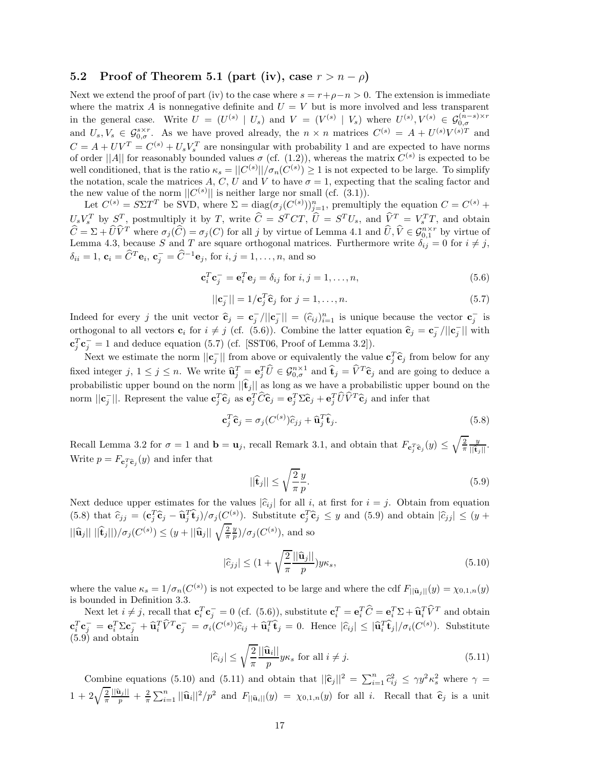### 5.2 Proof of Theorem 5.1 (part (iv), case $r > n - \rho$)

Next we extend the proof of part (iv) to the case where $s = r+\rho-n > 0$. The extension is immediate where the matrix $A$ is nonnegative definite and $U = V$ but is more involved and less transparent in the general case. Write $U = (U^{(s)} \mid U_s)$ and $V = (V^{(s)} \mid V_s)$ where $U^{(s)}, V^{(s)} \in \mathcal{G}_{0,\sigma}^{(n-s)\times r}$ and $U_s, V_s \in \mathcal{G}_{0,\sigma}^{s\times r}$. As we have proved already, the $n \times n$ matrices $C^{(s)} = A + U^{(s)}V^{(s)T}$ and $C = A + UV^T = C^{(s)} + U_sV_s^T$ are nonsingular with probability 1 and are expected to have norms of order $||A||$ for reasonably bounded values $\sigma$ (cf. (1.2)), whereas the matrix $C^{(s)}$ is expected to be well conditioned, that is the ratio $\kappa_s = ||C^{(s)}||/\sigma_n(C^{(s)}) \geq 1$ is not expected to be large. To simplify the notation, scale the matrices $A$, $C$, $U$ and $V$ to have $\sigma = 1$, expecting that the scaling factor and the new value of the norm $||C^{(s)}||$ is neither large nor small (cf. (3.1)).

Let $C^{(s)} = S\Sigma T^T$ be SVD, where $\Sigma = \mathrm{diag}(\sigma_j(C^{(s)}))_{j=1}^n$, premultiply the equation $C = C^{(s)} + U_sV_s^T$ by $S^T$, postmultiply it by $T$, write $\widehat{C} = S^TCT$, $\widehat{U} = S^TU_s$, and $\widehat{V}^T = V_s^TT$, and obtain $\widehat{C} = \Sigma + \widehat{U}\widehat{V}^T$ where $\sigma_j(\widehat{C}) = \sigma_j(C)$ for all $j$ by virtue of Lemma 4.1 and $\widehat{U}, \widehat{V} \in \mathcal{G}_{0,1}^{n\times r}$ by virtue of Lemma 4.3, because $S$ and $T$ are square orthogonal matrices. Furthermore write $\delta_{ij} = 0$ for $i \neq j$, $\delta_{ii} = 1$, $\mathbf{c}_i = \widehat{C}^T\mathbf{e}_i$, $\mathbf{c}_j^- = \widehat{C}^{-1}\mathbf{e}_j$, for $i, j = 1, \ldots, n$, and so

$$\mathbf{c}_i^T\mathbf{c}_j^- = \mathbf{e}_i^T\mathbf{e}_j = \delta_{ij} \text{ for } i, j = 1, \ldots, n, \tag{5.6}$$

$$||\mathbf{c}_j^-|| = 1/\mathbf{c}_j^T\widehat{\mathbf{c}}_j \text{ for } j = 1, \ldots, n. \tag{5.7}$$

Indeed for every $j$ the unit vector $\widehat{\mathbf{c}}_j = \mathbf{c}_j^-/||\mathbf{c}_j^-|| = (\widehat{c}_{ij})_{i=1}^n$ is unique because the vector $\mathbf{c}_j^-$ is orthogonal to all vectors $\mathbf{c}_i$ for $i \neq j$ (cf. (5.6)). Combine the latter equation $\widehat{\mathbf{c}}_j = \mathbf{c}_j^-/||\mathbf{c}_j^-||$ with $\mathbf{c}_j^T\mathbf{c}_j^- = 1$ and deduce equation (5.7) (cf. [SST06, Proof of Lemma 3.2]).

Next we estimate the norm $||\mathbf{c}_j^-||$ from above or equivalently the value $\mathbf{c}_j^T\widehat{\mathbf{c}}_j$ from below for any fixed integer $j$, $1 \leq j \leq n$. We write $\widehat{\mathbf{u}}_j^T = \mathbf{e}_j^T\widehat{U} \in \mathcal{G}_{0,\sigma}^{n\times 1}$ and $\widehat{\mathbf{t}}_j = \widehat{V}^T\widehat{\mathbf{c}}_j$ and are going to deduce a probabilistic upper bound on the norm $||\widehat{\mathbf{t}}_j||$ as long as we have a probabilistic upper bound on the norm $||\mathbf{c}_j^-||$. Represent the value $\mathbf{c}_j^T\widehat{\mathbf{c}}_j$ as $\mathbf{e}_j^T\widehat{C}\widehat{\mathbf{c}}_j = \mathbf{e}_j^T\Sigma\widehat{\mathbf{c}}_j + \mathbf{e}_j^T\widehat{U}\widehat{V}^T\widehat{\mathbf{c}}_j$ and infer that

$$\mathbf{c}_j^T\widehat{\mathbf{c}}_j = \sigma_j(C^{(s)})\widehat{c}_{jj} + \widehat{\mathbf{u}}_j^T\widehat{\mathbf{t}}_j. \tag{5.8}$$

Recall Lemma 3.2 for $\sigma = 1$ and $\mathbf{b} = \mathbf{u}_j$, recall Remark 3.1, and obtain that $F_{\mathbf{c}_j^T\widehat{\mathbf{c}}_j}(y) \leq \sqrt{\frac{2}{\pi}}\frac{y}{||\widehat{\mathbf{t}}_j||}$. Write $p = F_{\mathbf{c}_j^T\widehat{\mathbf{c}}_j}(y)$ and infer that

$$||\widehat{\mathbf{t}}_j|| \leq \sqrt{\frac{2}{\pi}}\frac{y}{p}. \tag{5.9}$$

Next deduce upper estimates for the values $|\widehat{c}_{ij}|$ for all $i$, at first for $i = j$. Obtain from equation (5.8) that $\widehat{c}_{jj} = (\mathbf{c}_j^T\widehat{\mathbf{c}}_j - \widehat{\mathbf{u}}_j^T\widehat{\mathbf{t}}_j)/\sigma_j(C^{(s)})$. Substitute $\mathbf{c}_j^T\widehat{\mathbf{c}}_j \leq y$ and (5.9) and obtain $|\widehat{c}_{jj}| \leq (y + ||\widehat{\mathbf{u}}_j||\,||\widehat{\mathbf{t}}_j||)/\sigma_j(C^{(s)}) \leq (y + ||\widehat{\mathbf{u}}_j||\,\sqrt{\frac{2}{\pi}\frac{y}{p}})/\sigma_j(C^{(s)})$, and so

$$|\widehat{c}_{jj}| \leq (1 + \sqrt{\frac{2}{\pi}}\frac{||\widehat{\mathbf{u}}_j||}{p})y\kappa_s, \tag{5.10}$$

where the value $\kappa_s = 1/\sigma_n(C^{(s)})$ is not expected to be large and where the cdf $F_{||\widehat{\mathbf{u}}_j||}(y) = \chi_{0,1,n}(y)$ is bounded in Definition 3.3.

Next let $i \neq j$, recall that $\mathbf{c}_i^T\mathbf{c}_j^- = 0$ (cf. (5.6)), substitute $\mathbf{c}_i^T = \mathbf{e}_i^T\widehat{C} = \mathbf{e}_i^T\Sigma + \widehat{\mathbf{u}}_i^T\widehat{V}^T$ and obtain $\mathbf{c}_i^T\mathbf{c}_j^- = \mathbf{e}_i^T\Sigma\mathbf{c}_j^- + \widehat{\mathbf{u}}_i^T\widehat{V}^T\mathbf{c}_j^- = \sigma_i(C^{(s)})\widehat{c}_{ij} + \widehat{\mathbf{u}}_i^T\widehat{\mathbf{t}}_j = 0$. Hence $|\widehat{c}_{ij}| \leq |\widehat{\mathbf{u}}_i^T\widehat{\mathbf{t}}_j|/\sigma_i(C^{(s)})$. Substitute (5.9) and obtain

$$|\widehat{c}_{ij}| \leq \sqrt{\frac{2}{\pi}}\frac{||\widehat{\mathbf{u}}_i||}{p}y\kappa_s \text{ for all } i \neq j. \tag{5.11}$$

Combine equations (5.10) and (5.11) and obtain that $||\widehat{\mathbf{c}}_j||^2 = \sum_{i=1}^n \widehat{c}_{ij}^2 \leq \gamma y^2\kappa_s^2$ where $\gamma = 1 + 2\sqrt{\frac{2}{\pi}}\frac{||\widehat{\mathbf{u}}_j||}{p} + \frac{2}{\pi}\sum_{i=1}^n ||\widehat{\mathbf{u}}_i||^2/p^2$ and $F_{||\widehat{\mathbf{u}}_i||}(y) = \chi_{0,1,n}(y)$ for all $i$. Recall that $\widehat{\mathbf{c}}_j$ is a unit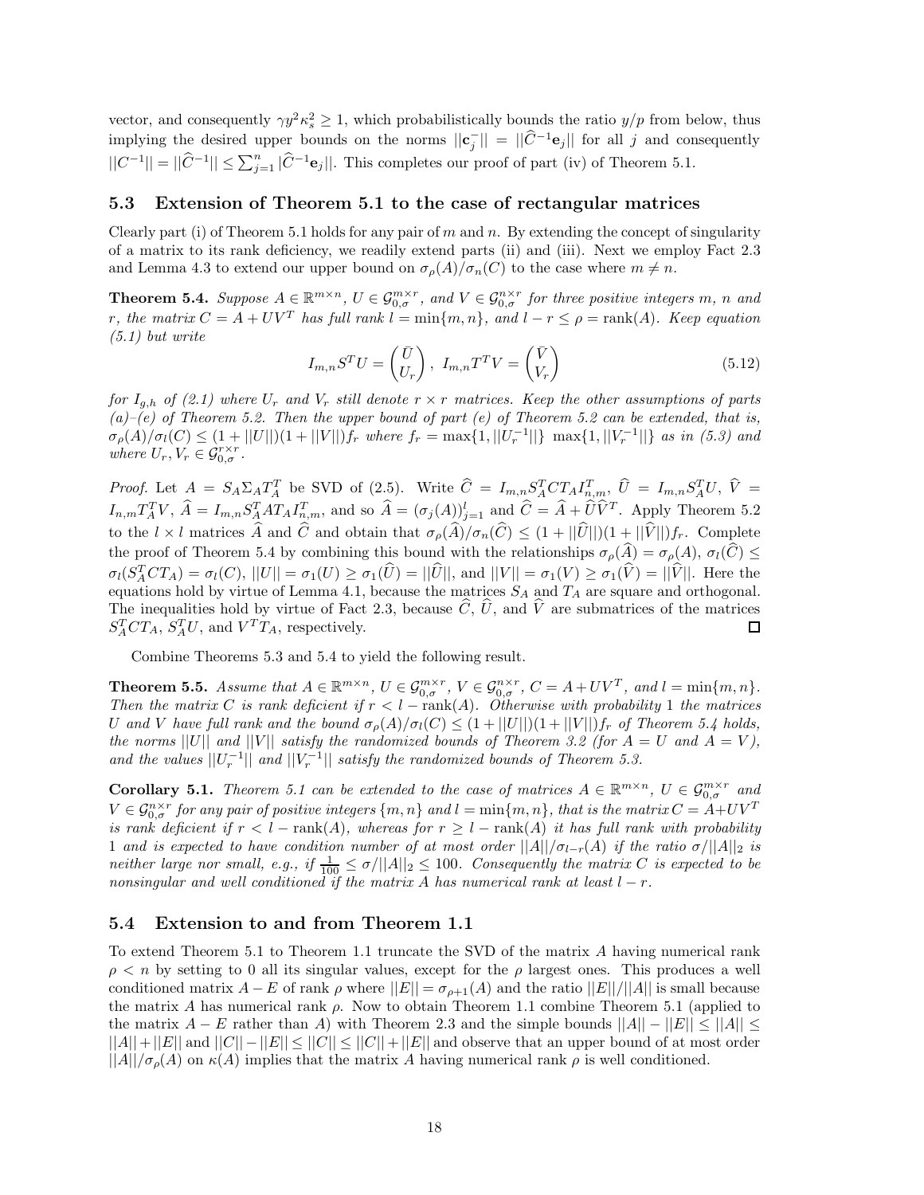vector, and consequently $\gamma y^2 \kappa_s^2 \geq 1$, which probabilistically bounds the ratio $y/p$ from below, thus implying the desired upper bounds on the norms $||\mathbf{c}_j^-|| = ||\widehat{C}^{-1}\mathbf{e}_j||$ for all $j$ and consequently $||C^{-1}|| = ||\widehat{C}^{-1}|| \leq \sum_{j=1}^n |\widehat{C}^{-1}\mathbf{e}_j||$. This completes our proof of part (iv) of Theorem 5.1.

### 5.3 Extension of Theorem 5.1 to the case of rectangular matrices

Clearly part (i) of Theorem 5.1 holds for any pair of $m$ and $n$. By extending the concept of singularity of a matrix to its rank deficiency, we readily extend parts (ii) and (iii). Next we employ Fact 2.3 and Lemma 4.3 to extend our upper bound on $\sigma_\rho(A)/\sigma_n(C)$ to the case where $m \neq n$.

**Theorem 5.4.** *Suppose $A \in \mathbb{R}^{m\times n}$, $U \in \mathcal{G}_{0,\sigma}^{m\times r}$, and $V \in \mathcal{G}_{0,\sigma}^{n\times r}$ for three positive integers $m$, $n$ and $r$, the matrix $C = A + UV^T$ has full rank $l = \min\{m, n\}$, and $l - r \leq \rho = \operatorname{rank}(A)$. Keep equation (5.1) but write*

$$I_{m,n}S^TU = \begin{pmatrix} \bar{U} \\ U_r \end{pmatrix},\ I_{m,n}T^TV = \begin{pmatrix} \bar{V} \\ V_r \end{pmatrix} \tag{5.12}$$

*for $I_{g,h}$ of (2.1) where $U_r$ and $V_r$ still denote $r \times r$ matrices. Keep the other assumptions of parts (a)–(e) of Theorem 5.2. Then the upper bound of part (e) of Theorem 5.2 can be extended, that is, $\sigma_\rho(A)/\sigma_l(C) \leq (1 + ||U||)(1 + ||V||)f_r$ where $f_r = \max\{1, ||U_r^{-1}||\}\ \max\{1, ||V_r^{-1}||\}$ as in (5.3) and where $U_r, V_r \in \mathcal{G}_{0,\sigma}^{r\times r}$.*

*Proof.* Let $A = S_A\Sigma_AT_A^T$ be SVD of (2.5). Write $\widehat{C} = I_{m,n}S_A^TCT_AI_{n,m}^T$, $\widehat{U} = I_{m,n}S_A^TU$, $\widehat{V} = I_{n,m}T_A^TV$, $\widehat{A} = I_{m,n}S_A^TAT_AI_{n,m}^T$, and so $\widehat{A} = (\sigma_j(A))_{j=1}^l$ and $\widehat{C} = \widehat{A} + \widehat{U}\widehat{V}^T$. Apply Theorem 5.2 to the $l \times l$ matrices $\widehat{A}$ and $\widehat{C}$ and obtain that $\sigma_\rho(\widehat{A})/\sigma_n(\widehat{C}) \leq (1 + ||\widehat{U}||)(1 + ||\widehat{V}||)f_r$. Complete the proof of Theorem 5.4 by combining this bound with the relationships $\sigma_\rho(\widehat{A}) = \sigma_\rho(A)$, $\sigma_l(\widehat{C}) \leq \sigma_l(S_A^TCT_A) = \sigma_l(C)$, $||U|| = \sigma_1(U) \geq \sigma_1(\widehat{U}) = ||\widehat{U}||$, and $||V|| = \sigma_1(V) \geq \sigma_1(\widehat{V}) = ||\widehat{V}||$. Here the equations hold by virtue of Lemma 4.1, because the matrices $S_A$ and $T_A$ are square and orthogonal. The inequalities hold by virtue of Fact 2.3, because $\widehat{C}$, $\widehat{U}$, and $\widehat{V}$ are submatrices of the matrices $S_A^TCT_A$, $S_A^TU$, and $V^TT_A$, respectively. ☐

Combine Theorems 5.3 and 5.4 to yield the following result.

**Theorem 5.5.** *Assume that $A \in \mathbb{R}^{m\times n}$, $U \in \mathcal{G}_{0,\sigma}^{m\times r}$, $V \in \mathcal{G}_{0,\sigma}^{n\times r}$, $C = A + UV^T$, and $l = \min\{m, n\}$. Then the matrix $C$ is rank deficient if $r < l - \operatorname{rank}(A)$. Otherwise with probability 1 the matrices $U$ and $V$ have full rank and the bound $\sigma_\rho(A)/\sigma_l(C) \leq (1 + ||U||)(1 + ||V||)f_r$ of Theorem 5.4 holds, the norms $||U||$ and $||V||$ satisfy the randomized bounds of Theorem 3.2 (for $A = U$ and $A = V$), and the values $||U_r^{-1}||$ and $||V_r^{-1}||$ satisfy the randomized bounds of Theorem 5.3.*

**Corollary 5.1.** *Theorem 5.1 can be extended to the case of matrices $A \in \mathbb{R}^{m\times n}$, $U \in \mathcal{G}_{0,\sigma}^{m\times r}$ and $V \in \mathcal{G}_{0,\sigma}^{n\times r}$ for any pair of positive integers $\{m, n\}$ and $l = \min\{m, n\}$, that is the matrix $C = A+UV^T$ is rank deficient if $r < l - \operatorname{rank}(A)$, whereas for $r \geq l - \operatorname{rank}(A)$ it has full rank with probability 1 and is expected to have condition number of at most order $||A||/\sigma_{l-r}(A)$ if the ratio $\sigma/||A||_2$ is neither large nor small, e.g., if $\frac{1}{100} \leq \sigma/||A||_2 \leq 100$. Consequently the matrix $C$ is expected to be nonsingular and well conditioned if the matrix $A$ has numerical rank at least $l - r$.*

### 5.4 Extension to and from Theorem 1.1

To extend Theorem 5.1 to Theorem 1.1 truncate the SVD of the matrix $A$ having numerical rank $\rho < n$ by setting to 0 all its singular values, except for the $\rho$ largest ones. This produces a well conditioned matrix $A - E$ of rank $\rho$ where $||E|| = \sigma_{\rho+1}(A)$ and the ratio $||E||/||A||$ is small because the matrix $A$ has numerical rank $\rho$. Now to obtain Theorem 1.1 combine Theorem 5.1 (applied to the matrix $A - E$ rather than $A$) with Theorem 2.3 and the simple bounds $||A|| - ||E|| \leq ||A|| \leq ||A|| + ||E||$ and $||C|| - ||E|| \leq ||C|| \leq ||C|| + ||E||$ and observe that an upper bound of at most order $||A||/\sigma_\rho(A)$ on $\kappa(A)$ implies that the matrix $A$ having numerical rank $\rho$ is well conditioned.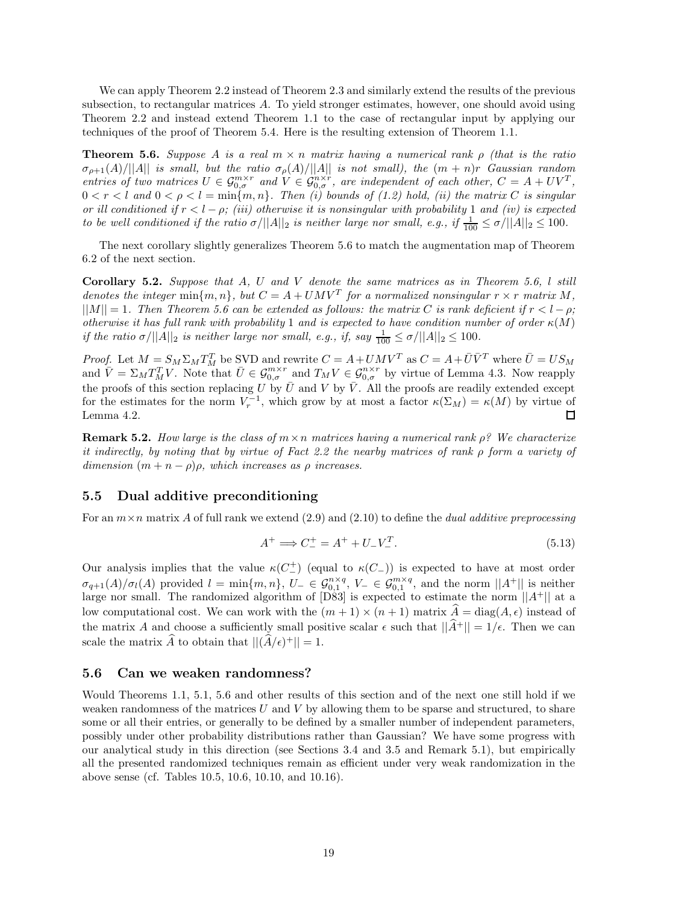We can apply Theorem 2.2 instead of Theorem 2.3 and similarly extend the results of the previous subsection, to rectangular matrices $A$. To yield stronger estimates, however, one should avoid using Theorem 2.2 and instead extend Theorem 1.1 to the case of rectangular input by applying our techniques of the proof of Theorem 5.4. Here is the resulting extension of Theorem 1.1.

**Theorem 5.6.** *Suppose $A$ is a real $m \times n$ matrix having a numerical rank $\rho$ (that is the ratio $\sigma_{\rho+1}(A)/||A||$ is small, but the ratio $\sigma_\rho(A)/||A||$ is not small), the $(m+n)r$ Gaussian random entries of two matrices $U \in \mathcal{G}_{0,\sigma}^{m\times r}$ and $V \in \mathcal{G}_{0,\sigma}^{n\times r}$, are independent of each other, $C = A + UV^T$, $0 < r < l$ and $0 < \rho < l = \min\{m,n\}$. Then (i) bounds of (1.2) hold, (ii) the matrix $C$ is singular or ill conditioned if $r < l - \rho$; (iii) otherwise it is nonsingular with probability 1 and (iv) is expected to be well conditioned if the ratio $\sigma/||A||_2$ is neither large nor small, e.g., if $\frac{1}{100} \le \sigma/||A||_2 \le 100$.*

The next corollary slightly generalizes Theorem 5.6 to match the augmentation map of Theorem 6.2 of the next section.

**Corollary 5.2.** *Suppose that $A$, $U$ and $V$ denote the same matrices as in Theorem 5.6, $l$ still denotes the integer $\min\{m,n\}$, but $C = A + UMV^T$ for a normalized nonsingular $r \times r$ matrix $M$, $||M|| = 1$. Then Theorem 5.6 can be extended as follows: the matrix $C$ is rank deficient if $r < l - \rho$; otherwise it has full rank with probability 1 and is expected to have condition number of order $\kappa(M)$ if the ratio $\sigma/||A||_2$ is neither large nor small, e.g., if, say $\frac{1}{100} \le \sigma/||A||_2 \le 100$.*

*Proof.* Let $M = S_M\Sigma_M T_M^T$ be SVD and rewrite $C = A + UMV^T$ as $C = A + \bar{U}\bar{V}^T$ where $\bar{U} = US_M$ and $\bar{V} = \Sigma_M T_M^T V$. Note that $\bar{U} \in \mathcal{G}_{0,\sigma}^{m\times r}$ and $T_M V \in \mathcal{G}_{0,\sigma}^{n\times r}$ by virtue of Lemma 4.3. Now reapply the proofs of this section replacing $U$ by $\bar{U}$ and $V$ by $\bar{V}$. All the proofs are readily extended except for the estimates for the norm $V_r^{-1}$, which grow by at most a factor $\kappa(\Sigma_M) = \kappa(M)$ by virtue of Lemma 4.2. $\square$

**Remark 5.2.** *How large is the class of $m \times n$ matrices having a numerical rank $\rho$? We characterize it indirectly, by noting that by virtue of Fact 2.2 the nearby matrices of rank $\rho$ form a variety of dimension $(m+n-\rho)\rho$, which increases as $\rho$ increases.*

## 5.5 Dual additive preconditioning

For an $m\times n$ matrix $A$ of full rank we extend (2.9) and (2.10) to define the *dual additive preprocessing*

$$A^+ \Longrightarrow C_-^+ = A^+ + U_-V_-^T. \tag{5.13}$$

Our analysis implies that the value $\kappa(C_-^+)$ (equal to $\kappa(C_-)$) is expected to have at most order $\sigma_{q+1}(A)/\sigma_l(A)$ provided $l = \min\{m,n\}$, $U_- \in \mathcal{G}_{0,1}^{n\times q}$, $V_- \in \mathcal{G}_{0,1}^{m\times q}$, and the norm $||A^+||$ is neither large nor small. The randomized algorithm of [D83] is expected to estimate the norm $||A^+||$ at a low computational cost. We can work with the $(m+1)\times(n+1)$ matrix $\widehat{A} = \mathrm{diag}(A,\epsilon)$ instead of the matrix $A$ and choose a sufficiently small positive scalar $\epsilon$ such that $||\widehat{A}^+|| = 1/\epsilon$. Then we can scale the matrix $\widehat{A}$ to obtain that $||(\widehat{A}/\epsilon)^+|| = 1$.

## 5.6 Can we weaken randomness?

Would Theorems 1.1, 5.1, 5.6 and other results of this section and of the next one still hold if we weaken randomness of the matrices $U$ and $V$ by allowing them to be sparse and structured, to share some or all their entries, or generally to be defined by a smaller number of independent parameters, possibly under other probability distributions rather than Gaussian? We have some progress with our analytical study in this direction (see Sections 3.4 and 3.5 and Remark 5.1), but empirically all the presented randomized techniques remain as efficient under very weak randomization in the above sense (cf. Tables 10.5, 10.6, 10.10, and 10.16).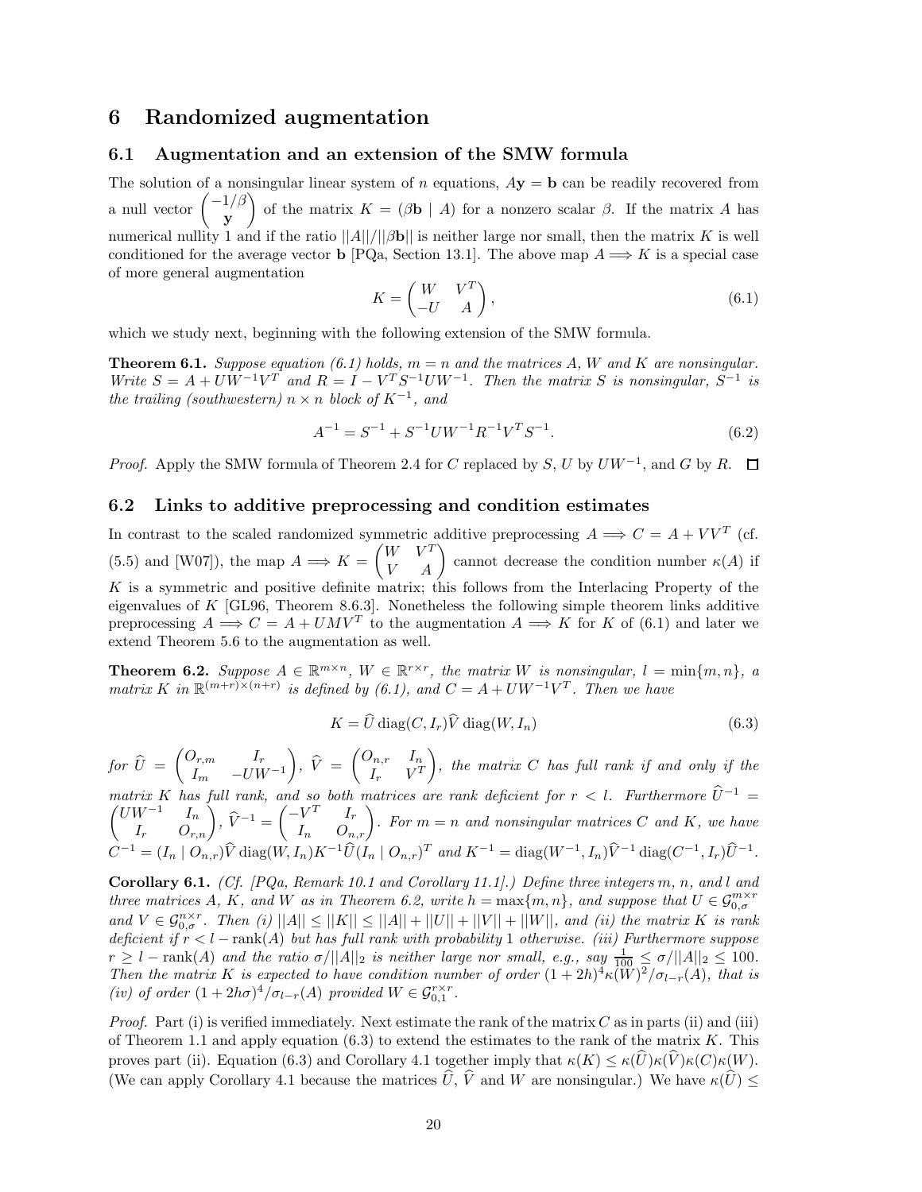# 6 Randomized augmentation

## 6.1 Augmentation and an extension of the SMW formula

The solution of a nonsingular linear system of $n$ equations, $A\mathbf{y} = \mathbf{b}$ can be readily recovered from a null vector $\begin{pmatrix} -1/\beta \\ \mathbf{y} \end{pmatrix}$ of the matrix $K = (\beta\mathbf{b} \mid A)$ for a nonzero scalar $\beta$. If the matrix $A$ has numerical nullity 1 and if the ratio $||A||/||\beta\mathbf{b}||$ is neither large nor small, then the matrix $K$ is well conditioned for the average vector $\mathbf{b}$ [PQa, Section 13.1]. The above map $A \Longrightarrow K$ is a special case of more general augmentation

$$K = \begin{pmatrix} W & V^T \\ -U & A \end{pmatrix}, \tag{6.1}$$

which we study next, beginning with the following extension of the SMW formula.

**Theorem 6.1.** *Suppose equation (6.1) holds, $m = n$ and the matrices $A$, $W$ and $K$ are nonsingular. Write $S = A + UW^{-1}V^T$ and $R = I - V^T S^{-1} U W^{-1}$. Then the matrix $S$ is nonsingular, $S^{-1}$ is the trailing (southwestern) $n \times n$ block of $K^{-1}$, and*

$$A^{-1} = S^{-1} + S^{-1}UW^{-1}R^{-1}V^T S^{-1}. \tag{6.2}$$

*Proof.* Apply the SMW formula of Theorem 2.4 for $C$ replaced by $S$, $U$ by $UW^{-1}$, and $G$ by $R$. $\square$

## 6.2 Links to additive preprocessing and condition estimates

In contrast to the scaled randomized symmetric additive preprocessing $A \Longrightarrow C = A + VV^T$ (cf. (5.5) and [W07]), the map $A \Longrightarrow K = \begin{pmatrix} W & V^T \\ V & A \end{pmatrix}$ cannot decrease the condition number $\kappa(A)$ if $K$ is a symmetric and positive definite matrix; this follows from the Interlacing Property of the eigenvalues of $K$ [GL96, Theorem 8.6.3]. Nonetheless the following simple theorem links additive preprocessing $A \Longrightarrow C = A + UMV^T$ to the augmentation $A \Longrightarrow K$ for $K$ of (6.1) and later we extend Theorem 5.6 to the augmentation as well.

**Theorem 6.2.** *Suppose $A \in \mathbb{R}^{m\times n}$, $W \in \mathbb{R}^{r\times r}$, the matrix $W$ is nonsingular, $l = \min\{m, n\}$, a matrix $K$ in $\mathbb{R}^{(m+r)\times(n+r)}$ is defined by (6.1), and $C = A + UW^{-1}V^T$. Then we have*

$$K = \widehat{U} \operatorname{diag}(C, I_r) \widehat{V} \operatorname{diag}(W, I_n) \tag{6.3}$$

*for $\widehat{U} = \begin{pmatrix} O_{r,m} & I_r \\ I_m & -UW^{-1} \end{pmatrix}$, $\widehat{V} = \begin{pmatrix} O_{n,r} & I_n \\ I_r & V^T \end{pmatrix}$, the matrix $C$ has full rank if and only if the matrix $K$ has full rank, and so both matrices are rank deficient for $r < l$. Furthermore $\widehat{U}^{-1} = \begin{pmatrix} UW^{-1} & I_n \\ I_r & O_{r,n} \end{pmatrix}$, $\widehat{V}^{-1} = \begin{pmatrix} -V^T & I_r \\ I_n & O_{n,r} \end{pmatrix}$. For $m = n$ and nonsingular matrices $C$ and $K$, we have $C^{-1} = (I_n \mid O_{n,r})\widehat{V} \operatorname{diag}(W, I_n) K^{-1} \widehat{U} (I_n \mid O_{n,r})^T$ and $K^{-1} = \operatorname{diag}(W^{-1}, I_n)\widehat{V}^{-1} \operatorname{diag}(C^{-1}, I_r)\widehat{U}^{-1}$.*

**Corollary 6.1.** *(Cf. [PQa, Remark 10.1 and Corollary 11.1].) Define three integers $m$, $n$, and $l$ and three matrices $A$, $K$, and $W$ as in Theorem 6.2, write $h = \max\{m, n\}$, and suppose that $U \in \mathcal{G}_{0,\sigma}^{m\times r}$ and $V \in \mathcal{G}_{0,\sigma}^{n\times r}$. Then (i) $||A|| \le ||K|| \le ||A|| + ||U|| + ||V|| + ||W||$, and (ii) the matrix $K$ is rank deficient if $r < l - \operatorname{rank}(A)$ but has full rank with probability 1 otherwise. (iii) Furthermore suppose $r \ge l - \operatorname{rank}(A)$ and the ratio $\sigma/||A||_2$ is neither large nor small, e.g., say $\frac{1}{100} \le \sigma/||A||_2 \le 100$. Then the matrix $K$ is expected to have condition number of order $(1 + 2h)^4 \kappa(W)^2/\sigma_{l-r}(A)$, that is (iv) of order $(1 + 2h\sigma)^4/\sigma_{l-r}(A)$ provided $W \in \mathcal{G}_{0,1}^{r\times r}$.*

*Proof.* Part (i) is verified immediately. Next estimate the rank of the matrix $C$ as in parts (ii) and (iii) of Theorem 1.1 and apply equation (6.3) to extend the estimates to the rank of the matrix $K$. This proves part (ii). Equation (6.3) and Corollary 4.1 together imply that $\kappa(K) \le \kappa(\widehat{U})\kappa(\widehat{V})\kappa(C)\kappa(W)$. (We can apply Corollary 4.1 because the matrices $\widehat{U}$, $\widehat{V}$ and $W$ are nonsingular.) We have $\kappa(\widehat{U}) \le$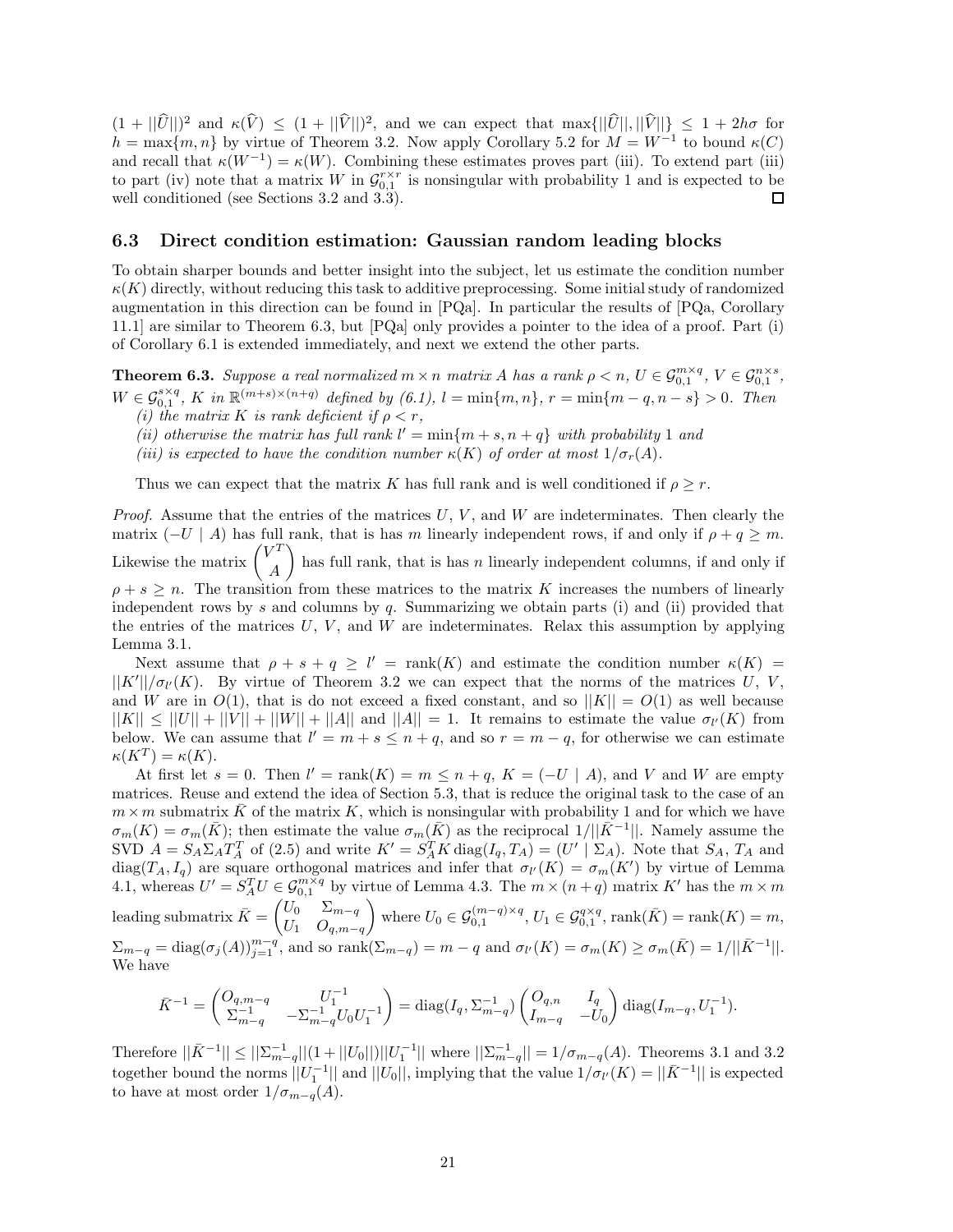$(1 + ||\widehat{U}||)^2$ and $\kappa(\widehat{V}) \le (1 + ||\widehat{V}||)^2$, and we can expect that $\max\{||\widehat{U}||, ||\widehat{V}||\} \le 1 + 2h\sigma$ for $h = \max\{m, n\}$ by virtue of Theorem 3.2. Now apply Corollary 5.2 for $M = W^{-1}$ to bound $\kappa(C)$ and recall that $\kappa(W^{-1}) = \kappa(W)$. Combining these estimates proves part (iii). To extend part (iii) to part (iv) note that a matrix $W$ in $\mathcal{G}_{0,1}^{r\times r}$ is nonsingular with probability 1 and is expected to be well conditioned (see Sections 3.2 and 3.3). $\square$

### 6.3 Direct condition estimation: Gaussian random leading blocks

To obtain sharper bounds and better insight into the subject, let us estimate the condition number $\kappa(K)$ directly, without reducing this task to additive preprocessing. Some initial study of randomized augmentation in this direction can be found in [PQa]. In particular the results of [PQa, Corollary 11.1] are similar to Theorem 6.3, but [PQa] only provides a pointer to the idea of a proof. Part (i) of Corollary 6.1 is extended immediately, and next we extend the other parts.

**Theorem 6.3.** *Suppose a real normalized $m \times n$ matrix $A$ has a rank $\rho < n$, $U \in \mathcal{G}_{0,1}^{m\times q}$, $V \in \mathcal{G}_{0,1}^{n\times s}$, $W \in \mathcal{G}_{0,1}^{s\times q}$, $K$ in $\mathbb{R}^{(m+s)\times(n+q)}$ defined by (6.1), $l = \min\{m, n\}$, $r = \min\{m-q, n-s\} > 0$. Then*
*(i) the matrix $K$ is rank deficient if $\rho < r$,*
*(ii) otherwise the matrix has full rank $l' = \min\{m+s, n+q\}$ with probability 1 and*
*(iii) is expected to have the condition number $\kappa(K)$ of order at most $1/\sigma_r(A)$.*

Thus we can expect that the matrix $K$ has full rank and is well conditioned if $\rho \ge r$.

*Proof.* Assume that the entries of the matrices $U$, $V$, and $W$ are indeterminates. Then clearly the matrix $(-U \mid A)$ has full rank, that is has $m$ linearly independent rows, if and only if $\rho + q \ge m$. Likewise the matrix $\begin{pmatrix} V^T \\ A \end{pmatrix}$ has full rank, that is has $n$ linearly independent columns, if and only if $\rho + s \ge n$. The transition from these matrices to the matrix $K$ increases the numbers of linearly independent rows by $s$ and columns by $q$. Summarizing we obtain parts (i) and (ii) provided that the entries of the matrices $U$, $V$, and $W$ are indeterminates. Relax this assumption by applying Lemma 3.1.

Next assume that $\rho + s + q \ge l' = \operatorname{rank}(K)$ and estimate the condition number $\kappa(K) = ||K'||/\sigma_{l'}(K)$. By virtue of Theorem 3.2 we can expect that the norms of the matrices $U$, $V$, and $W$ are in $O(1)$, that is do not exceed a fixed constant, and so $||K|| = O(1)$ as well because $||K|| \le ||U|| + ||V|| + ||W|| + ||A||$ and $||A|| = 1$. It remains to estimate the value $\sigma_{l'}(K)$ from below. We can assume that $l' = m + s \le n + q$, and so $r = m - q$, for otherwise we can estimate $\kappa(K^T) = \kappa(K)$.

At first let $s = 0$. Then $l' = \operatorname{rank}(K) = m \le n + q$, $K = (-U \mid A)$, and $V$ and $W$ are empty matrices. Reuse and extend the idea of Section 5.3, that is reduce the original task to the case of an $m \times m$ submatrix $\bar{K}$ of the matrix $K$, which is nonsingular with probability 1 and for which we have $\sigma_m(K) = \sigma_m(\bar{K})$; then estimate the value $\sigma_m(\bar{K})$ as the reciprocal $1/||\bar{K}^{-1}||$. Namely assume the SVD $A = S_A \Sigma_A T_A^T$ of (2.5) and write $K' = S_A^T K \operatorname{diag}(I_q, T_A) = (U' \mid \Sigma_A)$. Note that $S_A$, $T_A$ and $\operatorname{diag}(T_A, I_q)$ are square orthogonal matrices and infer that $\sigma_{l'}(K) = \sigma_m(K')$ by virtue of Lemma 4.1, whereas $U' = S_A^T U \in \mathcal{G}_{0,1}^{m\times q}$ by virtue of Lemma 4.3. The $m \times (n+q)$ matrix $K'$ has the $m \times m$ leading submatrix $\bar{K} = \begin{pmatrix} U_0 & \Sigma_{m-q} \\ U_1 & O_{q,m-q} \end{pmatrix}$ where $U_0 \in \mathcal{G}_{0,1}^{(m-q)\times q}$, $U_1 \in \mathcal{G}_{0,1}^{q\times q}$, $\operatorname{rank}(\bar{K}) = \operatorname{rank}(K) = m$, $\Sigma_{m-q} = \operatorname{diag}(\sigma_j(A))_{j=1}^{m-q}$, and so $\operatorname{rank}(\Sigma_{m-q}) = m - q$ and $\sigma_{l'}(K) = \sigma_m(K) \ge \sigma_m(\bar{K}) = 1/||\bar{K}^{-1}||$. We have

$$\bar{K}^{-1} = \begin{pmatrix} O_{q,m-q} & U_1^{-1} \\ \Sigma_{m-q}^{-1} & -\Sigma_{m-q}^{-1} U_0 U_1^{-1} \end{pmatrix} = \operatorname{diag}(I_q, \Sigma_{m-q}^{-1}) \begin{pmatrix} O_{q,n} & I_q \\ I_{m-q} & -U_0 \end{pmatrix} \operatorname{diag}(I_{m-q}, U_1^{-1}).$$

Therefore $||\bar{K}^{-1}|| \le ||\Sigma_{m-q}^{-1}||(1 + ||U_0||)||U_1^{-1}||$ where $||\Sigma_{m-q}^{-1}|| = 1/\sigma_{m-q}(A)$. Theorems 3.1 and 3.2 together bound the norms $||U_1^{-1}||$ and $||U_0||$, implying that the value $1/\sigma_{l'}(K) = ||\bar{K}^{-1}||$ is expected to have at most order $1/\sigma_{m-q}(A)$.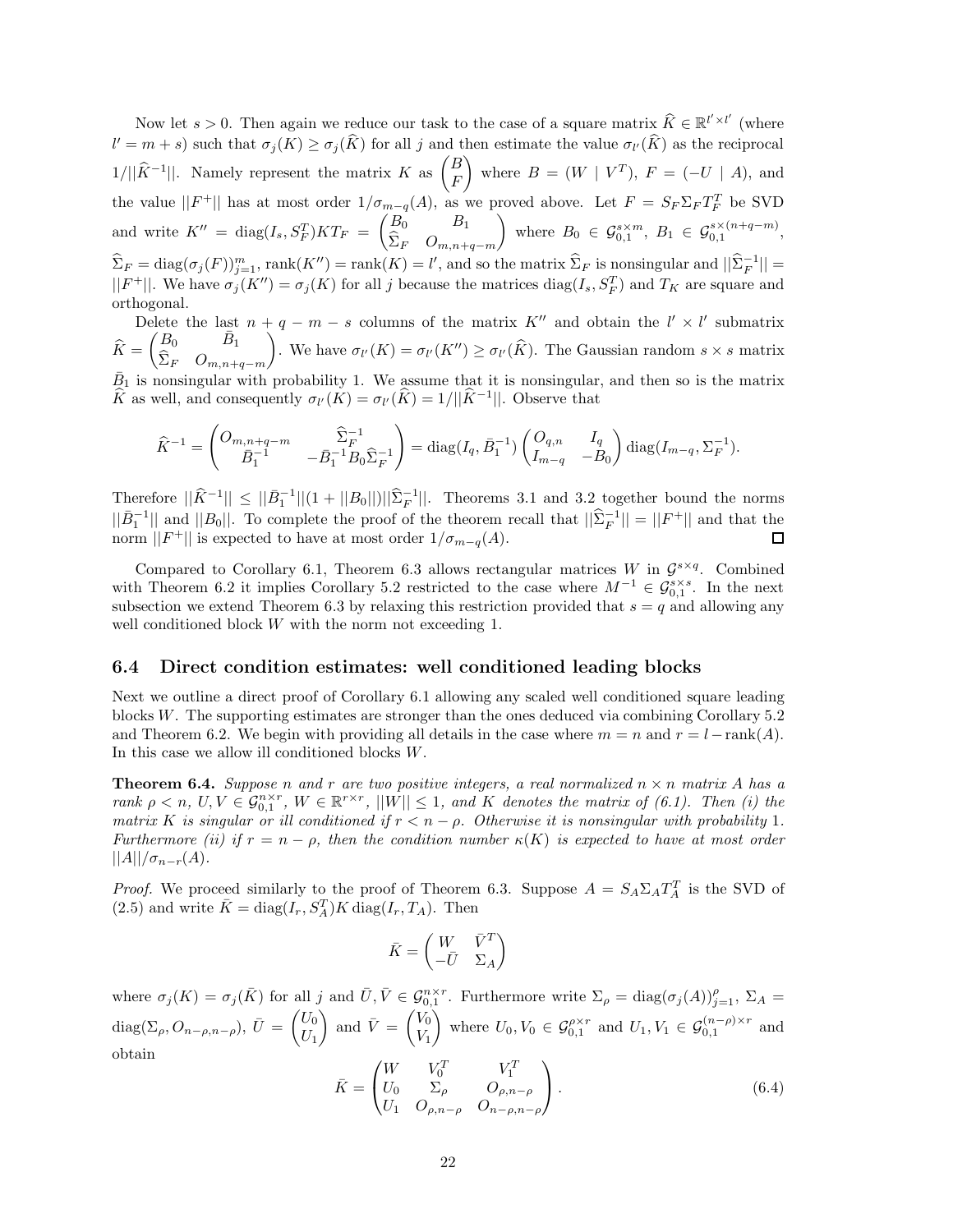Now let $s > 0$. Then again we reduce our task to the case of a square matrix $\widehat{K} \in \mathbb{R}^{l' \times l'}$ (where $l' = m + s$) such that $\sigma_j(K) \geq \sigma_j(\widehat{K})$ for all $j$ and then estimate the value $\sigma_{l'}(\widehat{K})$ as the reciprocal $1/||\widehat{K}^{-1}||$. Namely represent the matrix $K$ as $\begin{pmatrix} B \\ F \end{pmatrix}$ where $B = (W \mid V^T)$, $F = (-U \mid A)$, and the value $||F^+||$ has at most order $1/\sigma_{m-q}(A)$, as we proved above. Let $F = S_F \Sigma_F T_F^T$ be SVD and write $K'' = \operatorname{diag}(I_s, S_F^T) K T_F = \begin{pmatrix} B_0 & B_1 \\ \widehat{\Sigma}_F & O_{m,n+q-m} \end{pmatrix}$ where $B_0 \in \mathcal{G}_{0,1}^{s \times m}$, $B_1 \in \mathcal{G}_{0,1}^{s \times (n+q-m)}$, $\widehat{\Sigma}_F = \operatorname{diag}(\sigma_j(F))_{j=1}^m$, $\operatorname{rank}(K'') = \operatorname{rank}(K) = l'$, and so the matrix $\widehat{\Sigma}_F$ is nonsingular and $||\widehat{\Sigma}_F^{-1}|| = ||F^+||$. We have $\sigma_j(K'') = \sigma_j(K)$ for all $j$ because the matrices $\operatorname{diag}(I_s, S_F^T)$ and $T_K$ are square and orthogonal.

Delete the last $n + q - m - s$ columns of the matrix $K''$ and obtain the $l' \times l'$ submatrix $\widehat{K} = \begin{pmatrix} B_0 & \bar{B}_1 \\ \widehat{\Sigma}_F & O_{m,n+q-m} \end{pmatrix}$. We have $\sigma_{l'}(K) = \sigma_{l'}(K'') \geq \sigma_{l'}(\widehat{K})$. The Gaussian random $s \times s$ matrix $\bar{B}_1$ is nonsingular with probability 1. We assume that it is nonsingular, and then so is the matrix $\widehat{K}$ as well, and consequently $\sigma_{l'}(K) = \sigma_{l'}(\widehat{K}) = 1/||\widehat{K}^{-1}||$. Observe that

$$\widehat{K}^{-1} = \begin{pmatrix} O_{m,n+q-m} & \widehat{\Sigma}_F^{-1} \\ \bar{B}_1^{-1} & -\bar{B}_1^{-1} B_0 \widehat{\Sigma}_F^{-1} \end{pmatrix} = \operatorname{diag}(I_q, \bar{B}_1^{-1}) \begin{pmatrix} O_{q,n} & I_q \\ I_{m-q} & -B_0 \end{pmatrix} \operatorname{diag}(I_{m-q}, \Sigma_F^{-1}).$$

Therefore $||\widehat{K}^{-1}|| \leq ||\bar{B}_1^{-1}||(1 + ||B_0||)||\widehat{\Sigma}_F^{-1}||$. Theorems 3.1 and 3.2 together bound the norms $||\bar{B}_1^{-1}||$ and $||B_0||$. To complete the proof of the theorem recall that $||\widehat{\Sigma}_F^{-1}|| = ||F^+||$ and that the norm $||F^+||$ is expected to have at most order $1/\sigma_{m-q}(A)$. $\square$

Compared to Corollary 6.1, Theorem 6.3 allows rectangular matrices $W$ in $\mathcal{G}^{s \times q}$. Combined with Theorem 6.2 it implies Corollary 5.2 restricted to the case where $M^{-1} \in \mathcal{G}_{0,1}^{s \times s}$. In the next subsection we extend Theorem 6.3 by relaxing this restriction provided that $s = q$ and allowing any well conditioned block $W$ with the norm not exceeding 1.

### 6.4 Direct condition estimates: well conditioned leading blocks

Next we outline a direct proof of Corollary 6.1 allowing any scaled well conditioned square leading blocks $W$. The supporting estimates are stronger than the ones deduced via combining Corollary 5.2 and Theorem 6.2. We begin with providing all details in the case where $m = n$ and $r = l - \operatorname{rank}(A)$. In this case we allow ill conditioned blocks $W$.

**Theorem 6.4.** *Suppose $n$ and $r$ are two positive integers, a real normalized $n \times n$ matrix $A$ has a rank $\rho < n$, $U, V \in \mathcal{G}_{0,1}^{n \times r}$, $W \in \mathbb{R}^{r \times r}$, $||W|| \leq 1$, and $K$ denotes the matrix of (6.1). Then (i) the matrix $K$ is singular or ill conditioned if $r < n - \rho$. Otherwise it is nonsingular with probability 1. Furthermore (ii) if $r = n - \rho$, then the condition number $\kappa(K)$ is expected to have at most order $||A||/\sigma_{n-r}(A)$.*

*Proof.* We proceed similarly to the proof of Theorem 6.3. Suppose $A = S_A \Sigma_A T_A^T$ is the SVD of (2.5) and write $\bar{K} = \operatorname{diag}(I_r, S_A^T) K \operatorname{diag}(I_r, T_A)$. Then

$$\bar{K} = \begin{pmatrix} W & \bar{V}^T \\ -\bar{U} & \Sigma_A \end{pmatrix}$$

where $\sigma_j(K) = \sigma_j(\bar{K})$ for all $j$ and $\bar{U}, \bar{V} \in \mathcal{G}_{0,1}^{n \times r}$. Furthermore write $\Sigma_\rho = \operatorname{diag}(\sigma_j(A))_{j=1}^\rho$, $\Sigma_A = \operatorname{diag}(\Sigma_\rho, O_{n-\rho,n-\rho})$, $\bar{U} = \begin{pmatrix} U_0 \\ U_1 \end{pmatrix}$ and $\bar{V} = \begin{pmatrix} V_0 \\ V_1 \end{pmatrix}$ where $U_0, V_0 \in \mathcal{G}_{0,1}^{\rho \times r}$ and $U_1, V_1 \in \mathcal{G}_{0,1}^{(n-\rho) \times r}$ and obtain

$$\bar{K} = \begin{pmatrix} W & V_0^T & V_1^T \\ U_0 & \Sigma_\rho & O_{\rho,n-\rho} \\ U_1 & O_{\rho,n-\rho} & O_{n-\rho,n-\rho} \end{pmatrix}. \tag{6.4}$$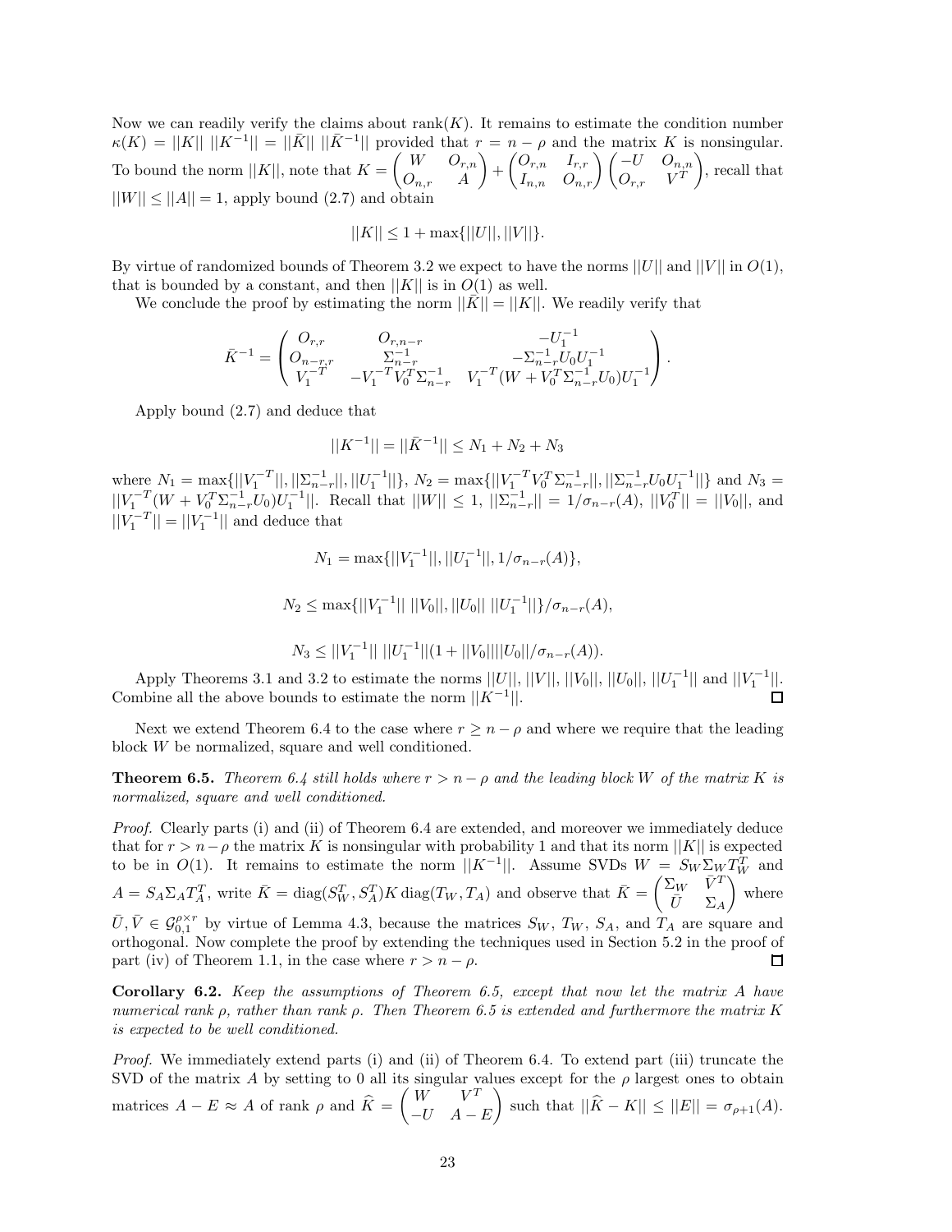Now we can readily verify the claims about rank$(K)$. It remains to estimate the condition number $\kappa(K) = ||K||\ ||K^{-1}|| = ||\bar{K}||\ ||\bar{K}^{-1}||$ provided that $r = n - \rho$ and the matrix $K$ is nonsingular. To bound the norm $||K||$, note that $K = \begin{pmatrix} W & O_{r,n} \\ O_{n,r} & A \end{pmatrix} + \begin{pmatrix} O_{r,n} & I_{r,r} \\ I_{n,n} & O_{n,r} \end{pmatrix} \begin{pmatrix} -U & O_{n,n} \\ O_{r,r} & V^T \end{pmatrix}$, recall that $||W|| \le ||A|| = 1$, apply bound (2.7) and obtain

$$||K|| \le 1 + \max\{||U||, ||V||\}.$$

By virtue of randomized bounds of Theorem 3.2 we expect to have the norms $||U||$ and $||V||$ in $O(1)$, that is bounded by a constant, and then $||K||$ is in $O(1)$ as well.

We conclude the proof by estimating the norm $||\bar{K}|| = ||K||$. We readily verify that

$$\bar{K}^{-1} = \begin{pmatrix} O_{r,r} & O_{r,n-r} & -U_1^{-1} \\ O_{n-r,r} & \Sigma_{n-r}^{-1} & -\Sigma_{n-r}^{-1} U_0 U_1^{-1} \\ V_1^{-T} & -V_1^{-T} V_0^T \Sigma_{n-r}^{-1} & V_1^{-T}(W + V_0^T \Sigma_{n-r}^{-1} U_0) U_1^{-1} \end{pmatrix}.$$

Apply bound (2.7) and deduce that

$$||K^{-1}|| = ||\bar{K}^{-1}|| \le N_1 + N_2 + N_3$$

where $N_1 = \max\{||V_1^{-T}||, ||\Sigma_{n-r}^{-1}||, ||U_1^{-1}||\}$, $N_2 = \max\{||V_1^{-T} V_0^T \Sigma_{n-r}^{-1}||, ||\Sigma_{n-r}^{-1} U_0 U_1^{-1}||\}$ and $N_3 = ||V_1^{-T}(W + V_0^T \Sigma_{n-r}^{-1} U_0) U_1^{-1}||$. Recall that $||W|| \le 1$, $||\Sigma_{n-r}^{-1}|| = 1/\sigma_{n-r}(A)$, $||V_0^T|| = ||V_0||$, and $||V_1^{-T}|| = ||V_1^{-1}||$ and deduce that

$$N_1 = \max\{||V_1^{-1}||, ||U_1^{-1}||, 1/\sigma_{n-r}(A)\},$$

$$N_2 \le \max\{||V_1^{-1}||\ ||V_0||, ||U_0||\ ||U_1^{-1}||\}/\sigma_{n-r}(A),$$

$$N_3 \le ||V_1^{-1}||\ ||U_1^{-1}||(1 + ||V_0||||U_0||/\sigma_{n-r}(A)).$$

Apply Theorems 3.1 and 3.2 to estimate the norms $||U||$, $||V||$, $||V_0||$, $||U_0||$, $||U_1^{-1}||$ and $||V_1^{-1}||$. Combine all the above bounds to estimate the norm $||K^{-1}||$. □

Next we extend Theorem 6.4 to the case where $r \ge n - \rho$ and where we require that the leading block $W$ be normalized, square and well conditioned.

**Theorem 6.5.** *Theorem 6.4 still holds where $r > n - \rho$ and the leading block $W$ of the matrix $K$ is normalized, square and well conditioned.*

*Proof.* Clearly parts (i) and (ii) of Theorem 6.4 are extended, and moreover we immediately deduce that for $r > n - \rho$ the matrix $K$ is nonsingular with probability 1 and that its norm $||K||$ is expected to be in $O(1)$. It remains to estimate the norm $||K^{-1}||$. Assume SVDs $W = S_W \Sigma_W T_W^T$ and $A = S_A \Sigma_A T_A^T$, write $\bar{K} = \text{diag}(S_W^T, S_A^T) K \,\text{diag}(T_W, T_A)$ and observe that $\bar{K} = \begin{pmatrix} \Sigma_W & \bar{V}^T \\ \bar{U} & \Sigma_A \end{pmatrix}$ where $\bar{U}, \bar{V} \in \mathcal{G}_{0,1}^{\rho \times r}$ by virtue of Lemma 4.3, because the matrices $S_W$, $T_W$, $S_A$, and $T_A$ are square and orthogonal. Now complete the proof by extending the techniques used in Section 5.2 in the proof of part (iv) of Theorem 1.1, in the case where $r > n - \rho$. □

**Corollary 6.2.** *Keep the assumptions of Theorem 6.5, except that now let the matrix $A$ have numerical rank $\rho$, rather than rank $\rho$. Then Theorem 6.5 is extended and furthermore the matrix $K$ is expected to be well conditioned.*

*Proof.* We immediately extend parts (i) and (ii) of Theorem 6.4. To extend part (iii) truncate the SVD of the matrix $A$ by setting to 0 all its singular values except for the $\rho$ largest ones to obtain matrices $A - E \approx A$ of rank $\rho$ and $\widehat{K} = \begin{pmatrix} W & V^T \\ -U & A - E \end{pmatrix}$ such that $||\widehat{K} - K|| \le ||E|| = \sigma_{\rho+1}(A)$.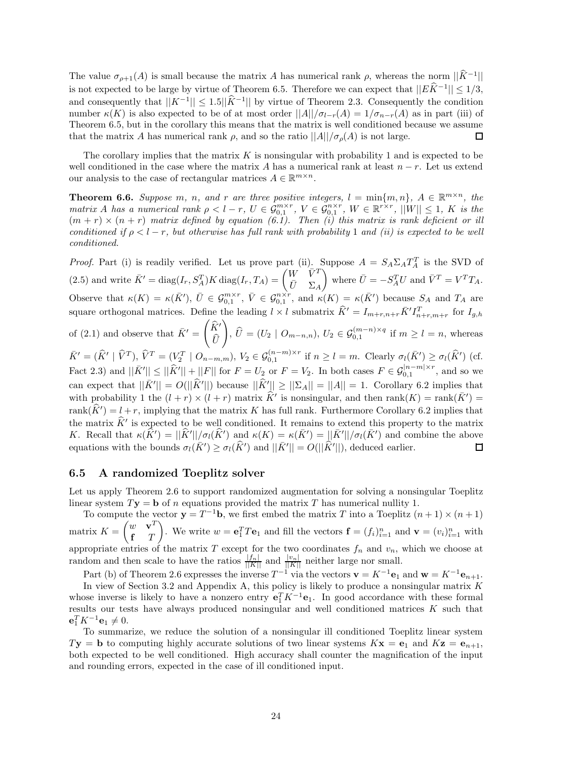The value $\sigma_{\rho+1}(A)$ is small because the matrix $A$ has numerical rank $\rho$, whereas the norm $||\widehat{K}^{-1}||$ is not expected to be large by virtue of Theorem 6.5. Therefore we can expect that $||E\widehat{K}^{-1}|| \leq 1/3$, and consequently that $||K^{-1}|| \leq 1.5||\widehat{K}^{-1}||$ by virtue of Theorem 2.3. Consequently the condition number $\kappa(K)$ is also expected to be of at most order $||A||/\sigma_{l-r}(A) = 1/\sigma_{n-r}(A)$ as in part (iii) of Theorem 6.5, but in the corollary this means that the matrix is well conditioned because we assume that the matrix $A$ has numerical rank $\rho$, and so the ratio $||A||/\sigma_\rho(A)$ is not large. □

The corollary implies that the matrix $K$ is nonsingular with probability 1 and is expected to be well conditioned in the case where the matrix $A$ has a numerical rank at least $n - r$. Let us extend our analysis to the case of rectangular matrices $A \in \mathbb{R}^{m\times n}$.

**Theorem 6.6.** *Suppose $m$, $n$, and $r$ are three positive integers, $l = \min\{m, n\}$, $A \in \mathbb{R}^{m\times n}$, the matrix $A$ has a numerical rank $\rho < l - r$, $U \in \mathcal{G}_{0,1}^{m\times r}$, $V \in \mathcal{G}_{0,1}^{n\times r}$, $W \in \mathbb{R}^{r\times r}$, $||W|| \leq 1$, $K$ is the $(m+r)\times(n+r)$ matrix defined by equation (6.1). Then (i) this matrix is rank deficient or ill conditioned if $\rho < l - r$, but otherwise has full rank with probability 1 and (ii) is expected to be well conditioned.*

*Proof.* Part (i) is readily verified. Let us prove part (ii). Suppose $A = S_A\Sigma_A T_A^T$ is the SVD of (2.5) and write $\bar{K}' = \operatorname{diag}(I_r, S_A^T)K\operatorname{diag}(I_r, T_A) = \begin{pmatrix} W & \bar{V}^T \\ \bar{U} & \Sigma_A \end{pmatrix}$ where $\bar{U} = -S_A^T U$ and $\bar{V}^T = V^T T_A$. Observe that $\kappa(K) = \kappa(\bar{K}')$, $\bar{U} \in \mathcal{G}_{0,1}^{m\times r}$, $\bar{V} \in \mathcal{G}_{0,1}^{n\times r}$, and $\kappa(K) = \kappa(\bar{K}')$ because $S_A$ and $T_A$ are square orthogonal matrices. Define the leading $l \times l$ submatrix $\widehat{K}' = I_{m+r,n+r}\bar{K}' I_{n+r,m+r}^T$ for $I_{g,h}$ of (2.1) and observe that $\bar{K}' = \begin{pmatrix} \widehat{K}' \\ \widehat{U} \end{pmatrix}$, $\widehat{U} = (U_2 \mid O_{m-n,n})$, $U_2 \in \mathcal{G}_{0,1}^{(m-n)\times q}$ if $m \geq l = n$, whereas $\bar{K}' = (\widehat{K}' \mid \widehat{V}^T)$, $\widehat{V}^T = (V_2^T \mid O_{n-m,m})$, $V_2 \in \mathcal{G}_{0,1}^{(n-m)\times r}$ if $n \geq l = m$. Clearly $\sigma_l(\bar{K}') \geq \sigma_l(\widehat{K}')$ (cf. Fact 2.3) and $||\bar{K}'|| \leq ||\widehat{K}'|| + ||F||$ for $F = U_2$ or $F = V_2$. In both cases $F \in \mathcal{G}_{0,1}^{|n-m|\times r}$, and so we can expect that $||\bar{K}'|| = O(||\widehat{K}'||)$ because $||\widehat{K}'|| \geq ||\Sigma_A|| = ||A|| = 1$. Corollary 6.2 implies that with probability 1 the $(l+r)\times(l+r)$ matrix $\widehat{K}'$ is nonsingular, and then $\operatorname{rank}(K) = \operatorname{rank}(\bar{K}') = \operatorname{rank}(\widehat{K}') = l + r$, implying that the matrix $K$ has full rank. Furthermore Corollary 6.2 implies that the matrix $\widehat{K}'$ is expected to be well conditioned. It remains to extend this property to the matrix $K$. Recall that $\kappa(\widehat{K}') = ||\widehat{K}'||/\sigma_l(\widehat{K}')$ and $\kappa(K) = \kappa(\bar{K}') = ||\bar{K}'||/\sigma_l(\bar{K}')$ and combine the above equations with the bounds $\sigma_l(\bar{K}') \geq \sigma_l(\widehat{K}')$ and $||\bar{K}'|| = O(||\widehat{K}'||)$, deduced earlier. □

### 6.5 A randomized Toeplitz solver

Let us apply Theorem 2.6 to support randomized augmentation for solving a nonsingular Toeplitz linear system $T\mathbf{y} = \mathbf{b}$ of $n$ equations provided the matrix $T$ has numerical nullity 1.

To compute the vector $\mathbf{y} = T^{-1}\mathbf{b}$, we first embed the matrix $T$ into a Toeplitz $(n+1)\times(n+1)$ matrix $K = \begin{pmatrix} w & \mathbf{v}^T \\ \mathbf{f} & T \end{pmatrix}$. We write $w = \mathbf{e}_1^T T\mathbf{e}_1$ and fill the vectors $\mathbf{f} = (f_i)_{i=1}^n$ and $\mathbf{v} = (v_i)_{i=1}^n$ with appropriate entries of the matrix $T$ except for the two coordinates $f_n$ and $v_n$, which we choose at random and then scale to have the ratios $\frac{|f_n|}{||K||}$ and $\frac{|v_n|}{||K||}$ neither large nor small.

Part (b) of Theorem 2.6 expresses the inverse $T^{-1}$ via the vectors $\mathbf{v} = K^{-1}\mathbf{e}_1$ and $\mathbf{w} = K^{-1}\mathbf{e}_{n+1}$.

In view of Section 3.2 and Appendix A, this policy is likely to produce a nonsingular matrix $K$ whose inverse is likely to have a nonzero entry $\mathbf{e}_1^T K^{-1}\mathbf{e}_1$. In good accordance with these formal results our tests have always produced nonsingular and well conditioned matrices $K$ such that $\mathbf{e}_1^T K^{-1}\mathbf{e}_1 \neq 0$.

To summarize, we reduce the solution of a nonsingular ill conditioned Toeplitz linear system $T\mathbf{y} = \mathbf{b}$ to computing highly accurate solutions of two linear systems $K\mathbf{x} = \mathbf{e}_1$ and $K\mathbf{z} = \mathbf{e}_{n+1}$, both expected to be well conditioned. High accuracy shall counter the magnification of the input and rounding errors, expected in the case of ill conditioned input.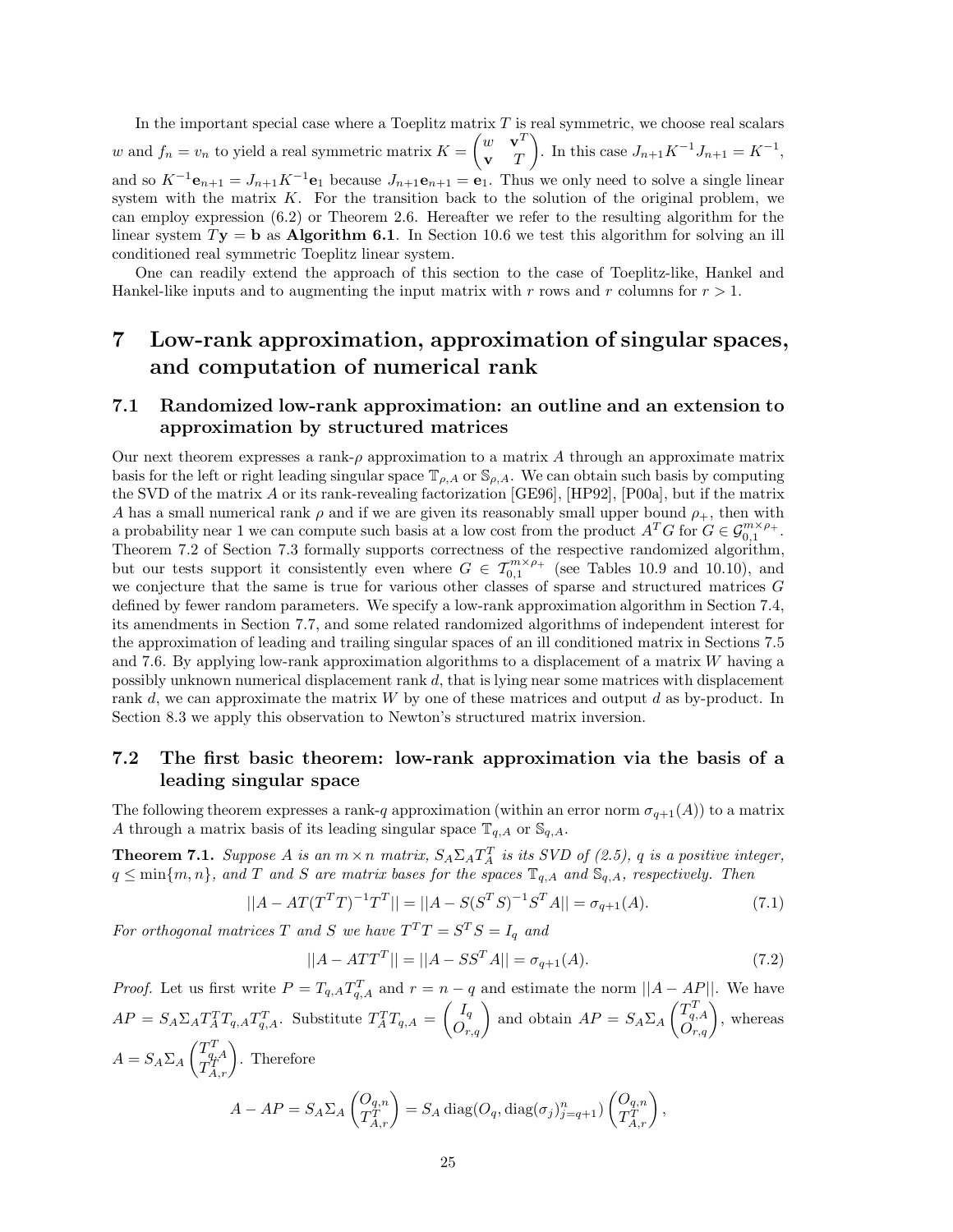In the important special case where a Toeplitz matrix $T$ is real symmetric, we choose real scalars $w$ and $f_n = v_n$ to yield a real symmetric matrix $K = \begin{pmatrix} w & \mathbf{v}^T \\ \mathbf{v} & T \end{pmatrix}$. In this case $J_{n+1}K^{-1}J_{n+1} = K^{-1}$, and so $K^{-1}\mathbf{e}_{n+1} = J_{n+1}K^{-1}\mathbf{e}_1$ because $J_{n+1}\mathbf{e}_{n+1} = \mathbf{e}_1$. Thus we only need to solve a single linear system with the matrix $K$. For the transition back to the solution of the original problem, we can employ expression (6.2) or Theorem 2.6. Hereafter we refer to the resulting algorithm for the linear system $T\mathbf{y} = \mathbf{b}$ as **Algorithm 6.1**. In Section 10.6 we test this algorithm for solving an ill conditioned real symmetric Toeplitz linear system.

One can readily extend the approach of this section to the case of Toeplitz-like, Hankel and Hankel-like inputs and to augmenting the input matrix with $r$ rows and $r$ columns for $r > 1$.

# 7 Low-rank approximation, approximation of singular spaces, and computation of numerical rank

## 7.1 Randomized low-rank approximation: an outline and an extension to approximation by structured matrices

Our next theorem expresses a rank-$\rho$ approximation to a matrix $A$ through an approximate matrix basis for the left or right leading singular space $\mathbb{T}_{\rho,A}$ or $\mathbb{S}_{\rho,A}$. We can obtain such basis by computing the SVD of the matrix $A$ or its rank-revealing factorization [GE96], [HP92], [P00a], but if the matrix $A$ has a small numerical rank $\rho$ and if we are given its reasonably small upper bound $\rho_+$, then with a probability near 1 we can compute such basis at a low cost from the product $A^TG$ for $G \in \mathcal{G}_{0,1}^{m\times\rho_+}$. Theorem 7.2 of Section 7.3 formally supports correctness of the respective randomized algorithm, but our tests support it consistently even where $G \in \mathcal{T}_{0,1}^{m\times\rho_+}$ (see Tables 10.9 and 10.10), and we conjecture that the same is true for various other classes of sparse and structured matrices $G$ defined by fewer random parameters. We specify a low-rank approximation algorithm in Section 7.4, its amendments in Section 7.7, and some related randomized algorithms of independent interest for the approximation of leading and trailing singular spaces of an ill conditioned matrix in Sections 7.5 and 7.6. By applying low-rank approximation algorithms to a displacement of a matrix $W$ having a possibly unknown numerical displacement rank $d$, that is lying near some matrices with displacement rank $d$, we can approximate the matrix $W$ by one of these matrices and output $d$ as by-product. In Section 8.3 we apply this observation to Newton's structured matrix inversion.

## 7.2 The first basic theorem: low-rank approximation via the basis of a leading singular space

The following theorem expresses a rank-$q$ approximation (within an error norm $\sigma_{q+1}(A)$) to a matrix $A$ through a matrix basis of its leading singular space $\mathbb{T}_{q,A}$ or $\mathbb{S}_{q,A}$.

**Theorem 7.1.** *Suppose $A$ is an $m \times n$ matrix, $S_A\Sigma_AT_A^T$ is its SVD of (2.5), $q$ is a positive integer, $q \le \min\{m,n\}$, and $T$ and $S$ are matrix bases for the spaces $\mathbb{T}_{q,A}$ and $\mathbb{S}_{q,A}$, respectively. Then*

$$||A - AT(T^TT)^{-1}T^T|| = ||A - S(S^TS)^{-1}S^TA|| = \sigma_{q+1}(A). \tag{7.1}$$

*For orthogonal matrices $T$ and $S$ we have $T^TT = S^TS = I_q$ and*

$$||A - ATT^T|| = ||A - SS^TA|| = \sigma_{q+1}(A). \tag{7.2}$$

*Proof.* Let us first write $P = T_{q,A}T_{q,A}^T$ and $r = n - q$ and estimate the norm $||A - AP||$. We have $AP = S_A\Sigma_AT_A^TT_{q,A}T_{q,A}^T$. Substitute $T_A^TT_{q,A} = \begin{pmatrix} I_q \\ O_{r,q} \end{pmatrix}$ and obtain $AP = S_A\Sigma_A\begin{pmatrix} T_{q,A}^T \\ O_{r,q} \end{pmatrix}$, whereas $A = S_A\Sigma_A\begin{pmatrix} T_{q,A}^T \\ T_{A,r}^T \end{pmatrix}$. Therefore

$$A - AP = S_A\Sigma_A\begin{pmatrix} O_{q,n} \\ T_{A,r}^T \end{pmatrix} = S_A \operatorname{diag}(O_q, \operatorname{diag}(\sigma_j)_{j=q+1}^n)\begin{pmatrix} O_{q,n} \\ T_{A,r}^T \end{pmatrix},$$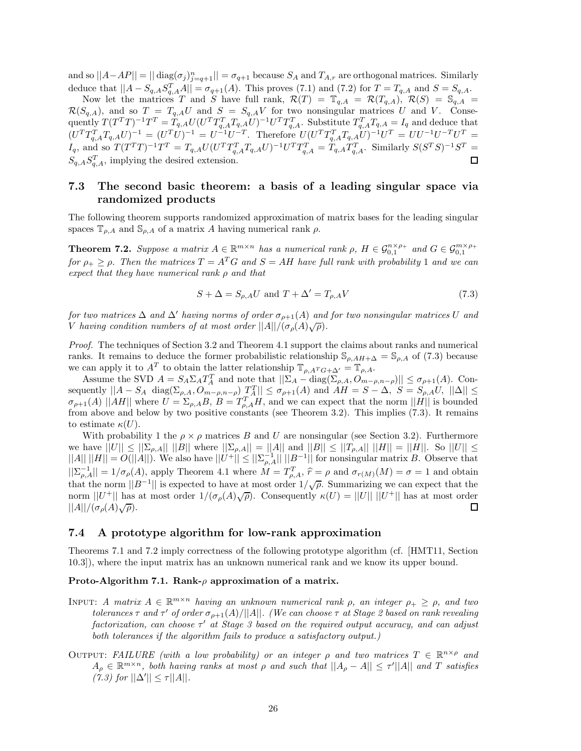and so $||A-AP|| = ||\operatorname{diag}(\sigma_j)_{j=q+1}^n|| = \sigma_{q+1}$ because $S_A$ and $T_{A,r}$ are orthogonal matrices. Similarly deduce that $||A - S_{q,A}S_{q,A}^T A|| = \sigma_{q+1}(A)$. This proves (7.1) and (7.2) for $T = T_{q,A}$ and $S = S_{q,A}$.

Now let the matrices $T$ and $S$ have full rank, $\mathcal{R}(T) = \mathbb{T}_{q,A} = \mathcal{R}(T_{q,A})$, $\mathcal{R}(S) = \mathbb{S}_{q,A} = \mathcal{R}(S_{q,A})$, and so $T = T_{q,A}U$ and $S = S_{q,A}V$ for two nonsingular matrices $U$ and $V$. Consequently $T(T^TT)^{-1}T^T = T_{q,A}U(U^TT_{q,A}^TT_{q,A}U)^{-1}U^TT_{q,A}^T$. Substitute $T_{q,A}^TT_{q,A} = I_q$ and deduce that $(U^TT_{q,A}^TT_{q,A}U)^{-1} = (U^TU)^{-1} = U^{-1}U^{-T}$. Therefore $U(U^TT_{q,A}^TT_{q,A}U)^{-1}U^T = UU^{-1}U^{-T}U^T = I_q$, and so $T(T^TT)^{-1}T^T = T_{q,A}U(U^TT_{q,A}^TT_{q,A}U)^{-1}U^TT_{q,A}^T = T_{q,A}T_{q,A}^T$. Similarly $S(S^TS)^{-1}S^T = S_{q,A}S_{q,A}^T$, implying the desired extension. □

### 7.3 The second basic theorem: a basis of a leading singular space via randomized products

The following theorem supports randomized approximation of matrix bases for the leading singular spaces $\mathbb{T}_{\rho,A}$ and $\mathbb{S}_{\rho,A}$ of a matrix $A$ having numerical rank $\rho$.

**Theorem 7.2.** *Suppose a matrix $A \in \mathbb{R}^{m\times n}$ has a numerical rank $\rho$, $H \in \mathcal{G}_{0,1}^{n\times\rho_+}$ and $G \in \mathcal{G}_{0,1}^{m\times\rho_+}$ for $\rho_+ \geq \rho$. Then the matrices $T = A^TG$ and $S = AH$ have full rank with probability 1 and we can expect that they have numerical rank $\rho$ and that*

$$S + \Delta = S_{\rho,A}U \text{ and } T + \Delta' = T_{\rho,A}V \tag{7.3}$$

*for two matrices $\Delta$ and $\Delta'$ having norms of order $\sigma_{\rho+1}(A)$ and for two nonsingular matrices $U$ and $V$ having condition numbers of at most order $||A||/(\sigma_\rho(A)\sqrt{\rho})$.*

*Proof.* The techniques of Section 3.2 and Theorem 4.1 support the claims about ranks and numerical ranks. It remains to deduce the former probabilistic relationship $\mathbb{S}_{\rho,AH+\Delta} = \mathbb{S}_{\rho,A}$ of (7.3) because we can apply it to $A^T$ to obtain the latter relationship $\mathbb{T}_{\rho,A^TG+\Delta'} = \mathbb{T}_{\rho,A}$.

Assume the SVD $A = S_A\Sigma_AT_A^T$ and note that $||\Sigma_A - \operatorname{diag}(\Sigma_{\rho,A}, O_{m-\rho,n-\rho})|| \leq \sigma_{\rho+1}(A)$. Consequently $||A - S_A \operatorname{diag}(\Sigma_{\rho,A}, O_{m-\rho,n-\rho})\, T_A^T|| \leq \sigma_{\rho+1}(A)$ and $AH = S - \Delta$, $S = S_{\rho,A}U$, $||\Delta|| \leq \sigma_{\rho+1}(A)\ ||AH||$ where $U = \Sigma_{\rho,A}B$, $B = T_{\rho,A}^TH$, and we can expect that the norm $||H||$ is bounded from above and below by two positive constants (see Theorem 3.2). This implies (7.3). It remains to estimate $\kappa(U)$.

With probability 1 the $\rho\times\rho$ matrices $B$ and $U$ are nonsingular (see Section 3.2). Furthermore we have $||U|| \leq ||\Sigma_{\rho,A}||\ ||B||$ where $||\Sigma_{\rho,A}|| = ||A||$ and $||B|| \leq ||T_{\rho,A}||\ ||H|| = ||H||$. So $||U|| \leq ||A||\ ||H|| = O(||A||)$. We also have $||U^+|| \leq ||\Sigma_{\rho,A}^{-1}||\ ||B^{-1}||$ for nonsingular matrix $B$. Observe that $||\Sigma_{\rho,A}^{-1}|| = 1/\sigma_\rho(A)$, apply Theorem 4.1 where $M = T_{\rho,A}^T$, $\widehat{r} = \rho$ and $\sigma_{r(M)}(M) = \sigma = 1$ and obtain that the norm $||B^{-1}||$ is expected to have at most order $1/\sqrt{\rho}$. Summarizing we can expect that the norm $||U^+||$ has at most order $1/(\sigma_\rho(A)\sqrt{\rho})$. Consequently $\kappa(U) = ||U||\ ||U^+||$ has at most order $||A||/(\sigma_\rho(A)\sqrt{\rho})$. □

### 7.4 A prototype algorithm for low-rank approximation

Theorems 7.1 and 7.2 imply correctness of the following prototype algorithm (cf. [HMT11, Section 10.3]), where the input matrix has an unknown numerical rank and we know its upper bound.

**Proto-Algorithm 7.1. Rank-$\rho$ approximation of a matrix.**

INPUT: *A matrix $A \in \mathbb{R}^{m\times n}$ having an unknown numerical rank $\rho$, an integer $\rho_+ \geq \rho$, and two tolerances $\tau$ and $\tau'$ of order $\sigma_{\rho+1}(A)/||A||$. (We can choose $\tau$ at Stage 2 based on rank revealing factorization, can choose $\tau'$ at Stage 3 based on the required output accuracy, and can adjust both tolerances if the algorithm fails to produce a satisfactory output.)*

OUTPUT: *FAILURE (with a low probability) or an integer $\rho$ and two matrices $T \in \mathbb{R}^{n\times\rho}$ and $A_\rho \in \mathbb{R}^{m\times n}$, both having ranks at most $\rho$ and such that $||A_\rho - A|| \leq \tau'||A||$ and $T$ satisfies (7.3) for $||\Delta'|| \leq \tau||A||$.*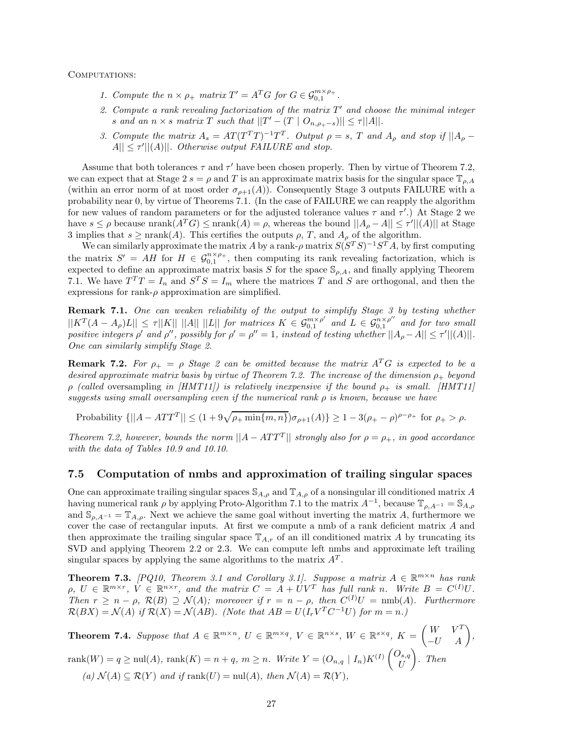COMPUTATIONS:

1. *Compute the $n \times \rho_+$ matrix $T' = A^T G$ for $G \in \mathcal{G}_{0,1}^{m\times\rho_+}$.*
2. *Compute a rank revealing factorization of the matrix $T'$ and choose the minimal integer $s$ and an $n \times s$ matrix $T$ such that $||T' - (T \mid O_{n,\rho_+-s})|| \le \tau||A||$.*
3. *Compute the matrix $A_s = AT(T^TT)^{-1}T^T$. Output $\rho = s$, $T$ and $A_\rho$ and stop if $||A_\rho - A|| \le \tau'||(A)||$. Otherwise output FAILURE and stop.*

Assume that both tolerances $\tau$ and $\tau'$ have been chosen properly. Then by virtue of Theorem 7.2, we can expect that at Stage 2 $s = \rho$ and $T$ is an approximate matrix basis for the singular space $\mathbb{T}_{\rho,A}$ (within an error norm of at most order $\sigma_{\rho+1}(A)$). Consequently Stage 3 outputs FAILURE with a probability near 0, by virtue of Theorems 7.1. (In the case of FAILURE we can reapply the algorithm for new values of random parameters or for the adjusted tolerance values $\tau$ and $\tau'$.) At Stage 2 we have $s \le \rho$ because $\text{nrank}(A^TG) \le \text{nrank}(A) = \rho$, whereas the bound $||A_\rho - A|| \le \tau'||(A)||$ at Stage 3 implies that $s \ge \text{nrank}(A)$. This certifies the outputs $\rho$, $T$, and $A_\rho$ of the algorithm.

We can similarly approximate the matrix $A$ by a rank-$\rho$ matrix $S(S^TS)^{-1}S^TA$, by first computing the matrix $S' = AH$ for $H \in \mathcal{G}_{0,1}^{n\times\rho_+}$, then computing its rank revealing factorization, which is expected to define an approximate matrix basis $S$ for the space $\mathbb{S}_{\rho,A}$, and finally applying Theorem 7.1. We have $T^TT = I_n$ and $S^TS = I_m$ where the matrices $T$ and $S$ are orthogonal, and then the expressions for rank-$\rho$ approximation are simplified.

**Remark 7.1.** *One can weaken reliability of the output to simplify Stage 3 by testing whether $||K^T(A - A_\rho)L|| \le \tau||K||\ ||A||\ ||L||$ for matrices $K \in \mathcal{G}_{0,1}^{m\times\rho'}$ and $L \in \mathcal{G}_{0,1}^{n\times\rho''}$ and for two small positive integers $\rho'$ and $\rho''$, possibly for $\rho' = \rho'' = 1$, instead of testing whether $||A_\rho - A|| \le \tau'||(A)||$. One can similarly simplify Stage 2.*

**Remark 7.2.** *For $\rho_+ = \rho$ Stage 2 can be omitted because the matrix $A^TG$ is expected to be a desired approximate matrix basis by virtue of Theorem 7.2. The increase of the dimension $\rho_+$ beyond $\rho$ (called* oversampling *in [HMT11]) is relatively inexpensive if the bound $\rho_+$ is small. [HMT11] suggests using small oversampling even if the numerical rank $\rho$ is known, because we have*

$$\text{Probability } \{||A - ATT^T|| \le (1 + 9\sqrt{\rho_+ \min\{m,n\}})\sigma_{\rho+1}(A)\} \ge 1 - 3(\rho_+ - \rho)^{\rho-\rho_+} \text{ for } \rho_+ > \rho.$$

*Theorem 7.2, however, bounds the norm $||A - ATT^T||$ strongly also for $\rho = \rho_+$, in good accordance with the data of Tables 10.9 and 10.10.*

## 7.5 Computation of nmbs and approximation of trailing singular spaces

One can approximate trailing singular spaces $\mathbb{S}_{A,\rho}$ and $\mathbb{T}_{A,\rho}$ of a nonsingular ill conditioned matrix $A$ having numerical rank $\rho$ by applying Proto-Algorithm 7.1 to the matrix $A^{-1}$, because $\mathbb{T}_{\rho,A^{-1}} = \mathbb{S}_{A,\rho}$ and $\mathbb{S}_{\rho,A^{-1}} = \mathbb{T}_{A,\rho}$. Next we achieve the same goal without inverting the matrix $A$, furthermore we cover the case of rectangular inputs. At first we compute a nmb of a rank deficient matrix $A$ and then approximate the trailing singular space $\mathbb{T}_{A,r}$ of an ill conditioned matrix $A$ by truncating its SVD and applying Theorem 2.2 or 2.3. We can compute left nmbs and approximate left trailing singular spaces by applying the same algorithms to the matrix $A^T$.

**Theorem 7.3.** *[PQ10, Theorem 3.1 and Corollary 3.1]. Suppose a matrix $A \in \mathbb{R}^{m\times n}$ has rank $\rho$, $U \in \mathbb{R}^{m\times r}$, $V \in \mathbb{R}^{n\times r}$, and the matrix $C = A + UV^T$ has full rank $n$. Write $B = C^{(I)}U$. Then $r \ge n - \rho$, $\mathcal{R}(B) \supseteq \mathcal{N}(A)$; moreover if $r = n - \rho$, then $C^{(I)}U = \text{nmb}(A)$. Furthermore $\mathcal{R}(BX) = \mathcal{N}(A)$ if $\mathcal{R}(X) = \mathcal{N}(AB)$. (Note that $AB = U(I_rV^TC^{-1}U)$ for $m = n$.)*

**Theorem 7.4.** *Suppose that $A \in \mathbb{R}^{m\times n}$, $U \in \mathbb{R}^{m\times q}$, $V \in \mathbb{R}^{n\times s}$, $W \in \mathbb{R}^{s\times q}$, $K = \begin{pmatrix} W & V^T \\ -U & A \end{pmatrix}$, $\text{rank}(W) = q \ge \text{nul}(A)$, $\text{rank}(K) = n + q$, $m \ge n$. Write $Y = (O_{n,q} \mid I_n)K^{(I)}\begin{pmatrix} O_{s,q} \\ U \end{pmatrix}$. Then*

*(a) $\mathcal{N}(A) \subseteq \mathcal{R}(Y)$ and if $\text{rank}(U) = \text{nul}(A)$, then $\mathcal{N}(A) = \mathcal{R}(Y)$,*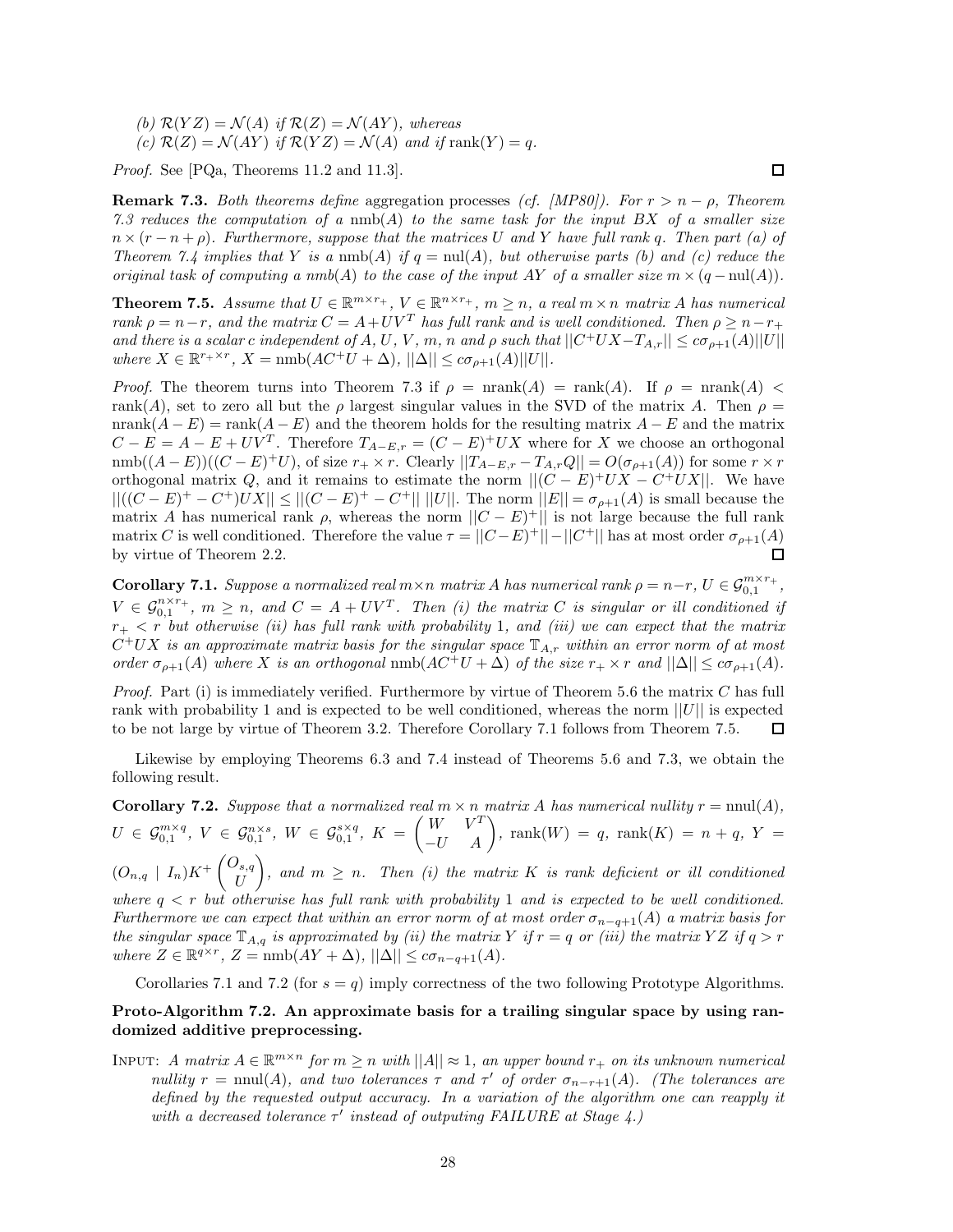*(b) $\mathcal{R}(YZ) = \mathcal{N}(A)$ if $\mathcal{R}(Z) = \mathcal{N}(AY)$, whereas*
*(c) $\mathcal{R}(Z) = \mathcal{N}(AY)$ if $\mathcal{R}(YZ) = \mathcal{N}(A)$ and if $\operatorname{rank}(Y) = q$.*

*Proof.* See [PQa, Theorems 11.2 and 11.3]. $\square$

**Remark 7.3.** *Both theorems define* aggregation processes *(cf. [MP80]). For $r > n - \rho$, Theorem 7.3 reduces the computation of a $\operatorname{nmb}(A)$ to the same task for the input $BX$ of a smaller size $n \times (r - n + \rho)$. Furthermore, suppose that the matrices $U$ and $Y$ have full rank $q$. Then part (a) of Theorem 7.4 implies that $Y$ is a $\operatorname{nmb}(A)$ if $q = \operatorname{nul}(A)$, but otherwise parts (b) and (c) reduce the original task of computing a $nmb(A)$ to the case of the input $AY$ of a smaller size $m \times (q - \operatorname{nul}(A))$.*

**Theorem 7.5.** *Assume that $U \in \mathbb{R}^{m \times r_+}$, $V \in \mathbb{R}^{n \times r_+}$, $m \geq n$, a real $m \times n$ matrix $A$ has numerical rank $\rho = n - r$, and the matrix $C = A + UV^T$ has full rank and is well conditioned. Then $\rho \geq n - r_+$ and there is a scalar $c$ independent of $A$, $U$, $V$, $m$, $n$ and $\rho$ such that $||C^+UX - T_{A,r}|| \leq c\sigma_{\rho+1}(A)||U||$ where $X \in \mathbb{R}^{r_+ \times r}$, $X = \operatorname{nmb}(AC^+U + \Delta)$, $||\Delta|| \leq c\sigma_{\rho+1}(A)||U||$.*

*Proof.* The theorem turns into Theorem 7.3 if $\rho = \operatorname{nrank}(A) = \operatorname{rank}(A)$. If $\rho = \operatorname{nrank}(A) < \operatorname{rank}(A)$, set to zero all but the $\rho$ largest singular values in the SVD of the matrix $A$. Then $\rho = \operatorname{nrank}(A - E) = \operatorname{rank}(A - E)$ and the theorem holds for the resulting matrix $A - E$ and the matrix $C - E = A - E + UV^T$. Therefore $T_{A-E,r} = (C - E)^+UX$ where for $X$ we choose an orthogonal $\operatorname{nmb}((A - E))((C - E)^+U)$, of size $r_+ \times r$. Clearly $||T_{A-E,r} - T_{A,r}Q|| = O(\sigma_{\rho+1}(A))$ for some $r \times r$ orthogonal matrix $Q$, and it remains to estimate the norm $||(C - E)^+UX - C^+UX||$. We have $||((C - E)^+ - C^+)UX|| \leq ||(C - E)^+ - C^+|| \, ||U||$. The norm $||E|| = \sigma_{\rho+1}(A)$ is small because the matrix $A$ has numerical rank $\rho$, whereas the norm $||(C - E)^+||$ is not large because the full rank matrix $C$ is well conditioned. Therefore the value $\tau = ||(C - E)^+|| - ||C^+||$ has at most order $\sigma_{\rho+1}(A)$ by virtue of Theorem 2.2. $\square$

**Corollary 7.1.** *Suppose a normalized real $m \times n$ matrix $A$ has numerical rank $\rho = n - r$, $U \in \mathcal{G}_{0,1}^{m \times r_+}$, $V \in \mathcal{G}_{0,1}^{n \times r_+}$, $m \geq n$, and $C = A + UV^T$. Then (i) the matrix $C$ is singular or ill conditioned if $r_+ < r$ but otherwise (ii) has full rank with probability 1, and (iii) we can expect that the matrix $C^+UX$ is an approximate matrix basis for the singular space $\mathbb{T}_{A,r}$ within an error norm of at most order $\sigma_{\rho+1}(A)$ where $X$ is an orthogonal $\operatorname{nmb}(AC^+U + \Delta)$ of the size $r_+ \times r$ and $||\Delta|| \leq c\sigma_{\rho+1}(A)$.*

*Proof.* Part (i) is immediately verified. Furthermore by virtue of Theorem 5.6 the matrix $C$ has full rank with probability 1 and is expected to be well conditioned, whereas the norm $||U||$ is expected to be not large by virtue of Theorem 3.2. Therefore Corollary 7.1 follows from Theorem 7.5. $\square$

Likewise by employing Theorems 6.3 and 7.4 instead of Theorems 5.6 and 7.3, we obtain the following result.

**Corollary 7.2.** *Suppose that a normalized real $m \times n$ matrix $A$ has numerical nullity $r = \operatorname{nnul}(A)$, $U \in \mathcal{G}_{0,1}^{m \times q}$, $V \in \mathcal{G}_{0,1}^{n \times s}$, $W \in \mathcal{G}_{0,1}^{s \times q}$, $K = \begin{pmatrix} W & V^T \\ -U & A \end{pmatrix}$, $\operatorname{rank}(W) = q$, $\operatorname{rank}(K) = n + q$, $Y = (O_{n,q} \mid I_n)K^+ \begin{pmatrix} O_{s,q} \\ U \end{pmatrix}$, and $m \geq n$. Then (i) the matrix $K$ is rank deficient or ill conditioned where $q < r$ but otherwise has full rank with probability 1 and is expected to be well conditioned. Furthermore we can expect that within an error norm of at most order $\sigma_{n-q+1}(A)$ a matrix basis for the singular space $\mathbb{T}_{A,q}$ is approximated by (ii) the matrix $Y$ if $r = q$ or (iii) the matrix $YZ$ if $q > r$ where $Z \in \mathbb{R}^{q \times r}$, $Z = \operatorname{nmb}(AY + \Delta)$, $||\Delta|| \leq c\sigma_{n-q+1}(A)$.*

Corollaries 7.1 and 7.2 (for $s = q$) imply correctness of the two following Prototype Algorithms.

**Proto-Algorithm 7.2. An approximate basis for a trailing singular space by using randomized additive preprocessing.**

INPUT: *A matrix $A \in \mathbb{R}^{m \times n}$ for $m \geq n$ with $||A|| \approx 1$, an upper bound $r_+$ on its unknown numerical nullity $r = \operatorname{nnul}(A)$, and two tolerances $\tau$ and $\tau'$ of order $\sigma_{n-r+1}(A)$. (The tolerances are defined by the requested output accuracy. In a variation of the algorithm one can reapply it with a decreased tolerance $\tau'$ instead of outputing FAILURE at Stage 4.)*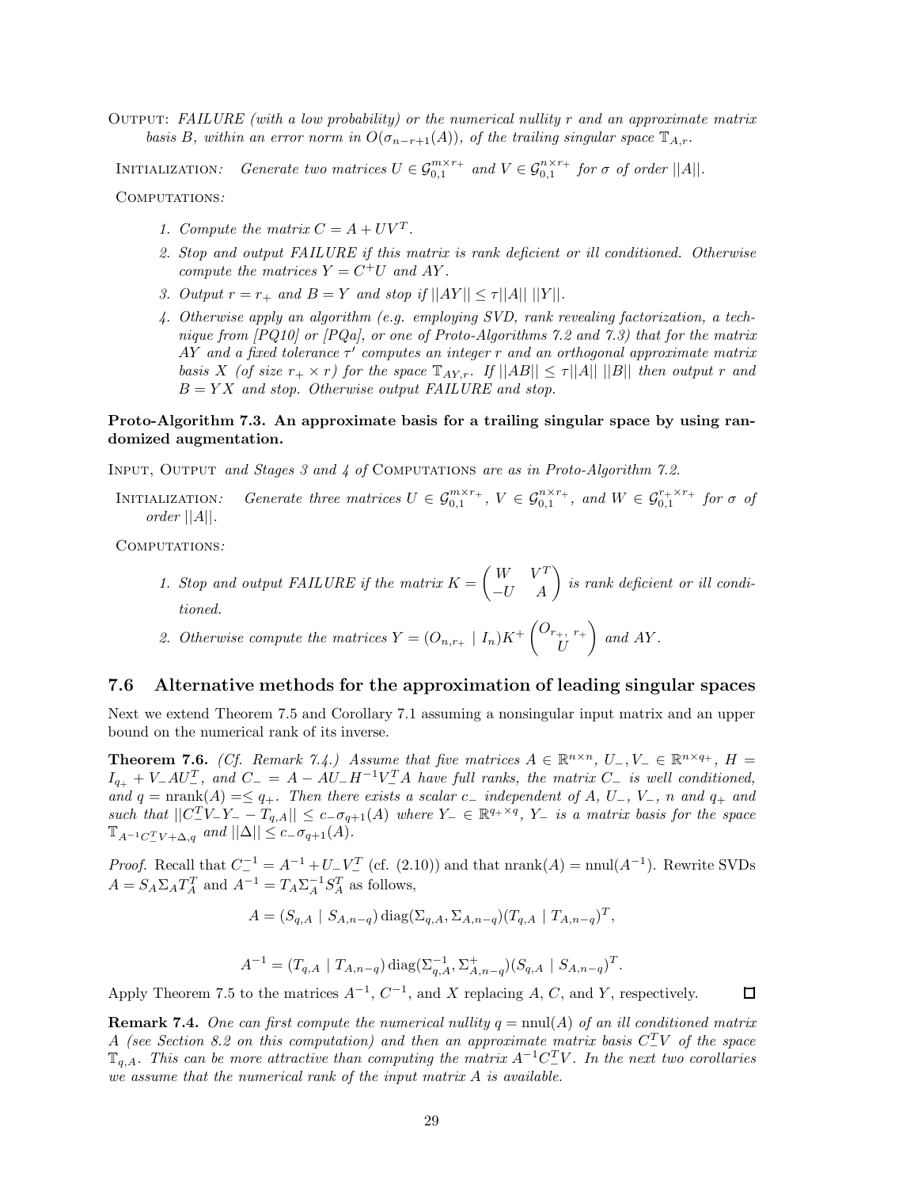OUTPUT: *FAILURE (with a low probability) or the numerical nullity $r$ and an approximate matrix basis $B$, within an error norm in $O(\sigma_{n-r+1}(A))$, of the trailing singular space $\mathbb{T}_{A,r}$.*

INITIALIZATION: *Generate two matrices $U \in \mathcal{G}_{0,1}^{m\times r_+}$ and $V \in \mathcal{G}_{0,1}^{n\times r_+}$ for $\sigma$ of order $||A||$.*

COMPUTATIONS:

1. *Compute the matrix $C = A + UV^T$.*
2. *Stop and output FAILURE if this matrix is rank deficient or ill conditioned. Otherwise compute the matrices $Y = C^+U$ and $AY$.*
3. *Output $r = r_+$ and $B = Y$ and stop if $||AY|| \le \tau||A||\ ||Y||$.*
4. *Otherwise apply an algorithm (e.g. employing SVD, rank revealing factorization, a technique from [PQ10] or [PQa], or one of Proto-Algorithms 7.2 and 7.3) that for the matrix $AY$ and a fixed tolerance $\tau'$ computes an integer $r$ and an orthogonal approximate matrix basis $X$ (of size $r_+ \times r$) for the space $\mathbb{T}_{AY,r}$. If $||AB|| \le \tau||A||\ ||B||$ then output $r$ and $B = YX$ and stop. Otherwise output FAILURE and stop.*

**Proto-Algorithm 7.3. An approximate basis for a trailing singular space by using randomized augmentation.**

INPUT, OUTPUT *and Stages 3 and 4 of* COMPUTATIONS *are as in Proto-Algorithm 7.2.*

INITIALIZATION: *Generate three matrices $U \in \mathcal{G}_{0,1}^{m\times r_+}$, $V \in \mathcal{G}_{0,1}^{n\times r_+}$, and $W \in \mathcal{G}_{0,1}^{r_+\times r_+}$ for $\sigma$ of order $||A||$.*

COMPUTATIONS:

1. *Stop and output FAILURE if the matrix $K = \begin{pmatrix} W & V^T \\ -U & A \end{pmatrix}$ is rank deficient or ill conditioned.*
2. *Otherwise compute the matrices $Y = (O_{n,r_+} \mid I_n)K^+ \begin{pmatrix} O_{r_+,\ r_+} \\ U \end{pmatrix}$ and $AY$.*

## 7.6 Alternative methods for the approximation of leading singular spaces

Next we extend Theorem 7.5 and Corollary 7.1 assuming a nonsingular input matrix and an upper bound on the numerical rank of its inverse.

**Theorem 7.6.** *(Cf. Remark 7.4.) Assume that five matrices $A \in \mathbb{R}^{n\times n}$, $U_-, V_- \in \mathbb{R}^{n\times q_+}$, $H = I_{q_+} + V_- A U_-^T$, and $C_- = A - AU_- H^{-1} V_-^T A$ have full ranks, the matrix $C_-$ is well conditioned, and $q = \operatorname{nrank}(A) =\le q_+$. Then there exists a scalar $c_-$ independent of $A$, $U_-$, $V_-$, $n$ and $q_+$ and such that $||C_-^T V_- Y_- - T_{q,A}|| \le c_- \sigma_{q+1}(A)$ where $Y_- \in \mathbb{R}^{q_+\times q}$, $Y_-$ is a matrix basis for the space $\mathbb{T}_{A^{-1}C_-^T V + \Delta, q}$ and $||\Delta|| \le c_- \sigma_{q+1}(A)$.*

*Proof.* Recall that $C_-^{-1} = A^{-1} + U_- V_-^T$ (cf. (2.10)) and that $\operatorname{nrank}(A) = \operatorname{nnul}(A^{-1})$. Rewrite SVDs $A = S_A \Sigma_A T_A^T$ and $A^{-1} = T_A \Sigma_A^{-1} S_A^T$ as follows,

$$A = (S_{q,A} \mid S_{A,n-q}) \operatorname{diag}(\Sigma_{q,A}, \Sigma_{A,n-q})(T_{q,A} \mid T_{A,n-q})^T,$$

$$A^{-1} = (T_{q,A} \mid T_{A,n-q}) \operatorname{diag}(\Sigma_{q,A}^{-1}, \Sigma_{A,n-q}^{+})(S_{q,A} \mid S_{A,n-q})^T.$$

Apply Theorem 7.5 to the matrices $A^{-1}$, $C^{-1}$, and $X$ replacing $A$, $C$, and $Y$, respectively. $\square$

**Remark 7.4.** *One can first compute the numerical nullity $q = \operatorname{nnul}(A)$ of an ill conditioned matrix $A$ (see Section 8.2 on this computation) and then an approximate matrix basis $C_-^T V$ of the space $\mathbb{T}_{q,A}$. This can be more attractive than computing the matrix $A^{-1}C_-^T V$. In the next two corollaries we assume that the numerical rank of the input matrix $A$ is available.*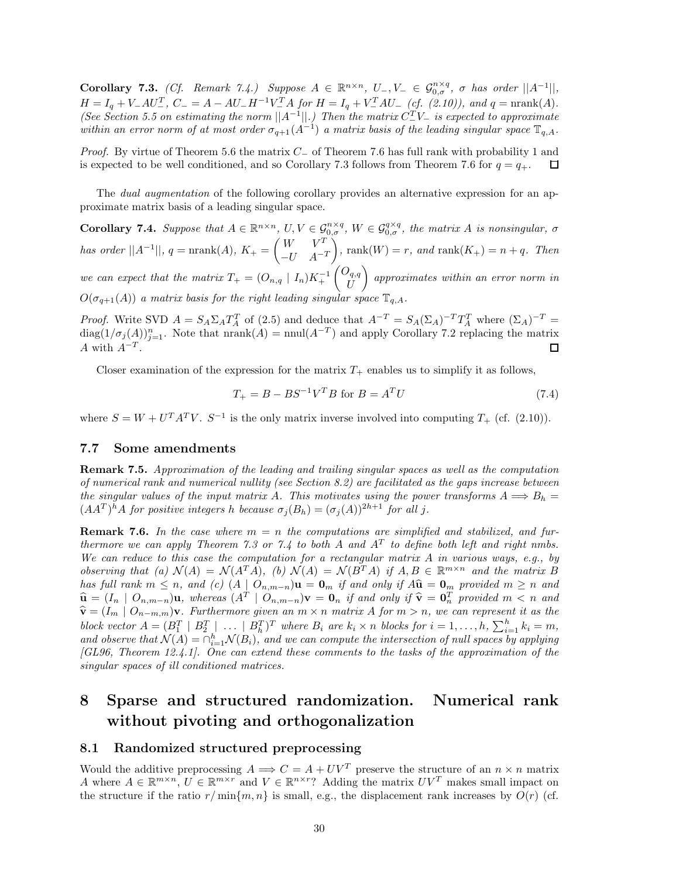**Corollary 7.3.** *(Cf. Remark 7.4.) Suppose $A \in \mathbb{R}^{n\times n}$, $U_-, V_- \in \mathcal{G}_{0,\sigma}^{n\times q}$, $\sigma$ has order $||A^{-1}||$, $H = I_q + V_- A U_-^T$, $C_- = A - AU_- H^{-1} V_-^T A$ for $H = I_q + V_-^T A U_-$ (cf. (2.10)), and $q = \text{nrank}(A)$. (See Section 5.5 on estimating the norm $||A^{-1}||$.) Then the matrix $C_-^T V_-$ is expected to approximate within an error norm of at most order $\sigma_{q+1}(A^{-1})$ a matrix basis of the leading singular space $\mathbb{T}_{q,A}$.*

*Proof.* By virtue of Theorem 5.6 the matrix $C_-$ of Theorem 7.6 has full rank with probability 1 and is expected to be well conditioned, and so Corollary 7.3 follows from Theorem 7.6 for $q = q_+$. $\square$

The *dual augmentation* of the following corollary provides an alternative expression for an approximate matrix basis of a leading singular space.

**Corollary 7.4.** *Suppose that $A \in \mathbb{R}^{n\times n}$, $U, V \in \mathcal{G}_{0,\sigma}^{n\times q}$, $W \in \mathcal{G}_{0,\sigma}^{q\times q}$, the matrix $A$ is nonsingular, $\sigma$ has order $||A^{-1}||$, $q = \text{nrank}(A)$, $K_+ = \begin{pmatrix} W & V^T \\ -U & A^{-T} \end{pmatrix}$, $\text{rank}(W) = r$, and $\text{rank}(K_+) = n + q$. Then we can expect that the matrix $T_+ = (O_{n,q} \mid I_n) K_+^{-1} \begin{pmatrix} O_{q,q} \\ U \end{pmatrix}$ approximates within an error norm in $O(\sigma_{q+1}(A))$ a matrix basis for the right leading singular space $\mathbb{T}_{q,A}$.*

*Proof.* Write SVD $A = S_A \Sigma_A T_A^T$ of (2.5) and deduce that $A^{-T} = S_A(\Sigma_A)^{-T} T_A^T$ where $(\Sigma_A)^{-T} = \text{diag}(1/\sigma_j(A))_{j=1}^n$. Note that $\text{nrank}(A) = \text{nnul}(A^{-T})$ and apply Corollary 7.2 replacing the matrix $A$ with $A^{-T}$. $\square$

Closer examination of the expression for the matrix $T_+$ enables us to simplify it as follows,

$$T_+ = B - BS^{-1}V^T B \text{ for } B = A^T U \tag{7.4}$$

where $S = W + U^T A^T V$. $S^{-1}$ is the only matrix inverse involved into computing $T_+$ (cf. (2.10)).

### 7.7 Some amendments

**Remark 7.5.** *Approximation of the leading and trailing singular spaces as well as the computation of numerical rank and numerical nullity (see Section 8.2) are facilitated as the gaps increase between the singular values of the input matrix $A$. This motivates using the power transforms $A \Longrightarrow B_h = (AA^T)^h A$ for positive integers $h$ because $\sigma_j(B_h) = (\sigma_j(A))^{2h+1}$ for all $j$.*

**Remark 7.6.** *In the case where $m = n$ the computations are simplified and stabilized, and furthermore we can apply Theorem 7.3 or 7.4 to both $A$ and $A^T$ to define both left and right nmbs. We can reduce to this case the computation for a rectangular matrix $A$ in various ways, e.g., by observing that (a) $\mathcal{N}(A) = \mathcal{N}(A^T A)$, (b) $\mathcal{N}(A) = \mathcal{N}(B^T A)$ if $A, B \in \mathbb{R}^{m\times n}$ and the matrix $B$ has full rank $m \le n$, and (c) $(A \mid O_{n,m-n})\mathbf{u} = \mathbf{0}_m$ if and only if $A\widehat{\mathbf{u}} = \mathbf{0}_m$ provided $m \ge n$ and $\widehat{\mathbf{u}} = (I_n \mid O_{n,m-n})\mathbf{u}$, whereas $(A^T \mid O_{n,m-n})\mathbf{v} = \mathbf{0}_n$ if and only if $\widehat{\mathbf{v}} = \mathbf{0}_n^T$ provided $m < n$ and $\widehat{\mathbf{v}} = (I_m \mid O_{n-m,m})\mathbf{v}$. Furthermore given an $m\times n$ matrix $A$ for $m > n$, we can represent it as the block vector $A = (B_1^T \mid B_2^T \mid \ldots \mid B_h^T)^T$ where $B_i$ are $k_i \times n$ blocks for $i = 1, \ldots, h$, $\sum_{i=1}^h k_i = m$, and observe that $\mathcal{N}(A) = \cap_{i=1}^h \mathcal{N}(B_i)$, and we can compute the intersection of null spaces by applying [GL96, Theorem 12.4.1]. One can extend these comments to the tasks of the approximation of the singular spaces of ill conditioned matrices.*

# 8 Sparse and structured randomization. Numerical rank without pivoting and orthogonalization

### 8.1 Randomized structured preprocessing

Would the additive preprocessing $A \Longrightarrow C = A + UV^T$ preserve the structure of an $n\times n$ matrix $A$ where $A \in \mathbb{R}^{m\times n}$, $U \in \mathbb{R}^{m\times r}$ and $V \in \mathbb{R}^{n\times r}$? Adding the matrix $UV^T$ makes small impact on the structure if the ratio $r/\min\{m, n\}$ is small, e.g., the displacement rank increases by $O(r)$ (cf.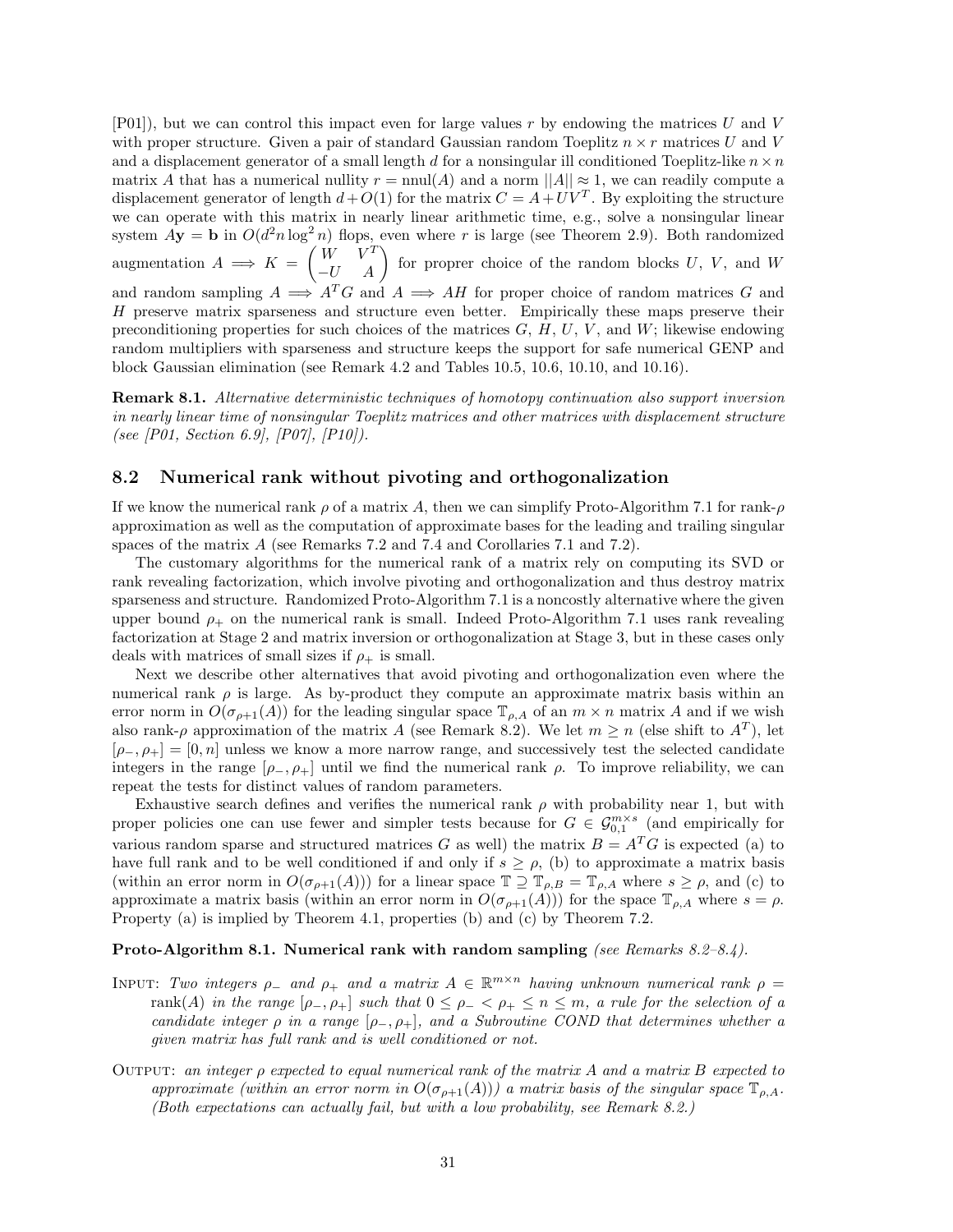[P01]), but we can control this impact even for large values $r$ by endowing the matrices $U$ and $V$ with proper structure. Given a pair of standard Gaussian random Toeplitz $n \times r$ matrices $U$ and $V$ and a displacement generator of a small length $d$ for a nonsingular ill conditioned Toeplitz-like $n \times n$ matrix $A$ that has a numerical nullity $r = \text{nnul}(A)$ and a norm $||A|| \approx 1$, we can readily compute a displacement generator of length $d + O(1)$ for the matrix $C = A + UV^T$. By exploiting the structure we can operate with this matrix in nearly linear arithmetic time, e.g., solve a nonsingular linear system $A\mathbf{y} = \mathbf{b}$ in $O(d^2 n \log^2 n)$ flops, even where $r$ is large (see Theorem 2.9). Both randomized augmentation $A \implies K = \begin{pmatrix} W & V^T \\ -U & A \end{pmatrix}$ for proprer choice of the random blocks $U$, $V$, and $W$ and random sampling $A \implies A^T G$ and $A \implies AH$ for proper choice of random matrices $G$ and $H$ preserve matrix sparseness and structure even better. Empirically these maps preserve their preconditioning properties for such choices of the matrices $G$, $H$, $U$, $V$, and $W$; likewise endowing random multipliers with sparseness and structure keeps the support for safe numerical GENP and block Gaussian elimination (see Remark 4.2 and Tables 10.5, 10.6, 10.10, and 10.16).

**Remark 8.1.** *Alternative deterministic techniques of homotopy continuation also support inversion in nearly linear time of nonsingular Toeplitz matrices and other matrices with displacement structure (see [P01, Section 6.9], [P07], [P10]).*

## 8.2 Numerical rank without pivoting and orthogonalization

If we know the numerical rank $\rho$ of a matrix $A$, then we can simplify Proto-Algorithm 7.1 for rank-$\rho$ approximation as well as the computation of approximate bases for the leading and trailing singular spaces of the matrix $A$ (see Remarks 7.2 and 7.4 and Corollaries 7.1 and 7.2).

The customary algorithms for the numerical rank of a matrix rely on computing its SVD or rank revealing factorization, which involve pivoting and orthogonalization and thus destroy matrix sparseness and structure. Randomized Proto-Algorithm 7.1 is a noncostly alternative where the given upper bound $\rho_+$ on the numerical rank is small. Indeed Proto-Algorithm 7.1 uses rank revealing factorization at Stage 2 and matrix inversion or orthogonalization at Stage 3, but in these cases only deals with matrices of small sizes if $\rho_+$ is small.

Next we describe other alternatives that avoid pivoting and orthogonalization even where the numerical rank $\rho$ is large. As by-product they compute an approximate matrix basis within an error norm in $O(\sigma_{\rho+1}(A))$ for the leading singular space $\mathbb{T}_{\rho,A}$ of an $m \times n$ matrix $A$ and if we wish also rank-$\rho$ approximation of the matrix $A$ (see Remark 8.2). We let $m \geq n$ (else shift to $A^T$), let $[\rho_-, \rho_+] = [0, n]$ unless we know a more narrow range, and successively test the selected candidate integers in the range $[\rho_-, \rho_+]$ until we find the numerical rank $\rho$. To improve reliability, we can repeat the tests for distinct values of random parameters.

Exhaustive search defines and verifies the numerical rank $\rho$ with probability near 1, but with proper policies one can use fewer and simpler tests because for $G \in \mathcal{G}_{0,1}^{m \times s}$ (and empirically for various random sparse and structured matrices $G$ as well) the matrix $B = A^T G$ is expected (a) to have full rank and to be well conditioned if and only if $s \geq \rho$, (b) to approximate a matrix basis (within an error norm in $O(\sigma_{\rho+1}(A))$) for a linear space $\mathbb{T} \supseteq \mathbb{T}_{\rho,B} = \mathbb{T}_{\rho,A}$ where $s \geq \rho$, and (c) to approximate a matrix basis (within an error norm in $O(\sigma_{\rho+1}(A))$) for the space $\mathbb{T}_{\rho,A}$ where $s = \rho$. Property (a) is implied by Theorem 4.1, properties (b) and (c) by Theorem 7.2.

**Proto-Algorithm 8.1. Numerical rank with random sampling** *(see Remarks 8.2–8.4).*

INPUT: *Two integers $\rho_-$ and $\rho_+$ and a matrix $A \in \mathbb{R}^{m \times n}$ having unknown numerical rank $\rho = \text{rank}(A)$ in the range $[\rho_-, \rho_+]$ such that $0 \leq \rho_- < \rho_+ \leq n \leq m$, a rule for the selection of a candidate integer $\rho$ in a range $[\rho_-, \rho_+]$, and a Subroutine COND that determines whether a given matrix has full rank and is well conditioned or not.*

OUTPUT: *an integer $\rho$ expected to equal numerical rank of the matrix $A$ and a matrix $B$ expected to approximate (within an error norm in $O(\sigma_{\rho+1}(A))$) a matrix basis of the singular space $\mathbb{T}_{\rho,A}$. (Both expectations can actually fail, but with a low probability, see Remark 8.2.)*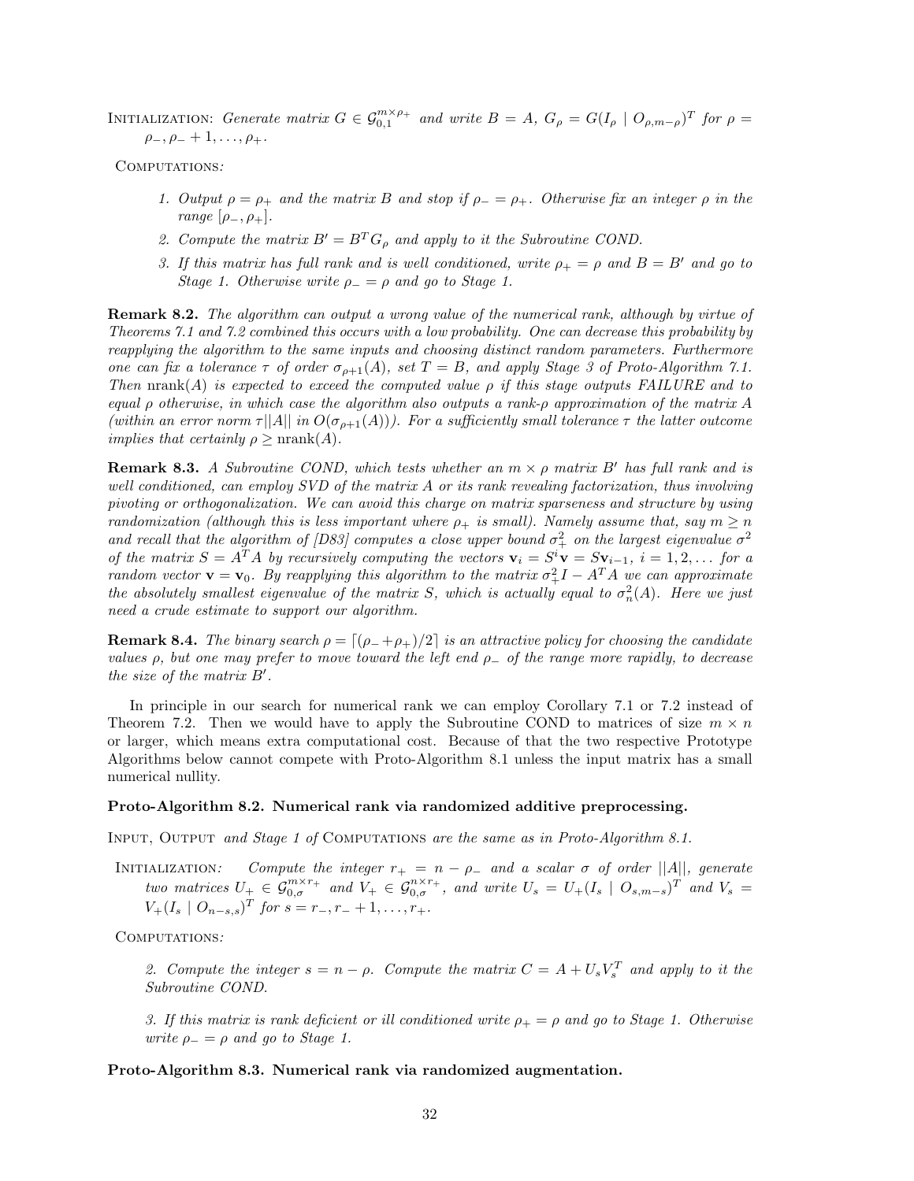Initialization: *Generate matrix $G \in \mathcal{G}_{0,1}^{m\times \rho_+}$ and write $B = A$, $G_\rho = G(I_\rho \mid O_{\rho,m-\rho})^T$ for $\rho = \rho_-, \rho_- + 1, \ldots, \rho_+$.*

Computations*:*

1. *Output $\rho = \rho_+$ and the matrix $B$ and stop if $\rho_- = \rho_+$. Otherwise fix an integer $\rho$ in the range $[\rho_-, \rho_+]$.*
2. *Compute the matrix $B' = B^T G_\rho$ and apply to it the Subroutine COND.*
3. *If this matrix has full rank and is well conditioned, write $\rho_+ = \rho$ and $B = B'$ and go to Stage 1. Otherwise write $\rho_- = \rho$ and go to Stage 1.*

**Remark 8.2.** *The algorithm can output a wrong value of the numerical rank, although by virtue of Theorems 7.1 and 7.2 combined this occurs with a low probability. One can decrease this probability by reapplying the algorithm to the same inputs and choosing distinct random parameters. Furthermore one can fix a tolerance $\tau$ of order $\sigma_{\rho+1}(A)$, set $T = B$, and apply Stage 3 of Proto-Algorithm 7.1. Then* $\operatorname{nrank}(A)$ *is expected to exceed the computed value $\rho$ if this stage outputs FAILURE and to equal $\rho$ otherwise, in which case the algorithm also outputs a rank-$\rho$ approximation of the matrix $A$ (within an error norm $\tau||A||$ in $O(\sigma_{\rho+1}(A))$). For a sufficiently small tolerance $\tau$ the latter outcome implies that certainly $\rho \geq \operatorname{nrank}(A)$.*

**Remark 8.3.** *A Subroutine COND, which tests whether an $m \times \rho$ matrix $B'$ has full rank and is well conditioned, can employ SVD of the matrix $A$ or its rank revealing factorization, thus involving pivoting or orthogonalization. We can avoid this charge on matrix sparseness and structure by using randomization (although this is less important where $\rho_+$ is small). Namely assume that, say $m \geq n$ and recall that the algorithm of [D83] computes a close upper bound $\sigma_+^2$ on the largest eigenvalue $\sigma^2$ of the matrix $S = A^T A$ by recursively computing the vectors $\mathbf{v}_i = S^i \mathbf{v} = S\mathbf{v}_{i-1}$, $i = 1, 2, \ldots$ for a random vector $\mathbf{v} = \mathbf{v}_0$. By reapplying this algorithm to the matrix $\sigma_+^2 I - A^T A$ we can approximate the absolutely smallest eigenvalue of the matrix $S$, which is actually equal to $\sigma_n^2(A)$. Here we just need a crude estimate to support our algorithm.*

**Remark 8.4.** *The binary search $\rho = \lceil (\rho_- + \rho_+)/2 \rceil$ is an attractive policy for choosing the candidate values $\rho$, but one may prefer to move toward the left end $\rho_-$ of the range more rapidly, to decrease the size of the matrix $B'$.*

In principle in our search for numerical rank we can employ Corollary 7.1 or 7.2 instead of Theorem 7.2. Then we would have to apply the Subroutine COND to matrices of size $m \times n$ or larger, which means extra computational cost. Because of that the two respective Prototype Algorithms below cannot compete with Proto-Algorithm 8.1 unless the input matrix has a small numerical nullity.

**Proto-Algorithm 8.2. Numerical rank via randomized additive preprocessing.**

Input, Output *and Stage 1 of* Computations *are the same as in Proto-Algorithm 8.1.*

Initialization*: Compute the integer $r_+ = n - \rho_-$ and a scalar $\sigma$ of order $||A||$, generate two matrices $U_+ \in \mathcal{G}_{0,\sigma}^{m\times r_+}$ and $V_+ \in \mathcal{G}_{0,\sigma}^{n\times r_+}$, and write $U_s = U_+(I_s \mid O_{s,m-s})^T$ and $V_s = V_+(I_s \mid O_{n-s,s})^T$ for $s = r_-, r_- + 1, \ldots, r_+$.*

Computations*:*

2. *Compute the integer $s = n - \rho$. Compute the matrix $C = A + U_s V_s^T$ and apply to it the Subroutine COND.*

3. *If this matrix is rank deficient or ill conditioned write $\rho_+ = \rho$ and go to Stage 1. Otherwise write $\rho_- = \rho$ and go to Stage 1.*

**Proto-Algorithm 8.3. Numerical rank via randomized augmentation.**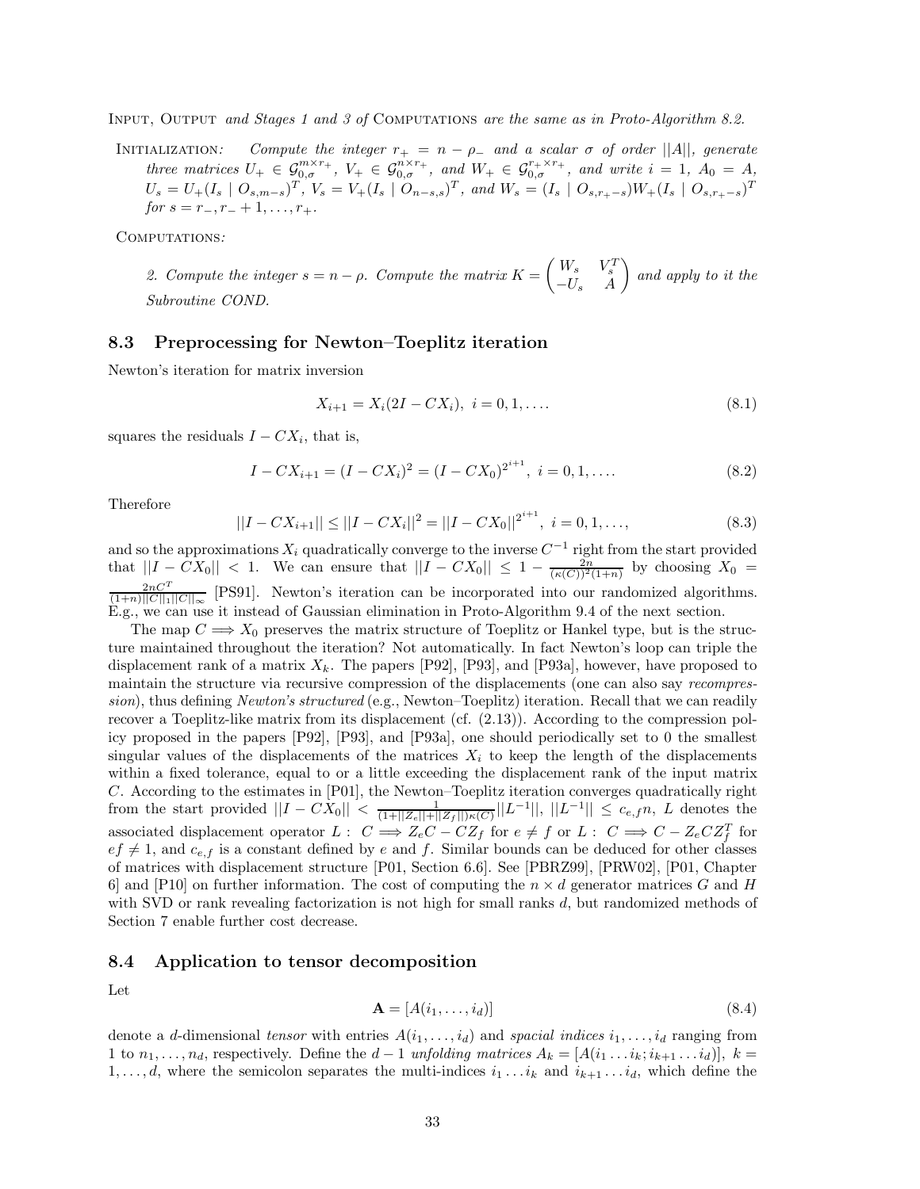Input, Output *and Stages 1 and 3 of* Computations *are the same as in Proto-Algorithm 8.2.*

Initialization*: Compute the integer $r_+ = n - \rho_-$ and a scalar $\sigma$ of order $||A||$, generate three matrices $U_+ \in \mathcal{G}_{0,\sigma}^{m\times r_+}$, $V_+ \in \mathcal{G}_{0,\sigma}^{n\times r_+}$, and $W_+ \in \mathcal{G}_{0,\sigma}^{r_+\times r_+}$, and write $i = 1$, $A_0 = A$, $U_s = U_+(I_s \mid O_{s,m-s})^T$, $V_s = V_+(I_s \mid O_{n-s,s})^T$, and $W_s = (I_s \mid O_{s,r_+-s})W_+(I_s \mid O_{s,r_+-s})^T$ for $s = r_-, r_- + 1, \dots, r_+$.*

Computations*:*

*2. Compute the integer $s = n - \rho$. Compute the matrix $K = \begin{pmatrix} W_s & V_s^T \\ -U_s & A \end{pmatrix}$ and apply to it the Subroutine COND.*

### 8.3 Preprocessing for Newton–Toeplitz iteration

Newton's iteration for matrix inversion

$$X_{i+1} = X_i(2I - CX_i),\ i = 0, 1, \dots. \tag{8.1}$$

squares the residuals $I - CX_i$, that is,

$$I - CX_{i+1} = (I - CX_i)^2 = (I - CX_0)^{2^{i+1}},\ i = 0, 1, \dots. \tag{8.2}$$

Therefore

$$||I - CX_{i+1}|| \le ||I - CX_i||^2 = ||I - CX_0||^{2^{i+1}},\ i = 0, 1, \dots, \tag{8.3}$$

and so the approximations $X_i$ quadratically converge to the inverse $C^{-1}$ right from the start provided that $||I - CX_0|| < 1$. We can ensure that $||I - CX_0|| \le 1 - \frac{2n}{(\kappa(C))^2(1+n)}$ by choosing $X_0 = \frac{2nC^T}{(1+n)||C||_1||C||_\infty}$ [PS91]. Newton's iteration can be incorporated into our randomized algorithms. E.g., we can use it instead of Gaussian elimination in Proto-Algorithm 9.4 of the next section.

The map $C \Longrightarrow X_0$ preserves the matrix structure of Toeplitz or Hankel type, but is the structure maintained throughout the iteration? Not automatically. In fact Newton's loop can triple the displacement rank of a matrix $X_k$. The papers [P92], [P93], and [P93a], however, have proposed to maintain the structure via recursive compression of the displacements (one can also say *recompression*), thus defining *Newton's structured* (e.g., Newton–Toeplitz) iteration. Recall that we can readily recover a Toeplitz-like matrix from its displacement (cf. (2.13)). According to the compression policy proposed in the papers [P92], [P93], and [P93a], one should periodically set to 0 the smallest singular values of the displacements of the matrices $X_i$ to keep the length of the displacements within a fixed tolerance, equal to or a little exceeding the displacement rank of the input matrix $C$. According to the estimates in [P01], the Newton–Toeplitz iteration converges quadratically right from the start provided $||I - CX_0|| < \frac{1}{(1+||Z_e||+||Z_f||)\kappa(C)}||L^{-1}||$, $||L^{-1}|| \le c_{e,f}n$, $L$ denotes the associated displacement operator $L:\ C \Longrightarrow Z_eC - CZ_f$ for $e \ne f$ or $L:\ C \Longrightarrow C - Z_eCZ_f^T$ for $ef \ne 1$, and $c_{e,f}$ is a constant defined by $e$ and $f$. Similar bounds can be deduced for other classes of matrices with displacement structure [P01, Section 6.6]. See [PBRZ99], [PRW02], [P01, Chapter 6] and [P10] on further information. The cost of computing the $n \times d$ generator matrices $G$ and $H$ with SVD or rank revealing factorization is not high for small ranks $d$, but randomized methods of Section 7 enable further cost decrease.

### 8.4 Application to tensor decomposition

Let

$$\mathbf{A} = [A(i_1, \dots, i_d)] \tag{8.4}$$

denote a $d$-dimensional *tensor* with entries $A(i_1, \dots, i_d)$ and *spacial indices* $i_1, \dots, i_d$ ranging from 1 to $n_1, \dots, n_d$, respectively. Define the $d-1$ *unfolding matrices* $A_k = [A(i_1 \dots i_k; i_{k+1} \dots i_d)]$, $k = 1, \dots, d$, where the semicolon separates the multi-indices $i_1 \dots i_k$ and $i_{k+1} \dots i_d$, which define the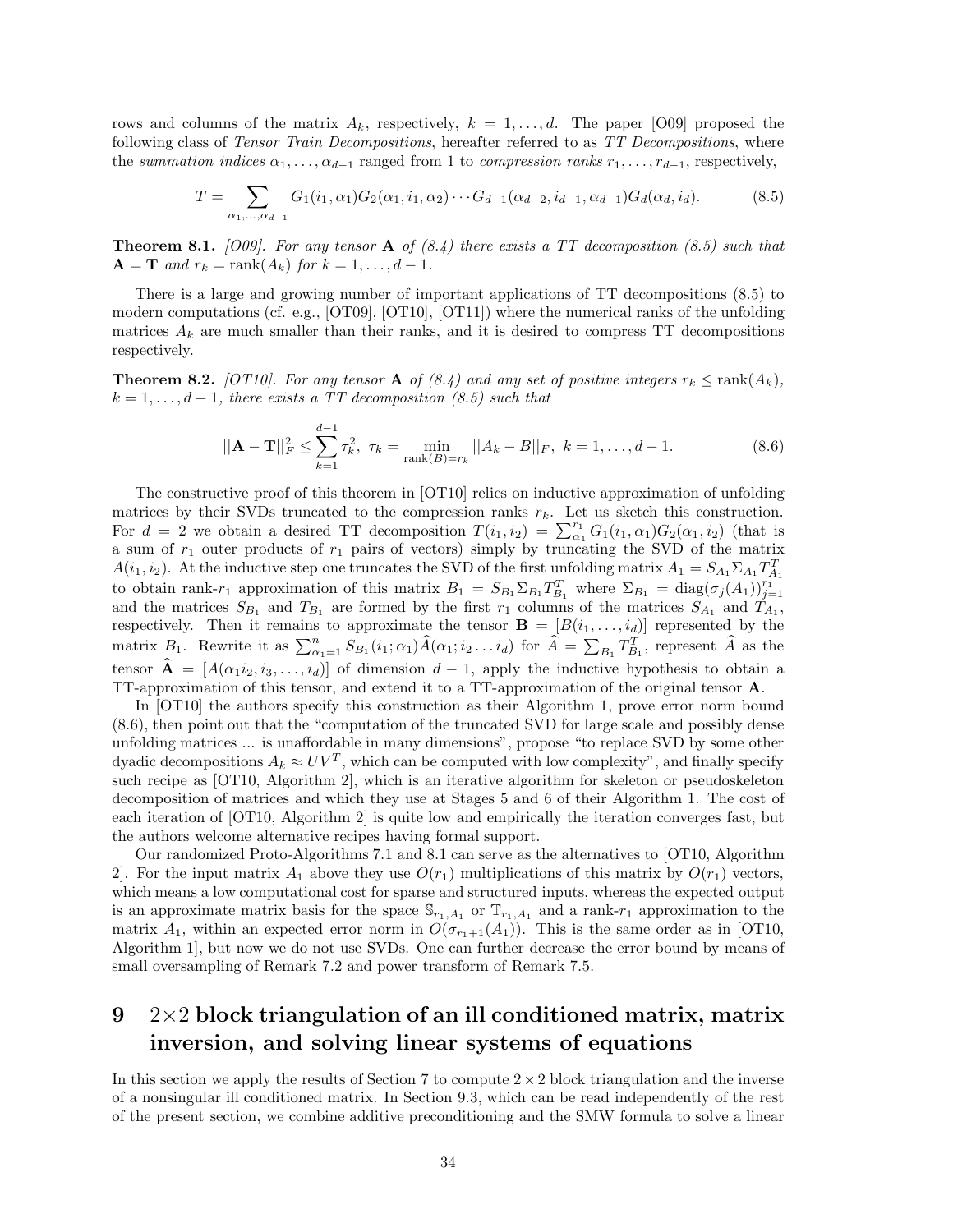rows and columns of the matrix $A_k$, respectively, $k = 1, \ldots, d$. The paper [O09] proposed the following class of *Tensor Train Decompositions*, hereafter referred to as *TT Decompositions*, where the *summation indices* $\alpha_1, \ldots, \alpha_{d-1}$ ranged from 1 to *compression ranks* $r_1, \ldots, r_{d-1}$, respectively,

$$T = \sum_{\alpha_1, \ldots, \alpha_{d-1}} G_1(i_1, \alpha_1) G_2(\alpha_1, i_1, \alpha_2) \cdots G_{d-1}(\alpha_{d-2}, i_{d-1}, \alpha_{d-1}) G_d(\alpha_d, i_d). \tag{8.5}$$

**Theorem 8.1.** *[O09]. For any tensor* $\mathbf{A}$ *of (8.4) there exists a TT decomposition (8.5) such that* $\mathbf{A} = \mathbf{T}$ *and* $r_k = \operatorname{rank}(A_k)$ *for* $k = 1, \ldots, d-1$.

There is a large and growing number of important applications of TT decompositions (8.5) to modern computations (cf. e.g., [OT09], [OT10], [OT11]) where the numerical ranks of the unfolding matrices $A_k$ are much smaller than their ranks, and it is desired to compress TT decompositions respectively.

**Theorem 8.2.** *[OT10]. For any tensor* $\mathbf{A}$ *of (8.4) and any set of positive integers* $r_k \leq \operatorname{rank}(A_k)$, $k = 1, \ldots, d-1$, *there exists a TT decomposition (8.5) such that*

$$||\mathbf{A} - \mathbf{T}||_F^2 \leq \sum_{k=1}^{d-1} \tau_k^2, \ \ \tau_k = \min_{\operatorname{rank}(B) = r_k} ||A_k - B||_F, \ \ k = 1, \ldots, d-1. \tag{8.6}$$

The constructive proof of this theorem in [OT10] relies on inductive approximation of unfolding matrices by their SVDs truncated to the compression ranks $r_k$. Let us sketch this construction. For $d = 2$ we obtain a desired TT decomposition $T(i_1, i_2) = \sum_{\alpha_1}^{r_1} G_1(i_1, \alpha_1) G_2(\alpha_1, i_2)$ (that is a sum of $r_1$ outer products of $r_1$ pairs of vectors) simply by truncating the SVD of the matrix $A(i_1, i_2)$. At the inductive step one truncates the SVD of the first unfolding matrix $A_1 = S_{A_1} \Sigma_{A_1} T_{A_1}^T$ to obtain rank-$r_1$ approximation of this matrix $B_1 = S_{B_1} \Sigma_{B_1} T_{B_1}^T$ where $\Sigma_{B_1} = \operatorname{diag}(\sigma_j(A_1))_{j=1}^{r_1}$ and the matrices $S_{B_1}$ and $T_{B_1}$ are formed by the first $r_1$ columns of the matrices $S_{A_1}$ and $T_{A_1}$, respectively. Then it remains to approximate the tensor $\mathbf{B} = [B(i_1, \ldots, i_d)]$ represented by the matrix $B_1$. Rewrite it as $\sum_{\alpha_1=1}^{n} S_{B_1}(i_1; \alpha_1) \widehat{A}(\alpha_1; i_2 \ldots i_d)$ for $\widehat{A} = \sum_{B_1} T_{B_1}^T$, represent $\widehat{A}$ as the tensor $\widehat{\mathbf{A}} = [A(\alpha_1 i_2, i_3, \ldots, i_d)]$ of dimension $d-1$, apply the inductive hypothesis to obtain a TT-approximation of this tensor, and extend it to a TT-approximation of the original tensor $\mathbf{A}$.

In [OT10] the authors specify this construction as their Algorithm 1, prove error norm bound (8.6), then point out that the "computation of the truncated SVD for large scale and possibly dense unfolding matrices ... is unaffordable in many dimensions", propose "to replace SVD by some other dyadic decompositions $A_k \approx UV^T$, which can be computed with low complexity", and finally specify such recipe as [OT10, Algorithm 2], which is an iterative algorithm for skeleton or pseudoskeleton decomposition of matrices and which they use at Stages 5 and 6 of their Algorithm 1. The cost of each iteration of [OT10, Algorithm 2] is quite low and empirically the iteration converges fast, but the authors welcome alternative recipes having formal support.

Our randomized Proto-Algorithms 7.1 and 8.1 can serve as the alternatives to [OT10, Algorithm 2]. For the input matrix $A_1$ above they use $O(r_1)$ multiplications of this matrix by $O(r_1)$ vectors, which means a low computational cost for sparse and structured inputs, whereas the expected output is an approximate matrix basis for the space $\mathbb{S}_{r_1, A_1}$ or $\mathbb{T}_{r_1, A_1}$ and a rank-$r_1$ approximation to the matrix $A_1$, within an expected error norm in $O(\sigma_{r_1+1}(A_1))$. This is the same order as in [OT10, Algorithm 1], but now we do not use SVDs. One can further decrease the error bound by means of small oversampling of Remark 7.2 and power transform of Remark 7.5.

# 9 2×2 block triangulation of an ill conditioned matrix, matrix inversion, and solving linear systems of equations

In this section we apply the results of Section 7 to compute $2 \times 2$ block triangulation and the inverse of a nonsingular ill conditioned matrix. In Section 9.3, which can be read independently of the rest of the present section, we combine additive preconditioning and the SMW formula to solve a linear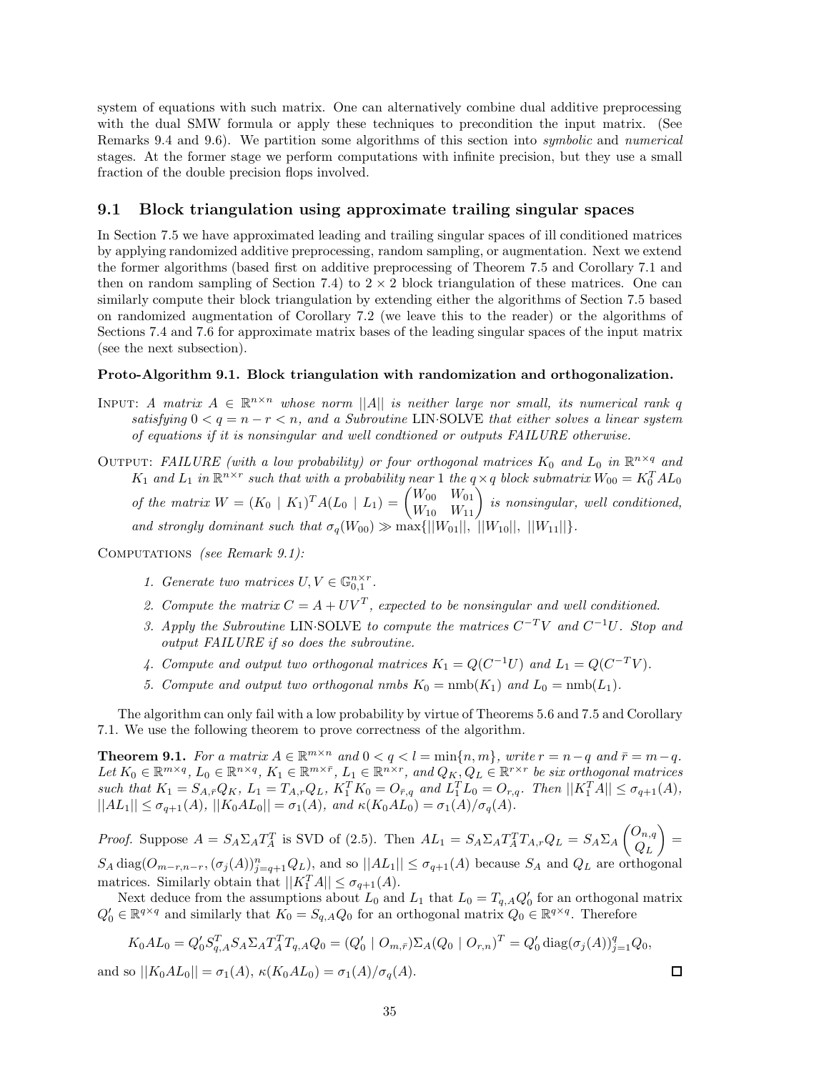system of equations with such matrix. One can alternatively combine dual additive preprocessing with the dual SMW formula or apply these techniques to precondition the input matrix. (See Remarks 9.4 and 9.6). We partition some algorithms of this section into *symbolic* and *numerical* stages. At the former stage we perform computations with infinite precision, but they use a small fraction of the double precision flops involved.

## 9.1 Block triangulation using approximate trailing singular spaces

In Section 7.5 we have approximated leading and trailing singular spaces of ill conditioned matrices by applying randomized additive preprocessing, random sampling, or augmentation. Next we extend the former algorithms (based first on additive preprocessing of Theorem 7.5 and Corollary 7.1 and then on random sampling of Section 7.4) to $2 \times 2$ block triangulation of these matrices. One can similarly compute their block triangulation by extending either the algorithms of Section 7.5 based on randomized augmentation of Corollary 7.2 (we leave this to the reader) or the algorithms of Sections 7.4 and 7.6 for approximate matrix bases of the leading singular spaces of the input matrix (see the next subsection).

**Proto-Algorithm 9.1. Block triangulation with randomization and orthogonalization.**

INPUT: *A matrix $A \in \mathbb{R}^{n\times n}$ whose norm $||A||$ is neither large nor small, its numerical rank $q$ satisfying $0 < q = n - r < n$, and a Subroutine* LIN·SOLVE *that either solves a linear system of equations if it is nonsingular and well condtioned or outputs FAILURE otherwise.*

OUTPUT: *FAILURE (with a low probability) or four orthogonal matrices $K_0$ and $L_0$ in $\mathbb{R}^{n\times q}$ and $K_1$ and $L_1$ in $\mathbb{R}^{n\times r}$ such that with a probability near 1 the $q \times q$ block submatrix $W_{00} = K_0^T AL_0$ of the matrix $W = (K_0 \mid K_1)^T A(L_0 \mid L_1) = \begin{pmatrix} W_{00} & W_{01} \\ W_{10} & W_{11} \end{pmatrix}$ is nonsingular, well conditioned, and strongly dominant such that $\sigma_q(W_{00}) \gg \max\{||W_{01}||,\ ||W_{10}||,\ ||W_{11}||\}$.*

COMPUTATIONS *(see Remark 9.1):*

1. *Generate two matrices $U, V \in \mathbb{G}_{0,1}^{n\times r}$.*
2. *Compute the matrix $C = A + UV^T$, expected to be nonsingular and well conditioned.*
3. *Apply the Subroutine* LIN·SOLVE *to compute the matrices $C^{-T}V$ and $C^{-1}U$. Stop and output FAILURE if so does the subroutine.*
4. *Compute and output two orthogonal matrices $K_1 = Q(C^{-1}U)$ and $L_1 = Q(C^{-T}V)$.*
5. *Compute and output two orthogonal nmbs $K_0 = \mathrm{nmb}(K_1)$ and $L_0 = \mathrm{nmb}(L_1)$.*

The algorithm can only fail with a low probability by virtue of Theorems 5.6 and 7.5 and Corollary 7.1. We use the following theorem to prove correctness of the algorithm.

**Theorem 9.1.** *For a matrix $A \in \mathbb{R}^{m\times n}$ and $0 < q < l = \min\{n, m\}$, write $r = n - q$ and $\bar{r} = m - q$. Let $K_0 \in \mathbb{R}^{m\times q}$, $L_0 \in \mathbb{R}^{n\times q}$, $K_1 \in \mathbb{R}^{m\times \bar{r}}$, $L_1 \in \mathbb{R}^{n\times r}$, and $Q_K, Q_L \in \mathbb{R}^{r\times r}$ be six orthogonal matrices such that $K_1 = S_{A,\bar{r}}Q_K$, $L_1 = T_{A,r}Q_L$, $K_1^T K_0 = O_{\bar{r},q}$ and $L_1^T L_0 = O_{r,q}$. Then $||K_1^T A|| \le \sigma_{q+1}(A)$, $||AL_1|| \le \sigma_{q+1}(A)$, $||K_0 AL_0|| = \sigma_1(A)$, and $\kappa(K_0 AL_0) = \sigma_1(A)/\sigma_q(A)$.*

*Proof.* Suppose $A = S_A\Sigma_A T_A^T$ is SVD of (2.5). Then $AL_1 = S_A\Sigma_A T_A^T T_{A,r}Q_L = S_A\Sigma_A \begin{pmatrix} O_{n,q} \\ Q_L \end{pmatrix} = S_A \operatorname{diag}(O_{m-r,n-r}, (\sigma_j(A))_{j=q+1}^n Q_L)$, and so $||AL_1|| \le \sigma_{q+1}(A)$ because $S_A$ and $Q_L$ are orthogonal matrices. Similarly obtain that $||K_1^T A|| \le \sigma_{q+1}(A)$.

Next deduce from the assumptions about $L_0$ and $L_1$ that $L_0 = T_{q,A}Q_0'$ for an orthogonal matrix $Q_0' \in \mathbb{R}^{q\times q}$ and similarly that $K_0 = S_{q,A}Q_0$ for an orthogonal matrix $Q_0 \in \mathbb{R}^{q\times q}$. Therefore

$$K_0 AL_0 = Q_0' S_{q,A}^T S_A\Sigma_A T_A^T T_{q,A}Q_0 = (Q_0' \mid O_{m,\bar{r}})\Sigma_A(Q_0 \mid O_{r,n})^T = Q_0' \operatorname{diag}(\sigma_j(A))_{j=1}^q Q_0,$$

and so $||K_0 AL_0|| = \sigma_1(A)$, $\kappa(K_0 AL_0) = \sigma_1(A)/\sigma_q(A)$. $\square$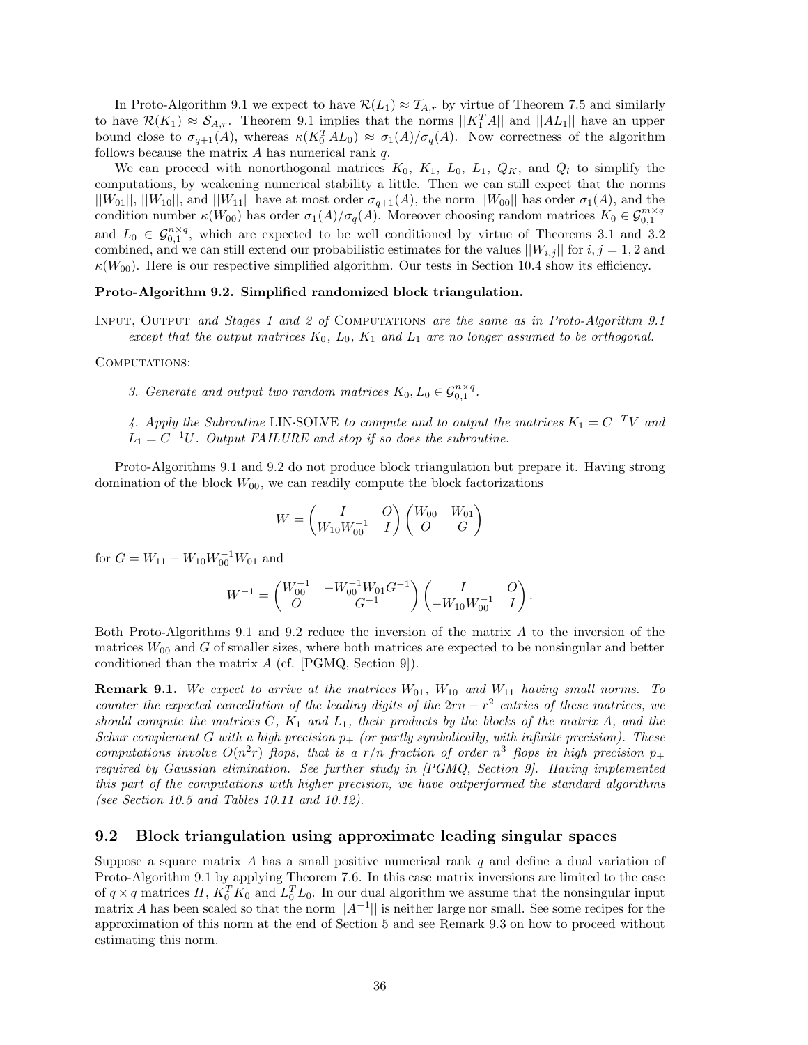In Proto-Algorithm 9.1 we expect to have $\mathcal{R}(L_1) \approx \mathcal{T}_{A,r}$ by virtue of Theorem 7.5 and similarly to have $\mathcal{R}(K_1) \approx \mathcal{S}_{A,r}$. Theorem 9.1 implies that the norms $||K_1^T A||$ and $||AL_1||$ have an upper bound close to $\sigma_{q+1}(A)$, whereas $\kappa(K_0^T A L_0) \approx \sigma_1(A)/\sigma_q(A)$. Now correctness of the algorithm follows because the matrix $A$ has numerical rank $q$.

We can proceed with nonorthogonal matrices $K_0$, $K_1$, $L_0$, $L_1$, $Q_K$, and $Q_l$ to simplify the computations, by weakening numerical stability a little. Then we can still expect that the norms $||W_{01}||$, $||W_{10}||$, and $||W_{11}||$ have at most order $\sigma_{q+1}(A)$, the norm $||W_{00}||$ has order $\sigma_1(A)$, and the condition number $\kappa(W_{00})$ has order $\sigma_1(A)/\sigma_q(A)$. Moreover choosing random matrices $K_0 \in \mathcal{G}_{0,1}^{m\times q}$ and $L_0 \in \mathcal{G}_{0,1}^{n\times q}$, which are expected to be well conditioned by virtue of Theorems 3.1 and 3.2 combined, and we can still extend our probabilistic estimates for the values $||W_{i,j}||$ for $i,j = 1,2$ and $\kappa(W_{00})$. Here is our respective simplified algorithm. Our tests in Section 10.4 show its efficiency.

**Proto-Algorithm 9.2. Simplified randomized block triangulation.**

INPUT, OUTPUT *and Stages 1 and 2 of* COMPUTATIONS *are the same as in Proto-Algorithm 9.1 except that the output matrices $K_0$, $L_0$, $K_1$ and $L_1$ are no longer assumed to be orthogonal.*

COMPUTATIONS:

3. *Generate and output two random matrices $K_0, L_0 \in \mathcal{G}_{0,1}^{n\times q}$.*

4. *Apply the Subroutine* LIN·SOLVE *to compute and to output the matrices $K_1 = C^{-T}V$ and $L_1 = C^{-1}U$. Output FAILURE and stop if so does the subroutine.*

Proto-Algorithms 9.1 and 9.2 do not produce block triangulation but prepare it. Having strong domination of the block $W_{00}$, we can readily compute the block factorizations

$$W = \begin{pmatrix} I & O \\ W_{10}W_{00}^{-1} & I \end{pmatrix} \begin{pmatrix} W_{00} & W_{01} \\ O & G \end{pmatrix}$$

for $G = W_{11} - W_{10}W_{00}^{-1}W_{01}$ and

$$W^{-1} = \begin{pmatrix} W_{00}^{-1} & -W_{00}^{-1}W_{01}G^{-1} \\ O & G^{-1} \end{pmatrix} \begin{pmatrix} I & O \\ -W_{10}W_{00}^{-1} & I \end{pmatrix}.$$

Both Proto-Algorithms 9.1 and 9.2 reduce the inversion of the matrix $A$ to the inversion of the matrices $W_{00}$ and $G$ of smaller sizes, where both matrices are expected to be nonsingular and better conditioned than the matrix $A$ (cf. [PGMQ, Section 9]).

**Remark 9.1.** *We expect to arrive at the matrices $W_{01}$, $W_{10}$ and $W_{11}$ having small norms. To counter the expected cancellation of the leading digits of the $2rn - r^2$ entries of these matrices, we should compute the matrices $C$, $K_1$ and $L_1$, their products by the blocks of the matrix $A$, and the Schur complement $G$ with a high precision $p_+$ (or partly symbolically, with infinite precision). These computations involve $O(n^2 r)$ flops, that is a $r/n$ fraction of order $n^3$ flops in high precision $p_+$ required by Gaussian elimination. See further study in [PGMQ, Section 9]. Having implemented this part of the computations with higher precision, we have outperformed the standard algorithms (see Section 10.5 and Tables 10.11 and 10.12).*

## 9.2 Block triangulation using approximate leading singular spaces

Suppose a square matrix $A$ has a small positive numerical rank $q$ and define a dual variation of Proto-Algorithm 9.1 by applying Theorem 7.6. In this case matrix inversions are limited to the case of $q \times q$ matrices $H$, $K_0^T K_0$ and $L_0^T L_0$. In our dual algorithm we assume that the nonsingular input matrix $A$ has been scaled so that the norm $||A^{-1}||$ is neither large nor small. See some recipes for the approximation of this norm at the end of Section 5 and see Remark 9.3 on how to proceed without estimating this norm.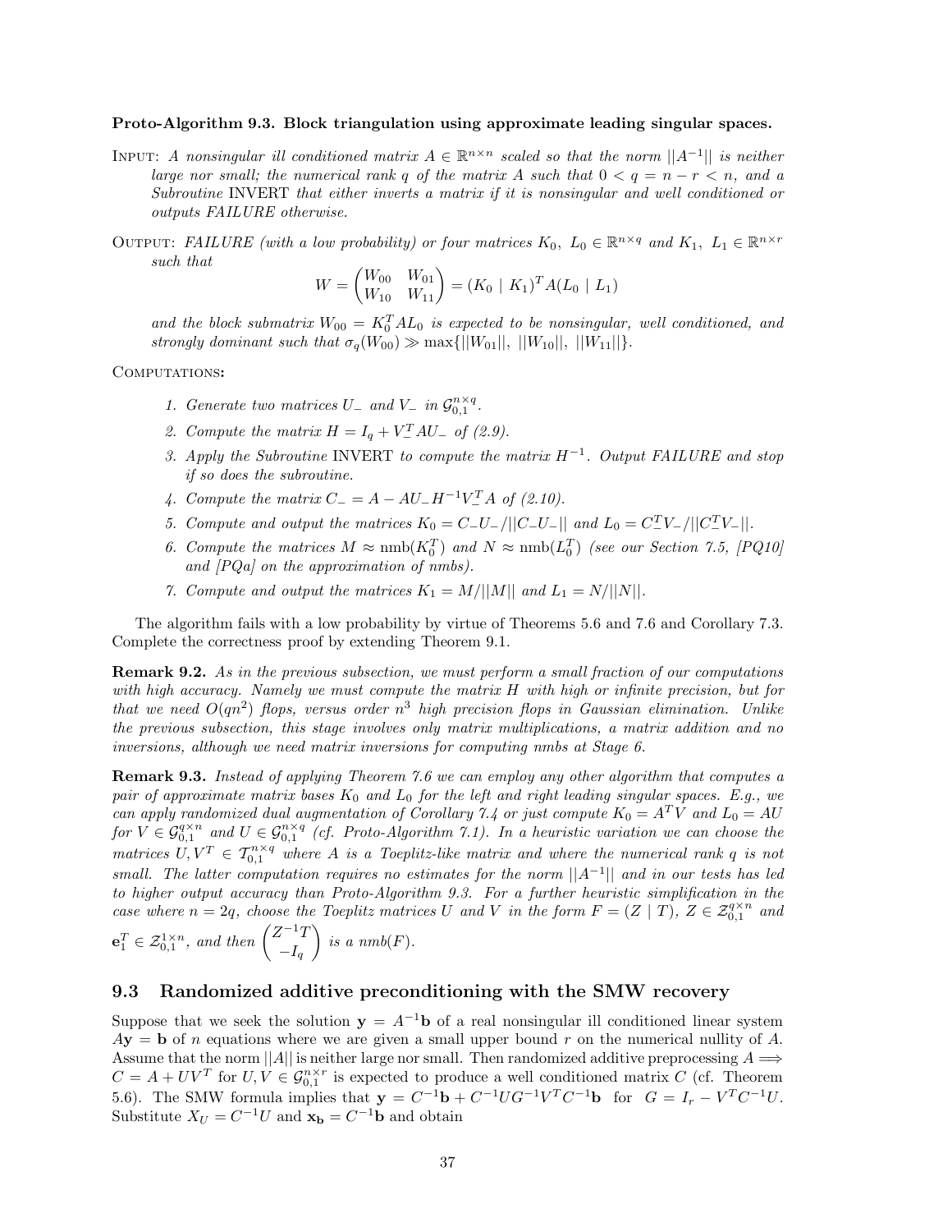**Proto-Algorithm 9.3. Block triangulation using approximate leading singular spaces.**

INPUT: *A nonsingular ill conditioned matrix $A \in \mathbb{R}^{n\times n}$ scaled so that the norm $||A^{-1}||$ is neither large nor small; the numerical rank $q$ of the matrix $A$ such that $0 < q = n - r < n$, and a Subroutine* INVERT *that either inverts a matrix if it is nonsingular and well conditioned or outputs FAILURE otherwise.*

OUTPUT: *FAILURE (with a low probability) or four matrices $K_0,\ L_0 \in \mathbb{R}^{n\times q}$ and $K_1,\ L_1 \in \mathbb{R}^{n\times r}$ such that*

$$W = \begin{pmatrix} W_{00} & W_{01} \\ W_{10} & W_{11} \end{pmatrix} = (K_0 \mid K_1)^T A (L_0 \mid L_1)$$

*and the block submatrix $W_{00} = K_0^T A L_0$ is expected to be nonsingular, well conditioned, and strongly dominant such that $\sigma_q(W_{00}) \gg \max\{||W_{01}||,\ ||W_{10}||,\ ||W_{11}||\}$.*

COMPUTATIONS:

1. *Generate two matrices $U_-$ and $V_-$ in $\mathcal{G}_{0,1}^{n\times q}$.*
2. *Compute the matrix $H = I_q + V_-^T A U_-$ of (2.9).*
3. *Apply the Subroutine* INVERT *to compute the matrix $H^{-1}$. Output FAILURE and stop if so does the subroutine.*
4. *Compute the matrix $C_- = A - AU_-H^{-1}V_-^T A$ of (2.10).*
5. *Compute and output the matrices $K_0 = C_-U_-/||C_-U_-||$ and $L_0 = C_-^T V_-/||C_-^T V_-||$.*
6. *Compute the matrices $M \approx \operatorname{nmb}(K_0^T)$ and $N \approx \operatorname{nmb}(L_0^T)$ (see our Section 7.5, [PQ10] and [PQa] on the approximation of nmbs).*
7. *Compute and output the matrices $K_1 = M/||M||$ and $L_1 = N/||N||$.*

The algorithm fails with a low probability by virtue of Theorems 5.6 and 7.6 and Corollary 7.3. Complete the correctness proof by extending Theorem 9.1.

**Remark 9.2.** *As in the previous subsection, we must perform a small fraction of our computations with high accuracy. Namely we must compute the matrix $H$ with high or infinite precision, but for that we need $O(qn^2)$ flops, versus order $n^3$ high precision flops in Gaussian elimination. Unlike the previous subsection, this stage involves only matrix multiplications, a matrix addition and no inversions, although we need matrix inversions for computing nmbs at Stage 6.*

**Remark 9.3.** *Instead of applying Theorem 7.6 we can employ any other algorithm that computes a pair of approximate matrix bases $K_0$ and $L_0$ for the left and right leading singular spaces. E.g., we can apply randomized dual augmentation of Corollary 7.4 or just compute $K_0 = A^T V$ and $L_0 = AU$ for $V \in \mathcal{G}_{0,1}^{q\times n}$ and $U \in \mathcal{G}_{0,1}^{n\times q}$ (cf. Proto-Algorithm 7.1). In a heuristic variation we can choose the matrices $U, V^T \in \mathcal{T}_{0,1}^{n\times q}$ where $A$ is a Toeplitz-like matrix and where the numerical rank $q$ is not small. The latter computation requires no estimates for the norm $||A^{-1}||$ and in our tests has led to higher output accuracy than Proto-Algorithm 9.3. For a further heuristic simplification in the case where $n = 2q$, choose the Toeplitz matrices $U$ and $V$ in the form $F = (Z \mid T)$, $Z \in \mathcal{Z}_{0,1}^{q\times n}$ and $\mathbf{e}_1^T \in \mathcal{Z}_{0,1}^{1\times n}$, and then $\begin{pmatrix} Z^{-1}T \\ -I_q \end{pmatrix}$ is a nmb$(F)$.*

## 9.3 Randomized additive preconditioning with the SMW recovery

Suppose that we seek the solution $\mathbf{y} = A^{-1}\mathbf{b}$ of a real nonsingular ill conditioned linear system $A\mathbf{y} = \mathbf{b}$ of $n$ equations where we are given a small upper bound $r$ on the numerical nullity of $A$. Assume that the norm $||A||$ is neither large nor small. Then randomized additive preprocessing $A \Longrightarrow C = A + UV^T$ for $U, V \in \mathcal{G}_{0,1}^{n\times r}$ is expected to produce a well conditioned matrix $C$ (cf. Theorem 5.6). The SMW formula implies that $\mathbf{y} = C^{-1}\mathbf{b} + C^{-1}UG^{-1}V^T C^{-1}\mathbf{b}$ for $G = I_r - V^T C^{-1} U$. Substitute $X_U = C^{-1}U$ and $\mathbf{x_b} = C^{-1}\mathbf{b}$ and obtain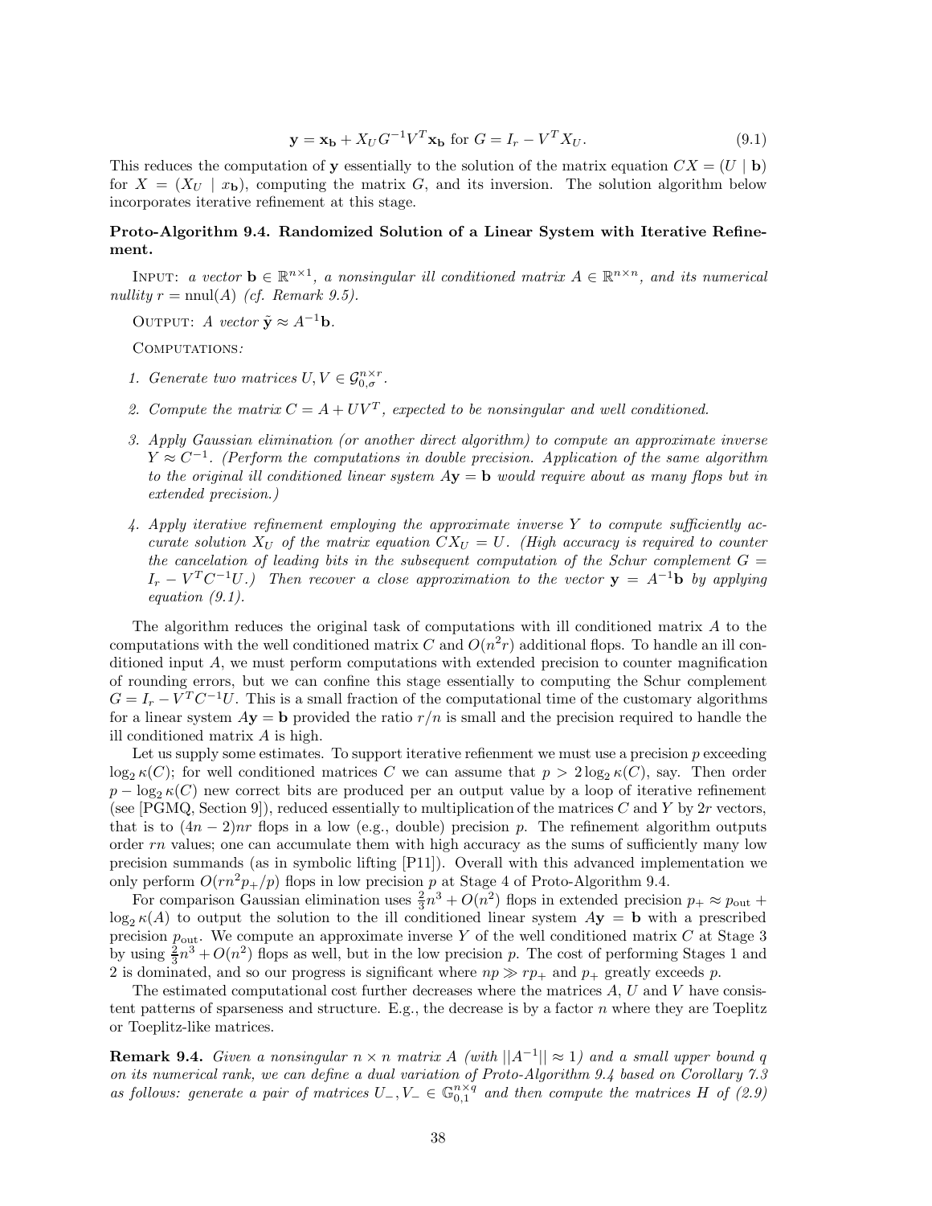$$\mathbf{y} = \mathbf{x_b} + X_U G^{-1} V^T \mathbf{x_b} \text{ for } G = I_r - V^T X_U. \tag{9.1}$$

This reduces the computation of $\mathbf{y}$ essentially to the solution of the matrix equation $CX = (U \mid \mathbf{b})$ for $X = (X_U \mid x_\mathbf{b})$, computing the matrix $G$, and its inversion. The solution algorithm below incorporates iterative refinement at this stage.

**Proto-Algorithm 9.4. Randomized Solution of a Linear System with Iterative Refinement.**

Input: *a vector $\mathbf{b} \in \mathbb{R}^{n\times 1}$, a nonsingular ill conditioned matrix $A \in \mathbb{R}^{n\times n}$, and its numerical nullity $r = \operatorname{nnul}(A)$ (cf. Remark 9.5).*

Output: *A vector $\tilde{\mathbf{y}} \approx A^{-1}\mathbf{b}$.*

Computations*:*

1. *Generate two matrices $U, V \in \mathcal{G}_{0,\sigma}^{n\times r}$.*
2. *Compute the matrix $C = A + UV^T$, expected to be nonsingular and well conditioned.*
3. *Apply Gaussian elimination (or another direct algorithm) to compute an approximate inverse $Y \approx C^{-1}$. (Perform the computations in double precision. Application of the same algorithm to the original ill conditioned linear system $A\mathbf{y} = \mathbf{b}$ would require about as many flops but in extended precision.)*
4. *Apply iterative refinement employing the approximate inverse $Y$ to compute sufficiently accurate solution $X_U$ of the matrix equation $CX_U = U$. (High accuracy is required to counter the cancelation of leading bits in the subsequent computation of the Schur complement $G = I_r - V^T C^{-1} U$.) Then recover a close approximation to the vector $\mathbf{y} = A^{-1}\mathbf{b}$ by applying equation (9.1).*

The algorithm reduces the original task of computations with ill conditioned matrix $A$ to the computations with the well conditioned matrix $C$ and $O(n^2 r)$ additional flops. To handle an ill conditioned input $A$, we must perform computations with extended precision to counter magnification of rounding errors, but we can confine this stage essentially to computing the Schur complement $G = I_r - V^T C^{-1} U$. This is a small fraction of the computational time of the customary algorithms for a linear system $A\mathbf{y} = \mathbf{b}$ provided the ratio $r/n$ is small and the precision required to handle the ill conditioned matrix $A$ is high.

Let us supply some estimates. To support iterative refienement we must use a precision $p$ exceeding $\log_2 \kappa(C)$; for well conditioned matrices $C$ we can assume that $p > 2\log_2 \kappa(C)$, say. Then order $p - \log_2 \kappa(C)$ new correct bits are produced per an output value by a loop of iterative refinement (see [PGMQ, Section 9]), reduced essentially to multiplication of the matrices $C$ and $Y$ by $2r$ vectors, that is to $(4n-2)nr$ flops in a low (e.g., double) precision $p$. The refinement algorithm outputs order $rn$ values; one can accumulate them with high accuracy as the sums of sufficiently many low precision summands (as in symbolic lifting [P11]). Overall with this advanced implementation we only perform $O(rn^2 p_+/p)$ flops in low precision $p$ at Stage 4 of Proto-Algorithm 9.4.

For comparison Gaussian elimination uses $\frac{2}{3}n^3 + O(n^2)$ flops in extended precision $p_+ \approx p_{\text{out}} + \log_2 \kappa(A)$ to output the solution to the ill conditioned linear system $A\mathbf{y} = \mathbf{b}$ with a prescribed precision $p_{\text{out}}$. We compute an approximate inverse $Y$ of the well conditioned matrix $C$ at Stage 3 by using $\frac{2}{3}n^3 + O(n^2)$ flops as well, but in the low precision $p$. The cost of performing Stages 1 and 2 is dominated, and so our progress is significant where $np \gg rp_+$ and $p_+$ greatly exceeds $p$.

The estimated computational cost further decreases where the matrices $A$, $U$ and $V$ have consistent patterns of sparseness and structure. E.g., the decrease is by a factor $n$ where they are Toeplitz or Toeplitz-like matrices.

**Remark 9.4.** *Given a nonsingular $n \times n$ matrix $A$ (with $||A^{-1}|| \approx 1$) and a small upper bound $q$ on its numerical rank, we can define a dual variation of Proto-Algorithm 9.4 based on Corollary 7.3 as follows: generate a pair of matrices $U_-, V_- \in \mathbb{G}_{0,1}^{n\times q}$ and then compute the matrices $H$ of (2.9)*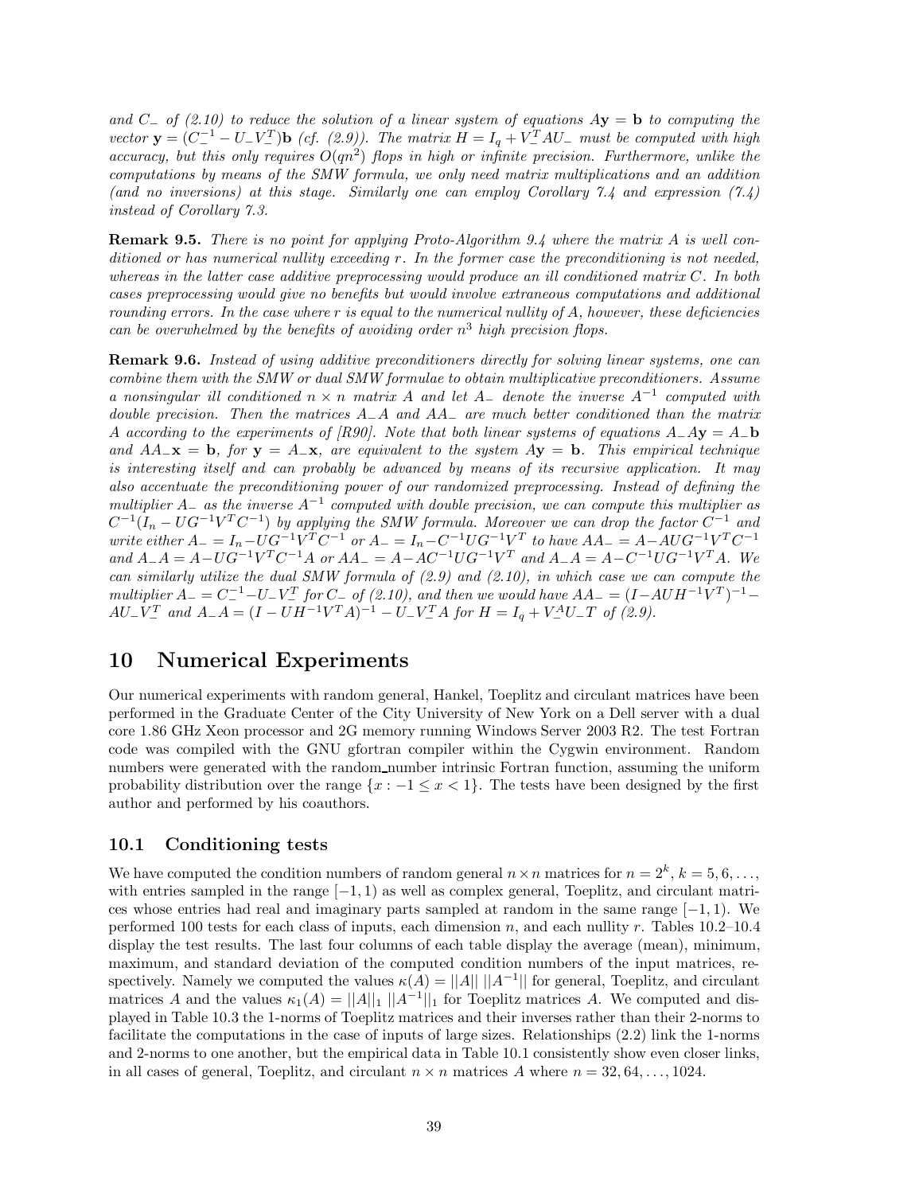*and $C_-$ of (2.10) to reduce the solution of a linear system of equations $A\mathbf{y} = \mathbf{b}$ to computing the vector $\mathbf{y} = (C_-^{-1} - U_-V_-^T)\mathbf{b}$ (cf. (2.9)). The matrix $H = I_q + V_-^T AU_-$ must be computed with high accuracy, but this only requires $O(qn^2)$ flops in high or infinite precision. Furthermore, unlike the computations by means of the SMW formula, we only need matrix multiplications and an addition (and no inversions) at this stage. Similarly one can employ Corollary 7.4 and expression (7.4) instead of Corollary 7.3.*

**Remark 9.5.** *There is no point for applying Proto-Algorithm 9.4 where the matrix $A$ is well conditioned or has numerical nullity exceeding $r$. In the former case the preconditioning is not needed, whereas in the latter case additive preprocessing would produce an ill conditioned matrix $C$. In both cases preprocessing would give no benefits but would involve extraneous computations and additional rounding errors. In the case where $r$ is equal to the numerical nullity of $A$, however, these deficiencies can be overwhelmed by the benefits of avoiding order $n^3$ high precision flops.*

**Remark 9.6.** *Instead of using additive preconditioners directly for solving linear systems, one can combine them with the SMW or dual SMW formulae to obtain multiplicative preconditioners. Assume a nonsingular ill conditioned $n \times n$ matrix $A$ and let $A_-$ denote the inverse $A^{-1}$ computed with double precision. Then the matrices $A_-A$ and $AA_-$ are much better conditioned than the matrix $A$ according to the experiments of [R90]. Note that both linear systems of equations $A_-A\mathbf{y} = A_-\mathbf{b}$ and $AA_-\mathbf{x} = \mathbf{b}$, for $\mathbf{y} = A_-\mathbf{x}$, are equivalent to the system $A\mathbf{y} = \mathbf{b}$. This empirical technique is interesting itself and can probably be advanced by means of its recursive application. It may also accentuate the preconditioning power of our randomized preprocessing. Instead of defining the multiplier $A_-$ as the inverse $A^{-1}$ computed with double precision, we can compute this multiplier as $C^{-1}(I_n - UG^{-1}V^TC^{-1})$ by applying the SMW formula. Moreover we can drop the factor $C^{-1}$ and write either $A_- = I_n - UG^{-1}V^TC^{-1}$ or $A_- = I_n - C^{-1}UG^{-1}V^T$ to have $AA_- = A - AUG^{-1}V^TC^{-1}$ and $A_-A = A - UG^{-1}V^TC^{-1}A$ or $AA_- = A - AC^{-1}UG^{-1}V^T$ and $A_-A = A - C^{-1}UG^{-1}V^TA$. We can similarly utilize the dual SMW formula of (2.9) and (2.10), in which case we can compute the multiplier $A_- = C_-^{-1} - U_-V_-^T$ for $C_-$ of (2.10), and then we would have $AA_- = (I - AUH^{-1}V^T)^{-1} - AU_-V_-^T$ and $A_-A = (I - UH^{-1}V^TA)^{-1} - U_-V_-^TA$ for $H = I_q + V_-^AU_-T$ of (2.9).*

## 10 Numerical Experiments

Our numerical experiments with random general, Hankel, Toeplitz and circulant matrices have been performed in the Graduate Center of the City University of New York on a Dell server with a dual core 1.86 GHz Xeon processor and 2G memory running Windows Server 2003 R2. The test Fortran code was compiled with the GNU gfortran compiler within the Cygwin environment. Random numbers were generated with the random_number intrinsic Fortran function, assuming the uniform probability distribution over the range $\{x : -1 \leq x < 1\}$. The tests have been designed by the first author and performed by his coauthors.

### 10.1 Conditioning tests

We have computed the condition numbers of random general $n \times n$ matrices for $n = 2^k$, $k = 5, 6, \ldots$, with entries sampled in the range $[-1, 1)$ as well as complex general, Toeplitz, and circulant matrices whose entries had real and imaginary parts sampled at random in the same range $[-1, 1)$. We performed 100 tests for each class of inputs, each dimension $n$, and each nullity $r$. Tables 10.2–10.4 display the test results. The last four columns of each table display the average (mean), minimum, maximum, and standard deviation of the computed condition numbers of the input matrices, respectively. Namely we computed the values $\kappa(A) = ||A||\ ||A^{-1}||$ for general, Toeplitz, and circulant matrices $A$ and the values $\kappa_1(A) = ||A||_1\ ||A^{-1}||_1$ for Toeplitz matrices $A$. We computed and displayed in Table 10.3 the 1-norms of Toeplitz matrices and their inverses rather than their 2-norms to facilitate the computations in the case of inputs of large sizes. Relationships (2.2) link the 1-norms and 2-norms to one another, but the empirical data in Table 10.1 consistently show even closer links, in all cases of general, Toeplitz, and circulant $n \times n$ matrices $A$ where $n = 32, 64, \ldots, 1024$.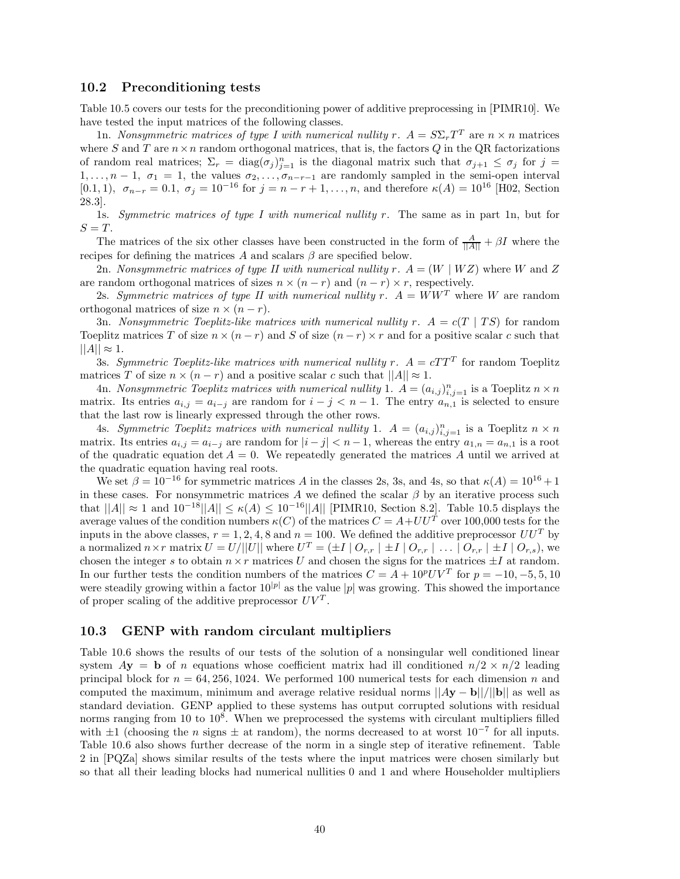## 10.2 Preconditioning tests

Table 10.5 covers our tests for the preconditioning power of additive preprocessing in [PIMR10]. We have tested the input matrices of the following classes.

1n. *Nonsymmetric matrices of type I with numerical nullity $r$.* $A = S\Sigma_r T^T$ are $n \times n$ matrices where $S$ and $T$ are $n \times n$ random orthogonal matrices, that is, the factors $Q$ in the QR factorizations of random real matrices; $\Sigma_r = \text{diag}(\sigma_j)_{j=1}^n$ is the diagonal matrix such that $\sigma_{j+1} \leq \sigma_j$ for $j = 1, \ldots, n-1$, $\sigma_1 = 1$, the values $\sigma_2, \ldots, \sigma_{n-r-1}$ are randomly sampled in the semi-open interval $[0.1, 1)$, $\sigma_{n-r} = 0.1$, $\sigma_j = 10^{-16}$ for $j = n-r+1, \ldots, n$, and therefore $\kappa(A) = 10^{16}$ [H02, Section 28.3].

1s. *Symmetric matrices of type I with numerical nullity $r$.* The same as in part 1n, but for $S = T$.

The matrices of the six other classes have been constructed in the form of $\frac{A}{||A||} + \beta I$ where the recipes for defining the matrices $A$ and scalars $\beta$ are specified below.

2n. *Nonsymmetric matrices of type II with numerical nullity $r$.* $A = (W \mid WZ)$ where $W$ and $Z$ are random orthogonal matrices of sizes $n \times (n-r)$ and $(n-r) \times r$, respectively.

2s. *Symmetric matrices of type II with numerical nullity $r$.* $A = WW^T$ where $W$ are random orthogonal matrices of size $n \times (n-r)$.

3n. *Nonsymmetric Toeplitz-like matrices with numerical nullity $r$.* $A = c(T \mid TS)$ for random Toeplitz matrices $T$ of size $n \times (n-r)$ and $S$ of size $(n-r) \times r$ and for a positive scalar $c$ such that $||A|| \approx 1$.

3s. *Symmetric Toeplitz-like matrices with numerical nullity $r$.* $A = cTT^T$ for random Toeplitz matrices $T$ of size $n \times (n-r)$ and a positive scalar $c$ such that $||A|| \approx 1$.

4n. *Nonsymmetric Toeplitz matrices with numerical nullity* 1. $A = (a_{i,j})_{i,j=1}^n$ is a Toeplitz $n \times n$ matrix. Its entries $a_{i,j} = a_{i-j}$ are random for $i - j < n - 1$. The entry $a_{n,1}$ is selected to ensure that the last row is linearly expressed through the other rows.

4s. *Symmetric Toeplitz matrices with numerical nullity* 1. $A = (a_{i,j})_{i,j=1}^n$ is a Toeplitz $n \times n$ matrix. Its entries $a_{i,j} = a_{i-j}$ are random for $|i - j| < n - 1$, whereas the entry $a_{1,n} = a_{n,1}$ is a root of the quadratic equation $\det A = 0$. We repeatedly generated the matrices $A$ until we arrived at the quadratic equation having real roots.

We set $\beta = 10^{-16}$ for symmetric matrices $A$ in the classes 2s, 3s, and 4s, so that $\kappa(A) = 10^{16} + 1$ in these cases. For nonsymmetric matrices $A$ we defined the scalar $\beta$ by an iterative process such that $||A|| \approx 1$ and $10^{-18}||A|| \leq \kappa(A) \leq 10^{-16}||A||$ [PIMR10, Section 8.2]. Table 10.5 displays the average values of the condition numbers $\kappa(C)$ of the matrices $C = A + UU^T$ over 100,000 tests for the inputs in the above classes, $r = 1, 2, 4, 8$ and $n = 100$. We defined the additive preprocessor $UU^T$ by a normalized $n \times r$ matrix $U = U/||U||$ where $U^T = (\pm I \mid O_{r,r} \mid \pm I \mid O_{r,r} \mid \ldots \mid O_{r,r} \mid \pm I \mid O_{r,s})$, we chosen the integer $s$ to obtain $n \times r$ matrices $U$ and chosen the signs for the matrices $\pm I$ at random. In our further tests the condition numbers of the matrices $C = A + 10^p UV^T$ for $p = -10, -5, 5, 10$ were steadily growing within a factor $10^{|p|}$ as the value $|p|$ was growing. This showed the importance of proper scaling of the additive preprocessor $UV^T$.

## 10.3 GENP with random circulant multipliers

Table 10.6 shows the results of our tests of the solution of a nonsingular well conditioned linear system $A\mathbf{y} = \mathbf{b}$ of $n$ equations whose coefficient matrix had ill conditioned $n/2 \times n/2$ leading principal block for $n = 64, 256, 1024$. We performed 100 numerical tests for each dimension $n$ and computed the maximum, minimum and average relative residual norms $||A\mathbf{y} - \mathbf{b}||/||\mathbf{b}||$ as well as standard deviation. GENP applied to these systems has output corrupted solutions with residual norms ranging from 10 to $10^8$. When we preprocessed the systems with circulant multipliers filled with $\pm 1$ (choosing the $n$ signs $\pm$ at random), the norms decreased to at worst $10^{-7}$ for all inputs. Table 10.6 also shows further decrease of the norm in a single step of iterative refinement. Table 2 in [PQZa] shows similar results of the tests where the input matrices were chosen similarly but so that all their leading blocks had numerical nullities 0 and 1 and where Householder multipliers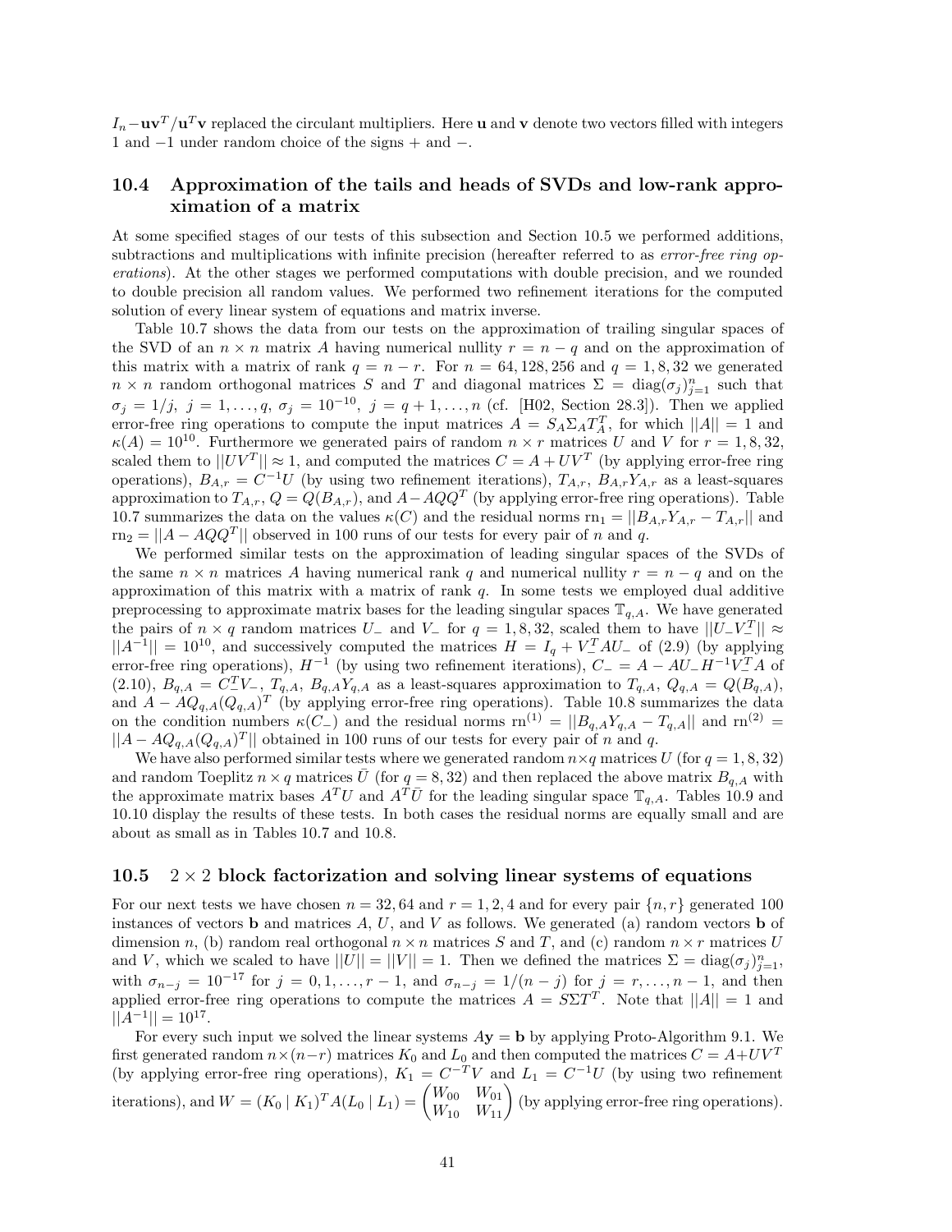$I_n - \mathbf{u}\mathbf{v}^T/\mathbf{u}^T\mathbf{v}$ replaced the circulant multipliers. Here $\mathbf{u}$ and $\mathbf{v}$ denote two vectors filled with integers 1 and −1 under random choice of the signs + and −.

### 10.4 Approximation of the tails and heads of SVDs and low-rank approximation of a matrix

At some specified stages of our tests of this subsection and Section 10.5 we performed additions, subtractions and multiplications with infinite precision (hereafter referred to as *error-free ring operations*). At the other stages we performed computations with double precision, and we rounded to double precision all random values. We performed two refinement iterations for the computed solution of every linear system of equations and matrix inverse.

Table 10.7 shows the data from our tests on the approximation of trailing singular spaces of the SVD of an $n \times n$ matrix $A$ having numerical nullity $r = n - q$ and on the approximation of this matrix with a matrix of rank $q = n - r$. For $n = 64, 128, 256$ and $q = 1, 8, 32$ we generated $n \times n$ random orthogonal matrices $S$ and $T$ and diagonal matrices $\Sigma = \operatorname{diag}(\sigma_j)_{j=1}^n$ such that $\sigma_j = 1/j,\ j = 1, \ldots, q,\ \sigma_j = 10^{-10},\ j = q+1, \ldots, n$ (cf. [H02, Section 28.3]). Then we applied error-free ring operations to compute the input matrices $A = S_A \Sigma_A T_A^T$, for which $||A|| = 1$ and $\kappa(A) = 10^{10}$. Furthermore we generated pairs of random $n \times r$ matrices $U$ and $V$ for $r = 1, 8, 32$, scaled them to $||UV^T|| \approx 1$, and computed the matrices $C = A + UV^T$ (by applying error-free ring operations), $B_{A,r} = C^{-1}U$ (by using two refinement iterations), $T_{A,r}$, $B_{A,r}Y_{A,r}$ as a least-squares approximation to $T_{A,r}$, $Q = Q(B_{A,r})$, and $A - AQQ^T$ (by applying error-free ring operations). Table 10.7 summarizes the data on the values $\kappa(C)$ and the residual norms $\text{rn}_1 = ||B_{A,r}Y_{A,r} - T_{A,r}||$ and $\text{rn}_2 = ||A - AQQ^T||$ observed in 100 runs of our tests for every pair of $n$ and $q$.

We performed similar tests on the approximation of leading singular spaces of the SVDs of the same $n \times n$ matrices $A$ having numerical rank $q$ and numerical nullity $r = n - q$ and on the approximation of this matrix with a matrix of rank $q$. In some tests we employed dual additive preprocessing to approximate matrix bases for the leading singular spaces $\mathbb{T}_{q,A}$. We have generated the pairs of $n \times q$ random matrices $U_-$ and $V_-$ for $q = 1, 8, 32$, scaled them to have $||U_- V_-^T|| \approx ||A^{-1}|| = 10^{10}$, and successively computed the matrices $H = I_q + V_-^T A U_-$ of (2.9) (by applying error-free ring operations), $H^{-1}$ (by using two refinement iterations), $C_- = A - AU_- H^{-1} V_-^T A$ of (2.10), $B_{q,A} = C_-^T V_-$, $T_{q,A}$, $B_{q,A}Y_{q,A}$ as a least-squares approximation to $T_{q,A}$, $Q_{q,A} = Q(B_{q,A})$, and $A - AQ_{q,A}(Q_{q,A})^T$ (by applying error-free ring operations). Table 10.8 summarizes the data on the condition numbers $\kappa(C_-)$ and the residual norms $\text{rn}^{(1)} = ||B_{q,A}Y_{q,A} - T_{q,A}||$ and $\text{rn}^{(2)} = ||A - AQ_{q,A}(Q_{q,A})^T||$ obtained in 100 runs of our tests for every pair of $n$ and $q$.

We have also performed similar tests where we generated random $n \times q$ matrices $U$ (for $q = 1, 8, 32$) and random Toeplitz $n \times q$ matrices $\bar{U}$ (for $q = 8, 32$) and then replaced the above matrix $B_{q,A}$ with the approximate matrix bases $A^T U$ and $A^T \bar{U}$ for the leading singular space $\mathbb{T}_{q,A}$. Tables 10.9 and 10.10 display the results of these tests. In both cases the residual norms are equally small and are about as small as in Tables 10.7 and 10.8.

### 10.5 $2 \times 2$ block factorization and solving linear systems of equations

For our next tests we have chosen $n = 32, 64$ and $r = 1, 2, 4$ and for every pair $\{n, r\}$ generated 100 instances of vectors $\mathbf{b}$ and matrices $A$, $U$, and $V$ as follows. We generated (a) random vectors $\mathbf{b}$ of dimension $n$, (b) random real orthogonal $n \times n$ matrices $S$ and $T$, and (c) random $n \times r$ matrices $U$ and $V$, which we scaled to have $||U|| = ||V|| = 1$. Then we defined the matrices $\Sigma = \operatorname{diag}(\sigma_j)_{j=1}^n$, with $\sigma_{n-j} = 10^{-17}$ for $j = 0, 1, \ldots, r-1$, and $\sigma_{n-j} = 1/(n-j)$ for $j = r, \ldots, n-1$, and then applied error-free ring operations to compute the matrices $A = S\Sigma T^T$. Note that $||A|| = 1$ and $||A^{-1}|| = 10^{17}$.

For every such input we solved the linear systems $A\mathbf{y} = \mathbf{b}$ by applying Proto-Algorithm 9.1. We first generated random $n \times (n-r)$ matrices $K_0$ and $L_0$ and then computed the matrices $C = A + UV^T$ (by applying error-free ring operations), $K_1 = C^{-T}V$ and $L_1 = C^{-1}U$ (by using two refinement iterations), and $W = (K_0 \mid K_1)^T A (L_0 \mid L_1) = \begin{pmatrix} W_{00} & W_{01} \\ W_{10} & W_{11} \end{pmatrix}$ (by applying error-free ring operations).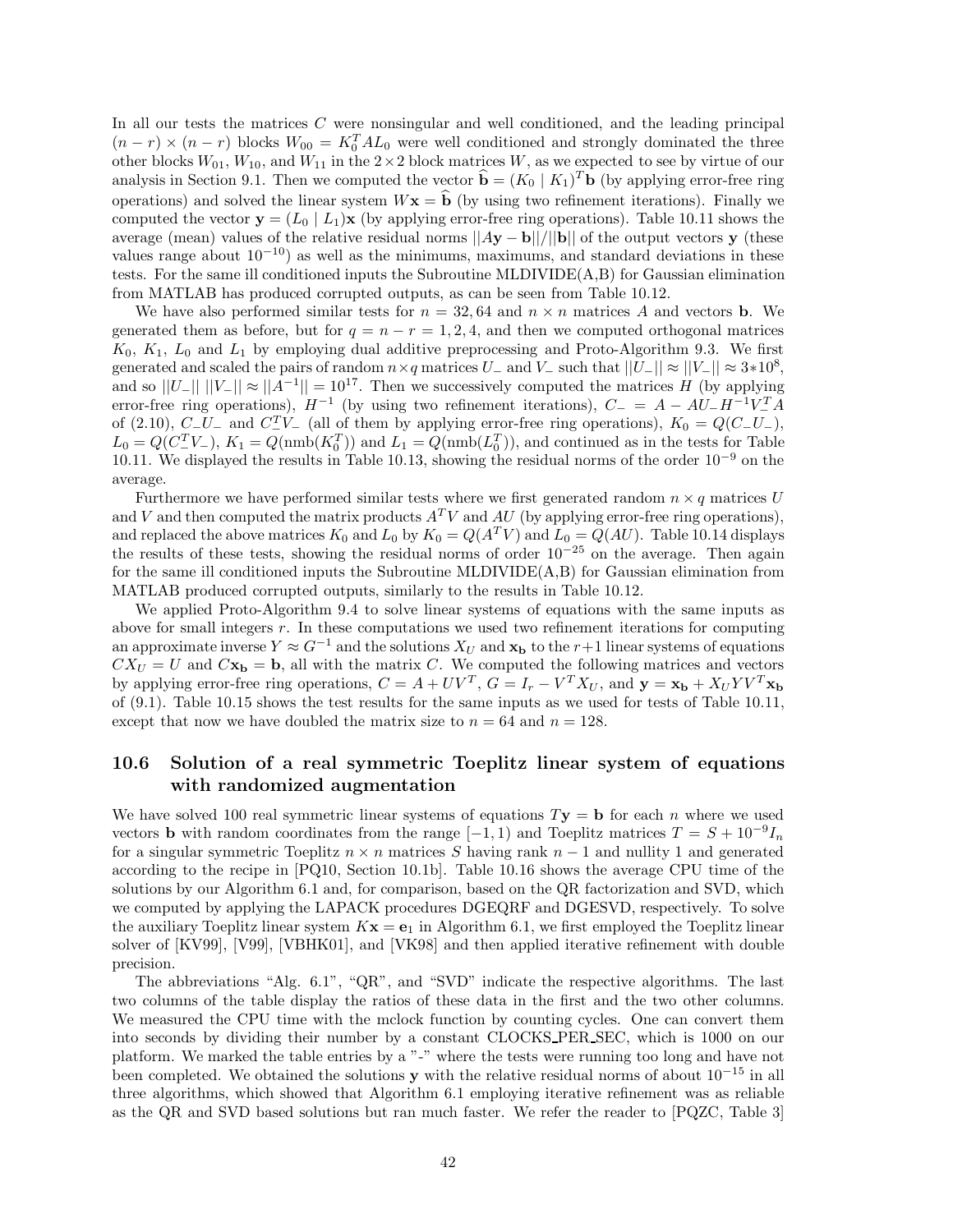In all our tests the matrices $C$ were nonsingular and well conditioned, and the leading principal $(n-r) \times (n-r)$ blocks $W_{00} = K_0^T A L_0$ were well conditioned and strongly dominated the three other blocks $W_{01}$, $W_{10}$, and $W_{11}$ in the $2 \times 2$ block matrices $W$, as we expected to see by virtue of our analysis in Section 9.1. Then we computed the vector $\widehat{\mathbf{b}} = (K_0 \mid K_1)^T \mathbf{b}$ (by applying error-free ring operations) and solved the linear system $W\mathbf{x} = \widehat{\mathbf{b}}$ (by using two refinement iterations). Finally we computed the vector $\mathbf{y} = (L_0 \mid L_1)\mathbf{x}$ (by applying error-free ring operations). Table 10.11 shows the average (mean) values of the relative residual norms $||A\mathbf{y} - \mathbf{b}||/||\mathbf{b}||$ of the output vectors $\mathbf{y}$ (these values range about $10^{-10}$) as well as the minimums, maximums, and standard deviations in these tests. For the same ill conditioned inputs the Subroutine MLDIVIDE(A,B) for Gaussian elimination from MATLAB has produced corrupted outputs, as can be seen from Table 10.12.

We have also performed similar tests for $n = 32, 64$ and $n \times n$ matrices $A$ and vectors $\mathbf{b}$. We generated them as before, but for $q = n - r = 1, 2, 4$, and then we computed orthogonal matrices $K_0$, $K_1$, $L_0$ and $L_1$ by employing dual additive preprocessing and Proto-Algorithm 9.3. We first generated and scaled the pairs of random $n \times q$ matrices $U_-$ and $V_-$ such that $||U_-|| \approx ||V_-|| \approx 3 * 10^8$, and so $||U_-|| \, ||V_-|| \approx ||A^{-1}|| = 10^{17}$. Then we successively computed the matrices $H$ (by applying error-free ring operations), $H^{-1}$ (by using two refinement iterations), $C_- = A - AU_-H^{-1}V_-^TA$ of (2.10), $C_-U_-$ and $C_-^TV_-$ (all of them by applying error-free ring operations), $K_0 = Q(C_-U_-)$, $L_0 = Q(C_-^TV_-)$, $K_1 = Q(\text{nmb}(K_0^T))$ and $L_1 = Q(\text{nmb}(L_0^T))$, and continued as in the tests for Table 10.11. We displayed the results in Table 10.13, showing the residual norms of the order $10^{-9}$ on the average.

Furthermore we have performed similar tests where we first generated random $n \times q$ matrices $U$ and $V$ and then computed the matrix products $A^TV$ and $AU$ (by applying error-free ring operations), and replaced the above matrices $K_0$ and $L_0$ by $K_0 = Q(A^TV)$ and $L_0 = Q(AU)$. Table 10.14 displays the results of these tests, showing the residual norms of order $10^{-25}$ on the average. Then again for the same ill conditioned inputs the Subroutine MLDIVIDE(A,B) for Gaussian elimination from MATLAB produced corrupted outputs, similarly to the results in Table 10.12.

We applied Proto-Algorithm 9.4 to solve linear systems of equations with the same inputs as above for small integers $r$. In these computations we used two refinement iterations for computing an approximate inverse $Y \approx G^{-1}$ and the solutions $X_U$ and $\mathbf{x_b}$ to the $r+1$ linear systems of equations $CX_U = U$ and $C\mathbf{x_b} = \mathbf{b}$, all with the matrix $C$. We computed the following matrices and vectors by applying error-free ring operations, $C = A + UV^T$, $G = I_r - V^TX_U$, and $\mathbf{y} = \mathbf{x_b} + X_UYV^T\mathbf{x_b}$ of (9.1). Table 10.15 shows the test results for the same inputs as we used for tests of Table 10.11, except that now we have doubled the matrix size to $n = 64$ and $n = 128$.

## 10.6 Solution of a real symmetric Toeplitz linear system of equations with randomized augmentation

We have solved 100 real symmetric linear systems of equations $T\mathbf{y} = \mathbf{b}$ for each $n$ where we used vectors $\mathbf{b}$ with random coordinates from the range $[-1, 1)$ and Toeplitz matrices $T = S + 10^{-9}I_n$ for a singular symmetric Toeplitz $n \times n$ matrices $S$ having rank $n-1$ and nullity 1 and generated according to the recipe in [PQ10, Section 10.1b]. Table 10.16 shows the average CPU time of the solutions by our Algorithm 6.1 and, for comparison, based on the QR factorization and SVD, which we computed by applying the LAPACK procedures DGEQRF and DGESVD, respectively. To solve the auxiliary Toeplitz linear system $K\mathbf{x} = \mathbf{e}_1$ in Algorithm 6.1, we first employed the Toeplitz linear solver of [KV99], [V99], [VBHK01], and [VK98] and then applied iterative refinement with double precision.

The abbreviations "Alg. 6.1", "QR", and "SVD" indicate the respective algorithms. The last two columns of the table display the ratios of these data in the first and the two other columns. We measured the CPU time with the mclock function by counting cycles. One can convert them into seconds by dividing their number by a constant CLOCKS_PER_SEC, which is 1000 on our platform. We marked the table entries by a "-" where the tests were running too long and have not been completed. We obtained the solutions $\mathbf{y}$ with the relative residual norms of about $10^{-15}$ in all three algorithms, which showed that Algorithm 6.1 employing iterative refinement was as reliable as the QR and SVD based solutions but ran much faster. We refer the reader to [PQZC, Table 3]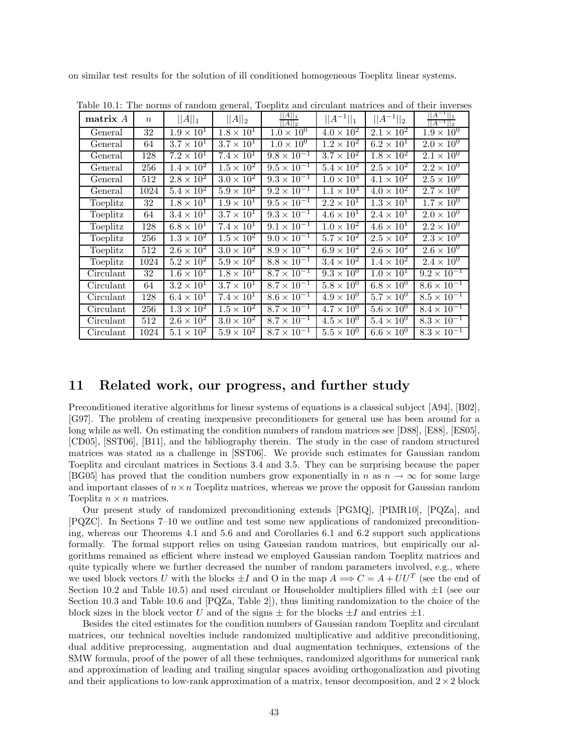on similar test results for the solution of ill conditioned homogeneous Toeplitz linear systems.

Table 10.1: The norms of random general, Toeplitz and circulant matrices and of their inverses

| **matrix** $A$ | $n$ | $\|\|A\|\|_1$ | $\|\|A\|\|_2$ | $\frac{\|\|A\|\|_1}{\|\|A\|\|_2}$ | $\|\|A^{-1}\|\|_1$ | $\|\|A^{-1}\|\|_2$ | $\frac{\|\|A^{-1}\|\|_1}{\|\|A^{-1}\|\|_2}$ |
|---|---|---|---|---|---|---|---|
| General | 32 | $1.9 \times 10^1$ | $1.8 \times 10^1$ | $1.0 \times 10^0$ | $4.0 \times 10^2$ | $2.1 \times 10^2$ | $1.9 \times 10^0$ |
| General | 64 | $3.7 \times 10^1$ | $3.7 \times 10^1$ | $1.0 \times 10^0$ | $1.2 \times 10^2$ | $6.2 \times 10^1$ | $2.0 \times 10^0$ |
| General | 128 | $7.2 \times 10^1$ | $7.4 \times 10^1$ | $9.8 \times 10^{-1}$ | $3.7 \times 10^2$ | $1.8 \times 10^2$ | $2.1 \times 10^0$ |
| General | 256 | $1.4 \times 10^2$ | $1.5 \times 10^2$ | $9.5 \times 10^{-1}$ | $5.4 \times 10^2$ | $2.5 \times 10^2$ | $2.2 \times 10^0$ |
| General | 512 | $2.8 \times 10^2$ | $3.0 \times 10^2$ | $9.3 \times 10^{-1}$ | $1.0 \times 10^3$ | $4.1 \times 10^2$ | $2.5 \times 10^0$ |
| General | 1024 | $5.4 \times 10^2$ | $5.9 \times 10^2$ | $9.2 \times 10^{-1}$ | $1.1 \times 10^3$ | $4.0 \times 10^2$ | $2.7 \times 10^0$ |
| Toeplitz | 32 | $1.8 \times 10^1$ | $1.9 \times 10^1$ | $9.5 \times 10^{-1}$ | $2.2 \times 10^1$ | $1.3 \times 10^1$ | $1.7 \times 10^0$ |
| Toeplitz | 64 | $3.4 \times 10^1$ | $3.7 \times 10^1$ | $9.3 \times 10^{-1}$ | $4.6 \times 10^1$ | $2.4 \times 10^1$ | $2.0 \times 10^0$ |
| Toeplitz | 128 | $6.8 \times 10^1$ | $7.4 \times 10^1$ | $9.1 \times 10^{-1}$ | $1.0 \times 10^2$ | $4.6 \times 10^1$ | $2.2 \times 10^0$ |
| Toeplitz | 256 | $1.3 \times 10^2$ | $1.5 \times 10^2$ | $9.0 \times 10^{-1}$ | $5.7 \times 10^2$ | $2.5 \times 10^2$ | $2.3 \times 10^0$ |
| Toeplitz | 512 | $2.6 \times 10^2$ | $3.0 \times 10^2$ | $8.9 \times 10^{-1}$ | $6.9 \times 10^2$ | $2.6 \times 10^2$ | $2.6 \times 10^0$ |
| Toeplitz | 1024 | $5.2 \times 10^2$ | $5.9 \times 10^2$ | $8.8 \times 10^{-1}$ | $3.4 \times 10^2$ | $1.4 \times 10^2$ | $2.4 \times 10^0$ |
| Circulant | 32 | $1.6 \times 10^1$ | $1.8 \times 10^1$ | $8.7 \times 10^{-1}$ | $9.3 \times 10^0$ | $1.0 \times 10^1$ | $9.2 \times 10^{-1}$ |
| Circulant | 64 | $3.2 \times 10^1$ | $3.7 \times 10^1$ | $8.7 \times 10^{-1}$ | $5.8 \times 10^0$ | $6.8 \times 10^0$ | $8.6 \times 10^{-1}$ |
| Circulant | 128 | $6.4 \times 10^1$ | $7.4 \times 10^1$ | $8.6 \times 10^{-1}$ | $4.9 \times 10^0$ | $5.7 \times 10^0$ | $8.5 \times 10^{-1}$ |
| Circulant | 256 | $1.3 \times 10^2$ | $1.5 \times 10^2$ | $8.7 \times 10^{-1}$ | $4.7 \times 10^0$ | $5.6 \times 10^0$ | $8.4 \times 10^{-1}$ |
| Circulant | 512 | $2.6 \times 10^2$ | $3.0 \times 10^2$ | $8.7 \times 10^{-1}$ | $4.5 \times 10^0$ | $5.4 \times 10^0$ | $8.3 \times 10^{-1}$ |
| Circulant | 1024 | $5.1 \times 10^2$ | $5.9 \times 10^2$ | $8.7 \times 10^{-1}$ | $5.5 \times 10^0$ | $6.6 \times 10^0$ | $8.3 \times 10^{-1}$ |

## 11 Related work, our progress, and further study

Preconditioned iterative algorithms for linear systems of equations is a classical subject [A94], [B02], [G97]. The problem of creating inexpensive preconditioners for general use has been around for a long while as well. On estimating the condition numbers of random matrices see [D88], [E88], [ES05], [CD05], [SST06], [B11], and the bibliography therein. The study in the case of random structured matrices was stated as a challenge in [SST06]. We provide such estimates for Gaussian random Toeplitz and circulant matrices in Sections 3.4 and 3.5. They can be surprising because the paper [BG05] has proved that the condition numbers grow exponentially in $n$ as $n \to \infty$ for some large and important classes of $n \times n$ Toeplitz matrices, whereas we prove the opposit for Gaussian random Toeplitz $n \times n$ matrices.

Our present study of randomized preconditioning extends [PGMQ], [PIMR10], [PQZa], and [PQZC]. In Sections 7–10 we outline and test some new applications of randomized preconditioning, whereas our Theorems 4.1 and 5.6 and and Corollaries 6.1 and 6.2 support such applications formally. The formal support relies on using Gaussian random matrices, but empirically our algorithms remained as efficient where instead we employed Gaussian random Toeplitz matrices and quite typically where we further decreased the number of random parameters involved, e.g., where we used block vectors $U$ with the blocks $\pm I$ and O in the map $A \Longrightarrow C = A + UU^T$ (see the end of Section 10.2 and Table 10.5) and used circulant or Householder multipliers filled with $\pm 1$ (see our Section 10.3 and Table 10.6 and [PQZa, Table 2]), thus limiting randomization to the choice of the block sizes in the block vector $U$ and of the signs $\pm$ for the blocks $\pm I$ and entries $\pm 1$.

Besides the cited estimates for the condition numbers of Gaussian random Toeplitz and circulant matrices, our technical novelties include randomized multiplicative and additive preconditioning, dual additive preprocessing, augmentation and dual augmentation techniques, extensions of the SMW formula, proof of the power of all these techniques, randomized algorithms for numerical rank and approximation of leading and trailing singular spaces avoiding orthogonalization and pivoting and their applications to low-rank approximation of a matrix, tensor decomposition, and $2 \times 2$ block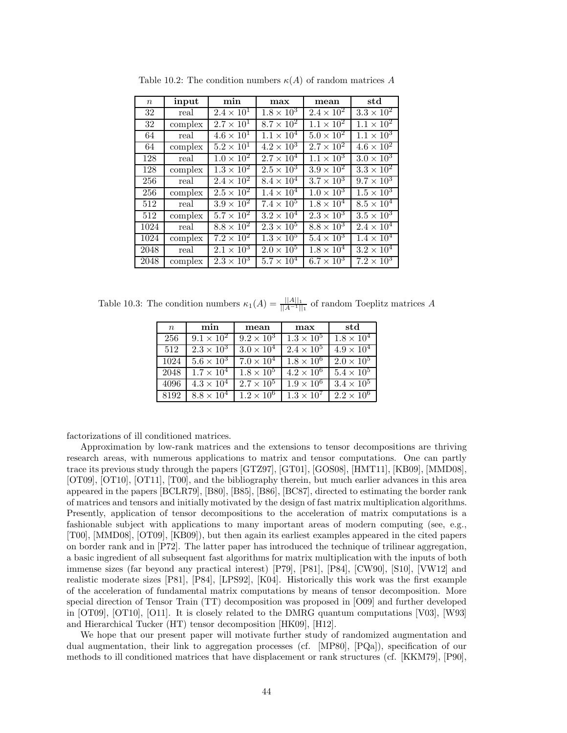Table 10.2: The condition numbers $\kappa(A)$ of random matrices $A$

| $n$ | **input** | **min** | **max** | **mean** | **std** |
|---|---|---|---|---|---|
| 32 | real | $2.4 \times 10^{1}$ | $1.8 \times 10^{3}$ | $2.4 \times 10^{2}$ | $3.3 \times 10^{2}$ |
| 32 | complex | $2.7 \times 10^{1}$ | $8.7 \times 10^{2}$ | $1.1 \times 10^{2}$ | $1.1 \times 10^{2}$ |
| 64 | real | $4.6 \times 10^{1}$ | $1.1 \times 10^{4}$ | $5.0 \times 10^{2}$ | $1.1 \times 10^{3}$ |
| 64 | complex | $5.2 \times 10^{1}$ | $4.2 \times 10^{3}$ | $2.7 \times 10^{2}$ | $4.6 \times 10^{2}$ |
| 128 | real | $1.0 \times 10^{2}$ | $2.7 \times 10^{4}$ | $1.1 \times 10^{3}$ | $3.0 \times 10^{3}$ |
| 128 | complex | $1.3 \times 10^{2}$ | $2.5 \times 10^{3}$ | $3.9 \times 10^{2}$ | $3.3 \times 10^{2}$ |
| 256 | real | $2.4 \times 10^{2}$ | $8.4 \times 10^{4}$ | $3.7 \times 10^{3}$ | $9.7 \times 10^{3}$ |
| 256 | complex | $2.5 \times 10^{2}$ | $1.4 \times 10^{4}$ | $1.0 \times 10^{3}$ | $1.5 \times 10^{3}$ |
| 512 | real | $3.9 \times 10^{2}$ | $7.4 \times 10^{5}$ | $1.8 \times 10^{4}$ | $8.5 \times 10^{4}$ |
| 512 | complex | $5.7 \times 10^{2}$ | $3.2 \times 10^{4}$ | $2.3 \times 10^{3}$ | $3.5 \times 10^{3}$ |
| 1024 | real | $8.8 \times 10^{2}$ | $2.3 \times 10^{5}$ | $8.8 \times 10^{3}$ | $2.4 \times 10^{4}$ |
| 1024 | complex | $7.2 \times 10^{2}$ | $1.3 \times 10^{5}$ | $5.4 \times 10^{3}$ | $1.4 \times 10^{4}$ |
| 2048 | real | $2.1 \times 10^{3}$ | $2.0 \times 10^{5}$ | $1.8 \times 10^{4}$ | $3.2 \times 10^{4}$ |
| 2048 | complex | $2.3 \times 10^{3}$ | $5.7 \times 10^{4}$ | $6.7 \times 10^{3}$ | $7.2 \times 10^{3}$ |

Table 10.3: The condition numbers $\kappa_1(A) = \frac{||A||_1}{||A^{-1}||_1}$ of random Toeplitz matrices $A$

| $n$ | **min** | **mean** | **max** | **std** |
|---|---|---|---|---|
| 256 | $9.1 \times 10^{2}$ | $9.2 \times 10^{3}$ | $1.3 \times 10^{5}$ | $1.8 \times 10^{4}$ |
| 512 | $2.3 \times 10^{3}$ | $3.0 \times 10^{4}$ | $2.4 \times 10^{5}$ | $4.9 \times 10^{4}$ |
| 1024 | $5.6 \times 10^{3}$ | $7.0 \times 10^{4}$ | $1.8 \times 10^{6}$ | $2.0 \times 10^{5}$ |
| 2048 | $1.7 \times 10^{4}$ | $1.8 \times 10^{5}$ | $4.2 \times 10^{6}$ | $5.4 \times 10^{5}$ |
| 4096 | $4.3 \times 10^{4}$ | $2.7 \times 10^{5}$ | $1.9 \times 10^{6}$ | $3.4 \times 10^{5}$ |
| 8192 | $8.8 \times 10^{4}$ | $1.2 \times 10^{6}$ | $1.3 \times 10^{7}$ | $2.2 \times 10^{6}$ |

factorizations of ill conditioned matrices.

Approximation by low-rank matrices and the extensions to tensor decompositions are thriving research areas, with numerous applications to matrix and tensor computations. One can partly trace its previous study through the papers [GTZ97], [GT01], [GOS08], [HMT11], [KB09], [MMD08], [OT09], [OT10], [OT11], [T00], and the bibliography therein, but much earlier advances in this area appeared in the papers [BCLR79], [B80], [B85], [B86], [BC87], directed to estimating the border rank of matrices and tensors and initially motivated by the design of fast matrix multiplication algorithms. Presently, application of tensor decompositions to the acceleration of matrix computations is a fashionable subject with applications to many important areas of modern computing (see, e.g., [T00], [MMD08], [OT09], [KB09]), but then again its earliest examples appeared in the cited papers on border rank and in [P72]. The latter paper has introduced the technique of trilinear aggregation, a basic ingredient of all subsequent fast algorithms for matrix multiplication with the inputs of both immense sizes (far beyond any practical interest) [P79], [P81], [P84], [CW90], [S10], [VW12] and realistic moderate sizes [P81], [P84], [LPS92], [K04]. Historically this work was the first example of the acceleration of fundamental matrix computations by means of tensor decomposition. More special direction of Tensor Train (TT) decomposition was proposed in [O09] and further developed in [OT09], [OT10], [O11]. It is closely related to the DMRG quantum computations [V03], [W93] and Hierarchical Tucker (HT) tensor decomposition [HK09], [H12].

We hope that our present paper will motivate further study of randomized augmentation and dual augmentation, their link to aggregation processes (cf. [MP80], [PQa]), specification of our methods to ill conditioned matrices that have displacement or rank structures (cf. [KKM79], [P90],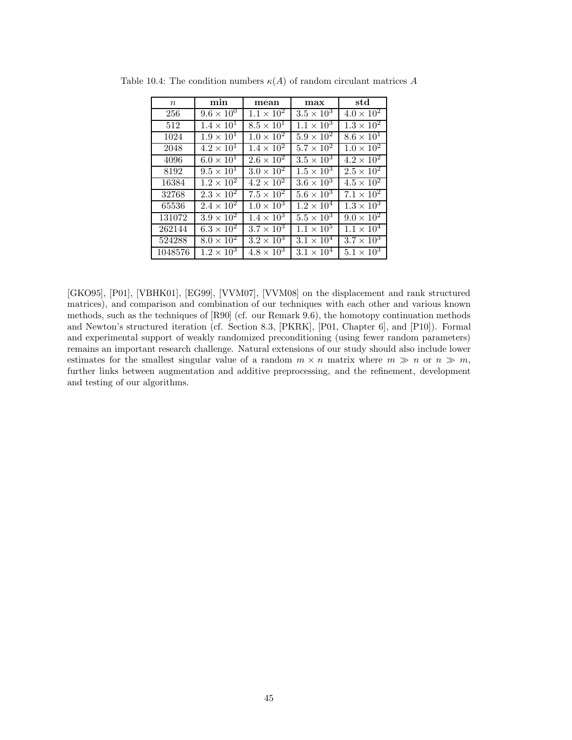Table 10.4: The condition numbers $\kappa(A)$ of random circulant matrices $A$

| $n$ | **min** | **mean** | **max** | **std** |
|---|---|---|---|---|
| 256 | $9.6 \times 10^0$ | $1.1 \times 10^2$ | $3.5 \times 10^3$ | $4.0 \times 10^2$ |
| 512 | $1.4 \times 10^1$ | $8.5 \times 10^1$ | $1.1 \times 10^3$ | $1.3 \times 10^2$ |
| 1024 | $1.9 \times 10^1$ | $1.0 \times 10^2$ | $5.9 \times 10^2$ | $8.6 \times 10^1$ |
| 2048 | $4.2 \times 10^1$ | $1.4 \times 10^2$ | $5.7 \times 10^2$ | $1.0 \times 10^2$ |
| 4096 | $6.0 \times 10^1$ | $2.6 \times 10^2$ | $3.5 \times 10^3$ | $4.2 \times 10^2$ |
| 8192 | $9.5 \times 10^1$ | $3.0 \times 10^2$ | $1.5 \times 10^3$ | $2.5 \times 10^2$ |
| 16384 | $1.2 \times 10^2$ | $4.2 \times 10^2$ | $3.6 \times 10^3$ | $4.5 \times 10^2$ |
| 32768 | $2.3 \times 10^2$ | $7.5 \times 10^2$ | $5.6 \times 10^3$ | $7.1 \times 10^2$ |
| 65536 | $2.4 \times 10^2$ | $1.0 \times 10^3$ | $1.2 \times 10^4$ | $1.3 \times 10^3$ |
| 131072 | $3.9 \times 10^2$ | $1.4 \times 10^3$ | $5.5 \times 10^3$ | $9.0 \times 10^2$ |
| 262144 | $6.3 \times 10^2$ | $3.7 \times 10^3$ | $1.1 \times 10^5$ | $1.1 \times 10^4$ |
| 524288 | $8.0 \times 10^2$ | $3.2 \times 10^3$ | $3.1 \times 10^4$ | $3.7 \times 10^3$ |
| 1048576 | $1.2 \times 10^3$ | $4.8 \times 10^3$ | $3.1 \times 10^4$ | $5.1 \times 10^3$ |

[GKO95], [P01], [VBHK01], [EG99], [VVM07], [VVM08] on the displacement and rank structured matrices), and comparison and combination of our techniques with each other and various known methods, such as the techniques of [R90] (cf. our Remark 9.6), the homotopy continuation methods and Newton's structured iteration (cf. Section 8.3, [PKRK], [P01, Chapter 6], and [P10]). Formal and experimental support of weakly randomized preconditioning (using fewer random parameters) remains an important research challenge. Natural extensions of our study should also include lower estimates for the smallest singular value of a random $m \times n$ matrix where $m \gg n$ or $n \gg m$, further links between augmentation and additive preprocessing, and the refinement, development and testing of our algorithms.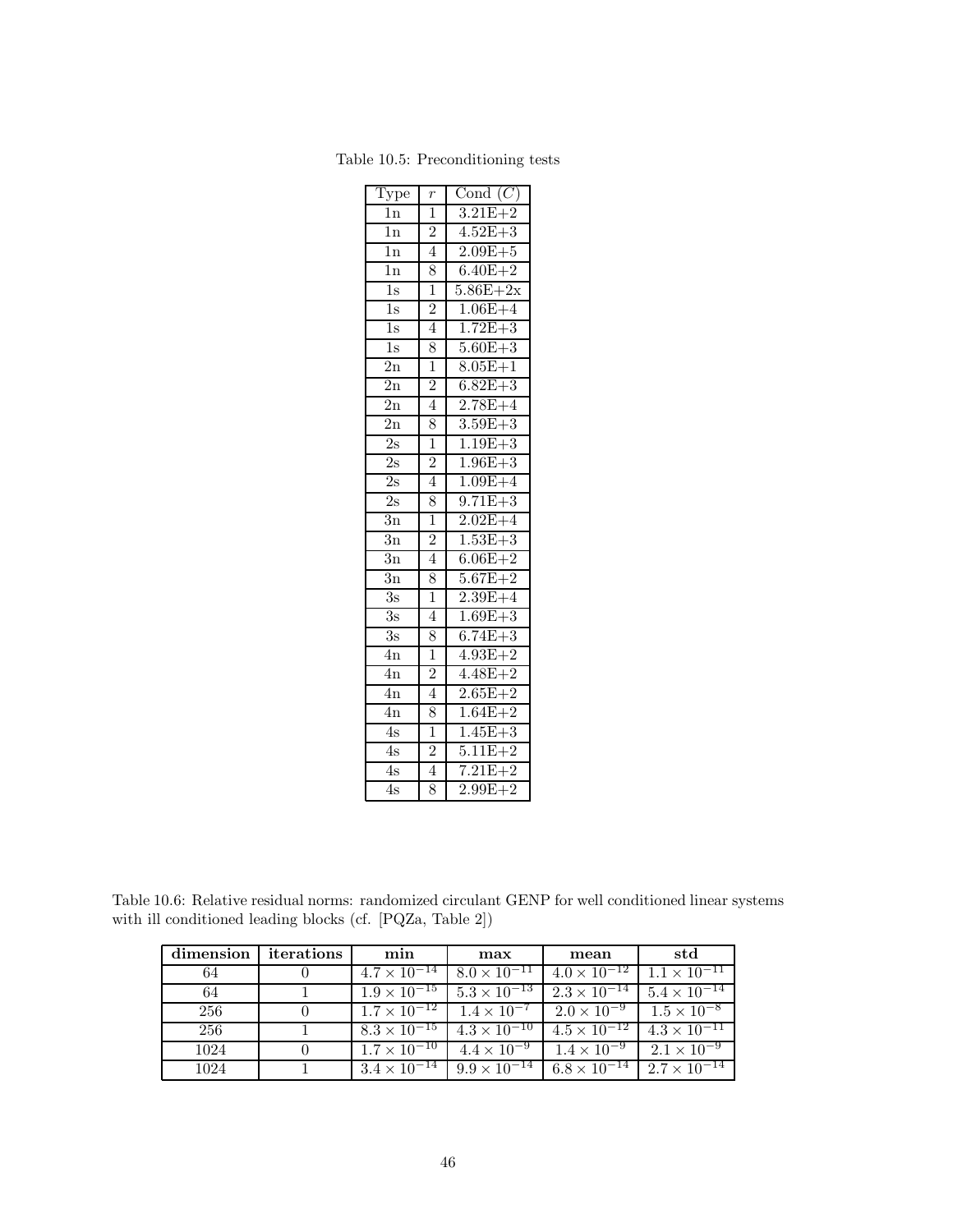Table 10.5: Preconditioning tests

| Type | $r$ | Cond ($C$) |
|---|---|---|
| 1n | 1 | 3.21E+2 |
| 1n | 2 | 4.52E+3 |
| 1n | 4 | 2.09E+5 |
| 1n | 8 | 6.40E+2 |
| 1s | 1 | 5.86E+2x |
| 1s | 2 | 1.06E+4 |
| 1s | 4 | 1.72E+3 |
| 1s | 8 | 5.60E+3 |
| 2n | 1 | 8.05E+1 |
| 2n | 2 | 6.82E+3 |
| 2n | 4 | 2.78E+4 |
| 2n | 8 | 3.59E+3 |
| 2s | 1 | 1.19E+3 |
| 2s | 2 | 1.96E+3 |
| 2s | 4 | 1.09E+4 |
| 2s | 8 | 9.71E+3 |
| 3n | 1 | 2.02E+4 |
| 3n | 2 | 1.53E+3 |
| 3n | 4 | 6.06E+2 |
| 3n | 8 | 5.67E+2 |
| 3s | 1 | 2.39E+4 |
| 3s | 4 | 1.69E+3 |
| 3s | 8 | 6.74E+3 |
| 4n | 1 | 4.93E+2 |
| 4n | 2 | 4.48E+2 |
| 4n | 4 | 2.65E+2 |
| 4n | 8 | 1.64E+2 |
| 4s | 1 | 1.45E+3 |
| 4s | 2 | 5.11E+2 |
| 4s | 4 | 7.21E+2 |
| 4s | 8 | 2.99E+2 |

Table 10.6: Relative residual norms: randomized circulant GENP for well conditioned linear systems with ill conditioned leading blocks (cf. [PQZa, Table 2])

| **dimension** | **iterations** | **min** | **max** | **mean** | **std** |
|---|---|---|---|---|---|
| 64 | 0 | $4.7 \times 10^{-14}$ | $8.0 \times 10^{-11}$ | $4.0 \times 10^{-12}$ | $1.1 \times 10^{-11}$ |
| 64 | 1 | $1.9 \times 10^{-15}$ | $5.3 \times 10^{-13}$ | $2.3 \times 10^{-14}$ | $5.4 \times 10^{-14}$ |
| 256 | 0 | $1.7 \times 10^{-12}$ | $1.4 \times 10^{-7}$ | $2.0 \times 10^{-9}$ | $1.5 \times 10^{-8}$ |
| 256 | 1 | $8.3 \times 10^{-15}$ | $4.3 \times 10^{-10}$ | $4.5 \times 10^{-12}$ | $4.3 \times 10^{-11}$ |
| 1024 | 0 | $1.7 \times 10^{-10}$ | $4.4 \times 10^{-9}$ | $1.4 \times 10^{-9}$ | $2.1 \times 10^{-9}$ |
| 1024 | 1 | $3.4 \times 10^{-14}$ | $9.9 \times 10^{-14}$ | $6.8 \times 10^{-14}$ | $2.7 \times 10^{-14}$ |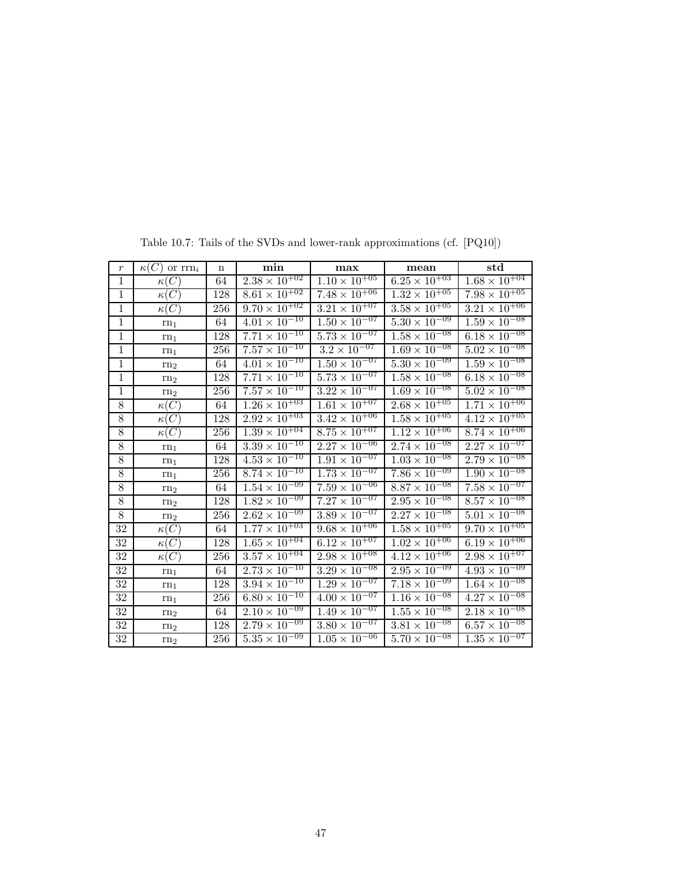Table 10.7: Tails of the SVDs and lower-rank approximations (cf. [PQ10])

| $r$ | $\kappa(C)$ or $\mathrm{rrn}_i$ | n | **min** | **max** | **mean** | **std** |
|---|---|---|---|---|---|---|
| 1 | $\kappa(C)$ | 64 | $2.38 \times 10^{+02}$ | $1.10 \times 10^{+05}$ | $6.25 \times 10^{+03}$ | $1.68 \times 10^{+04}$ |
| 1 | $\kappa(C)$ | 128 | $8.61 \times 10^{+02}$ | $7.48 \times 10^{+06}$ | $1.32 \times 10^{+05}$ | $7.98 \times 10^{+05}$ |
| 1 | $\kappa(C)$ | 256 | $9.70 \times 10^{+02}$ | $3.21 \times 10^{+07}$ | $3.58 \times 10^{+05}$ | $3.21 \times 10^{+06}$ |
| 1 | $\mathrm{rn}_1$ | 64 | $4.01 \times 10^{-10}$ | $1.50 \times 10^{-07}$ | $5.30 \times 10^{-09}$ | $1.59 \times 10^{-08}$ |
| 1 | $\mathrm{rn}_1$ | 128 | $7.71 \times 10^{-10}$ | $5.73 \times 10^{-07}$ | $1.58 \times 10^{-08}$ | $6.18 \times 10^{-08}$ |
| 1 | $\mathrm{rn}_1$ | 256 | $7.57 \times 10^{-10}$ | $3.2 \times 10^{-07}$ | $1.69 \times 10^{-08}$ | $5.02 \times 10^{-08}$ |
| 1 | $\mathrm{rn}_2$ | 64 | $4.01 \times 10^{-10}$ | $1.50 \times 10^{-07}$ | $5.30 \times 10^{-09}$ | $1.59 \times 10^{-08}$ |
| 1 | $\mathrm{rn}_2$ | 128 | $7.71 \times 10^{-10}$ | $5.73 \times 10^{-07}$ | $1.58 \times 10^{-08}$ | $6.18 \times 10^{-08}$ |
| 1 | $\mathrm{rn}_2$ | 256 | $7.57 \times 10^{-10}$ | $3.22 \times 10^{-07}$ | $1.69 \times 10^{-08}$ | $5.02 \times 10^{-08}$ |
| 8 | $\kappa(C)$ | 64 | $1.26 \times 10^{+03}$ | $1.61 \times 10^{+07}$ | $2.68 \times 10^{+05}$ | $1.71 \times 10^{+06}$ |
| 8 | $\kappa(C)$ | 128 | $2.92 \times 10^{+03}$ | $3.42 \times 10^{+06}$ | $1.58 \times 10^{+05}$ | $4.12 \times 10^{+05}$ |
| 8 | $\kappa(C)$ | 256 | $1.39 \times 10^{+04}$ | $8.75 \times 10^{+07}$ | $1.12 \times 10^{+06}$ | $8.74 \times 10^{+06}$ |
| 8 | $\mathrm{rn}_1$ | 64 | $3.39 \times 10^{-10}$ | $2.27 \times 10^{-06}$ | $2.74 \times 10^{-08}$ | $2.27 \times 10^{-07}$ |
| 8 | $\mathrm{rn}_1$ | 128 | $4.53 \times 10^{-10}$ | $1.91 \times 10^{-07}$ | $1.03 \times 10^{-08}$ | $2.79 \times 10^{-08}$ |
| 8 | $\mathrm{rn}_1$ | 256 | $8.74 \times 10^{-10}$ | $1.73 \times 10^{-07}$ | $7.86 \times 10^{-09}$ | $1.90 \times 10^{-08}$ |
| 8 | $\mathrm{rn}_2$ | 64 | $1.54 \times 10^{-09}$ | $7.59 \times 10^{-06}$ | $8.87 \times 10^{-08}$ | $7.58 \times 10^{-07}$ |
| 8 | $\mathrm{rn}_2$ | 128 | $1.82 \times 10^{-09}$ | $7.27 \times 10^{-07}$ | $2.95 \times 10^{-08}$ | $8.57 \times 10^{-08}$ |
| 8 | $\mathrm{rn}_2$ | 256 | $2.62 \times 10^{-09}$ | $3.89 \times 10^{-07}$ | $2.27 \times 10^{-08}$ | $5.01 \times 10^{-08}$ |
| 32 | $\kappa(C)$ | 64 | $1.77 \times 10^{+03}$ | $9.68 \times 10^{+06}$ | $1.58 \times 10^{+05}$ | $9.70 \times 10^{+05}$ |
| 32 | $\kappa(C)$ | 128 | $1.65 \times 10^{+04}$ | $6.12 \times 10^{+07}$ | $1.02 \times 10^{+06}$ | $6.19 \times 10^{+06}$ |
| 32 | $\kappa(C)$ | 256 | $3.57 \times 10^{+04}$ | $2.98 \times 10^{+08}$ | $4.12 \times 10^{+06}$ | $2.98 \times 10^{+07}$ |
| 32 | $\mathrm{rn}_1$ | 64 | $2.73 \times 10^{-10}$ | $3.29 \times 10^{-08}$ | $2.95 \times 10^{-09}$ | $4.93 \times 10^{-09}$ |
| 32 | $\mathrm{rn}_1$ | 128 | $3.94 \times 10^{-10}$ | $1.29 \times 10^{-07}$ | $7.18 \times 10^{-09}$ | $1.64 \times 10^{-08}$ |
| 32 | $\mathrm{rn}_1$ | 256 | $6.80 \times 10^{-10}$ | $4.00 \times 10^{-07}$ | $1.16 \times 10^{-08}$ | $4.27 \times 10^{-08}$ |
| 32 | $\mathrm{rn}_2$ | 64 | $2.10 \times 10^{-09}$ | $1.49 \times 10^{-07}$ | $1.55 \times 10^{-08}$ | $2.18 \times 10^{-08}$ |
| 32 | $\mathrm{rn}_2$ | 128 | $2.79 \times 10^{-09}$ | $3.80 \times 10^{-07}$ | $3.81 \times 10^{-08}$ | $6.57 \times 10^{-08}$ |
| 32 | $\mathrm{rn}_2$ | 256 | $5.35 \times 10^{-09}$ | $1.05 \times 10^{-06}$ | $5.70 \times 10^{-08}$ | $1.35 \times 10^{-07}$ |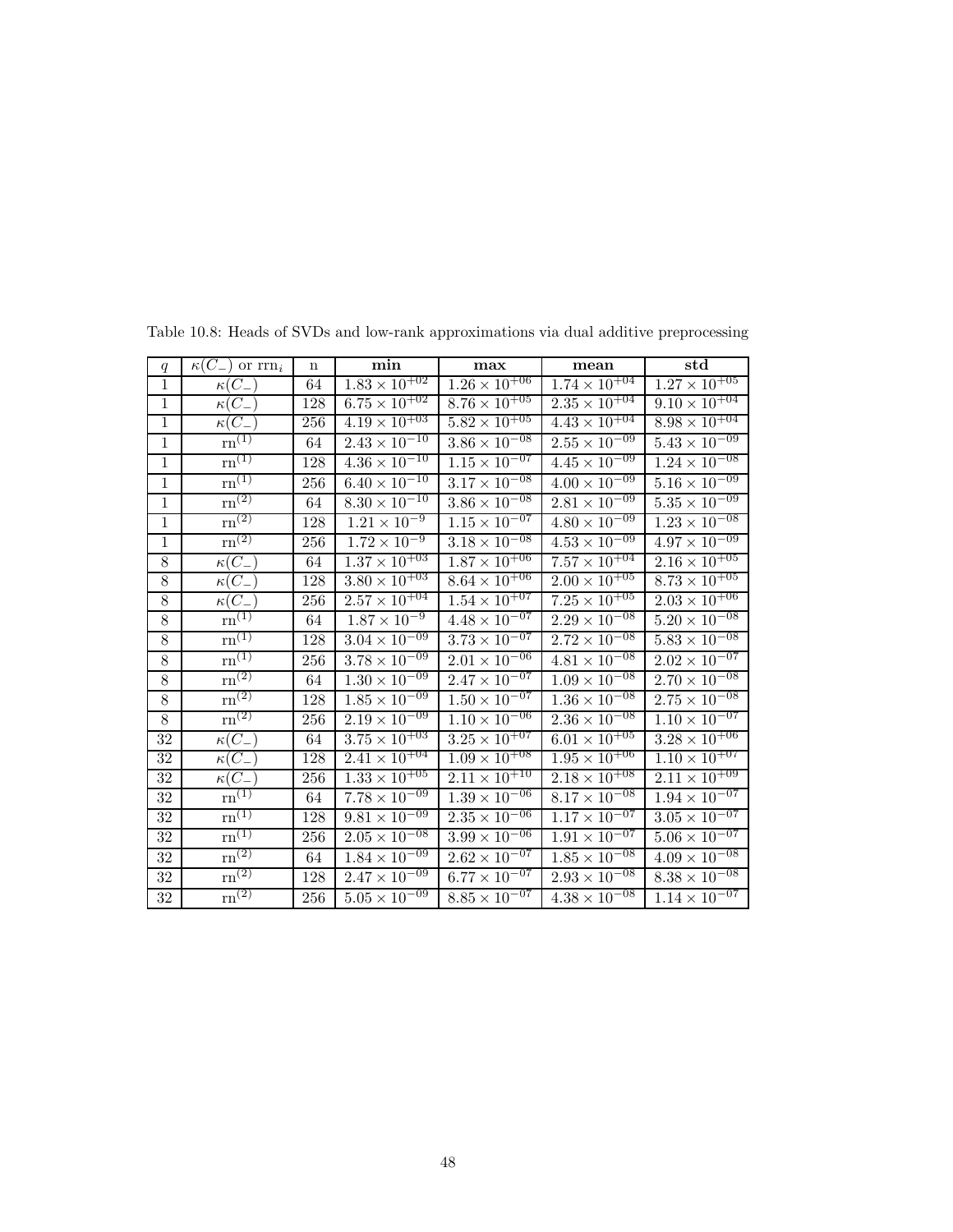Table 10.8: Heads of SVDs and low-rank approximations via dual additive preprocessing

| $q$ | $\kappa(C_-)$ or $\mathrm{rrn}_i$ | n | **min** | **max** | **mean** | **std** |
|---|---|---|---|---|---|---|
| 1 | $\kappa(C_-)$ | 64 | $1.83 \times 10^{+02}$ | $1.26 \times 10^{+06}$ | $1.74 \times 10^{+04}$ | $1.27 \times 10^{+05}$ |
| 1 | $\kappa(C_-)$ | 128 | $6.75 \times 10^{+02}$ | $8.76 \times 10^{+05}$ | $2.35 \times 10^{+04}$ | $9.10 \times 10^{+04}$ |
| 1 | $\kappa(C_-)$ | 256 | $4.19 \times 10^{+03}$ | $5.82 \times 10^{+05}$ | $4.43 \times 10^{+04}$ | $8.98 \times 10^{+04}$ |
| 1 | $\mathrm{rn}^{(1)}$ | 64 | $2.43 \times 10^{-10}$ | $3.86 \times 10^{-08}$ | $2.55 \times 10^{-09}$ | $5.43 \times 10^{-09}$ |
| 1 | $\mathrm{rn}^{(1)}$ | 128 | $4.36 \times 10^{-10}$ | $1.15 \times 10^{-07}$ | $4.45 \times 10^{-09}$ | $1.24 \times 10^{-08}$ |
| 1 | $\mathrm{rn}^{(1)}$ | 256 | $6.40 \times 10^{-10}$ | $3.17 \times 10^{-08}$ | $4.00 \times 10^{-09}$ | $5.16 \times 10^{-09}$ |
| 1 | $\mathrm{rn}^{(2)}$ | 64 | $8.30 \times 10^{-10}$ | $3.86 \times 10^{-08}$ | $2.81 \times 10^{-09}$ | $5.35 \times 10^{-09}$ |
| 1 | $\mathrm{rn}^{(2)}$ | 128 | $1.21 \times 10^{-9}$ | $1.15 \times 10^{-07}$ | $4.80 \times 10^{-09}$ | $1.23 \times 10^{-08}$ |
| 1 | $\mathrm{rn}^{(2)}$ | 256 | $1.72 \times 10^{-9}$ | $3.18 \times 10^{-08}$ | $4.53 \times 10^{-09}$ | $4.97 \times 10^{-09}$ |
| 8 | $\kappa(C_-)$ | 64 | $1.37 \times 10^{+03}$ | $1.87 \times 10^{+06}$ | $7.57 \times 10^{+04}$ | $2.16 \times 10^{+05}$ |
| 8 | $\kappa(C_-)$ | 128 | $3.80 \times 10^{+03}$ | $8.64 \times 10^{+06}$ | $2.00 \times 10^{+05}$ | $8.73 \times 10^{+05}$ |
| 8 | $\kappa(C_-)$ | 256 | $2.57 \times 10^{+04}$ | $1.54 \times 10^{+07}$ | $7.25 \times 10^{+05}$ | $2.03 \times 10^{+06}$ |
| 8 | $\mathrm{rn}^{(1)}$ | 64 | $1.87 \times 10^{-9}$ | $4.48 \times 10^{-07}$ | $2.29 \times 10^{-08}$ | $5.20 \times 10^{-08}$ |
| 8 | $\mathrm{rn}^{(1)}$ | 128 | $3.04 \times 10^{-09}$ | $3.73 \times 10^{-07}$ | $2.72 \times 10^{-08}$ | $5.83 \times 10^{-08}$ |
| 8 | $\mathrm{rn}^{(1)}$ | 256 | $3.78 \times 10^{-09}$ | $2.01 \times 10^{-06}$ | $4.81 \times 10^{-08}$ | $2.02 \times 10^{-07}$ |
| 8 | $\mathrm{rn}^{(2)}$ | 64 | $1.30 \times 10^{-09}$ | $2.47 \times 10^{-07}$ | $1.09 \times 10^{-08}$ | $2.70 \times 10^{-08}$ |
| 8 | $\mathrm{rn}^{(2)}$ | 128 | $1.85 \times 10^{-09}$ | $1.50 \times 10^{-07}$ | $1.36 \times 10^{-08}$ | $2.75 \times 10^{-08}$ |
| 8 | $\mathrm{rn}^{(2)}$ | 256 | $2.19 \times 10^{-09}$ | $1.10 \times 10^{-06}$ | $2.36 \times 10^{-08}$ | $1.10 \times 10^{-07}$ |
| 32 | $\kappa(C_-)$ | 64 | $3.75 \times 10^{+03}$ | $3.25 \times 10^{+07}$ | $6.01 \times 10^{+05}$ | $3.28 \times 10^{+06}$ |
| 32 | $\kappa(C_-)$ | 128 | $2.41 \times 10^{+04}$ | $1.09 \times 10^{+08}$ | $1.95 \times 10^{+06}$ | $1.10 \times 10^{+07}$ |
| 32 | $\kappa(C_-)$ | 256 | $1.33 \times 10^{+05}$ | $2.11 \times 10^{+10}$ | $2.18 \times 10^{+08}$ | $2.11 \times 10^{+09}$ |
| 32 | $\mathrm{rn}^{(1)}$ | 64 | $7.78 \times 10^{-09}$ | $1.39 \times 10^{-06}$ | $8.17 \times 10^{-08}$ | $1.94 \times 10^{-07}$ |
| 32 | $\mathrm{rn}^{(1)}$ | 128 | $9.81 \times 10^{-09}$ | $2.35 \times 10^{-06}$ | $1.17 \times 10^{-07}$ | $3.05 \times 10^{-07}$ |
| 32 | $\mathrm{rn}^{(1)}$ | 256 | $2.05 \times 10^{-08}$ | $3.99 \times 10^{-06}$ | $1.91 \times 10^{-07}$ | $5.06 \times 10^{-07}$ |
| 32 | $\mathrm{rn}^{(2)}$ | 64 | $1.84 \times 10^{-09}$ | $2.62 \times 10^{-07}$ | $1.85 \times 10^{-08}$ | $4.09 \times 10^{-08}$ |
| 32 | $\mathrm{rn}^{(2)}$ | 128 | $2.47 \times 10^{-09}$ | $6.77 \times 10^{-07}$ | $2.93 \times 10^{-08}$ | $8.38 \times 10^{-08}$ |
| 32 | $\mathrm{rn}^{(2)}$ | 256 | $5.05 \times 10^{-09}$ | $8.85 \times 10^{-07}$ | $4.38 \times 10^{-08}$ | $1.14 \times 10^{-07}$ |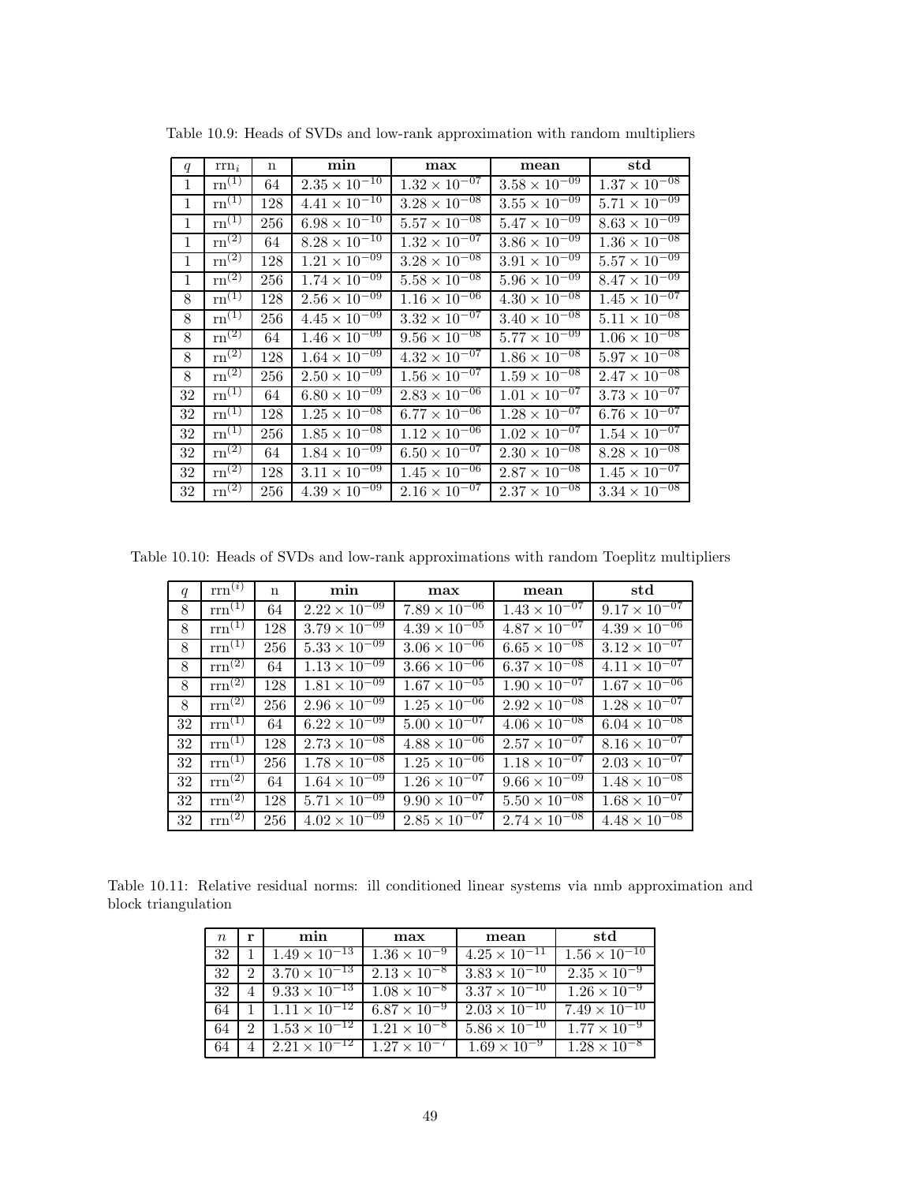Table 10.9: Heads of SVDs and low-rank approximation with random multipliers

| $q$ | $\text{rrn}_i$ | n | **min** | **max** | **mean** | **std** |
|---|---|---|---|---|---|---|
| 1 | $\text{rn}^{(1)}$ | 64 | $2.35 \times 10^{-10}$ | $1.32 \times 10^{-07}$ | $3.58 \times 10^{-09}$ | $1.37 \times 10^{-08}$ |
| 1 | $\text{rn}^{(1)}$ | 128 | $4.41 \times 10^{-10}$ | $3.28 \times 10^{-08}$ | $3.55 \times 10^{-09}$ | $5.71 \times 10^{-09}$ |
| 1 | $\text{rn}^{(1)}$ | 256 | $6.98 \times 10^{-10}$ | $5.57 \times 10^{-08}$ | $5.47 \times 10^{-09}$ | $8.63 \times 10^{-09}$ |
| 1 | $\text{rn}^{(2)}$ | 64 | $8.28 \times 10^{-10}$ | $1.32 \times 10^{-07}$ | $3.86 \times 10^{-09}$ | $1.36 \times 10^{-08}$ |
| 1 | $\text{rn}^{(2)}$ | 128 | $1.21 \times 10^{-09}$ | $3.28 \times 10^{-08}$ | $3.91 \times 10^{-09}$ | $5.57 \times 10^{-09}$ |
| 1 | $\text{rn}^{(2)}$ | 256 | $1.74 \times 10^{-09}$ | $5.58 \times 10^{-08}$ | $5.96 \times 10^{-09}$ | $8.47 \times 10^{-09}$ |
| 8 | $\text{rn}^{(1)}$ | 128 | $2.56 \times 10^{-09}$ | $1.16 \times 10^{-06}$ | $4.30 \times 10^{-08}$ | $1.45 \times 10^{-07}$ |
| 8 | $\text{rn}^{(1)}$ | 256 | $4.45 \times 10^{-09}$ | $3.32 \times 10^{-07}$ | $3.40 \times 10^{-08}$ | $5.11 \times 10^{-08}$ |
| 8 | $\text{rn}^{(2)}$ | 64 | $1.46 \times 10^{-09}$ | $9.56 \times 10^{-08}$ | $5.77 \times 10^{-09}$ | $1.06 \times 10^{-08}$ |
| 8 | $\text{rn}^{(2)}$ | 128 | $1.64 \times 10^{-09}$ | $4.32 \times 10^{-07}$ | $1.86 \times 10^{-08}$ | $5.97 \times 10^{-08}$ |
| 8 | $\text{rn}^{(2)}$ | 256 | $2.50 \times 10^{-09}$ | $1.56 \times 10^{-07}$ | $1.59 \times 10^{-08}$ | $2.47 \times 10^{-08}$ |
| 32 | $\text{rn}^{(1)}$ | 64 | $6.80 \times 10^{-09}$ | $2.83 \times 10^{-06}$ | $1.01 \times 10^{-07}$ | $3.73 \times 10^{-07}$ |
| 32 | $\text{rn}^{(1)}$ | 128 | $1.25 \times 10^{-08}$ | $6.77 \times 10^{-06}$ | $1.28 \times 10^{-07}$ | $6.76 \times 10^{-07}$ |
| 32 | $\text{rn}^{(1)}$ | 256 | $1.85 \times 10^{-08}$ | $1.12 \times 10^{-06}$ | $1.02 \times 10^{-07}$ | $1.54 \times 10^{-07}$ |
| 32 | $\text{rn}^{(2)}$ | 64 | $1.84 \times 10^{-09}$ | $6.50 \times 10^{-07}$ | $2.30 \times 10^{-08}$ | $8.28 \times 10^{-08}$ |
| 32 | $\text{rn}^{(2)}$ | 128 | $3.11 \times 10^{-09}$ | $1.45 \times 10^{-06}$ | $2.87 \times 10^{-08}$ | $1.45 \times 10^{-07}$ |
| 32 | $\text{rn}^{(2)}$ | 256 | $4.39 \times 10^{-09}$ | $2.16 \times 10^{-07}$ | $2.37 \times 10^{-08}$ | $3.34 \times 10^{-08}$ |

Table 10.10: Heads of SVDs and low-rank approximations with random Toeplitz multipliers

| $q$ | $\text{rrn}^{(i)}$ | n | **min** | **max** | **mean** | **std** |
|---|---|---|---|---|---|---|
| 8 | $\text{rrn}^{(1)}$ | 64 | $2.22 \times 10^{-09}$ | $7.89 \times 10^{-06}$ | $1.43 \times 10^{-07}$ | $9.17 \times 10^{-07}$ |
| 8 | $\text{rrn}^{(1)}$ | 128 | $3.79 \times 10^{-09}$ | $4.39 \times 10^{-05}$ | $4.87 \times 10^{-07}$ | $4.39 \times 10^{-06}$ |
| 8 | $\text{rrn}^{(1)}$ | 256 | $5.33 \times 10^{-09}$ | $3.06 \times 10^{-06}$ | $6.65 \times 10^{-08}$ | $3.12 \times 10^{-07}$ |
| 8 | $\text{rrn}^{(2)}$ | 64 | $1.13 \times 10^{-09}$ | $3.66 \times 10^{-06}$ | $6.37 \times 10^{-08}$ | $4.11 \times 10^{-07}$ |
| 8 | $\text{rrn}^{(2)}$ | 128 | $1.81 \times 10^{-09}$ | $1.67 \times 10^{-05}$ | $1.90 \times 10^{-07}$ | $1.67 \times 10^{-06}$ |
| 8 | $\text{rrn}^{(2)}$ | 256 | $2.96 \times 10^{-09}$ | $1.25 \times 10^{-06}$ | $2.92 \times 10^{-08}$ | $1.28 \times 10^{-07}$ |
| 32 | $\text{rrn}^{(1)}$ | 64 | $6.22 \times 10^{-09}$ | $5.00 \times 10^{-07}$ | $4.06 \times 10^{-08}$ | $6.04 \times 10^{-08}$ |
| 32 | $\text{rrn}^{(1)}$ | 128 | $2.73 \times 10^{-08}$ | $4.88 \times 10^{-06}$ | $2.57 \times 10^{-07}$ | $8.16 \times 10^{-07}$ |
| 32 | $\text{rrn}^{(1)}$ | 256 | $1.78 \times 10^{-08}$ | $1.25 \times 10^{-06}$ | $1.18 \times 10^{-07}$ | $2.03 \times 10^{-07}$ |
| 32 | $\text{rrn}^{(2)}$ | 64 | $1.64 \times 10^{-09}$ | $1.26 \times 10^{-07}$ | $9.66 \times 10^{-09}$ | $1.48 \times 10^{-08}$ |
| 32 | $\text{rrn}^{(2)}$ | 128 | $5.71 \times 10^{-09}$ | $9.90 \times 10^{-07}$ | $5.50 \times 10^{-08}$ | $1.68 \times 10^{-07}$ |
| 32 | $\text{rrn}^{(2)}$ | 256 | $4.02 \times 10^{-09}$ | $2.85 \times 10^{-07}$ | $2.74 \times 10^{-08}$ | $4.48 \times 10^{-08}$ |

Table 10.11: Relative residual norms: ill conditioned linear systems via nmb approximation and block triangulation

| $n$ | **r** | **min** | **max** | **mean** | **std** |
|---|---|---|---|---|---|
| 32 | 1 | $1.49 \times 10^{-13}$ | $1.36 \times 10^{-9}$ | $4.25 \times 10^{-11}$ | $1.56 \times 10^{-10}$ |
| 32 | 2 | $3.70 \times 10^{-13}$ | $2.13 \times 10^{-8}$ | $3.83 \times 10^{-10}$ | $2.35 \times 10^{-9}$ |
| 32 | 4 | $9.33 \times 10^{-13}$ | $1.08 \times 10^{-8}$ | $3.37 \times 10^{-10}$ | $1.26 \times 10^{-9}$ |
| 64 | 1 | $1.11 \times 10^{-12}$ | $6.87 \times 10^{-9}$ | $2.03 \times 10^{-10}$ | $7.49 \times 10^{-10}$ |
| 64 | 2 | $1.53 \times 10^{-12}$ | $1.21 \times 10^{-8}$ | $5.86 \times 10^{-10}$ | $1.77 \times 10^{-9}$ |
| 64 | 4 | $2.21 \times 10^{-12}$ | $1.27 \times 10^{-7}$ | $1.69 \times 10^{-9}$ | $1.28 \times 10^{-8}$ |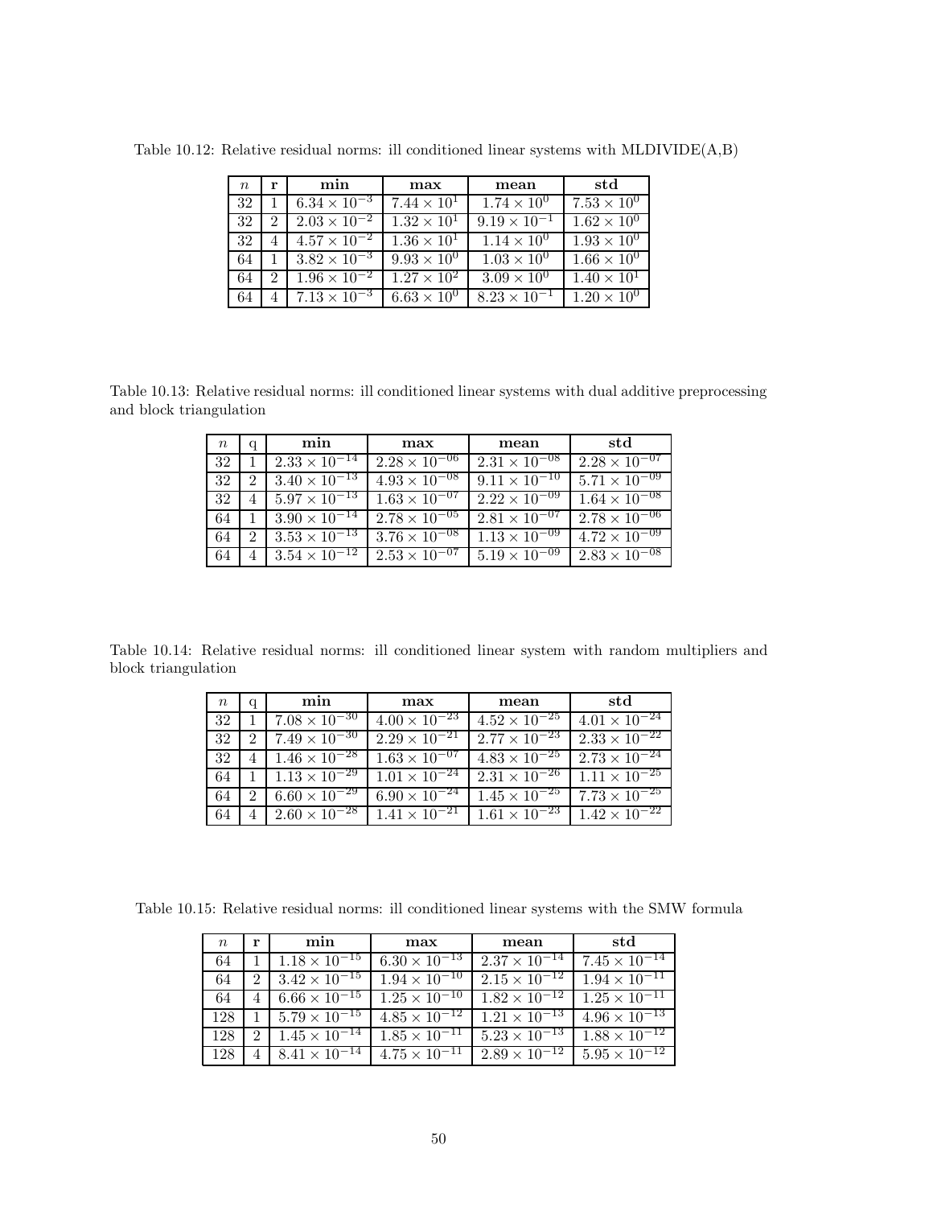Table 10.12: Relative residual norms: ill conditioned linear systems with MLDIVIDE(A,B)

| $n$ | r | min | max | mean | std |
|---|---|---|---|---|---|
| 32 | 1 | $6.34 \times 10^{-3}$ | $7.44 \times 10^{1}$ | $1.74 \times 10^{0}$ | $7.53 \times 10^{0}$ |
| 32 | 2 | $2.03 \times 10^{-2}$ | $1.32 \times 10^{1}$ | $9.19 \times 10^{-1}$ | $1.62 \times 10^{0}$ |
| 32 | 4 | $4.57 \times 10^{-2}$ | $1.36 \times 10^{1}$ | $1.14 \times 10^{0}$ | $1.93 \times 10^{0}$ |
| 64 | 1 | $3.82 \times 10^{-3}$ | $9.93 \times 10^{0}$ | $1.03 \times 10^{0}$ | $1.66 \times 10^{0}$ |
| 64 | 2 | $1.96 \times 10^{-2}$ | $1.27 \times 10^{2}$ | $3.09 \times 10^{0}$ | $1.40 \times 10^{1}$ |
| 64 | 4 | $7.13 \times 10^{-3}$ | $6.63 \times 10^{0}$ | $8.23 \times 10^{-1}$ | $1.20 \times 10^{0}$ |

Table 10.13: Relative residual norms: ill conditioned linear systems with dual additive preprocessing and block triangulation

| $n$ | q | min | max | mean | std |
|---|---|---|---|---|---|
| 32 | 1 | $2.33 \times 10^{-14}$ | $2.28 \times 10^{-06}$ | $2.31 \times 10^{-08}$ | $2.28 \times 10^{-07}$ |
| 32 | 2 | $3.40 \times 10^{-13}$ | $4.93 \times 10^{-08}$ | $9.11 \times 10^{-10}$ | $5.71 \times 10^{-09}$ |
| 32 | 4 | $5.97 \times 10^{-13}$ | $1.63 \times 10^{-07}$ | $2.22 \times 10^{-09}$ | $1.64 \times 10^{-08}$ |
| 64 | 1 | $3.90 \times 10^{-14}$ | $2.78 \times 10^{-05}$ | $2.81 \times 10^{-07}$ | $2.78 \times 10^{-06}$ |
| 64 | 2 | $3.53 \times 10^{-13}$ | $3.76 \times 10^{-08}$ | $1.13 \times 10^{-09}$ | $4.72 \times 10^{-09}$ |
| 64 | 4 | $3.54 \times 10^{-12}$ | $2.53 \times 10^{-07}$ | $5.19 \times 10^{-09}$ | $2.83 \times 10^{-08}$ |

Table 10.14: Relative residual norms: ill conditioned linear system with random multipliers and block triangulation

| $n$ | q | min | max | mean | std |
|---|---|---|---|---|---|
| 32 | 1 | $7.08 \times 10^{-30}$ | $4.00 \times 10^{-23}$ | $4.52 \times 10^{-25}$ | $4.01 \times 10^{-24}$ |
| 32 | 2 | $7.49 \times 10^{-30}$ | $2.29 \times 10^{-21}$ | $2.77 \times 10^{-23}$ | $2.33 \times 10^{-22}$ |
| 32 | 4 | $1.46 \times 10^{-28}$ | $1.63 \times 10^{-07}$ | $4.83 \times 10^{-25}$ | $2.73 \times 10^{-24}$ |
| 64 | 1 | $1.13 \times 10^{-29}$ | $1.01 \times 10^{-24}$ | $2.31 \times 10^{-26}$ | $1.11 \times 10^{-25}$ |
| 64 | 2 | $6.60 \times 10^{-29}$ | $6.90 \times 10^{-24}$ | $1.45 \times 10^{-25}$ | $7.73 \times 10^{-25}$ |
| 64 | 4 | $2.60 \times 10^{-28}$ | $1.41 \times 10^{-21}$ | $1.61 \times 10^{-23}$ | $1.42 \times 10^{-22}$ |

Table 10.15: Relative residual norms: ill conditioned linear systems with the SMW formula

| $n$ | r | min | max | mean | std |
|---|---|---|---|---|---|
| 64 | 1 | $1.18 \times 10^{-15}$ | $6.30 \times 10^{-13}$ | $2.37 \times 10^{-14}$ | $7.45 \times 10^{-14}$ |
| 64 | 2 | $3.42 \times 10^{-15}$ | $1.94 \times 10^{-10}$ | $2.15 \times 10^{-12}$ | $1.94 \times 10^{-11}$ |
| 64 | 4 | $6.66 \times 10^{-15}$ | $1.25 \times 10^{-10}$ | $1.82 \times 10^{-12}$ | $1.25 \times 10^{-11}$ |
| 128 | 1 | $5.79 \times 10^{-15}$ | $4.85 \times 10^{-12}$ | $1.21 \times 10^{-13}$ | $4.96 \times 10^{-13}$ |
| 128 | 2 | $1.45 \times 10^{-14}$ | $1.85 \times 10^{-11}$ | $5.23 \times 10^{-13}$ | $1.88 \times 10^{-12}$ |
| 128 | 4 | $8.41 \times 10^{-14}$ | $4.75 \times 10^{-11}$ | $2.89 \times 10^{-12}$ | $5.95 \times 10^{-12}$ |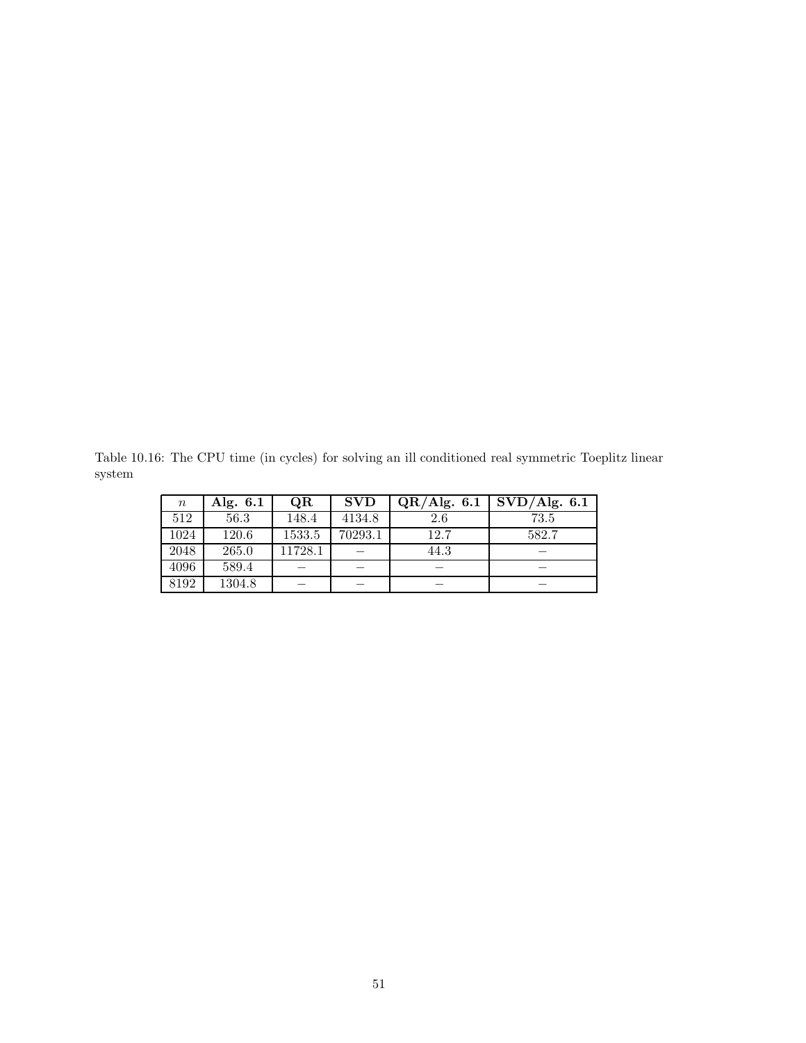Table 10.16: The CPU time (in cycles) for solving an ill conditioned real symmetric Toeplitz linear system

| $n$ | **Alg. 6.1** | **QR** | **SVD** | **QR/Alg. 6.1** | **SVD/Alg. 6.1** |
|---|---|---|---|---|---|
| 512 | 56.3 | 148.4 | 4134.8 | 2.6 | 73.5 |
| 1024 | 120.6 | 1533.5 | 70293.1 | 12.7 | 582.7 |
| 2048 | 265.0 | 11728.1 | − | 44.3 | − |
| 4096 | 589.4 | − | − | − | − |
| 8192 | 1304.8 | − | − | − | − |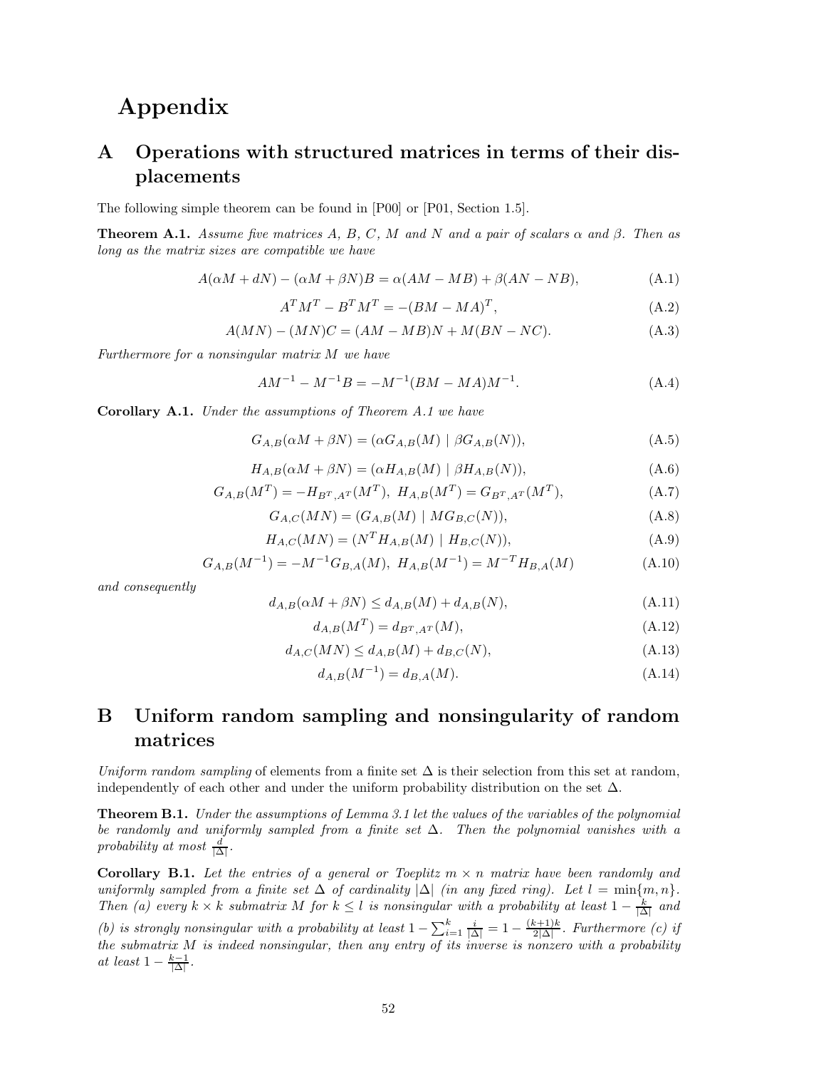# Appendix

## A Operations with structured matrices in terms of their displacements

The following simple theorem can be found in [P00] or [P01, Section 1.5].

**Theorem A.1.** *Assume five matrices $A$, $B$, $C$, $M$ and $N$ and a pair of scalars $\alpha$ and $\beta$. Then as long as the matrix sizes are compatible we have*

$$A(\alpha M + dN) - (\alpha M + \beta N)B = \alpha(AM - MB) + \beta(AN - NB), \tag{A.1}$$

$$A^T M^T - B^T M^T = -(BM - MA)^T, \tag{A.2}$$

$$A(MN) - (MN)C = (AM - MB)N + M(BN - NC). \tag{A.3}$$

*Furthermore for a nonsingular matrix $M$ we have*

$$AM^{-1} - M^{-1}B = -M^{-1}(BM - MA)M^{-1}. \tag{A.4}$$

**Corollary A.1.** *Under the assumptions of Theorem A.1 we have*

$$G_{A,B}(\alpha M + \beta N) = (\alpha G_{A,B}(M) \mid \beta G_{A,B}(N)), \tag{A.5}$$

$$H_{A,B}(\alpha M + \beta N) = (\alpha H_{A,B}(M) \mid \beta H_{A,B}(N)), \tag{A.6}$$

$$G_{A,B}(M^T) = -H_{B^T,A^T}(M^T),\ H_{A,B}(M^T) = G_{B^T,A^T}(M^T), \tag{A.7}$$

$$G_{A,C}(MN) = (G_{A,B}(M) \mid MG_{B,C}(N)), \tag{A.8}$$

$$H_{A,C}(MN) = (N^T H_{A,B}(M) \mid H_{B,C}(N)), \tag{A.9}$$

$$G_{A,B}(M^{-1}) = -M^{-1}G_{B,A}(M),\ H_{A,B}(M^{-1}) = M^{-T}H_{B,A}(M) \tag{A.10}$$

*and consequently*

$$d_{A,B}(\alpha M + \beta N) \leq d_{A,B}(M) + d_{A,B}(N), \tag{A.11}$$

$$d_{A,B}(M^T) = d_{B^T,A^T}(M), \tag{A.12}$$

$$d_{A,C}(MN) \leq d_{A,B}(M) + d_{B,C}(N), \tag{A.13}$$

$$d_{A,B}(M^{-1}) = d_{B,A}(M). \tag{A.14}$$

## B Uniform random sampling and nonsingularity of random matrices

*Uniform random sampling* of elements from a finite set $\Delta$ is their selection from this set at random, independently of each other and under the uniform probability distribution on the set $\Delta$.

**Theorem B.1.** *Under the assumptions of Lemma 3.1 let the values of the variables of the polynomial be randomly and uniformly sampled from a finite set $\Delta$. Then the polynomial vanishes with a probability at most $\frac{d}{|\Delta|}$.*

**Corollary B.1.** *Let the entries of a general or Toeplitz $m \times n$ matrix have been randomly and uniformly sampled from a finite set $\Delta$ of cardinality $|\Delta|$ (in any fixed ring). Let $l = \min\{m, n\}$. Then (a) every $k \times k$ submatrix $M$ for $k \leq l$ is nonsingular with a probability at least $1 - \frac{k}{|\Delta|}$ and (b) is strongly nonsingular with a probability at least $1 - \sum_{i=1}^{k} \frac{i}{|\Delta|} = 1 - \frac{(k+1)k}{2|\Delta|}$. Furthermore (c) if the submatrix $M$ is indeed nonsingular, then any entry of its inverse is nonzero with a probability at least $1 - \frac{k-1}{|\Delta|}$.*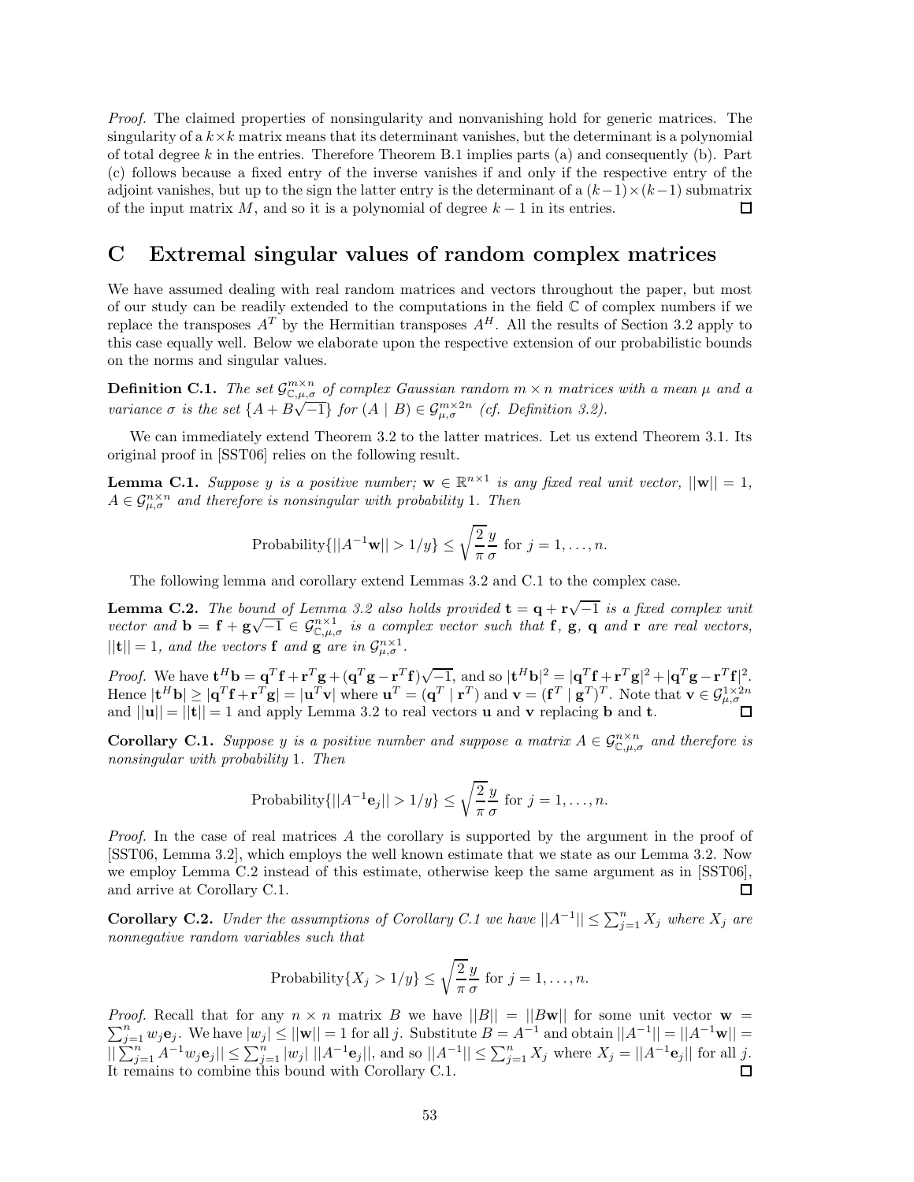*Proof.* The claimed properties of nonsingularity and nonvanishing hold for generic matrices. The singularity of a $k \times k$ matrix means that its determinant vanishes, but the determinant is a polynomial of total degree $k$ in the entries. Therefore Theorem B.1 implies parts (a) and consequently (b). Part (c) follows because a fixed entry of the inverse vanishes if and only if the respective entry of the adjoint vanishes, but up to the sign the latter entry is the determinant of a $(k-1) \times (k-1)$ submatrix of the input matrix $M$, and so it is a polynomial of degree $k-1$ in its entries. □

# C Extremal singular values of random complex matrices

We have assumed dealing with real random matrices and vectors throughout the paper, but most of our study can be readily extended to the computations in the field $\mathbb{C}$ of complex numbers if we replace the transposes $A^T$ by the Hermitian transposes $A^H$. All the results of Section 3.2 apply to this case equally well. Below we elaborate upon the respective extension of our probabilistic bounds on the norms and singular values.

**Definition C.1.** *The set $\mathcal{G}^{m\times n}_{\mathbb{C},\mu,\sigma}$ of complex Gaussian random $m \times n$ matrices with a mean $\mu$ and a variance $\sigma$ is the set $\{A + B\sqrt{-1}\}$ for $(A \mid B) \in \mathcal{G}^{m\times 2n}_{\mu,\sigma}$ (cf. Definition 3.2).*

We can immediately extend Theorem 3.2 to the latter matrices. Let us extend Theorem 3.1. Its original proof in [SST06] relies on the following result.

**Lemma C.1.** *Suppose $y$ is a positive number; $\mathbf{w} \in \mathbb{R}^{n\times 1}$ is any fixed real unit vector, $||\mathbf{w}|| = 1$, $A \in \mathcal{G}^{n\times n}_{\mu,\sigma}$ and therefore is nonsingular with probability 1. Then*

$$\text{Probability}\{||A^{-1}\mathbf{w}|| > 1/y\} \leq \sqrt{\frac{2}{\pi}}\frac{y}{\sigma} \text{ for } j = 1, \ldots, n.$$

The following lemma and corollary extend Lemmas 3.2 and C.1 to the complex case.

**Lemma C.2.** *The bound of Lemma 3.2 also holds provided $\mathbf{t} = \mathbf{q} + \mathbf{r}\sqrt{-1}$ is a fixed complex unit vector and $\mathbf{b} = \mathbf{f} + \mathbf{g}\sqrt{-1} \in \mathcal{G}^{n\times 1}_{\mathbb{C},\mu,\sigma}$ is a complex vector such that $\mathbf{f}$, $\mathbf{g}$, $\mathbf{q}$ and $\mathbf{r}$ are real vectors, $||\mathbf{t}|| = 1$, and the vectors $\mathbf{f}$ and $\mathbf{g}$ are in $\mathcal{G}^{n\times 1}_{\mu,\sigma}$.*

*Proof.* We have $\mathbf{t}^H\mathbf{b} = \mathbf{q}^T\mathbf{f} + \mathbf{r}^T\mathbf{g} + (\mathbf{q}^T\mathbf{g} - \mathbf{r}^T\mathbf{f})\sqrt{-1}$, and so $|\mathbf{t}^H\mathbf{b}|^2 = |\mathbf{q}^T\mathbf{f} + \mathbf{r}^T\mathbf{g}|^2 + |\mathbf{q}^T\mathbf{g} - \mathbf{r}^T\mathbf{f}|^2$. Hence $|\mathbf{t}^H\mathbf{b}| \geq |\mathbf{q}^T\mathbf{f} + \mathbf{r}^T\mathbf{g}| = |\mathbf{u}^T\mathbf{v}|$ where $\mathbf{u}^T = (\mathbf{q}^T \mid \mathbf{r}^T)$ and $\mathbf{v} = (\mathbf{f}^T \mid \mathbf{g}^T)^T$. Note that $\mathbf{v} \in \mathcal{G}^{1\times 2n}_{\mu,\sigma}$ and $||\mathbf{u}|| = ||\mathbf{t}|| = 1$ and apply Lemma 3.2 to real vectors $\mathbf{u}$ and $\mathbf{v}$ replacing $\mathbf{b}$ and $\mathbf{t}$. □

**Corollary C.1.** *Suppose $y$ is a positive number and suppose a matrix $A \in \mathcal{G}^{n\times n}_{\mathbb{C},\mu,\sigma}$ and therefore is nonsingular with probability 1. Then*

$$\text{Probability}\{||A^{-1}\mathbf{e}_j|| > 1/y\} \leq \sqrt{\frac{2}{\pi}}\frac{y}{\sigma} \text{ for } j = 1, \ldots, n.$$

*Proof.* In the case of real matrices $A$ the corollary is supported by the argument in the proof of [SST06, Lemma 3.2], which employs the well known estimate that we state as our Lemma 3.2. Now we employ Lemma C.2 instead of this estimate, otherwise keep the same argument as in [SST06], and arrive at Corollary C.1. □

**Corollary C.2.** *Under the assumptions of Corollary C.1 we have $||A^{-1}|| \leq \sum_{j=1}^n X_j$ where $X_j$ are nonnegative random variables such that*

$$\text{Probability}\{X_j > 1/y\} \leq \sqrt{\frac{2}{\pi}}\frac{y}{\sigma} \text{ for } j = 1, \ldots, n.$$

*Proof.* Recall that for any $n \times n$ matrix $B$ we have $||B|| = ||B\mathbf{w}||$ for some unit vector $\mathbf{w} = \sum_{j=1}^n w_j\mathbf{e}_j$. We have $|w_j| \leq ||\mathbf{w}|| = 1$ for all $j$. Substitute $B = A^{-1}$ and obtain $||A^{-1}|| = ||A^{-1}\mathbf{w}|| = ||\sum_{j=1}^n A^{-1}w_j\mathbf{e}_j|| \leq \sum_{j=1}^n |w_j|\ ||A^{-1}\mathbf{e}_j||$, and so $||A^{-1}|| \leq \sum_{j=1}^n X_j$ where $X_j = ||A^{-1}\mathbf{e}_j||$ for all $j$. It remains to combine this bound with Corollary C.1. □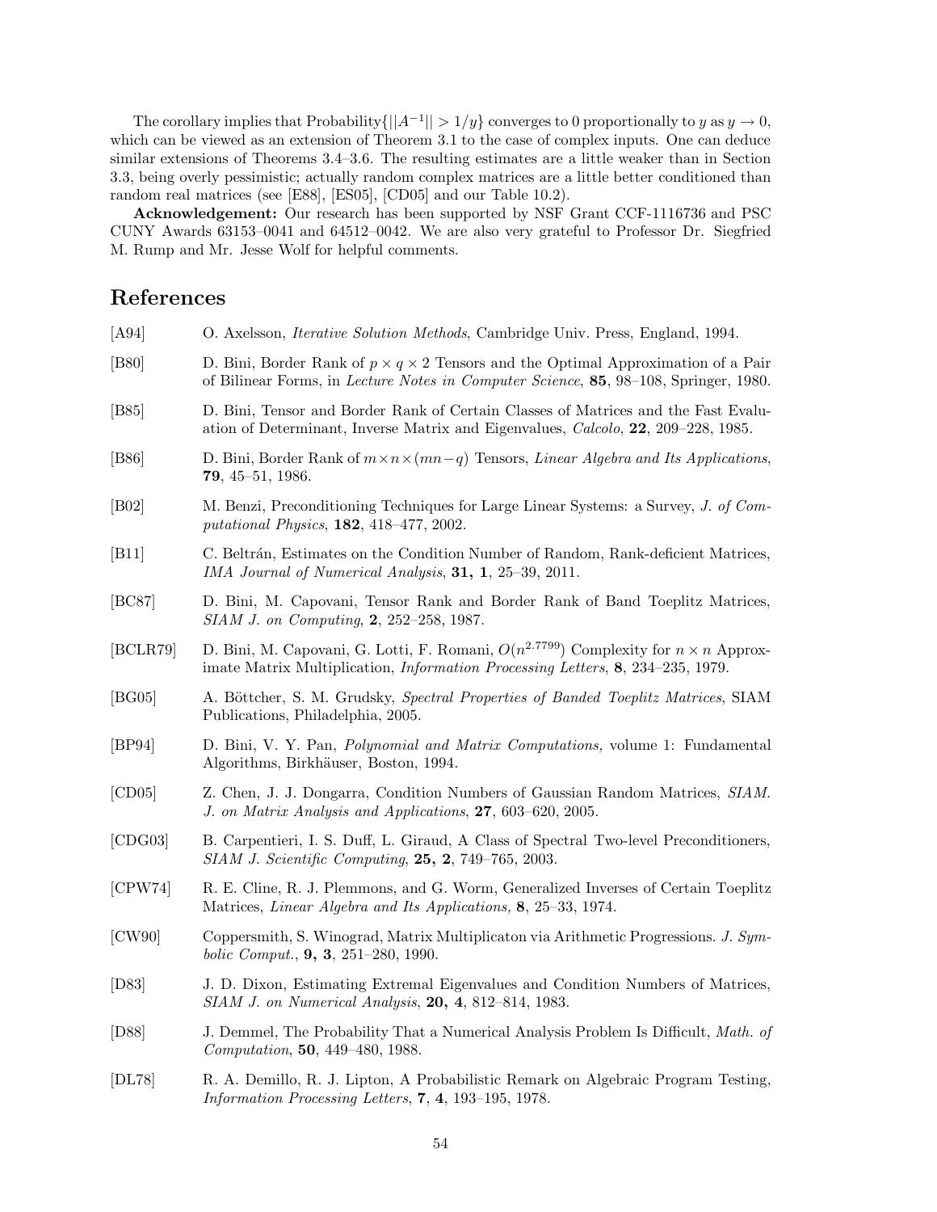The corollary implies that Probability$\{||A^{-1}|| > 1/y\}$ converges to 0 proportionally to $y$ as $y \to 0$, which can be viewed as an extension of Theorem 3.1 to the case of complex inputs. One can deduce similar extensions of Theorems 3.4–3.6. The resulting estimates are a little weaker than in Section 3.3, being overly pessimistic; actually random complex matrices are a little better conditioned than random real matrices (see [E88], [ES05], [CD05] and our Table 10.2).

**Acknowledgement:** Our research has been supported by NSF Grant CCF-1116736 and PSC CUNY Awards 63153–0041 and 64512–0042. We are also very grateful to Professor Dr. Siegfried M. Rump and Mr. Jesse Wolf for helpful comments.

# References

[A94] O. Axelsson, *Iterative Solution Methods*, Cambridge Univ. Press, England, 1994.

[B80] D. Bini, Border Rank of $p \times q \times 2$ Tensors and the Optimal Approximation of a Pair of Bilinear Forms, in *Lecture Notes in Computer Science*, **85**, 98–108, Springer, 1980.

[B85] D. Bini, Tensor and Border Rank of Certain Classes of Matrices and the Fast Evaluation of Determinant, Inverse Matrix and Eigenvalues, *Calcolo*, **22**, 209–228, 1985.

[B86] D. Bini, Border Rank of $m \times n \times (mn - q)$ Tensors, *Linear Algebra and Its Applications*, **79**, 45–51, 1986.

[B02] M. Benzi, Preconditioning Techniques for Large Linear Systems: a Survey, *J. of Computational Physics*, **182**, 418–477, 2002.

[B11] C. Beltrán, Estimates on the Condition Number of Random, Rank-deficient Matrices, *IMA Journal of Numerical Analysis*, **31, 1**, 25–39, 2011.

[BC87] D. Bini, M. Capovani, Tensor Rank and Border Rank of Band Toeplitz Matrices, *SIAM J. on Computing*, **2**, 252–258, 1987.

[BCLR79] D. Bini, M. Capovani, G. Lotti, F. Romani, $O(n^{2.7799})$ Complexity for $n \times n$ Approximate Matrix Multiplication, *Information Processing Letters*, **8**, 234–235, 1979.

[BG05] A. Böttcher, S. M. Grudsky, *Spectral Properties of Banded Toeplitz Matrices*, SIAM Publications, Philadelphia, 2005.

[BP94] D. Bini, V. Y. Pan, *Polynomial and Matrix Computations,* volume 1: Fundamental Algorithms, Birkhäuser, Boston, 1994.

[CD05] Z. Chen, J. J. Dongarra, Condition Numbers of Gaussian Random Matrices, *SIAM. J. on Matrix Analysis and Applications*, **27**, 603–620, 2005.

[CDG03] B. Carpentieri, I. S. Duff, L. Giraud, A Class of Spectral Two-level Preconditioners, *SIAM J. Scientific Computing*, **25, 2**, 749–765, 2003.

[CPW74] R. E. Cline, R. J. Plemmons, and G. Worm, Generalized Inverses of Certain Toeplitz Matrices, *Linear Algebra and Its Applications,* **8**, 25–33, 1974.

[CW90] Coppersmith, S. Winograd, Matrix Multiplicaton via Arithmetic Progressions. *J. Symbolic Comput.*, **9, 3**, 251–280, 1990.

[D83] J. D. Dixon, Estimating Extremal Eigenvalues and Condition Numbers of Matrices, *SIAM J. on Numerical Analysis*, **20, 4**, 812–814, 1983.

[D88] J. Demmel, The Probability That a Numerical Analysis Problem Is Difficult, *Math. of Computation*, **50**, 449–480, 1988.

[DL78] R. A. Demillo, R. J. Lipton, A Probabilistic Remark on Algebraic Program Testing, *Information Processing Letters*, **7, 4**, 193–195, 1978.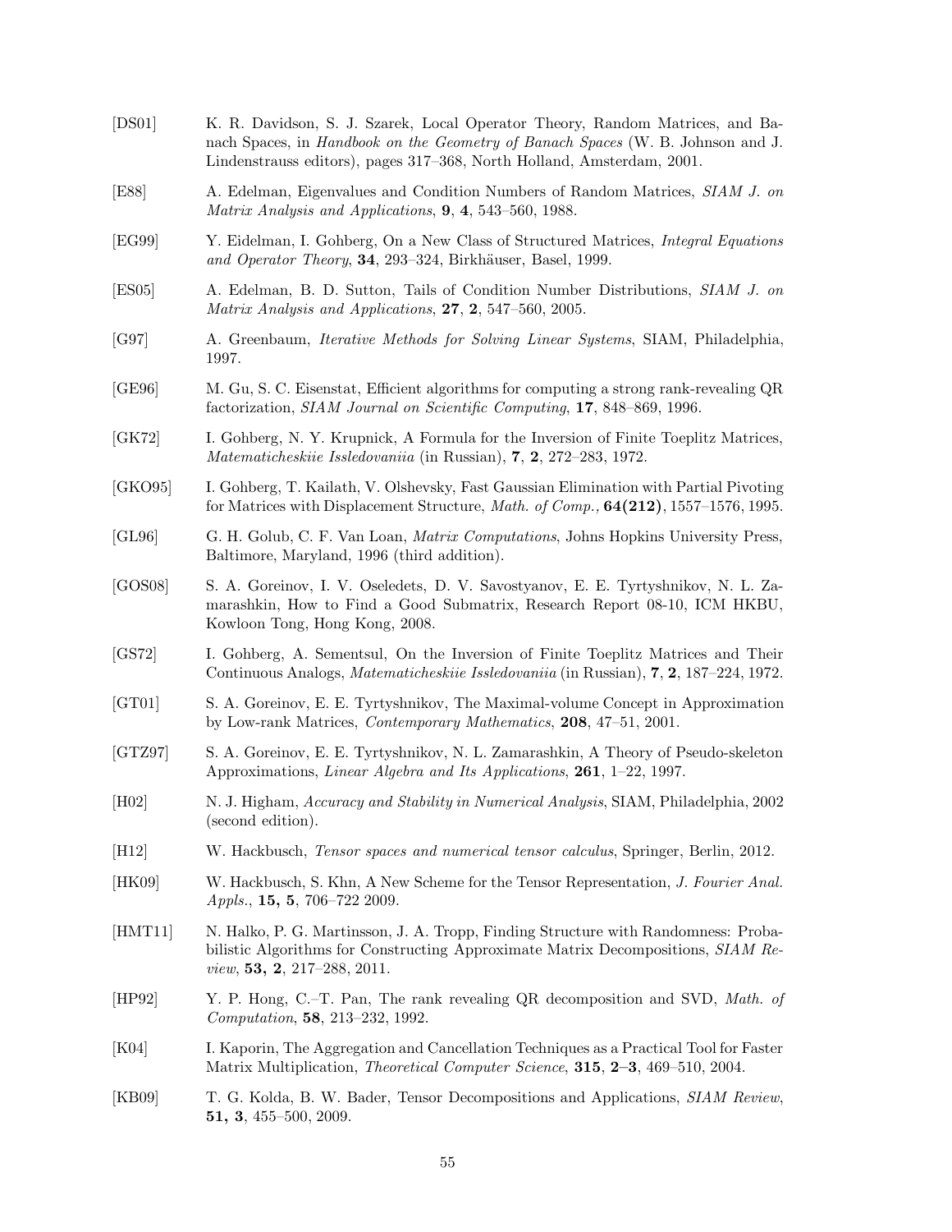[DS01] K. R. Davidson, S. J. Szarek, Local Operator Theory, Random Matrices, and Banach Spaces, in *Handbook on the Geometry of Banach Spaces* (W. B. Johnson and J. Lindenstrauss editors), pages 317–368, North Holland, Amsterdam, 2001.

[E88] A. Edelman, Eigenvalues and Condition Numbers of Random Matrices, *SIAM J. on Matrix Analysis and Applications*, **9**, **4**, 543–560, 1988.

[EG99] Y. Eidelman, I. Gohberg, On a New Class of Structured Matrices, *Integral Equations and Operator Theory*, **34**, 293–324, Birkhäuser, Basel, 1999.

[ES05] A. Edelman, B. D. Sutton, Tails of Condition Number Distributions, *SIAM J. on Matrix Analysis and Applications*, **27**, **2**, 547–560, 2005.

[G97] A. Greenbaum, *Iterative Methods for Solving Linear Systems*, SIAM, Philadelphia, 1997.

[GE96] M. Gu, S. C. Eisenstat, Efficient algorithms for computing a strong rank-revealing QR factorization, *SIAM Journal on Scientific Computing*, **17**, 848–869, 1996.

[GK72] I. Gohberg, N. Y. Krupnick, A Formula for the Inversion of Finite Toeplitz Matrices, *Matematicheskiie Issledovaniia* (in Russian), **7**, **2**, 272–283, 1972.

[GKO95] I. Gohberg, T. Kailath, V. Olshevsky, Fast Gaussian Elimination with Partial Pivoting for Matrices with Displacement Structure, *Math. of Comp.,* **64(212)**, 1557–1576, 1995.

[GL96] G. H. Golub, C. F. Van Loan, *Matrix Computations*, Johns Hopkins University Press, Baltimore, Maryland, 1996 (third addition).

[GOS08] S. A. Goreinov, I. V. Oseledets, D. V. Savostyanov, E. E. Tyrtyshnikov, N. L. Zamarashkin, How to Find a Good Submatrix, Research Report 08-10, ICM HKBU, Kowloon Tong, Hong Kong, 2008.

[GS72] I. Gohberg, A. Sementsul, On the Inversion of Finite Toeplitz Matrices and Their Continuous Analogs, *Matematicheskiie Issledovaniia* (in Russian), **7**, **2**, 187–224, 1972.

[GT01] S. A. Goreinov, E. E. Tyrtyshnikov, The Maximal-volume Concept in Approximation by Low-rank Matrices, *Contemporary Mathematics*, **208**, 47–51, 2001.

[GTZ97] S. A. Goreinov, E. E. Tyrtyshnikov, N. L. Zamarashkin, A Theory of Pseudo-skeleton Approximations, *Linear Algebra and Its Applications*, **261**, 1–22, 1997.

[H02] N. J. Higham, *Accuracy and Stability in Numerical Analysis*, SIAM, Philadelphia, 2002 (second edition).

[H12] W. Hackbusch, *Tensor spaces and numerical tensor calculus*, Springer, Berlin, 2012.

[HK09] W. Hackbusch, S. Khn, A New Scheme for the Tensor Representation, *J. Fourier Anal. Appls.*, **15, 5**, 706–722 2009.

[HMT11] N. Halko, P. G. Martinsson, J. A. Tropp, Finding Structure with Randomness: Probabilistic Algorithms for Constructing Approximate Matrix Decompositions, *SIAM Review*, **53, 2**, 217–288, 2011.

[HP92] Y. P. Hong, C.–T. Pan, The rank revealing QR decomposition and SVD, *Math. of Computation*, **58**, 213–232, 1992.

[K04] I. Kaporin, The Aggregation and Cancellation Techniques as a Practical Tool for Faster Matrix Multiplication, *Theoretical Computer Science*, **315**, **2–3**, 469–510, 2004.

[KB09] T. G. Kolda, B. W. Bader, Tensor Decompositions and Applications, *SIAM Review*, **51, 3**, 455–500, 2009.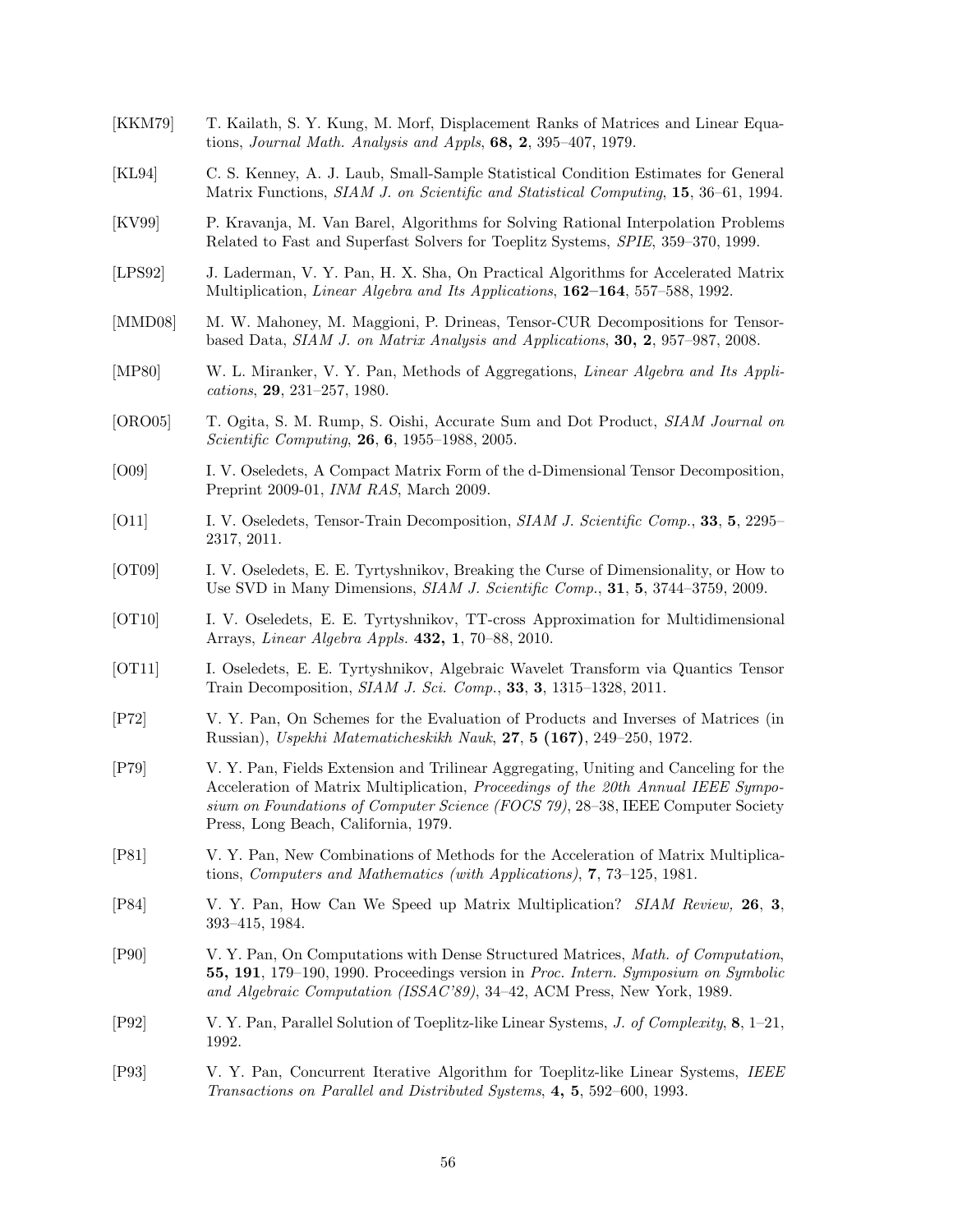[KKM79] T. Kailath, S. Y. Kung, M. Morf, Displacement Ranks of Matrices and Linear Equations, *Journal Math. Analysis and Appls*, **68, 2**, 395–407, 1979.

[KL94] C. S. Kenney, A. J. Laub, Small-Sample Statistical Condition Estimates for General Matrix Functions, *SIAM J. on Scientific and Statistical Computing*, **15**, 36–61, 1994.

[KV99] P. Kravanja, M. Van Barel, Algorithms for Solving Rational Interpolation Problems Related to Fast and Superfast Solvers for Toeplitz Systems, *SPIE*, 359–370, 1999.

[LPS92] J. Laderman, V. Y. Pan, H. X. Sha, On Practical Algorithms for Accelerated Matrix Multiplication, *Linear Algebra and Its Applications*, **162–164**, 557–588, 1992.

[MMD08] M. W. Mahoney, M. Maggioni, P. Drineas, Tensor-CUR Decompositions for Tensor-based Data, *SIAM J. on Matrix Analysis and Applications*, **30, 2**, 957–987, 2008.

[MP80] W. L. Miranker, V. Y. Pan, Methods of Aggregations, *Linear Algebra and Its Applications*, **29**, 231–257, 1980.

[ORO05] T. Ogita, S. M. Rump, S. Oishi, Accurate Sum and Dot Product, *SIAM Journal on Scientific Computing*, **26**, **6**, 1955–1988, 2005.

[O09] I. V. Oseledets, A Compact Matrix Form of the d-Dimensional Tensor Decomposition, Preprint 2009-01, *INM RAS*, March 2009.

[O11] I. V. Oseledets, Tensor-Train Decomposition, *SIAM J. Scientific Comp.*, **33**, **5**, 2295–2317, 2011.

[OT09] I. V. Oseledets, E. E. Tyrtyshnikov, Breaking the Curse of Dimensionality, or How to Use SVD in Many Dimensions, *SIAM J. Scientific Comp.*, **31**, **5**, 3744–3759, 2009.

[OT10] I. V. Oseledets, E. E. Tyrtyshnikov, TT-cross Approximation for Multidimensional Arrays, *Linear Algebra Appls.* **432, 1**, 70–88, 2010.

[OT11] I. Oseledets, E. E. Tyrtyshnikov, Algebraic Wavelet Transform via Quantics Tensor Train Decomposition, *SIAM J. Sci. Comp.*, **33**, **3**, 1315–1328, 2011.

[P72] V. Y. Pan, On Schemes for the Evaluation of Products and Inverses of Matrices (in Russian), *Uspekhi Matematicheskikh Nauk*, **27**, **5 (167)**, 249–250, 1972.

[P79] V. Y. Pan, Fields Extension and Trilinear Aggregating, Uniting and Canceling for the Acceleration of Matrix Multiplication, *Proceedings of the 20th Annual IEEE Symposium on Foundations of Computer Science (FOCS 79)*, 28–38, IEEE Computer Society Press, Long Beach, California, 1979.

[P81] V. Y. Pan, New Combinations of Methods for the Acceleration of Matrix Multiplications, *Computers and Mathematics (with Applications)*, **7**, 73–125, 1981.

[P84] V. Y. Pan, How Can We Speed up Matrix Multiplication? *SIAM Review,* **26**, **3**, 393–415, 1984.

[P90] V. Y. Pan, On Computations with Dense Structured Matrices, *Math. of Computation*, **55, 191**, 179–190, 1990. Proceedings version in *Proc. Intern. Symposium on Symbolic and Algebraic Computation (ISSAC'89)*, 34–42, ACM Press, New York, 1989.

[P92] V. Y. Pan, Parallel Solution of Toeplitz-like Linear Systems, *J. of Complexity*, **8**, 1–21, 1992.

[P93] V. Y. Pan, Concurrent Iterative Algorithm for Toeplitz-like Linear Systems, *IEEE Transactions on Parallel and Distributed Systems*, **4, 5**, 592–600, 1993.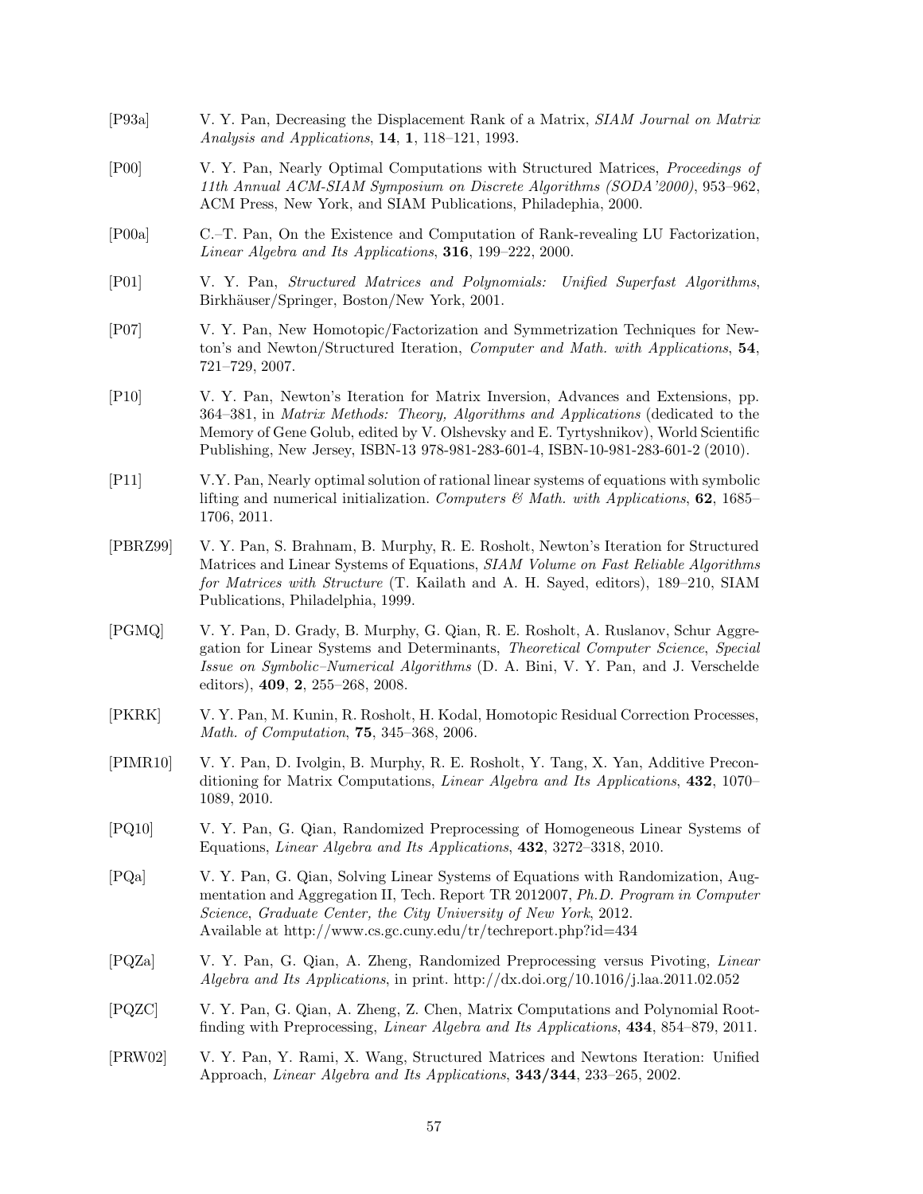[P93a] V. Y. Pan, Decreasing the Displacement Rank of a Matrix, *SIAM Journal on Matrix Analysis and Applications*, **14**, **1**, 118–121, 1993.

[P00] V. Y. Pan, Nearly Optimal Computations with Structured Matrices, *Proceedings of 11th Annual ACM-SIAM Symposium on Discrete Algorithms (SODA'2000)*, 953–962, ACM Press, New York, and SIAM Publications, Philadephia, 2000.

[P00a] C.–T. Pan, On the Existence and Computation of Rank-revealing LU Factorization, *Linear Algebra and Its Applications*, **316**, 199–222, 2000.

[P01] V. Y. Pan, *Structured Matrices and Polynomials: Unified Superfast Algorithms*, Birkhäuser/Springer, Boston/New York, 2001.

[P07] V. Y. Pan, New Homotopic/Factorization and Symmetrization Techniques for Newton's and Newton/Structured Iteration, *Computer and Math. with Applications*, **54**, 721–729, 2007.

[P10] V. Y. Pan, Newton's Iteration for Matrix Inversion, Advances and Extensions, pp. 364–381, in *Matrix Methods: Theory, Algorithms and Applications* (dedicated to the Memory of Gene Golub, edited by V. Olshevsky and E. Tyrtyshnikov), World Scientific Publishing, New Jersey, ISBN-13 978-981-283-601-4, ISBN-10-981-283-601-2 (2010).

[P11] V.Y. Pan, Nearly optimal solution of rational linear systems of equations with symbolic lifting and numerical initialization. *Computers & Math. with Applications*, **62**, 1685–1706, 2011.

[PBRZ99] V. Y. Pan, S. Brahnam, B. Murphy, R. E. Rosholt, Newton's Iteration for Structured Matrices and Linear Systems of Equations, *SIAM Volume on Fast Reliable Algorithms for Matrices with Structure* (T. Kailath and A. H. Sayed, editors), 189–210, SIAM Publications, Philadelphia, 1999.

[PGMQ] V. Y. Pan, D. Grady, B. Murphy, G. Qian, R. E. Rosholt, A. Ruslanov, Schur Aggregation for Linear Systems and Determinants, *Theoretical Computer Science*, *Special Issue on Symbolic–Numerical Algorithms* (D. A. Bini, V. Y. Pan, and J. Verschelde editors), **409**, **2**, 255–268, 2008.

[PKRK] V. Y. Pan, M. Kunin, R. Rosholt, H. Kodal, Homotopic Residual Correction Processes, *Math. of Computation*, **75**, 345–368, 2006.

[PIMR10] V. Y. Pan, D. Ivolgin, B. Murphy, R. E. Rosholt, Y. Tang, X. Yan, Additive Preconditioning for Matrix Computations, *Linear Algebra and Its Applications*, **432**, 1070–1089, 2010.

[PQ10] V. Y. Pan, G. Qian, Randomized Preprocessing of Homogeneous Linear Systems of Equations, *Linear Algebra and Its Applications*, **432**, 3272–3318, 2010.

[PQa] V. Y. Pan, G. Qian, Solving Linear Systems of Equations with Randomization, Augmentation and Aggregation II, Tech. Report TR 2012007, *Ph.D. Program in Computer Science*, *Graduate Center, the City University of New York*, 2012. Available at http://www.cs.gc.cuny.edu/tr/techreport.php?id=434

[PQZa] V. Y. Pan, G. Qian, A. Zheng, Randomized Preprocessing versus Pivoting, *Linear Algebra and Its Applications*, in print. http://dx.doi.org/10.1016/j.laa.2011.02.052

[PQZC] V. Y. Pan, G. Qian, A. Zheng, Z. Chen, Matrix Computations and Polynomial Root-finding with Preprocessing, *Linear Algebra and Its Applications*, **434**, 854–879, 2011.

[PRW02] V. Y. Pan, Y. Rami, X. Wang, Structured Matrices and Newtons Iteration: Unified Approach, *Linear Algebra and Its Applications*, **343/344**, 233–265, 2002.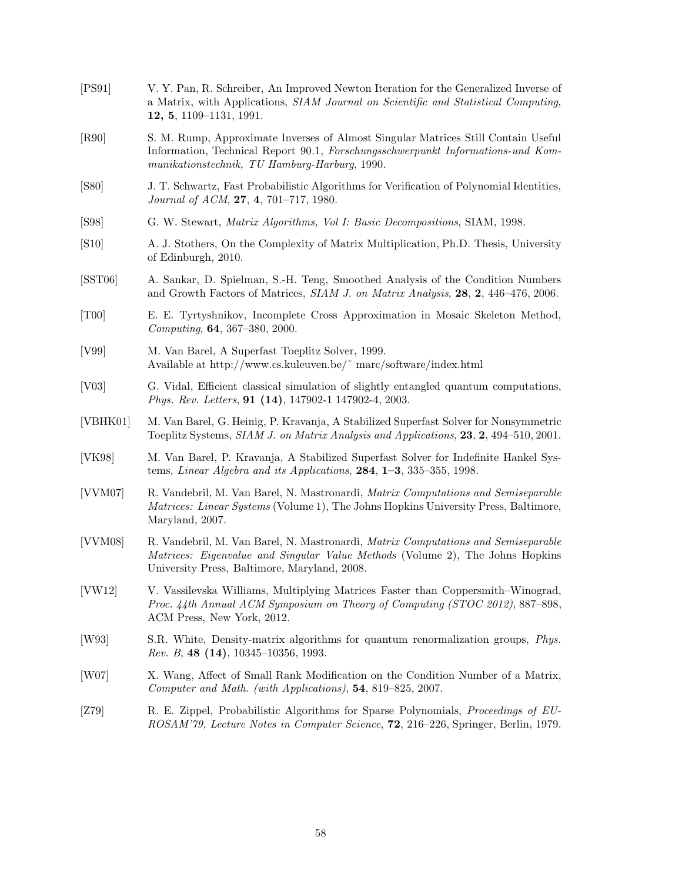[PS91] V. Y. Pan, R. Schreiber, An Improved Newton Iteration for the Generalized Inverse of a Matrix, with Applications, *SIAM Journal on Scientific and Statistical Computing*, **12, 5**, 1109–1131, 1991.

[R90] S. M. Rump, Approximate Inverses of Almost Singular Matrices Still Contain Useful Information, Technical Report 90.1, *Forschungsschwerpunkt Informations-und Kommunikationstechnik, TU Hamburg-Harburg*, 1990.

[S80] J. T. Schwartz, Fast Probabilistic Algorithms for Verification of Polynomial Identities, *Journal of ACM*, **27**, **4**, 701–717, 1980.

[S98] G. W. Stewart, *Matrix Algorithms, Vol I: Basic Decompositions*, SIAM, 1998.

[S10] A. J. Stothers, On the Complexity of Matrix Multiplication, Ph.D. Thesis, University of Edinburgh, 2010.

[SST06] A. Sankar, D. Spielman, S.-H. Teng, Smoothed Analysis of the Condition Numbers and Growth Factors of Matrices, *SIAM J. on Matrix Analysis*, **28**, **2**, 446–476, 2006.

[T00] E. E. Tyrtyshnikov, Incomplete Cross Approximation in Mosaic Skeleton Method, *Computing*, **64**, 367–380, 2000.

[V99] M. Van Barel, A Superfast Toeplitz Solver, 1999.
Available at http://www.cs.kuleuven.be/~ marc/software/index.html

[V03] G. Vidal, Efficient classical simulation of slightly entangled quantum computations, *Phys. Rev. Letters*, **91 (14)**, 147902-1 147902-4, 2003.

[VBHK01] M. Van Barel, G. Heinig, P. Kravanja, A Stabilized Superfast Solver for Nonsymmetric Toeplitz Systems, *SIAM J. on Matrix Analysis and Applications*, **23**, **2**, 494–510, 2001.

[VK98] M. Van Barel, P. Kravanja, A Stabilized Superfast Solver for Indefinite Hankel Systems, *Linear Algebra and its Applications*, **284**, **1–3**, 335–355, 1998.

[VVM07] R. Vandebril, M. Van Barel, N. Mastronardi, *Matrix Computations and Semiseparable Matrices: Linear Systems* (Volume 1), The Johns Hopkins University Press, Baltimore, Maryland, 2007.

[VVM08] R. Vandebril, M. Van Barel, N. Mastronardi, *Matrix Computations and Semiseparable Matrices: Eigenvalue and Singular Value Methods* (Volume 2), The Johns Hopkins University Press, Baltimore, Maryland, 2008.

[VW12] V. Vassilevska Williams, Multiplying Matrices Faster than Coppersmith–Winograd, *Proc. 44th Annual ACM Symposium on Theory of Computing (STOC 2012)*, 887–898, ACM Press, New York, 2012.

[W93] S.R. White, Density-matrix algorithms for quantum renormalization groups, *Phys. Rev. B*, **48 (14)**, 10345–10356, 1993.

[W07] X. Wang, Affect of Small Rank Modification on the Condition Number of a Matrix, *Computer and Math. (with Applications)*, **54**, 819–825, 2007.

[Z79] R. E. Zippel, Probabilistic Algorithms for Sparse Polynomials, *Proceedings of EUROSAM'79, Lecture Notes in Computer Science*, **72**, 216–226, Springer, Berlin, 1979.